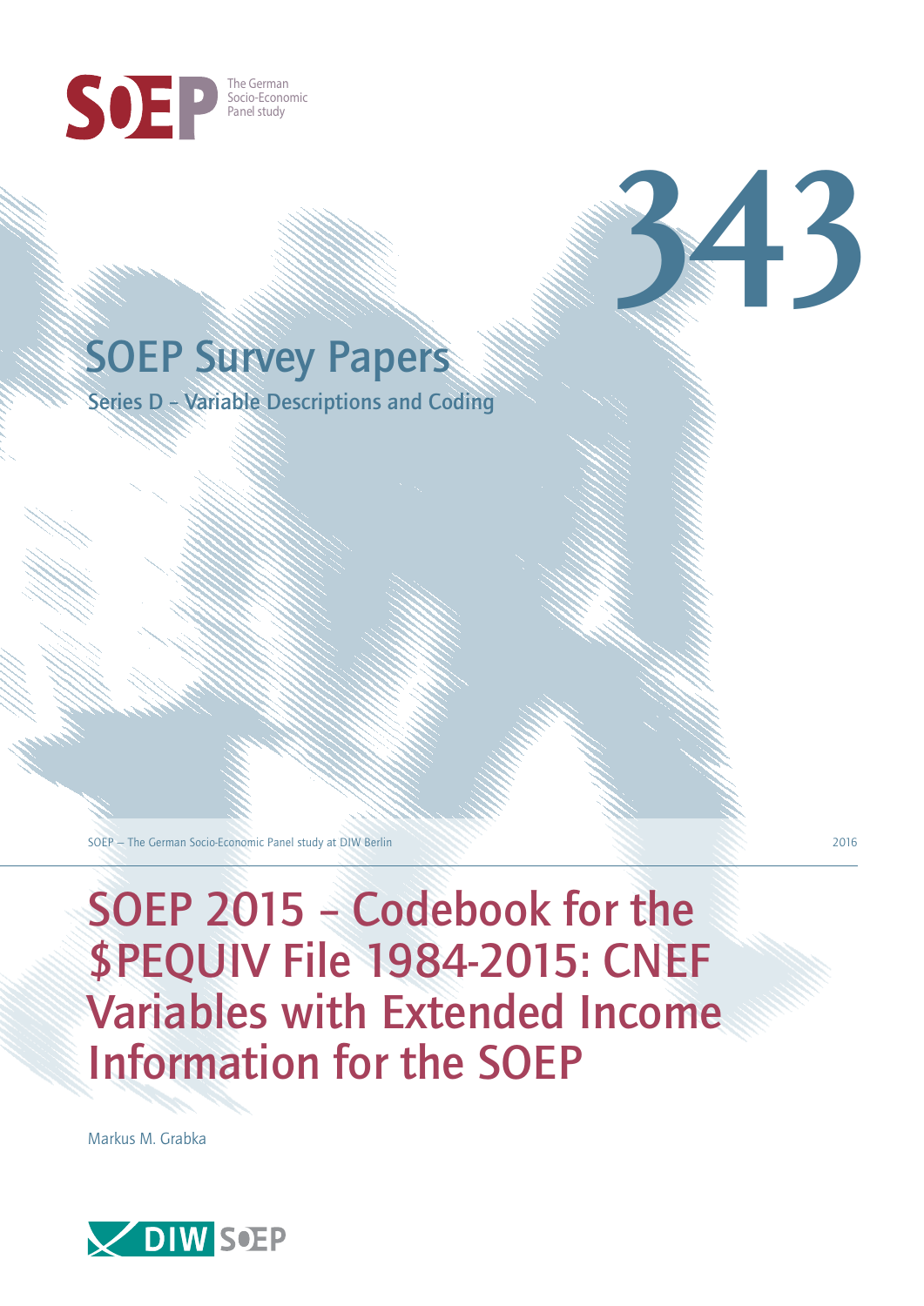SOEP The German Socio-Economic Panel study

343

# SOEP Survey Papers

Series D – Variable Descriptions and Coding

SOEP — The German Socio-Economic Panel study at DIW Berlin

2016

# SOEP 2015 – Codebook for the $PEQUIV File 1984-2015: CNEF Variables with Extended Income Information for the SOEP

Markus M. Grabka

DIW SOEP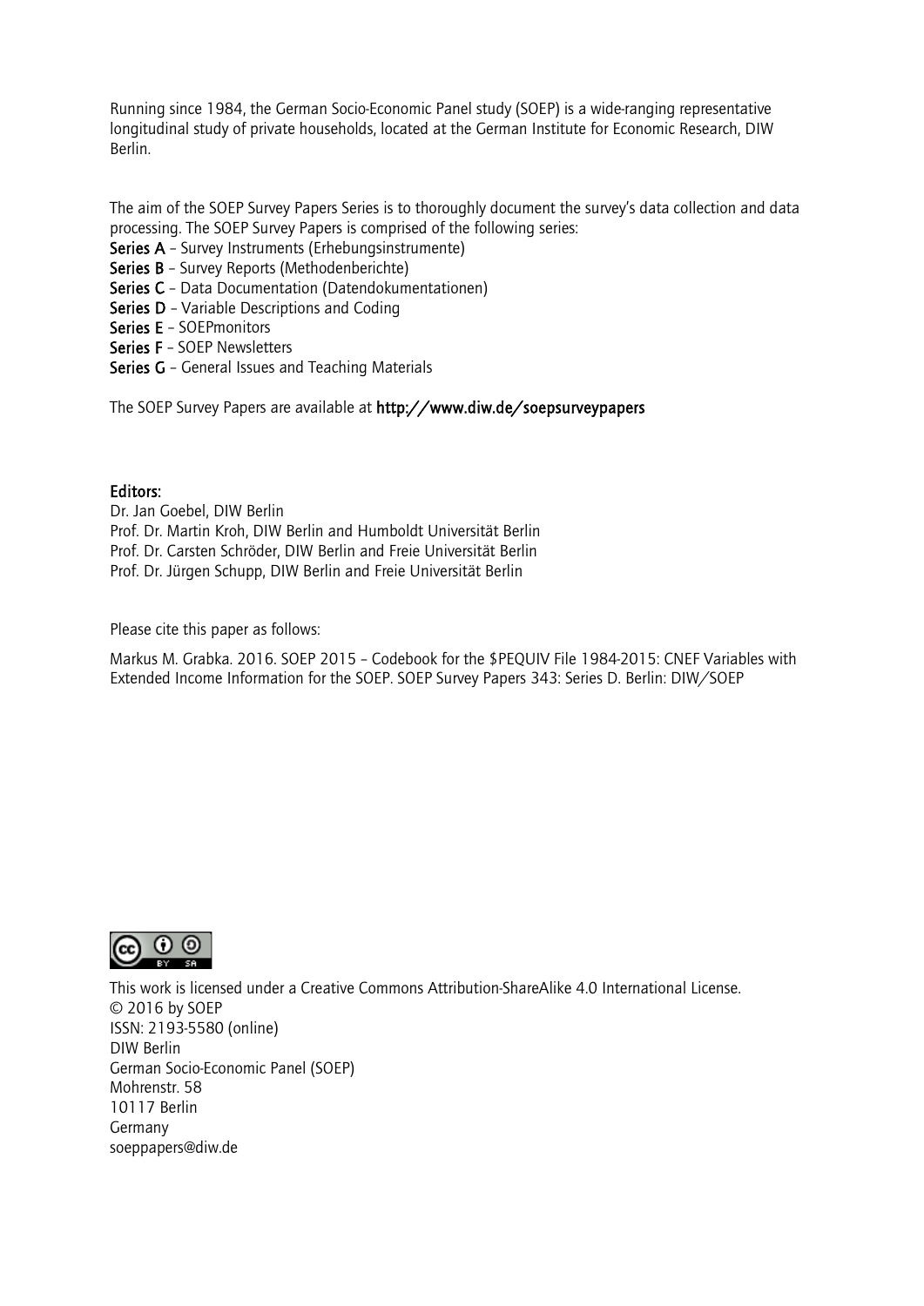Running since 1984, the German Socio-Economic Panel study (SOEP) is a wide-ranging representative longitudinal study of private households, located at the German Institute for Economic Research, DIW Berlin.

The aim of the SOEP Survey Papers Series is to thoroughly document the survey's data collection and data processing. The SOEP Survey Papers is comprised of the following series:

**Series A** – Survey Instruments (Erhebungsinstrumente)
**Series B** – Survey Reports (Methodenberichte)
**Series C** – Data Documentation (Datendokumentationen)
**Series D** – Variable Descriptions and Coding
**Series E** – SOEPmonitors
**Series F** – SOEP Newsletters
**Series G** – General Issues and Teaching Materials

The SOEP Survey Papers are available at **http://www.diw.de/soepsurveypapers**

**Editors:**
Dr. Jan Goebel, DIW Berlin
Prof. Dr. Martin Kroh, DIW Berlin and Humboldt Universität Berlin
Prof. Dr. Carsten Schröder, DIW Berlin and Freie Universität Berlin
Prof. Dr. Jürgen Schupp, DIW Berlin and Freie Universität Berlin

Please cite this paper as follows:

Markus M. Grabka. 2016. SOEP 2015 – Codebook for the $PEQUIV File 1984-2015: CNEF Variables with Extended Income Information for the SOEP. SOEP Survey Papers 343: Series D. Berlin: DIW/SOEP

This work is licensed under a Creative Commons Attribution-ShareAlike 4.0 International License.
© 2016 by SOEP
ISSN: 2193-5580 (online)
DIW Berlin
German Socio-Economic Panel (SOEP)
Mohrenstr. 58
10117 Berlin
Germany
soeppapers@diw.de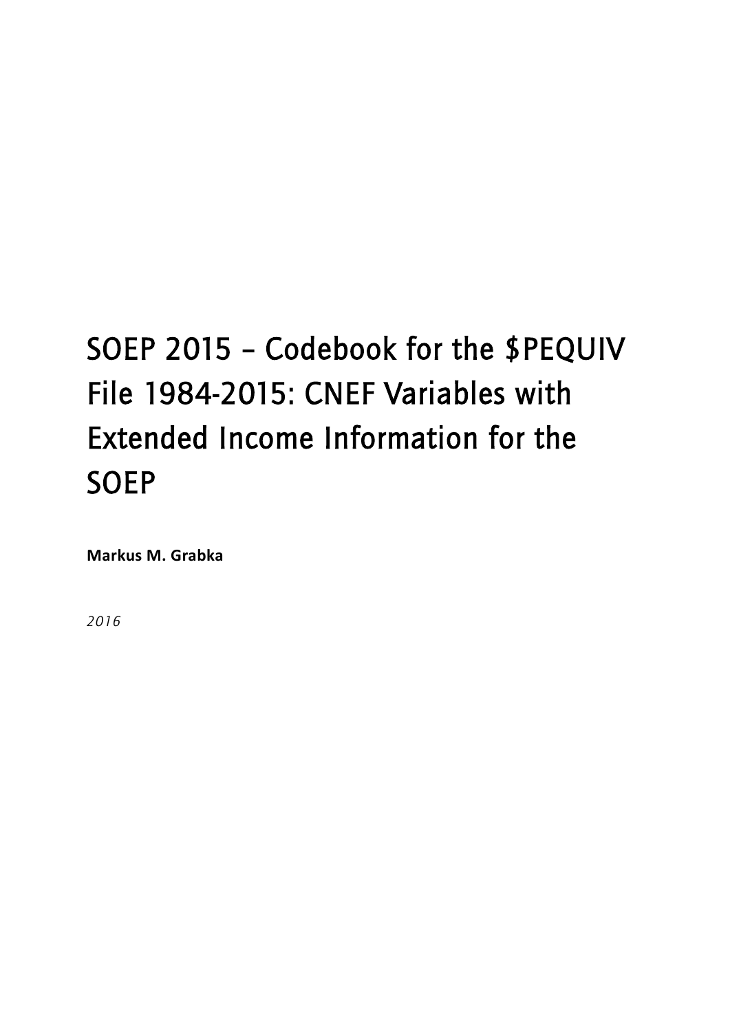# SOEP 2015 – Codebook for the $PEQUIV File 1984-2015: CNEF Variables with Extended Income Information for the SOEP

**Markus M. Grabka**

*2016*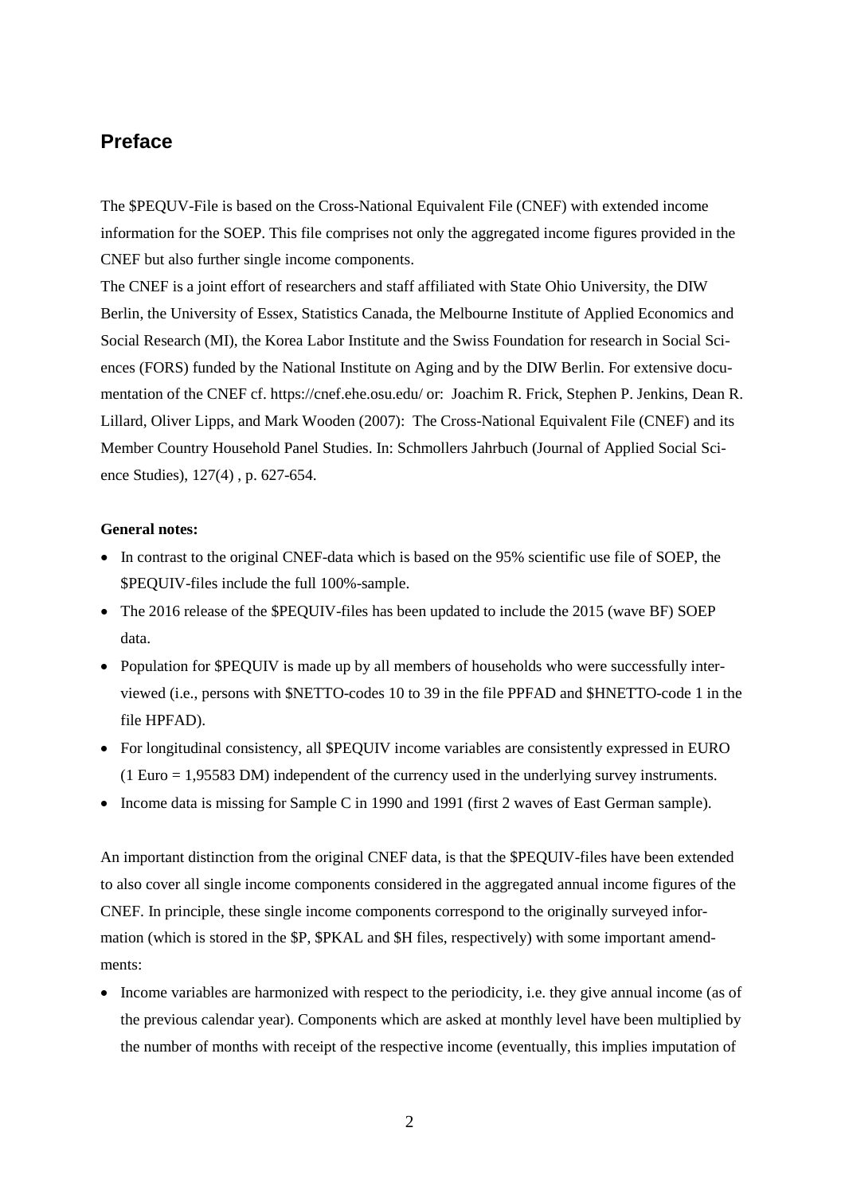## Preface

The $PEQUV-File is based on the Cross-National Equivalent File (CNEF) with extended income information for the SOEP. This file comprises not only the aggregated income figures provided in the CNEF but also further single income components.

The CNEF is a joint effort of researchers and staff affiliated with State Ohio University, the DIW Berlin, the University of Essex, Statistics Canada, the Melbourne Institute of Applied Economics and Social Research (MI), the Korea Labor Institute and the Swiss Foundation for research in Social Sciences (FORS) funded by the National Institute on Aging and by the DIW Berlin. For extensive documentation of the CNEF cf. https://cnef.ehe.osu.edu/ or: Joachim R. Frick, Stephen P. Jenkins, Dean R. Lillard, Oliver Lipps, and Mark Wooden (2007): The Cross-National Equivalent File (CNEF) and its Member Country Household Panel Studies. In: Schmollers Jahrbuch (Journal of Applied Social Science Studies), 127(4) , p. 627-654.

**General notes:**

- In contrast to the original CNEF-data which is based on the 95% scientific use file of SOEP, the $PEQUIV-files include the full 100%-sample.
- The 2016 release of the $PEQUIV-files has been updated to include the 2015 (wave BF) SOEP data.
- Population for $PEQUIV is made up by all members of households who were successfully interviewed (i.e., persons with $NETTO-codes 10 to 39 in the file PPFAD and $HNETTO-code 1 in the file HPFAD).
- For longitudinal consistency, all $PEQUIV income variables are consistently expressed in EURO (1 Euro = 1,95583 DM) independent of the currency used in the underlying survey instruments.
- Income data is missing for Sample C in 1990 and 1991 (first 2 waves of East German sample).

An important distinction from the original CNEF data, is that the $PEQUIV-files have been extended to also cover all single income components considered in the aggregated annual income figures of the CNEF. In principle, these single income components correspond to the originally surveyed information (which is stored in the $P, $PKAL and $H files, respectively) with some important amendments:

- Income variables are harmonized with respect to the periodicity, i.e. they give annual income (as of the previous calendar year). Components which are asked at monthly level have been multiplied by the number of months with receipt of the respective income (eventually, this implies imputation of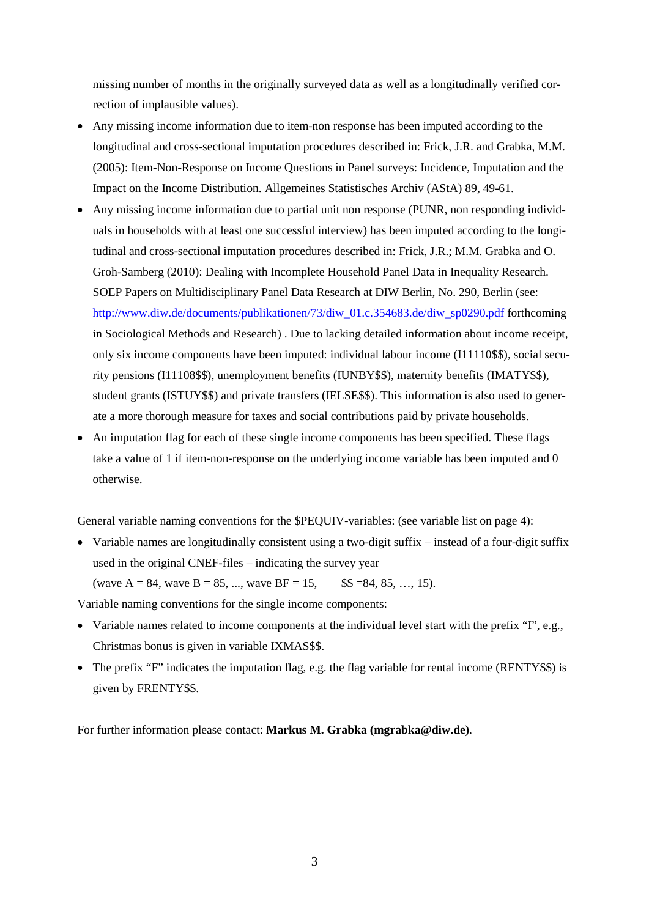missing number of months in the originally surveyed data as well as a longitudinally verified correction of implausible values).

- Any missing income information due to item-non response has been imputed according to the longitudinal and cross-sectional imputation procedures described in: Frick, J.R. and Grabka, M.M. (2005): Item-Non-Response on Income Questions in Panel surveys: Incidence, Imputation and the Impact on the Income Distribution. Allgemeines Statistisches Archiv (AStA) 89, 49-61.
- Any missing income information due to partial unit non response (PUNR, non responding individuals in households with at least one successful interview) has been imputed according to the longitudinal and cross-sectional imputation procedures described in: Frick, J.R.; M.M. Grabka and O. Groh-Samberg (2010): Dealing with Incomplete Household Panel Data in Inequality Research. SOEP Papers on Multidisciplinary Panel Data Research at DIW Berlin, No. 290, Berlin (see: http://www.diw.de/documents/publikationen/73/diw_01.c.354683.de/diw_sp0290.pdf forthcoming in Sociological Methods and Research) . Due to lacking detailed information about income receipt, only six income components have been imputed: individual labour income (I11110$$), social security pensions (I11108$$), unemployment benefits (IUNBY$$), maternity benefits (IMATY$$), student grants (ISTUY$$) and private transfers (IELSE$$). This information is also used to generate a more thorough measure for taxes and social contributions paid by private households.
- An imputation flag for each of these single income components has been specified. These flags take a value of 1 if item-non-response on the underlying income variable has been imputed and 0 otherwise.

General variable naming conventions for the $PEQUIV-variables: (see variable list on page 4):

- Variable names are longitudinally consistent using a two-digit suffix – instead of a four-digit suffix used in the original CNEF-files – indicating the survey year (wave A = 84, wave B = 85, ..., wave BF = 15, $$ =84, 85, …, 15).

Variable naming conventions for the single income components:

- Variable names related to income components at the individual level start with the prefix "I", e.g., Christmas bonus is given in variable IXMAS$$.
- The prefix "F" indicates the imputation flag, e.g. the flag variable for rental income (RENTY$$) is given by FRENTY$$.

For further information please contact: **Markus M. Grabka (mgrabka@diw.de)**.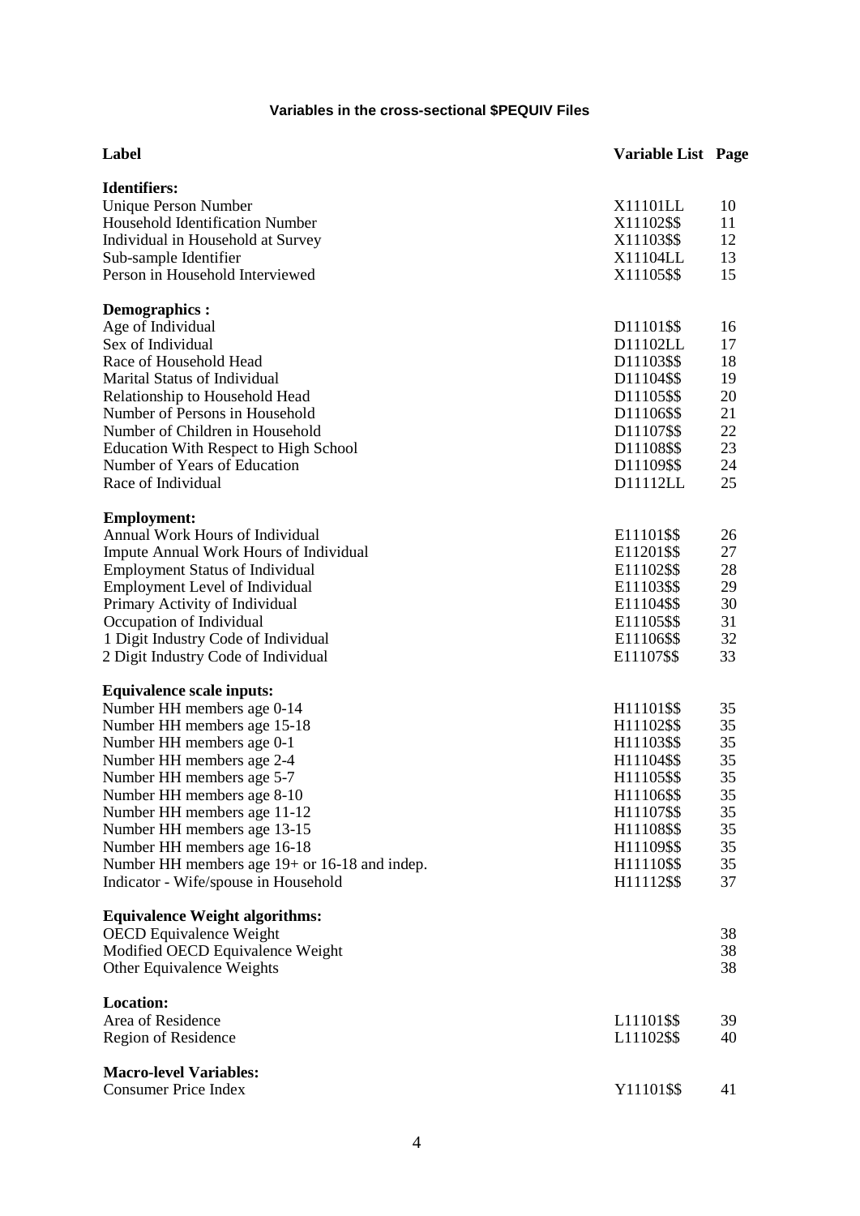### Variables in the cross-sectional $PEQUIV Files

| Label | Variable List | Page |
|---|---|---|
| **Identifiers:** | | |
| Unique Person Number | X11101LL | 10 |
| Household Identification Number | X11102$$ | 11 |
| Individual in Household at Survey | X11103$$ | 12 |
| Sub-sample Identifier | X11104LL | 13 |
| Person in Household Interviewed | X11105$$ | 15 |
| **Demographics :** | | |
| Age of Individual | D11101$$ | 16 |
| Sex of Individual | D11102LL | 17 |
| Race of Household Head | D11103$$ | 18 |
| Marital Status of Individual | D11104$$ | 19 |
| Relationship to Household Head | D11105$$ | 20 |
| Number of Persons in Household | D11106$$ | 21 |
| Number of Children in Household | D11107$$ | 22 |
| Education With Respect to High School | D11108$$ | 23 |
| Number of Years of Education | D11109$$ | 24 |
| Race of Individual | D11112LL | 25 |
| **Employment:** | | |
| Annual Work Hours of Individual | E11101$$ | 26 |
| Impute Annual Work Hours of Individual | E11201$$ | 27 |
| Employment Status of Individual | E11102$$ | 28 |
| Employment Level of Individual | E11103$$ | 29 |
| Primary Activity of Individual | E11104$$ | 30 |
| Occupation of Individual | E11105$$ | 31 |
| 1 Digit Industry Code of Individual | E11106$$ | 32 |
| 2 Digit Industry Code of Individual | E11107$$ | 33 |
| **Equivalence scale inputs:** | | |
| Number HH members age 0-14 | H11101$$ | 35 |
| Number HH members age 15-18 | H11102$$ | 35 |
| Number HH members age 0-1 | H11103$$ | 35 |
| Number HH members age 2-4 | H11104$$ | 35 |
| Number HH members age 5-7 | H11105$$ | 35 |
| Number HH members age 8-10 | H11106$$ | 35 |
| Number HH members age 11-12 | H11107$$ | 35 |
| Number HH members age 13-15 | H11108$$ | 35 |
| Number HH members age 16-18 | H11109$$ | 35 |
| Number HH members age 19+ or 16-18 and indep. | H11110$$ | 35 |
| Indicator - Wife/spouse in Household | H11112$$ | 37 |
| **Equivalence Weight algorithms:** | | |
| OECD Equivalence Weight | | 38 |
| Modified OECD Equivalence Weight | | 38 |
| Other Equivalence Weights | | 38 |
| **Location:** | | |
| Area of Residence | L11101$$ | 39 |
| Region of Residence | L11102$$ | 40 |
| **Macro-level Variables:** | | |
| Consumer Price Index | Y11101$$ | 41 |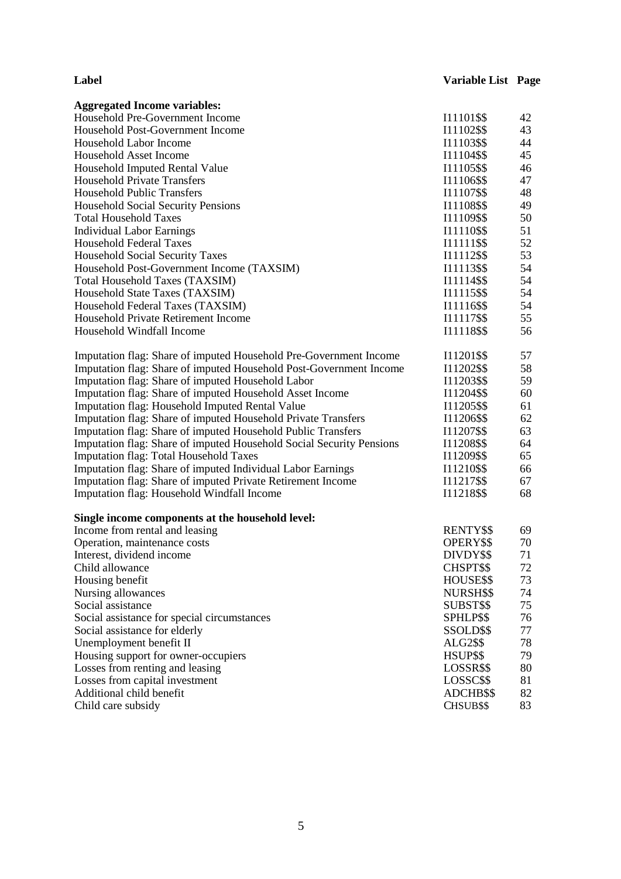| Label | Variable List | Page |
|---|---|---|
| **Aggregated Income variables:** | | |
| Household Pre-Government Income | I11101$$ | 42 |
| Household Post-Government Income | I11102$$ | 43 |
| Household Labor Income | I11103$$ | 44 |
| Household Asset Income | I11104$$ | 45 |
| Household Imputed Rental Value | I11105$$ | 46 |
| Household Private Transfers | I11106$$ | 47 |
| Household Public Transfers | I11107$$ | 48 |
| Household Social Security Pensions | I11108$$ | 49 |
| Total Household Taxes | I11109$$ | 50 |
| Individual Labor Earnings | I11110$$ | 51 |
| Household Federal Taxes | I11111$$ | 52 |
| Household Social Security Taxes | I11112$$ | 53 |
| Household Post-Government Income (TAXSIM) | I11113$$ | 54 |
| Total Household Taxes (TAXSIM) | I11114$$ | 54 |
| Household State Taxes (TAXSIM) | I11115$$ | 54 |
| Household Federal Taxes (TAXSIM) | I11116$$ | 54 |
| Household Private Retirement Income | I11117$$ | 55 |
| Household Windfall Income | I11118$$ | 56 |
| | | |
| Imputation flag: Share of imputed Household Pre-Government Income | I11201$$ | 57 |
| Imputation flag: Share of imputed Household Post-Government Income | I11202$$ | 58 |
| Imputation flag: Share of imputed Household Labor | I11203$$ | 59 |
| Imputation flag: Share of imputed Household Asset Income | I11204$$ | 60 |
| Imputation flag: Household Imputed Rental Value | I11205$$ | 61 |
| Imputation flag: Share of imputed Household Private Transfers | I11206$$ | 62 |
| Imputation flag: Share of imputed Household Public Transfers | I11207$$ | 63 |
| Imputation flag: Share of imputed Household Social Security Pensions | I11208$$ | 64 |
| Imputation flag: Total Household Taxes | I11209$$ | 65 |
| Imputation flag: Share of imputed Individual Labor Earnings | I11210$$ | 66 |
| Imputation flag: Share of imputed Private Retirement Income | I11217$$ | 67 |
| Imputation flag: Household Windfall Income | I11218$$ | 68 |
| | | |
| **Single income components at the household level:** | | |
| Income from rental and leasing | RENTY$$ | 69 |
| Operation, maintenance costs | OPERY$$ | 70 |
| Interest, dividend income | DIVDY$$ | 71 |
| Child allowance | CHSPT$$ | 72 |
| Housing benefit | HOUSE$$ | 73 |
| Nursing allowances | NURSH$$ | 74 |
| Social assistance | SUBST$$ | 75 |
| Social assistance for special circumstances | SPHLP$$ | 76 |
| Social assistance for elderly | SSOLD$$ | 77 |
| Unemployment benefit II | ALG2$$ | 78 |
| Housing support for owner-occupiers | HSUP$$ | 79 |
| Losses from renting and leasing | LOSSR$$ | 80 |
| Losses from capital investment | LOSSC$$ | 81 |
| Additional child benefit | ADCHB$$ | 82 |
| Child care subsidy | CHSUB$$ | 83 |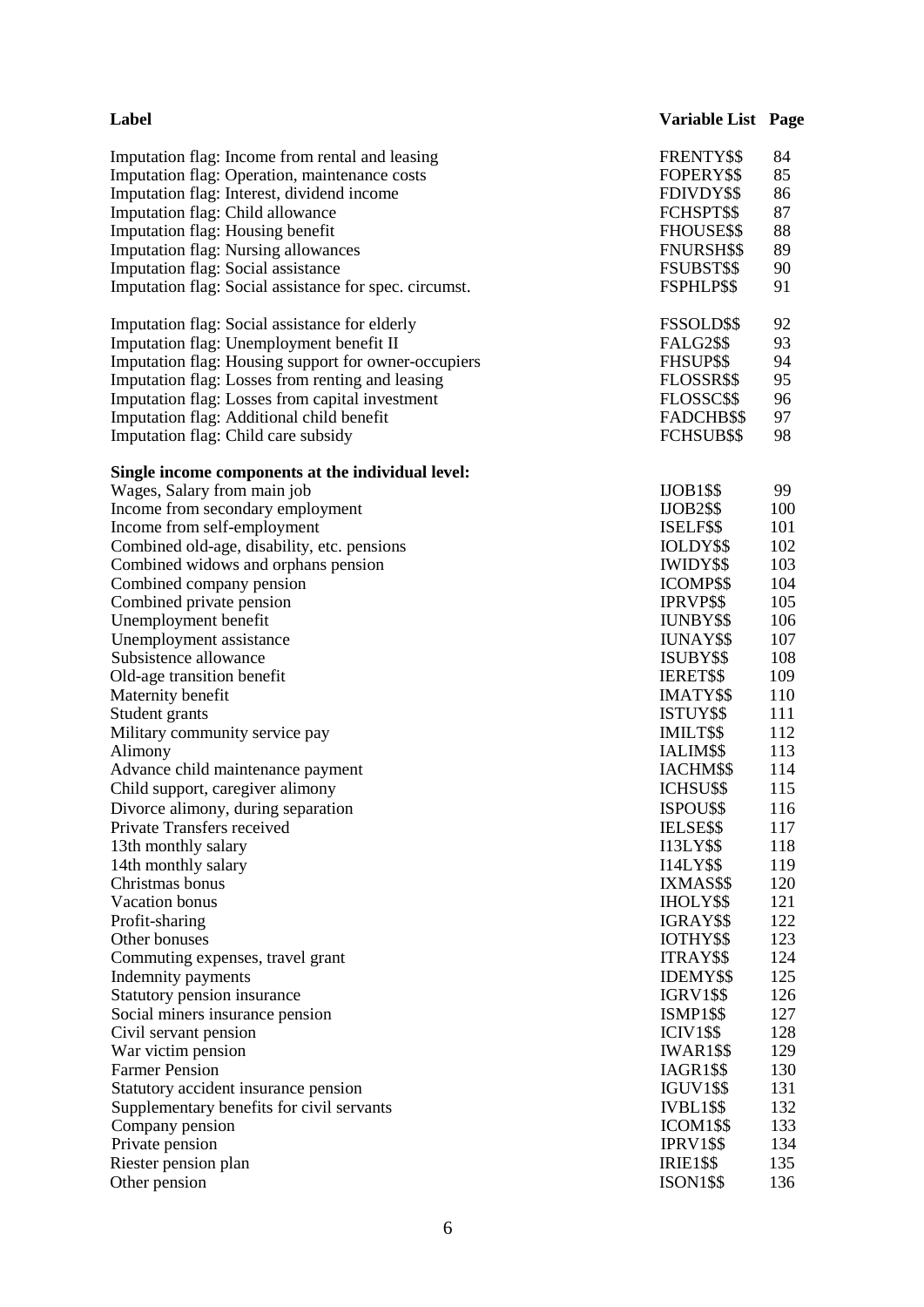| Label | Variable List | Page |
|---|---|---|
| Imputation flag: Income from rental and leasing | FRENTY$$ | 84 |
| Imputation flag: Operation, maintenance costs | FOPERY$$ | 85 |
| Imputation flag: Interest, dividend income | FDIVDY$$ | 86 |
| Imputation flag: Child allowance | FCHSPT$$ | 87 |
| Imputation flag: Housing benefit | FHOUSE$$ | 88 |
| Imputation flag: Nursing allowances | FNURSH$$ | 89 |
| Imputation flag: Social assistance | FSUBST$$ | 90 |
| Imputation flag: Social assistance for spec. circumst. | FSPHLP$$ | 91 |
| Imputation flag: Social assistance for elderly | FSSOLD$$ | 92 |
| Imputation flag: Unemployment benefit II | FALG2$$ | 93 |
| Imputation flag: Housing support for owner-occupiers | FHSUP$$ | 94 |
| Imputation flag: Losses from renting and leasing | FLOSSR$$ | 95 |
| Imputation flag: Losses from capital investment | FLOSSC$$ | 96 |
| Imputation flag: Additional child benefit | FADCHB$$ | 97 |
| Imputation flag: Child care subsidy | FCHSUB$$ | 98 |
| **Single income components at the individual level:** | | |
| Wages, Salary from main job | IJOB1$$ | 99 |
| Income from secondary employment | IJOB2$$ | 100 |
| Income from self-employment | ISELF$$ | 101 |
| Combined old-age, disability, etc. pensions | IOLDY$$ | 102 |
| Combined widows and orphans pension | IWIDY$$ | 103 |
| Combined company pension | ICOMP$$ | 104 |
| Combined private pension | IPRVP$$ | 105 |
| Unemployment benefit | IUNBY$$ | 106 |
| Unemployment assistance | IUNAY$$ | 107 |
| Subsistence allowance | ISUBY$$ | 108 |
| Old-age transition benefit | IERET$$ | 109 |
| Maternity benefit | IMATY$$ | 110 |
| Student grants | ISTUY$$ | 111 |
| Military community service pay | IMILT$$ | 112 |
| Alimony | IALIM$$ | 113 |
| Advance child maintenance payment | IACHM$$ | 114 |
| Child support, caregiver alimony | ICHSU$$ | 115 |
| Divorce alimony, during separation | ISPOU$$ | 116 |
| Private Transfers received | IELSE$$ | 117 |
| 13th monthly salary | I13LY$$ | 118 |
| 14th monthly salary | I14LY$$ | 119 |
| Christmas bonus | IXMAS$$ | 120 |
| Vacation bonus | IHOLY$$ | 121 |
| Profit-sharing | IGRAY$$ | 122 |
| Other bonuses | IOTHY$$ | 123 |
| Commuting expenses, travel grant | ITRAY$$ | 124 |
| Indemnity payments | IDEMY$$ | 125 |
| Statutory pension insurance | IGRV1$$ | 126 |
| Social miners insurance pension | ISMP1$$ | 127 |
| Civil servant pension | ICIV1$$ | 128 |
| War victim pension | IWAR1$$ | 129 |
| Farmer Pension | IAGR1$$ | 130 |
| Statutory accident insurance pension | IGUV1$$ | 131 |
| Supplementary benefits for civil servants | IVBL1$$ | 132 |
| Company pension | ICOM1$$ | 133 |
| Private pension | IPRV1$$ | 134 |
| Riester pension plan | IRIE1$$ | 135 |
| Other pension | ISON1$$ | 136 |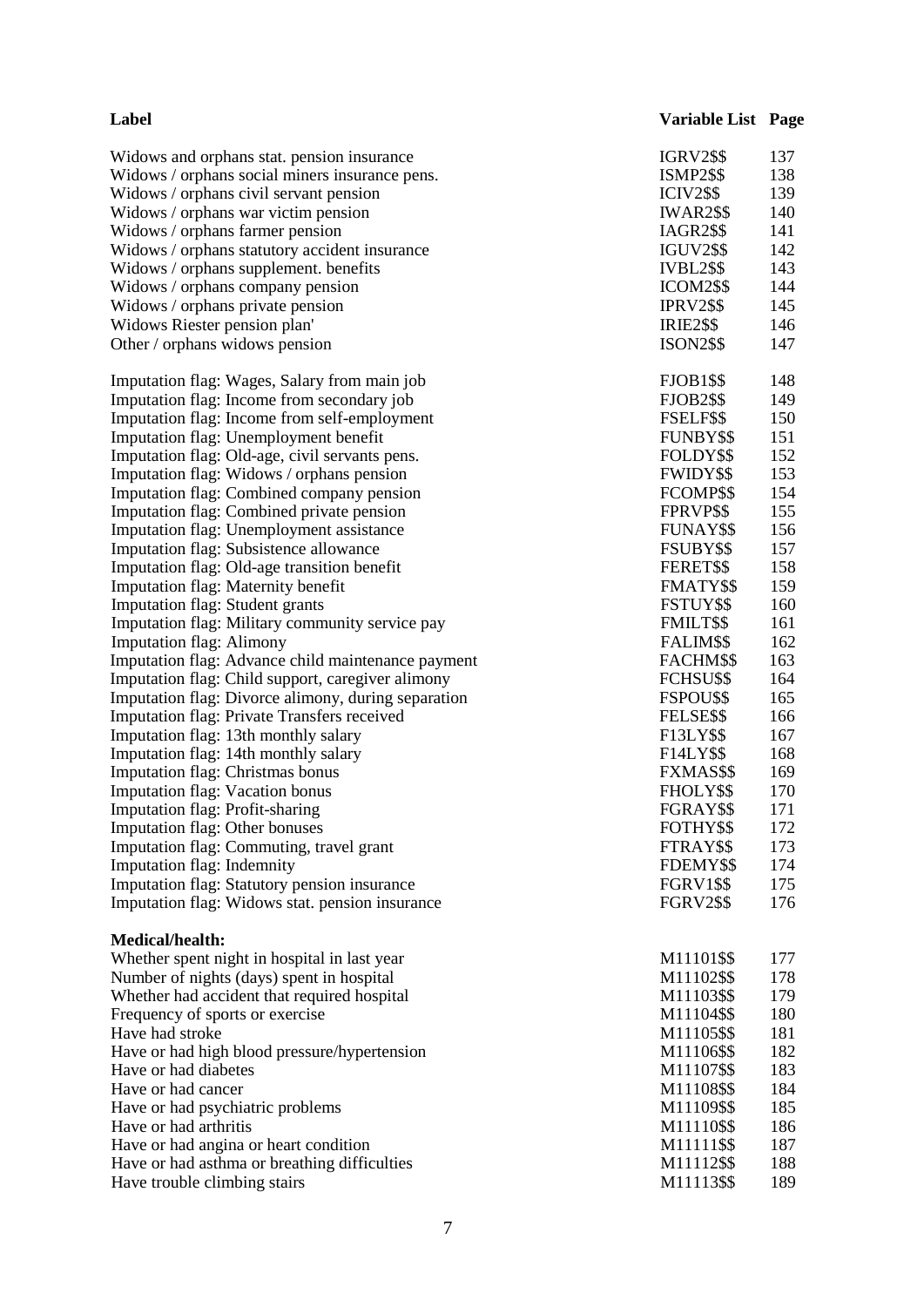| Label | Variable List | Page |
|---|---|---|
| Widows and orphans stat. pension insurance | IGRV2$$ | 137 |
| Widows / orphans social miners insurance pens. | ISMP2$$ | 138 |
| Widows / orphans civil servant pension | ICIV2$$ | 139 |
| Widows / orphans war victim pension | IWAR2$$ | 140 |
| Widows / orphans farmer pension | IAGR2$$ | 141 |
| Widows / orphans statutory accident insurance | IGUV2$$ | 142 |
| Widows / orphans supplement. benefits | IVBL2$$ | 143 |
| Widows / orphans company pension | ICOM2$$ | 144 |
| Widows / orphans private pension | IPRV2$$ | 145 |
| Widows Riester pension plan' | IRIE2$$ | 146 |
| Other / orphans widows pension | ISON2$$ | 147 |
| | | |
| Imputation flag: Wages, Salary from main job | FJOB1$$ | 148 |
| Imputation flag: Income from secondary job | FJOB2$$ | 149 |
| Imputation flag: Income from self-employment | FSELF$$ | 150 |
| Imputation flag: Unemployment benefit | FUNBY$$ | 151 |
| Imputation flag: Old-age, civil servants pens. | FOLDY$$ | 152 |
| Imputation flag: Widows / orphans pension | FWIDY$$ | 153 |
| Imputation flag: Combined company pension | FCOMP$$ | 154 |
| Imputation flag: Combined private pension | FPRVP$$ | 155 |
| Imputation flag: Unemployment assistance | FUNAY$$ | 156 |
| Imputation flag: Subsistence allowance | FSUBY$$ | 157 |
| Imputation flag: Old-age transition benefit | FERET$$ | 158 |
| Imputation flag: Maternity benefit | FMATY$$ | 159 |
| Imputation flag: Student grants | FSTUY$$ | 160 |
| Imputation flag: Military community service pay | FMILT$$ | 161 |
| Imputation flag: Alimony | FALIM$$ | 162 |
| Imputation flag: Advance child maintenance payment | FACHM$$ | 163 |
| Imputation flag: Child support, caregiver alimony | FCHSU$$ | 164 |
| Imputation flag: Divorce alimony, during separation | FSPOU$$ | 165 |
| Imputation flag: Private Transfers received | FELSE$$ | 166 |
| Imputation flag: 13th monthly salary | F13LY$$ | 167 |
| Imputation flag: 14th monthly salary | F14LY$$ | 168 |
| Imputation flag: Christmas bonus | FXMAS$$ | 169 |
| Imputation flag: Vacation bonus | FHOLY$$ | 170 |
| Imputation flag: Profit-sharing | FGRAY$$ | 171 |
| Imputation flag: Other bonuses | FOTHY$$ | 172 |
| Imputation flag: Commuting, travel grant | FTRAY$$ | 173 |
| Imputation flag: Indemnity | FDEMY$$ | 174 |
| Imputation flag: Statutory pension insurance | FGRV1$$ | 175 |
| Imputation flag: Widows stat. pension insurance | FGRV2$$ | 176 |
| | | |
| **Medical/health:** | | |
| Whether spent night in hospital in last year | M11101$$ | 177 |
| Number of nights (days) spent in hospital | M11102$$ | 178 |
| Whether had accident that required hospital | M11103$$ | 179 |
| Frequency of sports or exercise | M11104$$ | 180 |
| Have had stroke | M11105$$ | 181 |
| Have or had high blood pressure/hypertension | M11106$$ | 182 |
| Have or had diabetes | M11107$$ | 183 |
| Have or had cancer | M11108$$ | 184 |
| Have or had psychiatric problems | M11109$$ | 185 |
| Have or had arthritis | M11110$$ | 186 |
| Have or had angina or heart condition | M11111$$ | 187 |
| Have or had asthma or breathing difficulties | M11112$$ | 188 |
| Have trouble climbing stairs | M11113$$ | 189 |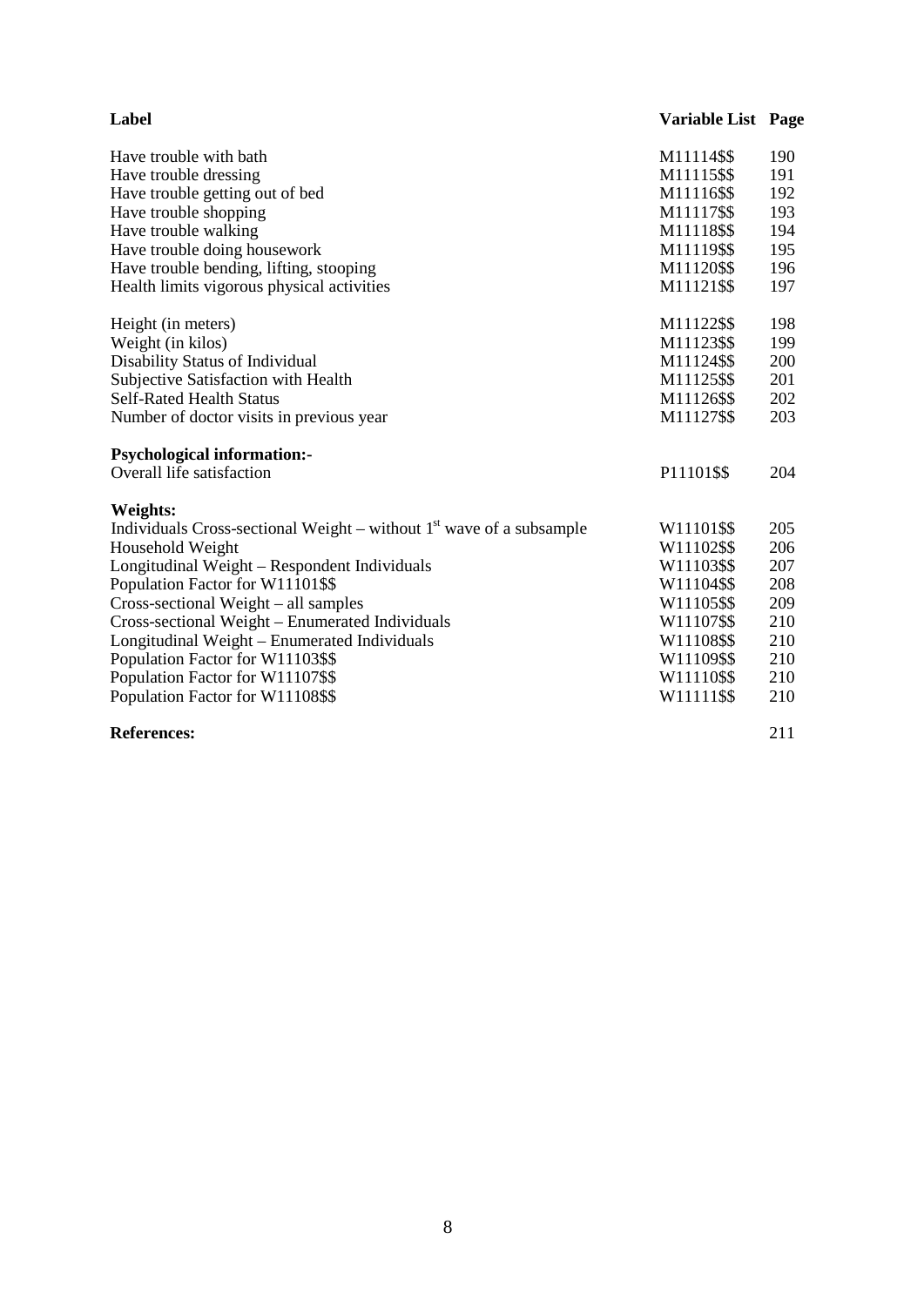| Label | Variable List | Page |
|---|---|---|
| Have trouble with bath | M11114$$ | 190 |
| Have trouble dressing | M11115$$ | 191 |
| Have trouble getting out of bed | M11116$$ | 192 |
| Have trouble shopping | M11117$$ | 193 |
| Have trouble walking | M11118$$ | 194 |
| Have trouble doing housework | M11119$$ | 195 |
| Have trouble bending, lifting, stooping | M11120$$ | 196 |
| Health limits vigorous physical activities | M11121$$ | 197 |
| Height (in meters) | M11122$$ | 198 |
| Weight (in kilos) | M11123$$ | 199 |
| Disability Status of Individual | M11124$$ | 200 |
| Subjective Satisfaction with Health | M11125$$ | 201 |
| Self-Rated Health Status | M11126$$ | 202 |
| Number of doctor visits in previous year | M11127$$ | 203 |
| **Psychological information:-** | | |
| Overall life satisfaction | P11101$$ | 204 |
| **Weights:** | | |
| Individuals Cross-sectional Weight – without 1st wave of a subsample | W11101$$ | 205 |
| Household Weight | W11102$$ | 206 |
| Longitudinal Weight – Respondent Individuals | W11103$$ | 207 |
| Population Factor for W11101$$ | W11104$$ | 208 |
| Cross-sectional Weight – all samples | W11105$$ | 209 |
| Cross-sectional Weight – Enumerated Individuals | W11107$$ | 210 |
| Longitudinal Weight – Enumerated Individuals | W11108$$ | 210 |
| Population Factor for W11103$$ | W11109$$ | 210 |
| Population Factor for W11107$$ | W11110$$ | 210 |
| Population Factor for W11108$$ | W11111$$ | 210 |
| **References:** | | 211 |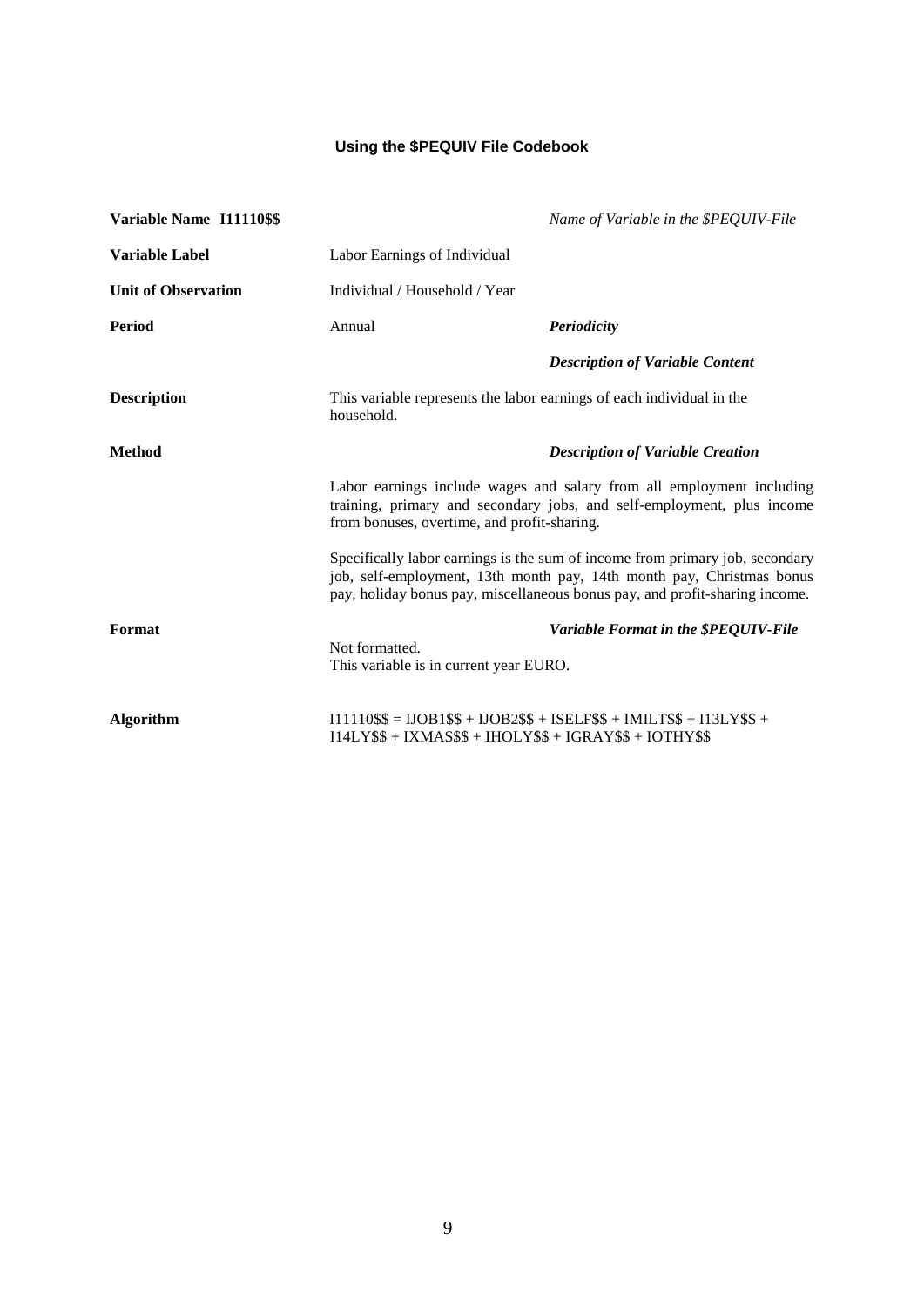## Using the $PEQUIV File Codebook

| | | |
|---|---|---|
| **Variable Name I11110$$** | | *Name of Variable in the $PEQUIV-File* |
| **Variable Label** | Labor Earnings of Individual | |
| **Unit of Observation** | Individual / Household / Year | |
| **Period** | Annual | ***Periodicity*** |
| | | ***Description of Variable Content*** |
| **Description** | This variable represents the labor earnings of each individual in the household. | |
| **Method** | | ***Description of Variable Creation*** |

Labor earnings include wages and salary from all employment including training, primary and secondary jobs, and self-employment, plus income from bonuses, overtime, and profit-sharing.

Specifically labor earnings is the sum of income from primary job, secondary job, self-employment, 13th month pay, 14th month pay, Christmas bonus pay, holiday bonus pay, miscellaneous bonus pay, and profit-sharing income.

| | | |
|---|---|---|
| **Format** | Not formatted.<br>This variable is in current year EURO. | ***Variable Format in the $PEQUIV-File*** |
| **Algorithm** | I11110$$ = IJOB1$$ + IJOB2$$ + ISELF$$ + IMILT$$ + I13LY$$ + I14LY$$ + IXMAS$$ + IHOLY$$ + IGRAY$$ + IOTHY$$ | |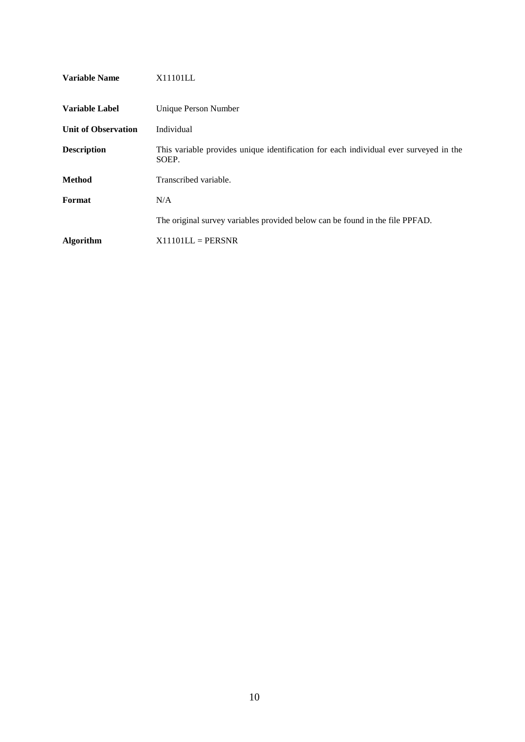| | |
|---|---|
| **Variable Name** | X11101LL |
| **Variable Label** | Unique Person Number |
| **Unit of Observation** | Individual |
| **Description** | This variable provides unique identification for each individual ever surveyed in the SOEP. |
| **Method** | Transcribed variable. |
| **Format** | N/A |
| | The original survey variables provided below can be found in the file PPFAD. |
| **Algorithm** | X11101LL = PERSNR |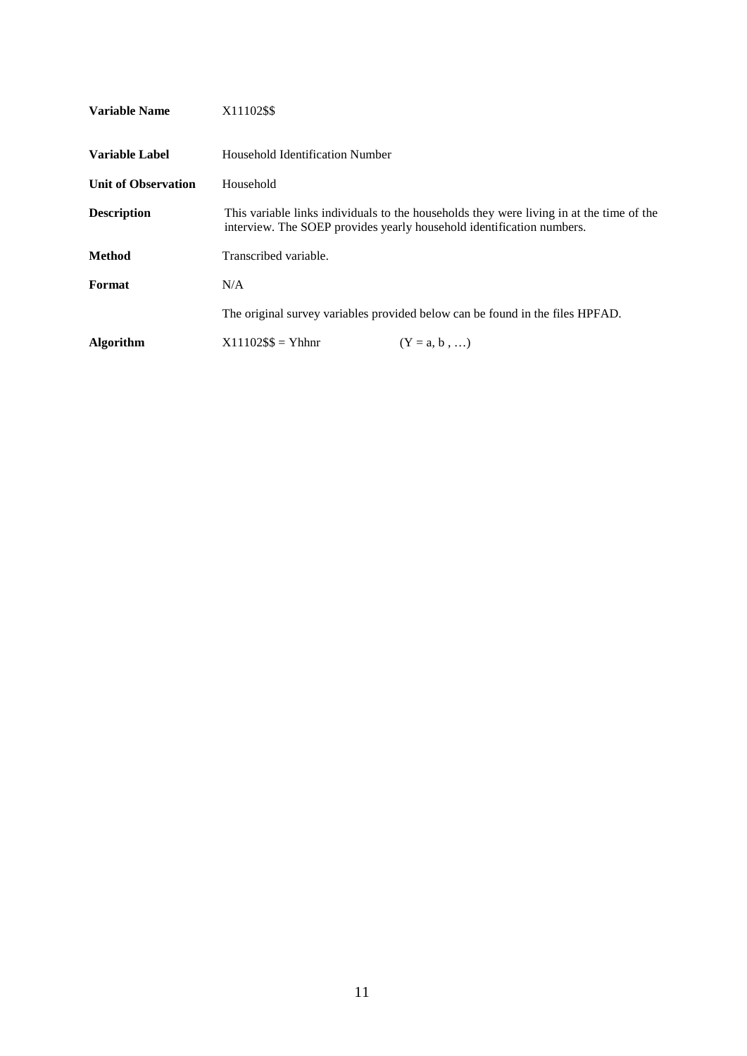| | | |
|---|---|---|
| **Variable Name** | X11102$$ | |
| **Variable Label** | Household Identification Number | |
| **Unit of Observation** | Household | |
| **Description** | This variable links individuals to the households they were living in at the time of the interview. The SOEP provides yearly household identification numbers. | |
| **Method** | Transcribed variable. | |
| **Format** | N/A | |
| | The original survey variables provided below can be found in the files HPFAD. | |
| **Algorithm** | X11102$$ = Yhhnr | (Y = a, b , …) |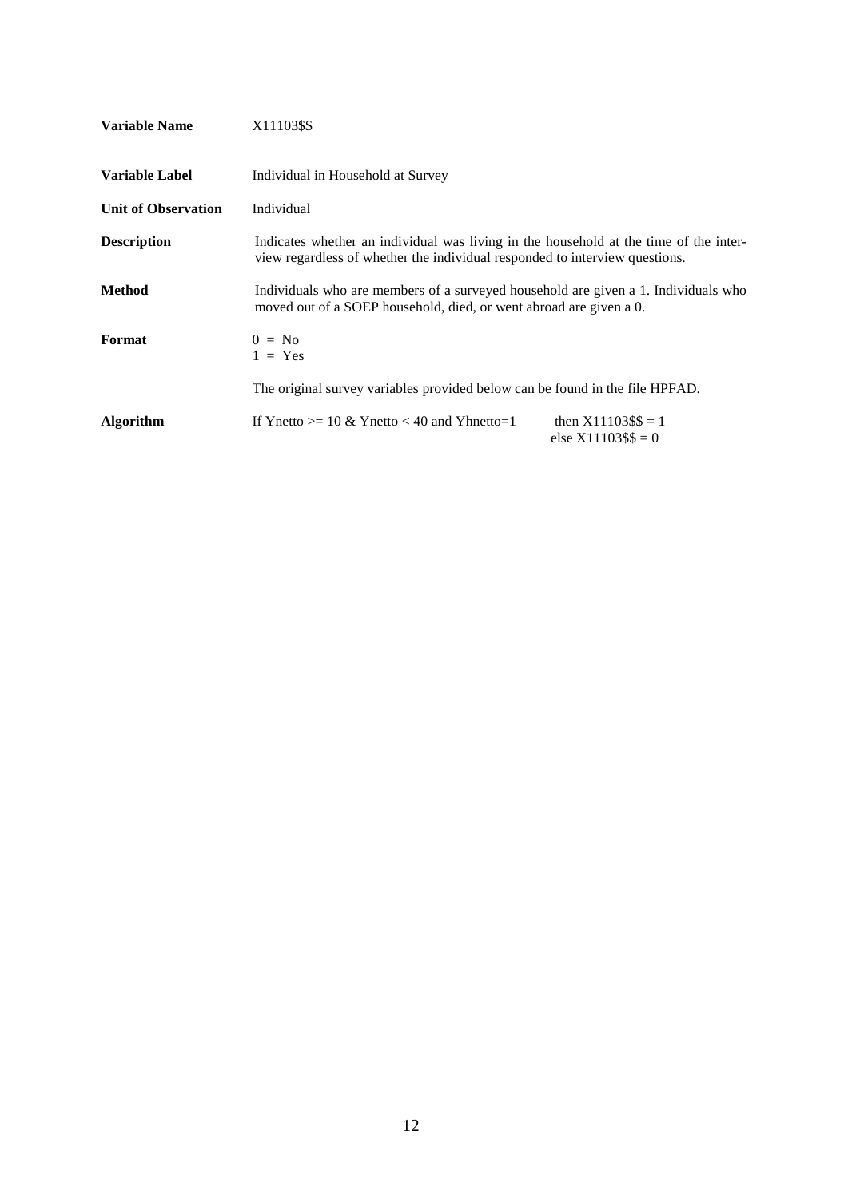| | |
|---|---|
| **Variable Name** | X11103$$ |
| **Variable Label** | Individual in Household at Survey |
| **Unit of Observation** | Individual |
| **Description** | Indicates whether an individual was living in the household at the time of the interview regardless of whether the individual responded to interview questions. |
| **Method** | Individuals who are members of a surveyed household are given a 1. Individuals who moved out of a SOEP household, died, or went abroad are given a 0. |
| **Format** | 0 = No<br>1 = Yes |
| | The original survey variables provided below can be found in the file HPFAD. |
| **Algorithm** | If Ynetto >= 10 & Ynetto < 40 and Yhnetto=1 then X11103$$ = 1<br>else X11103$$ = 0 |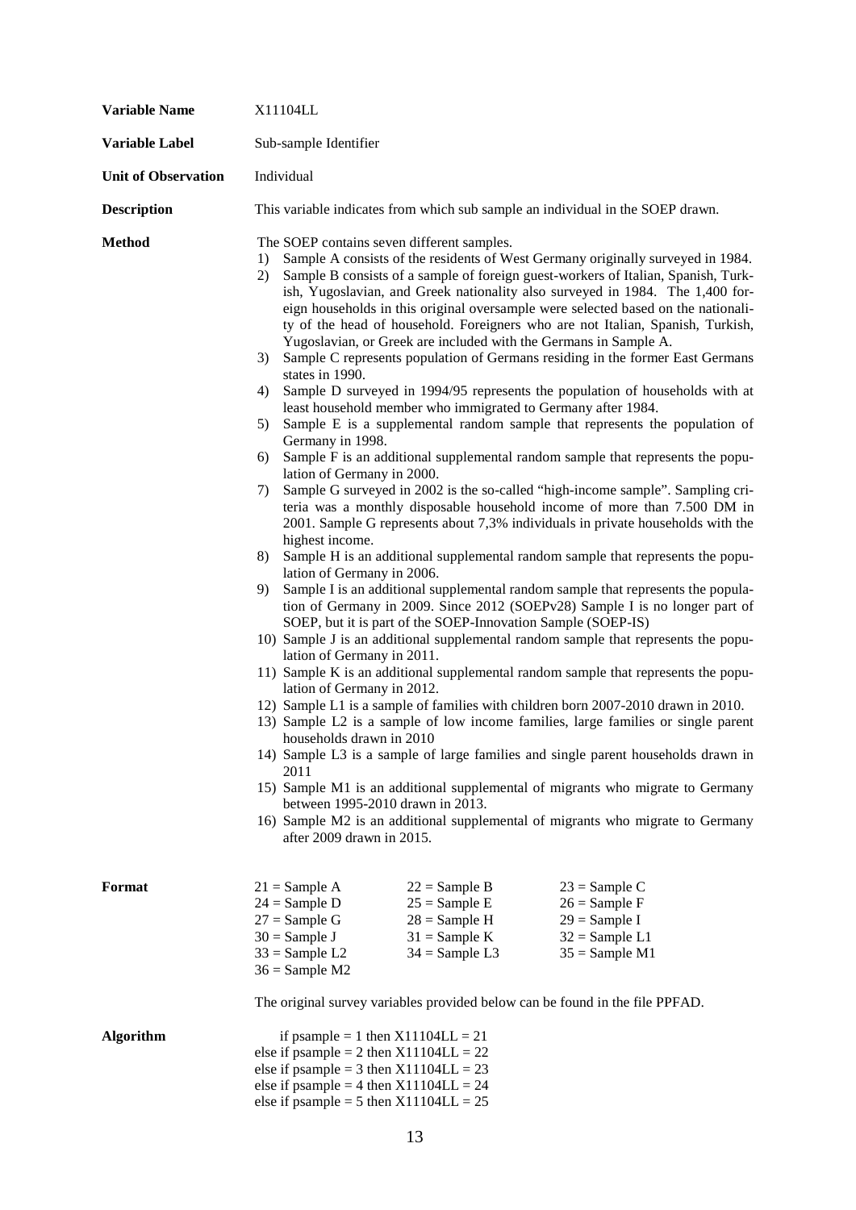**Variable Name** X11104LL

**Variable Label** Sub-sample Identifier

**Unit of Observation** Individual

**Description** This variable indicates from which sub sample an individual in the SOEP drawn.

**Method** The SOEP contains seven different samples.

1) Sample A consists of the residents of West Germany originally surveyed in 1984.
2) Sample B consists of a sample of foreign guest-workers of Italian, Spanish, Turkish, Yugoslavian, and Greek nationality also surveyed in 1984. The 1,400 foreign households in this original oversample were selected based on the nationality of the head of household. Foreigners who are not Italian, Spanish, Turkish, Yugoslavian, or Greek are included with the Germans in Sample A.
3) Sample C represents population of Germans residing in the former East Germans states in 1990.
4) Sample D surveyed in 1994/95 represents the population of households with at least household member who immigrated to Germany after 1984.
5) Sample E is a supplemental random sample that represents the population of Germany in 1998.
6) Sample F is an additional supplemental random sample that represents the population of Germany in 2000.
7) Sample G surveyed in 2002 is the so-called "high-income sample". Sampling criteria was a monthly disposable household income of more than 7.500 DM in 2001. Sample G represents about 7,3% individuals in private households with the highest income.
8) Sample H is an additional supplemental random sample that represents the population of Germany in 2006.
9) Sample I is an additional supplemental random sample that represents the population of Germany in 2009. Since 2012 (SOEPv28) Sample I is no longer part of SOEP, but it is part of the SOEP-Innovation Sample (SOEP-IS)
10) Sample J is an additional supplemental random sample that represents the population of Germany in 2011.
11) Sample K is an additional supplemental random sample that represents the population of Germany in 2012.
12) Sample L1 is a sample of families with children born 2007-2010 drawn in 2010.
13) Sample L2 is a sample of low income families, large families or single parent households drawn in 2010
14) Sample L3 is a sample of large families and single parent households drawn in 2011
15) Sample M1 is an additional supplemental of migrants who migrate to Germany between 1995-2010 drawn in 2013.
16) Sample M2 is an additional supplemental of migrants who migrate to Germany after 2009 drawn in 2015.

**Format**

| | | |
|---|---|---|
| 21 = Sample A | 22 = Sample B | 23 = Sample C |
| 24 = Sample D | 25 = Sample E | 26 = Sample F |
| 27 = Sample G | 28 = Sample H | 29 = Sample I |
| 30 = Sample J | 31 = Sample K | 32 = Sample L1 |
| 33 = Sample L2 | 34 = Sample L3 | 35 = Sample M1 |
| 36 = Sample M2 | | |

The original survey variables provided below can be found in the file PPFAD.

**Algorithm**

```
     if psample = 1 then X11104LL = 21
else if psample = 2 then X11104LL = 22
else if psample = 3 then X11104LL = 23
else if psample = 4 then X11104LL = 24
else if psample = 5 then X11104LL = 25
```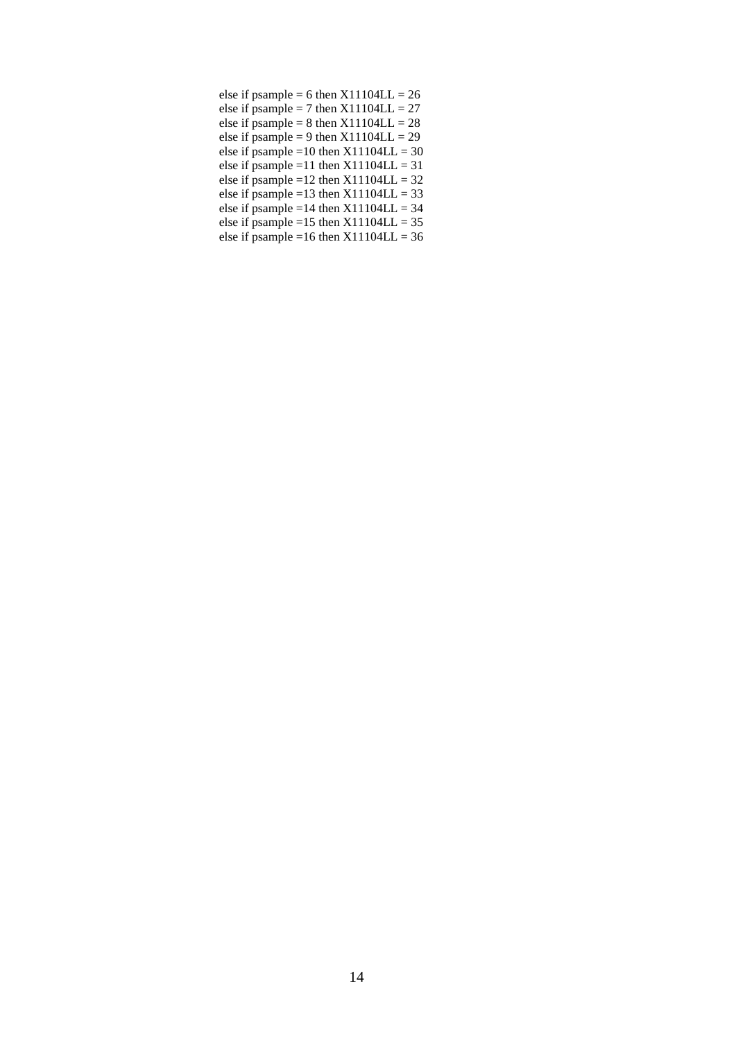```
else if psample = 6 then X11104LL = 26
else if psample = 7 then X11104LL = 27
else if psample = 8 then X11104LL = 28
else if psample = 9 then X11104LL = 29
else if psample =10 then X11104LL = 30
else if psample =11 then X11104LL = 31
else if psample =12 then X11104LL = 32
else if psample =13 then X11104LL = 33
else if psample =14 then X11104LL = 34
else if psample =15 then X11104LL = 35
else if psample =16 then X11104LL = 36
```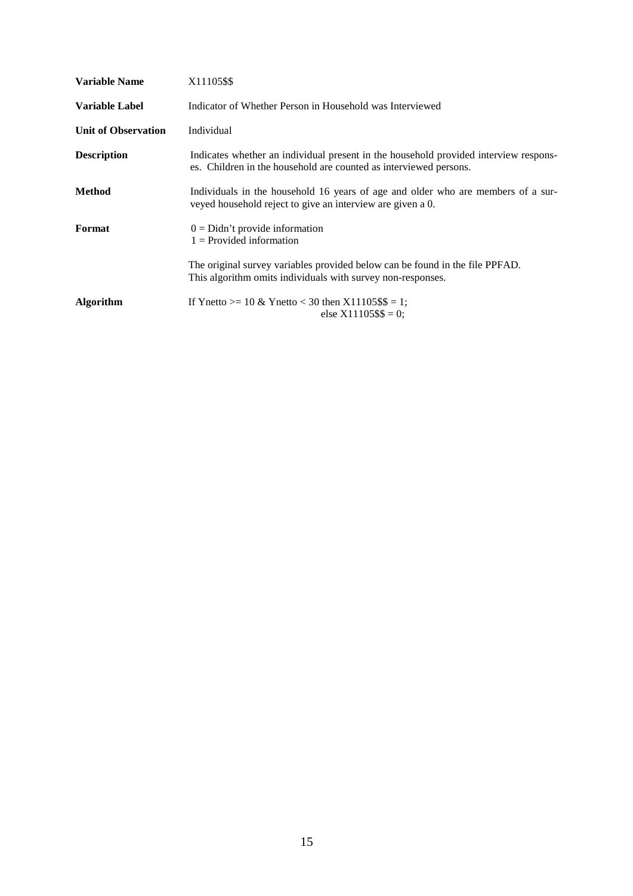| | |
|---|---|
| **Variable Name** | X11105$$ |
| **Variable Label** | Indicator of Whether Person in Household was Interviewed |
| **Unit of Observation** | Individual |
| **Description** | Indicates whether an individual present in the household provided interview responses. Children in the household are counted as interviewed persons. |
| **Method** | Individuals in the household 16 years of age and older who are members of a surveyed household reject to give an interview are given a 0. |
| **Format** | 0 = Didn't provide information<br>1 = Provided information<br><br>The original survey variables provided below can be found in the file PPFAD.<br>This algorithm omits individuals with survey non-responses. |
| **Algorithm** | If Ynetto >= 10 & Ynetto < 30 then X11105$$ = 1;<br>else X11105$$ = 0; |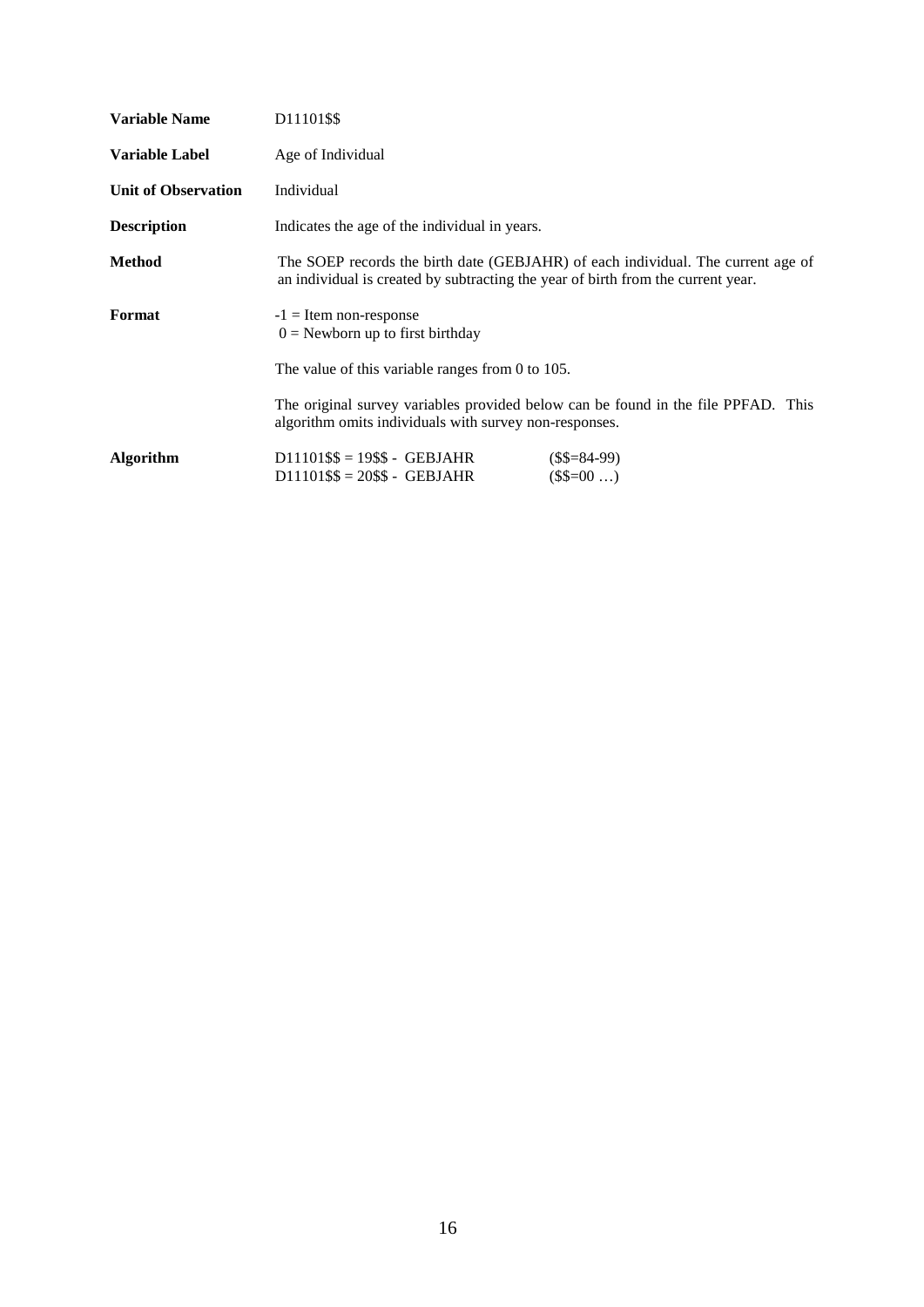| | |
|---|---|
| **Variable Name** | D11101$$ |
| **Variable Label** | Age of Individual |
| **Unit of Observation** | Individual |
| **Description** | Indicates the age of the individual in years. |
| **Method** | The SOEP records the birth date (GEBJAHR) of each individual. The current age of an individual is created by subtracting the year of birth from the current year. |
| **Format** | -1 = Item non-response<br>0 = Newborn up to first birthday<br><br>The value of this variable ranges from 0 to 105.<br><br>The original survey variables provided below can be found in the file PPFAD. This algorithm omits individuals with survey non-responses. |
| **Algorithm** | D11101$$ = 19$$ - GEBJAHR ($$=84-99)<br>D11101$$ = 20$$ - GEBJAHR ($$=00 …) |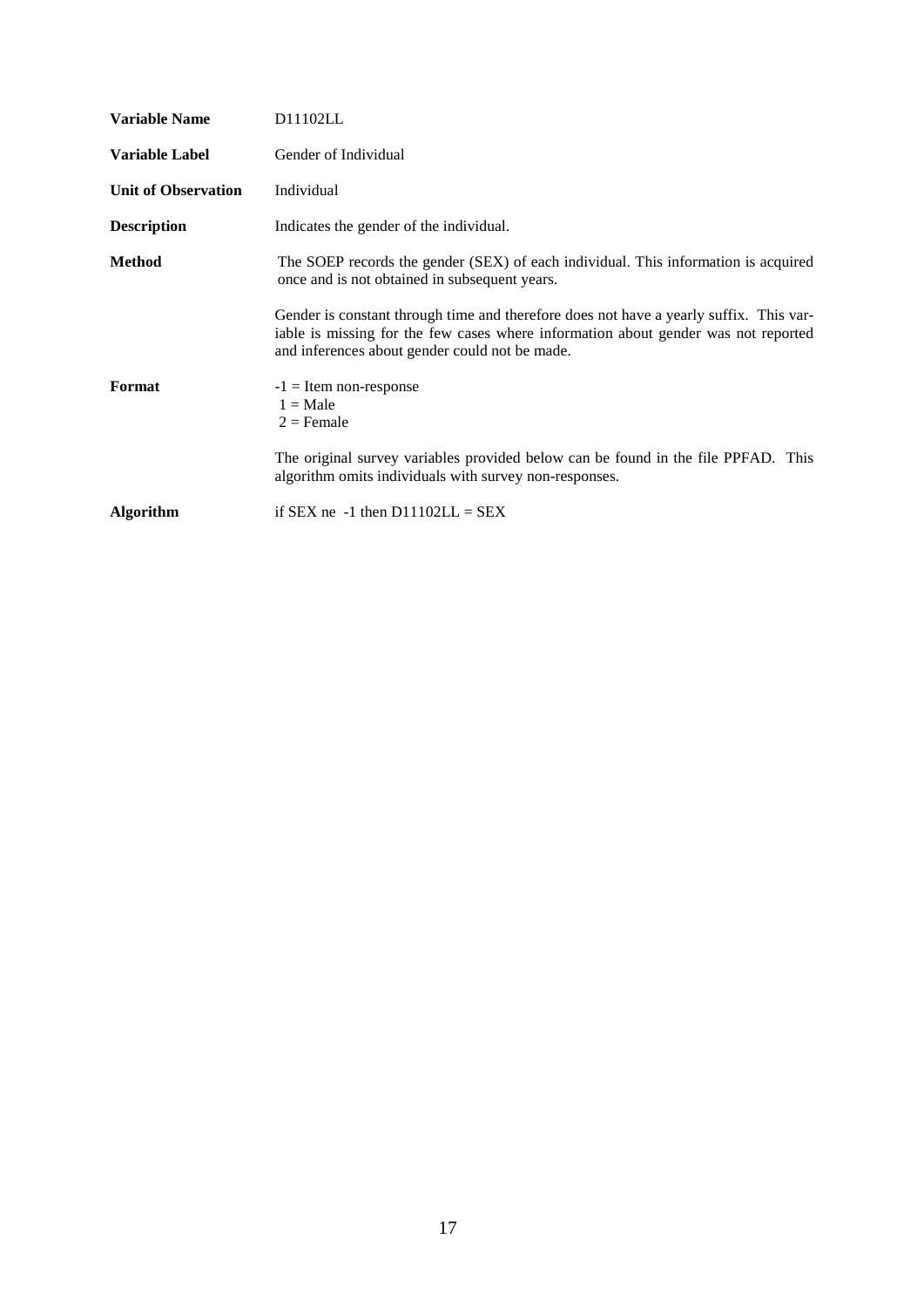| | |
|---|---|
| **Variable Name** | D11102LL |
| **Variable Label** | Gender of Individual |
| **Unit of Observation** | Individual |
| **Description** | Indicates the gender of the individual. |
| **Method** | The SOEP records the gender (SEX) of each individual. This information is acquired once and is not obtained in subsequent years. <br><br> Gender is constant through time and therefore does not have a yearly suffix. This variable is missing for the few cases where information about gender was not reported and inferences about gender could not be made. |
| **Format** | -1 = Item non-response <br> 1 = Male <br> 2 = Female <br><br> The original survey variables provided below can be found in the file PPFAD. This algorithm omits individuals with survey non-responses. |
| **Algorithm** | if SEX ne -1 then D11102LL = SEX |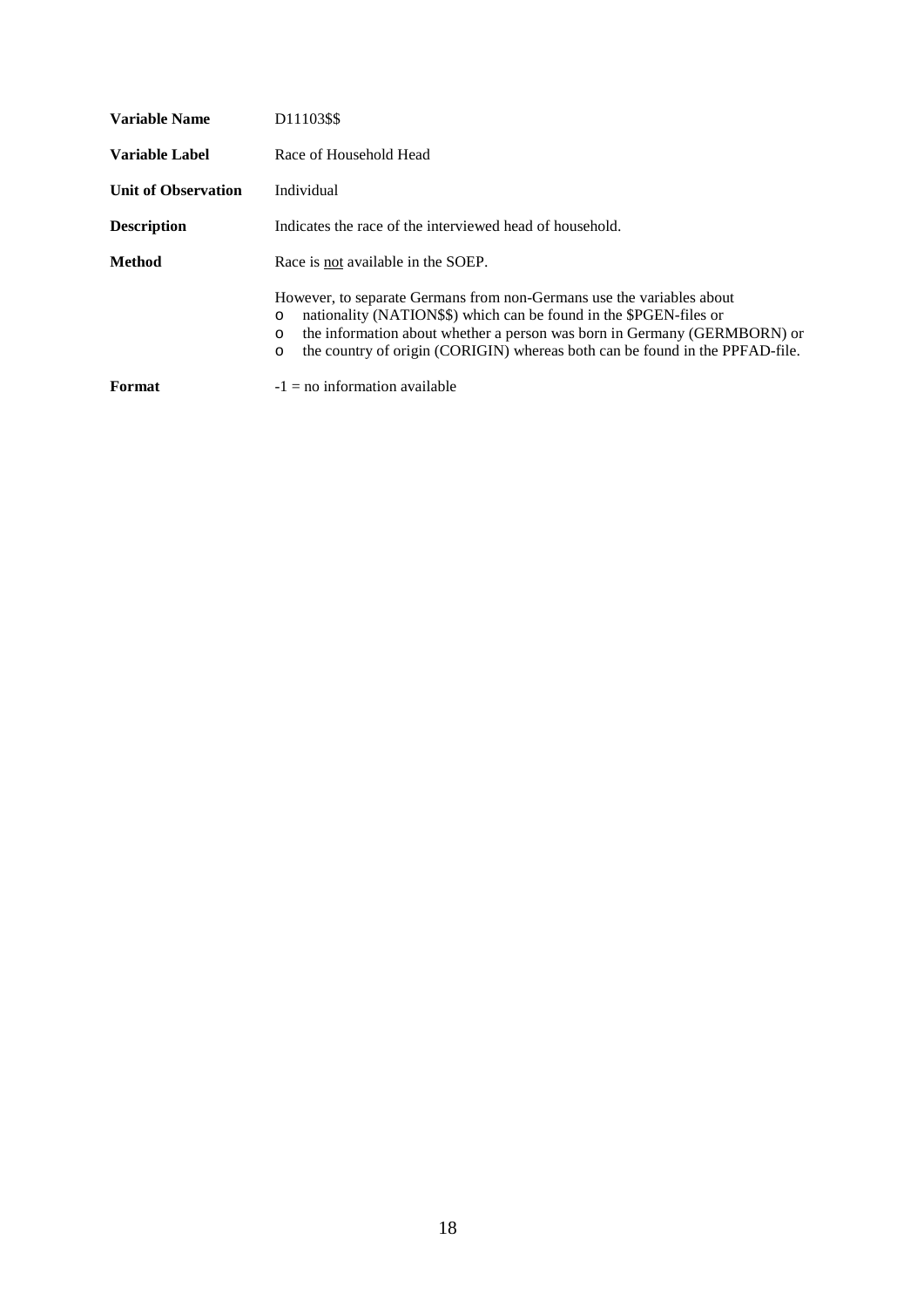| | |
|---|---|
| **Variable Name** | D11103$$ |
| **Variable Label** | Race of Household Head |
| **Unit of Observation** | Individual |
| **Description** | Indicates the race of the interviewed head of household. |
| **Method** | Race is <u>not</u> available in the SOEP. |

However, to separate Germans from non-Germans use the variables about

- nationality (NATION$$) which can be found in the $PGEN-files or
- the information about whether a person was born in Germany (GERMBORN) or
- the country of origin (CORIGIN) whereas both can be found in the PPFAD-file.

**Format** -1 = no information available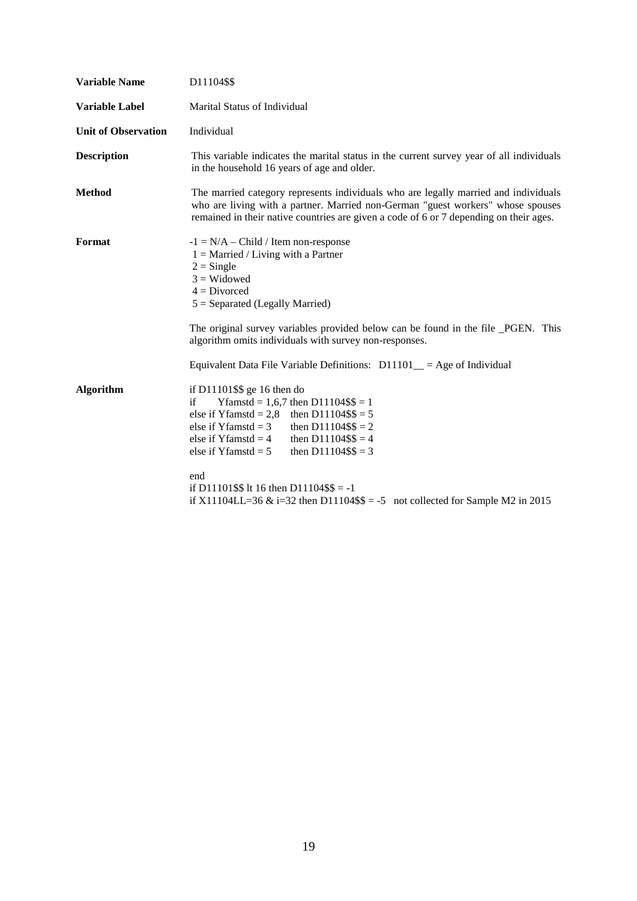**Variable Name** D11104$$

**Variable Label** Marital Status of Individual

**Unit of Observation** Individual

**Description** This variable indicates the marital status in the current survey year of all individuals in the household 16 years of age and older.

**Method** The married category represents individuals who are legally married and individuals who are living with a partner. Married non-German "guest workers" whose spouses remained in their native countries are given a code of 6 or 7 depending on their ages.

**Format**

-1 = N/A – Child / Item non-response
1 = Married / Living with a Partner
2 = Single
3 = Widowed
4 = Divorced
5 = Separated (Legally Married)

The original survey variables provided below can be found in the file _PGEN. This algorithm omits individuals with survey non-responses.

Equivalent Data File Variable Definitions: D11101__ = Age of Individual

**Algorithm**

```
if D11101$$ ge 16 then do
if       Yfamstd = 1,6,7 then D11104$$ = 1
else if Yfamstd = 2,8    then D11104$$ = 5
else if Yfamstd = 3      then D11104$$ = 2
else if Yfamstd = 4      then D11104$$ = 4
else if Yfamstd = 5      then D11104$$ = 3

end
if D11101$$ lt 16 then D11104$$ = -1
if X11104LL=36 & i=32 then D11104$$ = -5   not collected for Sample M2 in 2015
```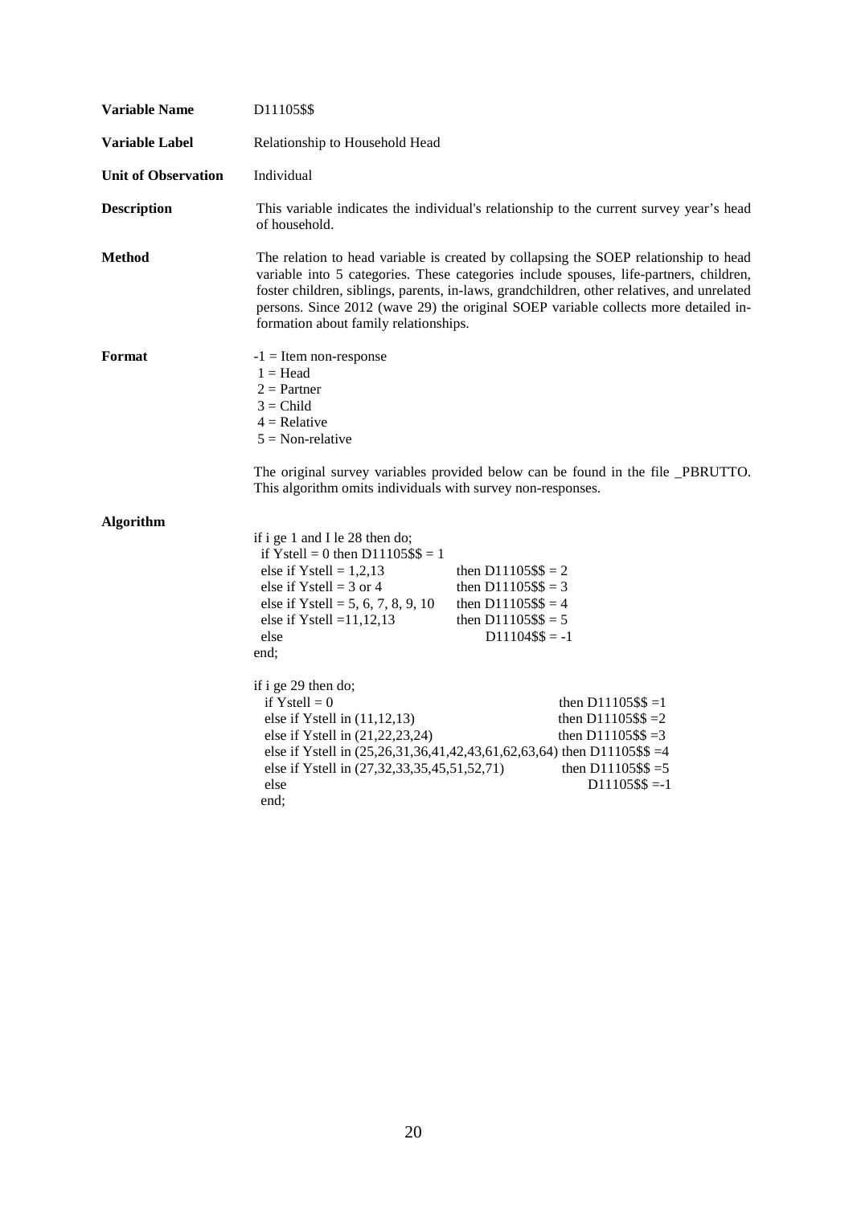**Variable Name** D11105$$

**Variable Label** Relationship to Household Head

**Unit of Observation** Individual

**Description** This variable indicates the individual's relationship to the current survey year's head of household.

**Method** The relation to head variable is created by collapsing the SOEP relationship to head variable into 5 categories. These categories include spouses, life-partners, children, foster children, siblings, parents, in-laws, grandchildren, other relatives, and unrelated persons. Since 2012 (wave 29) the original SOEP variable collects more detailed information about family relationships.

**Format**

-1 = Item non-response
1 = Head
2 = Partner
3 = Child
4 = Relative
5 = Non-relative

The original survey variables provided below can be found in the file _PBRUTTO. This algorithm omits individuals with survey non-responses.

**Algorithm**

```
if i ge 1 and I le 28 then do;
  if Ystell = 0 then D11105$$ = 1
  else if Ystell = 1,2,13              then D11105$$ = 2
  else if Ystell = 3 or 4              then D11105$$ = 3
  else if Ystell = 5, 6, 7, 8, 9, 10   then D11105$$ = 4
  else if Ystell =11,12,13             then D11105$$ = 5
  else                                      D11104$$ = -1
end;

if i ge 29 then do;
  if Ystell = 0                                          then D11105$$ =1
  else if Ystell in (11,12,13)                           then D11105$$ =2
  else if Ystell in (21,22,23,24)                        then D11105$$ =3
  else if Ystell in (25,26,31,36,41,42,43,61,62,63,64) then D11105$$ =4
  else if Ystell in (27,32,33,35,45,51,52,71)           then D11105$$ =5
  else                                                        D11105$$ =-1
end;
```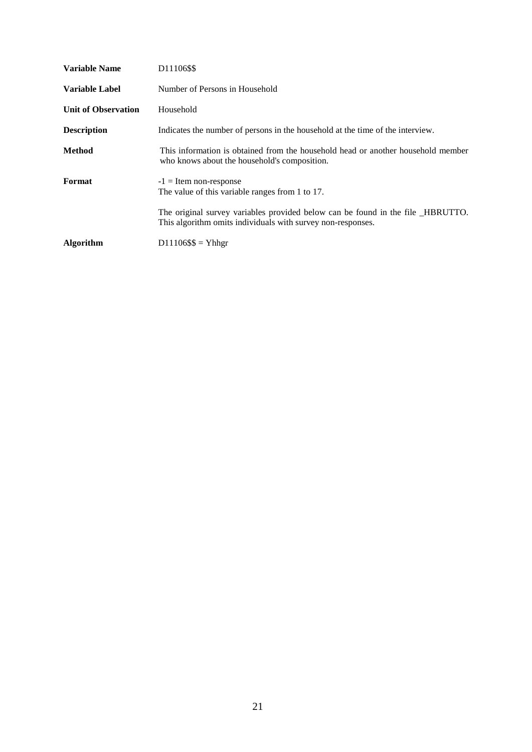| | |
|---|---|
| **Variable Name** | D11106$$ |
| **Variable Label** | Number of Persons in Household |
| **Unit of Observation** | Household |
| **Description** | Indicates the number of persons in the household at the time of the interview. |
| **Method** | This information is obtained from the household head or another household member who knows about the household's composition. |
| **Format** | -1 = Item non-response<br>The value of this variable ranges from 1 to 17.<br><br>The original survey variables provided below can be found in the file _HBRUTTO. This algorithm omits individuals with survey non-responses. |
| **Algorithm** | D11106$$ = Yhhgr |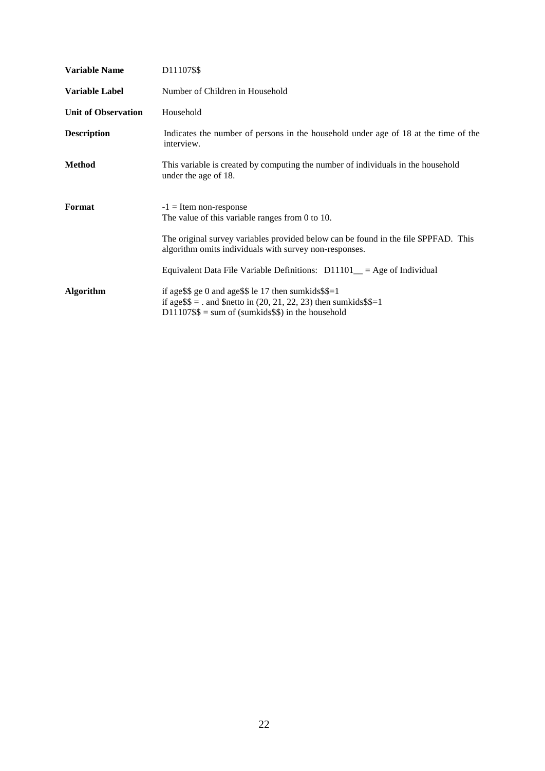| | |
|---|---|
| **Variable Name** | D11107$$ |
| **Variable Label** | Number of Children in Household |
| **Unit of Observation** | Household |
| **Description** | Indicates the number of persons in the household under age of 18 at the time of the interview. |
| **Method** | This variable is created by computing the number of individuals in the household under the age of 18. |
| **Format** | -1 = Item non-response<br>The value of this variable ranges from 0 to 10.<br><br>The original survey variables provided below can be found in the file $PPFAD. This algorithm omits individuals with survey non-responses.<br><br>Equivalent Data File Variable Definitions: D11101__ = Age of Individual |
| **Algorithm** | if age$$ ge 0 and age$$ le 17 then sumkids$$=1<br>if age$$ = . and $netto in (20, 21, 22, 23) then sumkids$$=1<br>D11107$$ = sum of (sumkids$$) in the household |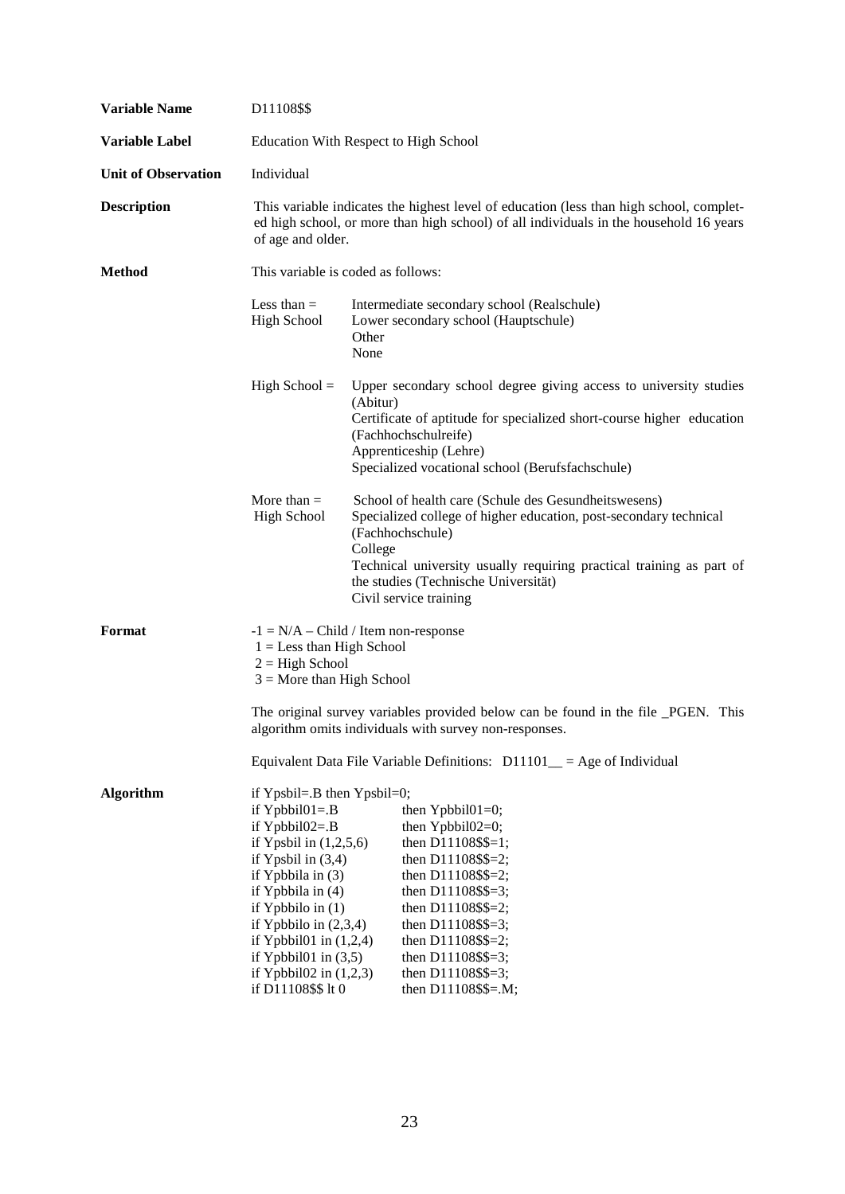**Variable Name** D11108$$

**Variable Label** Education With Respect to High School

**Unit of Observation** Individual

**Description** This variable indicates the highest level of education (less than high school, completed high school, or more than high school) of all individuals in the household 16 years of age and older.

**Method** This variable is coded as follows:

Less than = High School
- Intermediate secondary school (Realschule)
- Lower secondary school (Hauptschule)
- Other
- None

High School =
- Upper secondary school degree giving access to university studies (Abitur)
- Certificate of aptitude for specialized short-course higher education (Fachhochschulreife)
- Apprenticeship (Lehre)
- Specialized vocational school (Berufsfachschule)

More than = High School
- School of health care (Schule des Gesundheitswesens)
- Specialized college of higher education, post-secondary technical (Fachhochschule)
- College
- Technical university usually requiring practical training as part of the studies (Technische Universität)
- Civil service training

**Format**

-1 = N/A – Child / Item non-response
1 = Less than High School
2 = High School
3 = More than High School

The original survey variables provided below can be found in the file _PGEN. This algorithm omits individuals with survey non-responses.

Equivalent Data File Variable Definitions: D11101__ = Age of Individual

**Algorithm**

```
if Ypsbil=.B then Ypsbil=0;
if Ypbbil01=.B            then Ypbbil01=0;
if Ypbbil02=.B            then Ypbbil02=0;
if Ypsbil in (1,2,5,6)    then D11108$$=1;
if Ypsbil in (3,4)        then D11108$$=2;
if Ypbbila in (3)         then D11108$$=2;
if Ypbbila in (4)         then D11108$$=3;
if Ypbbilo in (1)         then D11108$$=2;
if Ypbbilo in (2,3,4)     then D11108$$=3;
if Ypbbil01 in (1,2,4)    then D11108$$=2;
if Ypbbil01 in (3,5)      then D11108$$=3;
if Ypbbil02 in (1,2,3)    then D11108$$=3;
if D11108$$ lt 0          then D11108$$=.M;
```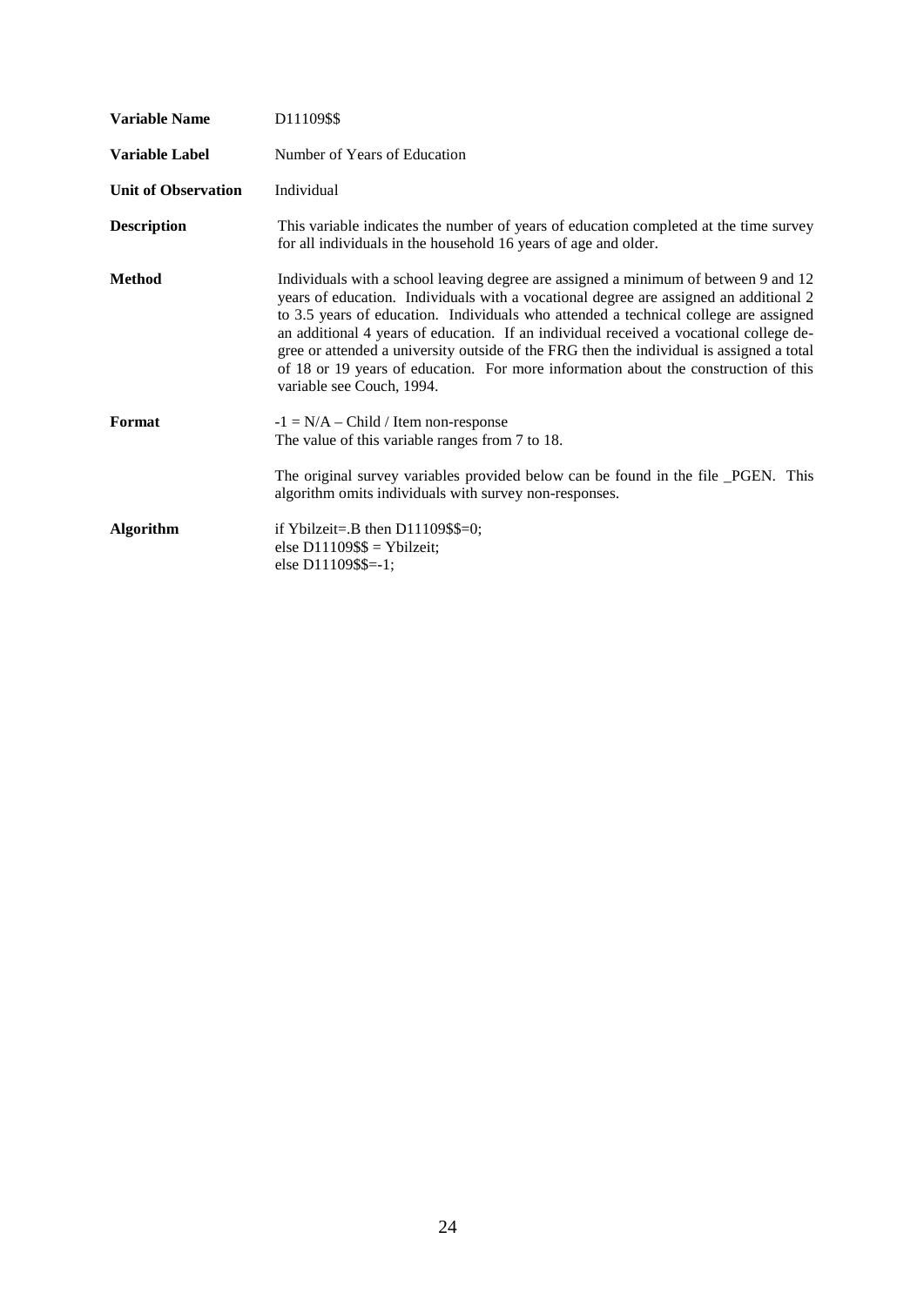| | |
|---|---|
| **Variable Name** | D11109$$ |
| **Variable Label** | Number of Years of Education |
| **Unit of Observation** | Individual |
| **Description** | This variable indicates the number of years of education completed at the time survey for all individuals in the household 16 years of age and older. |
| **Method** | Individuals with a school leaving degree are assigned a minimum of between 9 and 12 years of education. Individuals with a vocational degree are assigned an additional 2 to 3.5 years of education. Individuals who attended a technical college are assigned an additional 4 years of education. If an individual received a vocational college degree or attended a university outside of the FRG then the individual is assigned a total of 18 or 19 years of education. For more information about the construction of this variable see Couch, 1994. |
| **Format** | -1 = N/A – Child / Item non-response<br>The value of this variable ranges from 7 to 18.<br><br>The original survey variables provided below can be found in the file _PGEN. This algorithm omits individuals with survey non-responses. |
| **Algorithm** | if Ybilzeit=.B then D11109$$=0;<br>else D11109$$ = Ybilzeit;<br>else D11109$$=-1; |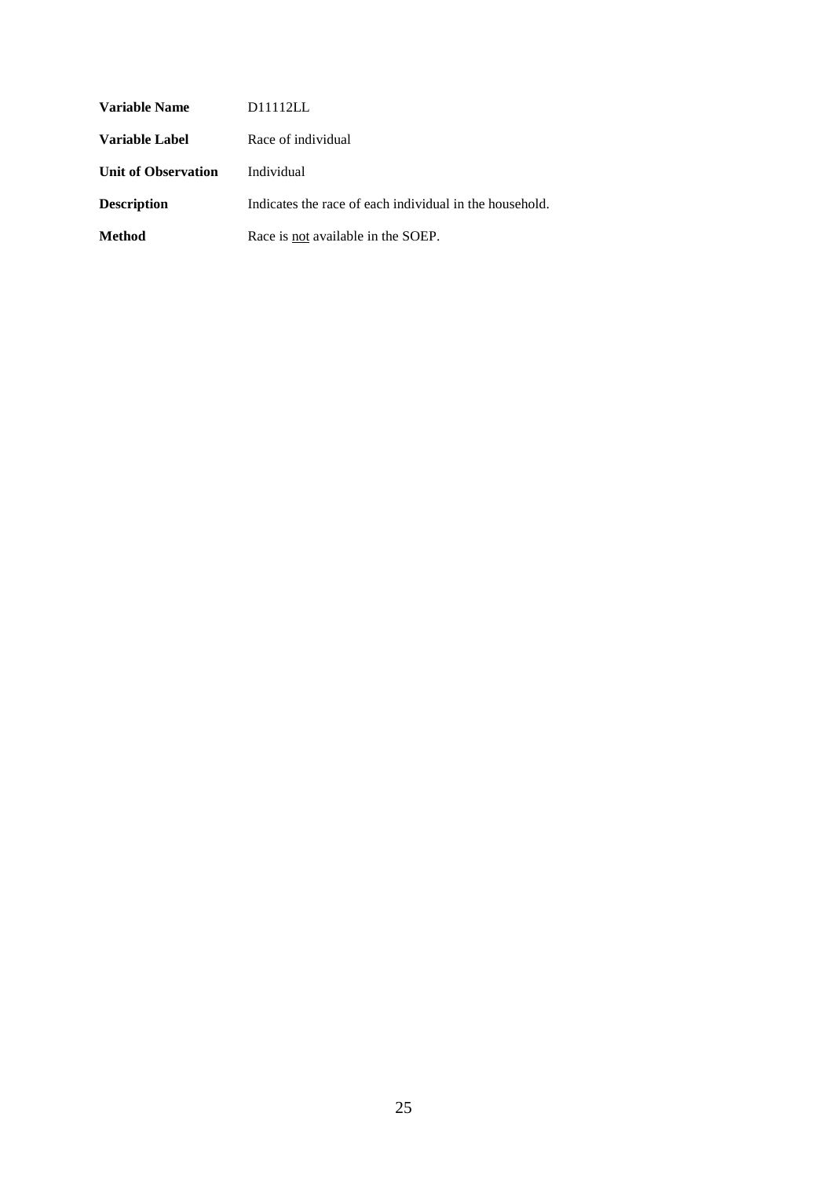| | |
|---|---|
| **Variable Name** | D11112LL |
| **Variable Label** | Race of individual |
| **Unit of Observation** | Individual |
| **Description** | Indicates the race of each individual in the household. |
| **Method** | Race is <u>not</u> available in the SOEP. |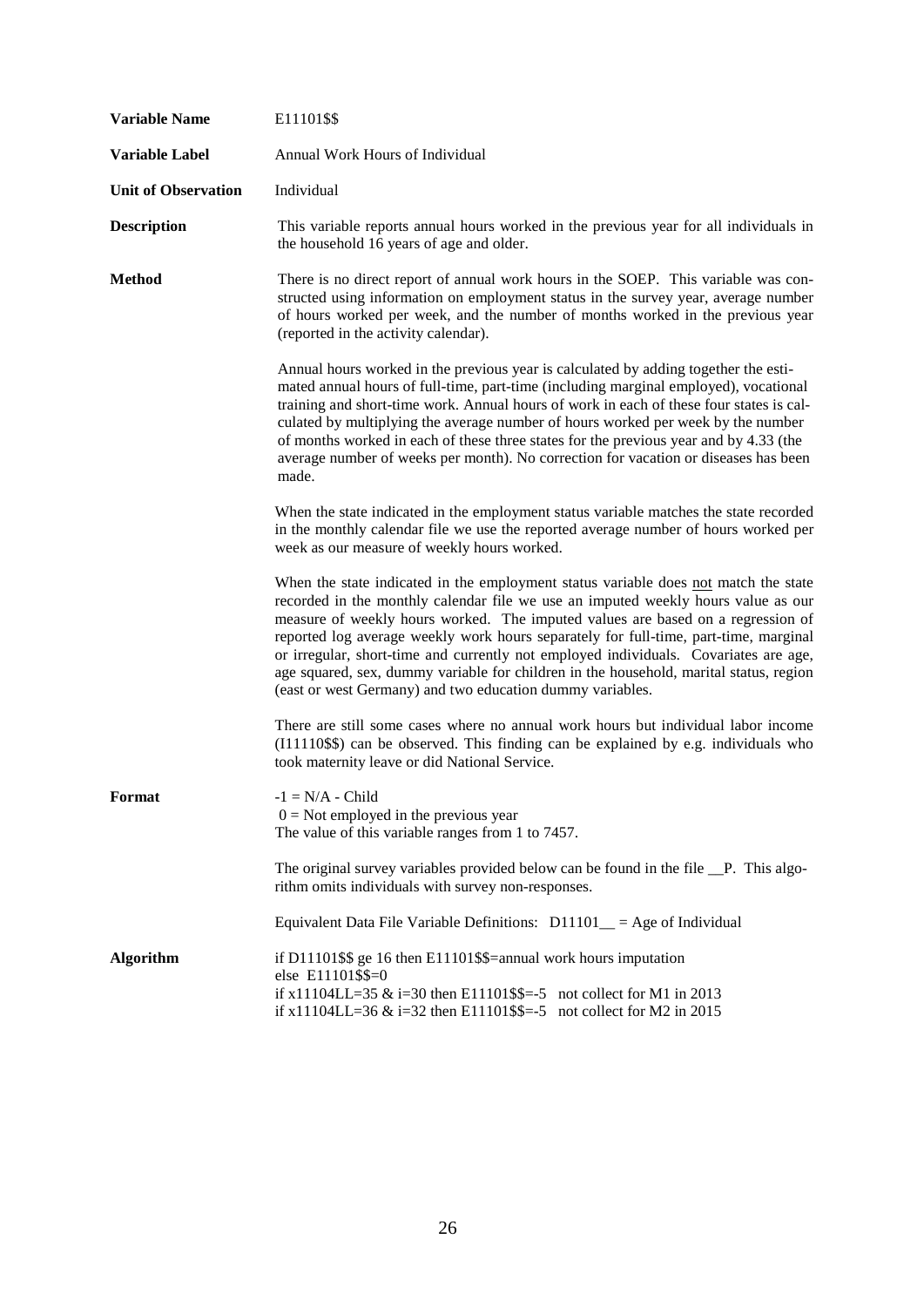**Variable Name** E11101$$

**Variable Label** Annual Work Hours of Individual

**Unit of Observation** Individual

**Description**

This variable reports annual hours worked in the previous year for all individuals in the household 16 years of age and older.

**Method**

There is no direct report of annual work hours in the SOEP. This variable was constructed using information on employment status in the survey year, average number of hours worked per week, and the number of months worked in the previous year (reported in the activity calendar).

Annual hours worked in the previous year is calculated by adding together the estimated annual hours of full-time, part-time (including marginal employed), vocational training and short-time work. Annual hours of work in each of these four states is calculated by multiplying the average number of hours worked per week by the number of months worked in each of these three states for the previous year and by 4.33 (the average number of weeks per month). No correction for vacation or diseases has been made.

When the state indicated in the employment status variable matches the state recorded in the monthly calendar file we use the reported average number of hours worked per week as our measure of weekly hours worked.

When the state indicated in the employment status variable does not match the state recorded in the monthly calendar file we use an imputed weekly hours value as our measure of weekly hours worked. The imputed values are based on a regression of reported log average weekly work hours separately for full-time, part-time, marginal or irregular, short-time and currently not employed individuals. Covariates are age, age squared, sex, dummy variable for children in the household, marital status, region (east or west Germany) and two education dummy variables.

There are still some cases where no annual work hours but individual labor income (I11110$$) can be observed. This finding can be explained by e.g. individuals who took maternity leave or did National Service.

**Format**

-1 = N/A - Child
0 = Not employed in the previous year
The value of this variable ranges from 1 to 7457.

The original survey variables provided below can be found in the file __P. This algorithm omits individuals with survey non-responses.

Equivalent Data File Variable Definitions: D11101__ = Age of Individual

**Algorithm**

```
if D11101$$ ge 16 then E11101$$=annual work hours imputation
else E11101$$=0
if x11104LL=35 & i=30 then E11101$$=-5   not collect for M1 in 2013
if x11104LL=36 & i=32 then E11101$$=-5   not collect for M2 in 2015
```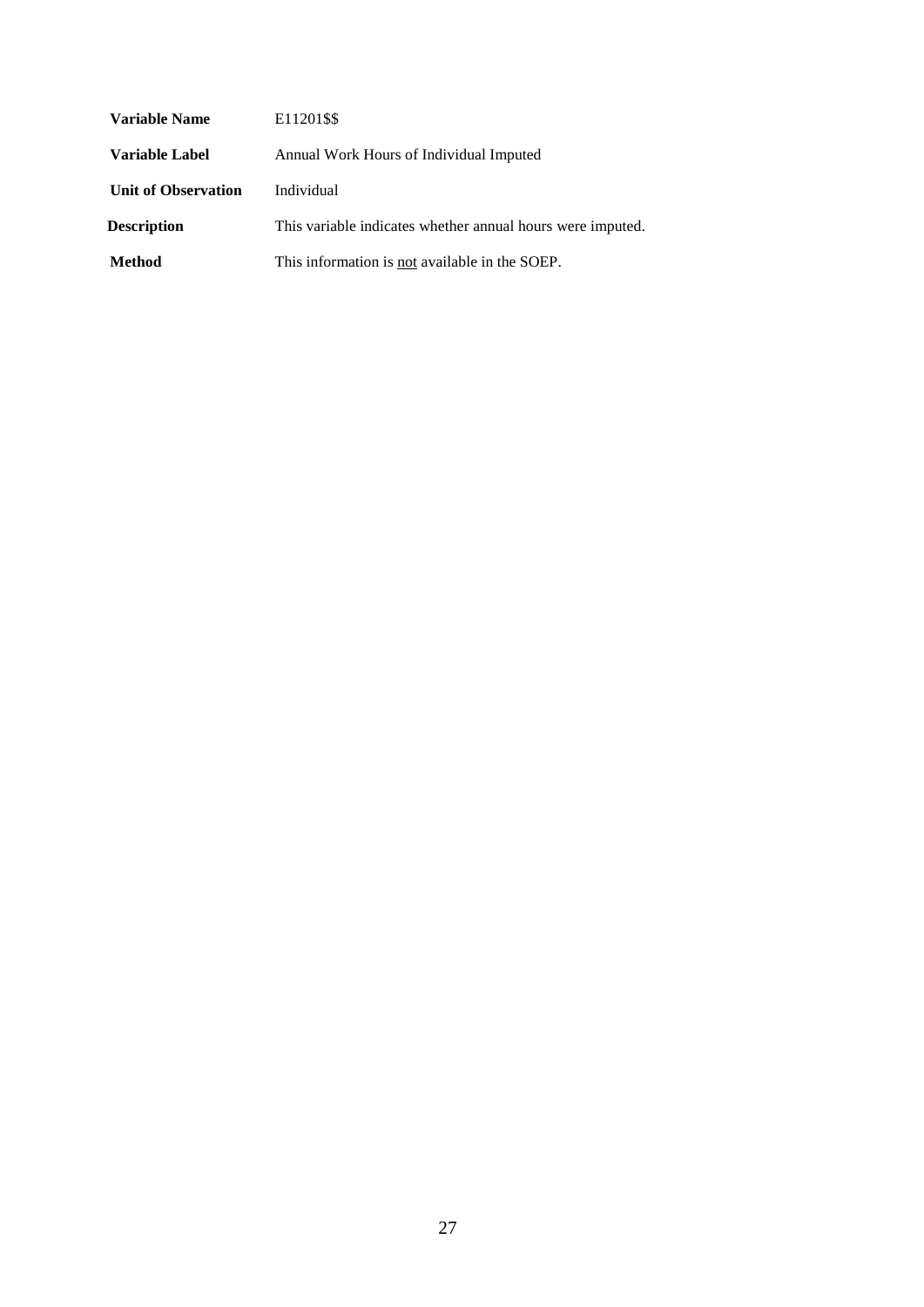| | |
|---|---|
| **Variable Name** | E11201$$ |
| **Variable Label** | Annual Work Hours of Individual Imputed |
| **Unit of Observation** | Individual |
| **Description** | This variable indicates whether annual hours were imputed. |
| **Method** | This information is <u>not</u> available in the SOEP. |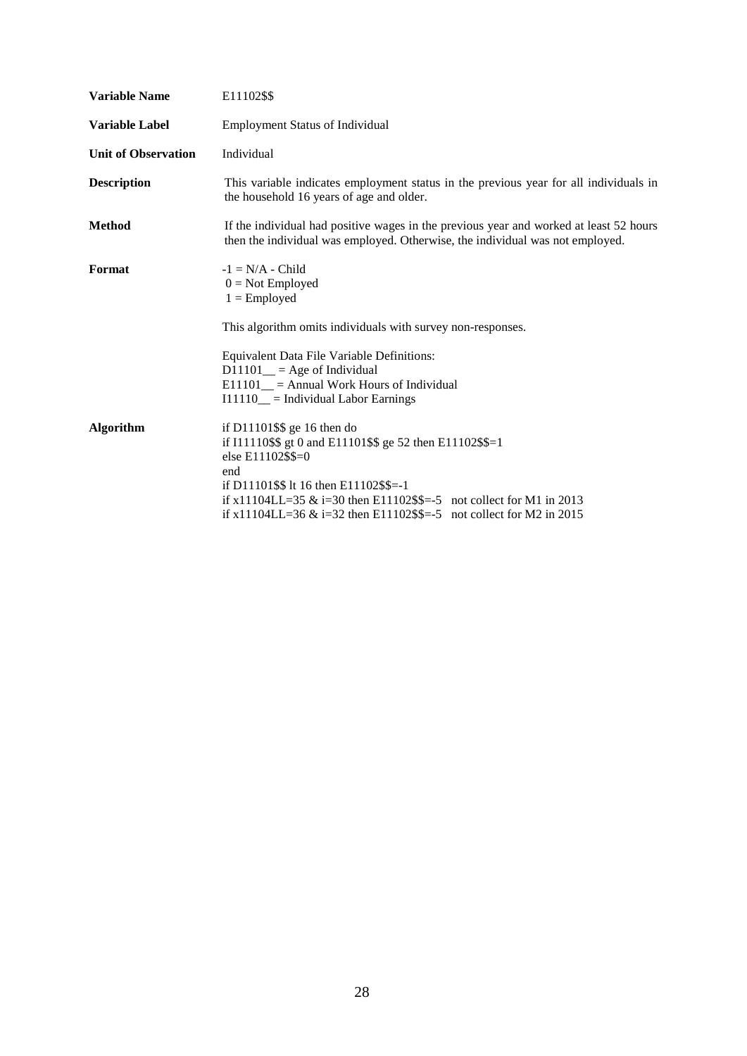**Variable Name** E11102$$

**Variable Label** Employment Status of Individual

**Unit of Observation** Individual

**Description** This variable indicates employment status in the previous year for all individuals in the household 16 years of age and older.

**Method** If the individual had positive wages in the previous year and worked at least 52 hours then the individual was employed. Otherwise, the individual was not employed.

**Format**

-1 = N/A - Child
0 = Not Employed
1 = Employed

This algorithm omits individuals with survey non-responses.

Equivalent Data File Variable Definitions:
D11101__ = Age of Individual
E11101__ = Annual Work Hours of Individual
I11110__ = Individual Labor Earnings

**Algorithm**

```
if D11101$$ ge 16 then do
if I11110$$ gt 0 and E11101$$ ge 52 then E11102$$=1
else E11102$$=0
end
if D11101$$ lt 16 then E11102$$=-1
if x11104LL=35 & i=30 then E11102$$=-5   not collect for M1 in 2013
if x11104LL=36 & i=32 then E11102$$=-5   not collect for M2 in 2015
```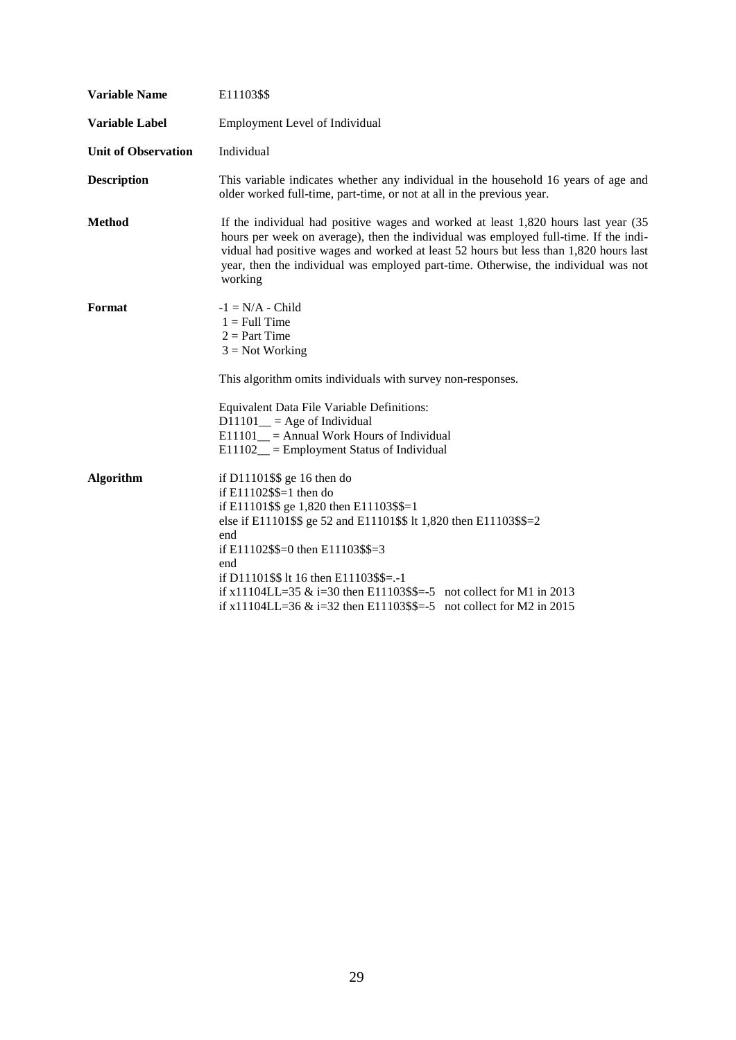**Variable Name** E11103$$

**Variable Label** Employment Level of Individual

**Unit of Observation** Individual

**Description** This variable indicates whether any individual in the household 16 years of age and older worked full-time, part-time, or not at all in the previous year.

**Method** If the individual had positive wages and worked at least 1,820 hours last year (35 hours per week on average), then the individual was employed full-time. If the individual had positive wages and worked at least 52 hours but less than 1,820 hours last year, then the individual was employed part-time. Otherwise, the individual was not working

**Format**

-1 = N/A - Child
1 = Full Time
2 = Part Time
3 = Not Working

This algorithm omits individuals with survey non-responses.

Equivalent Data File Variable Definitions:
D11101__ = Age of Individual
E11101__ = Annual Work Hours of Individual
E11102__ = Employment Status of Individual

**Algorithm**

```
if D11101$$ ge 16 then do
if E11102$$=1 then do
if E11101$$ ge 1,820 then E11103$$=1
else if E11101$$ ge 52 and E11101$$ lt 1,820 then E11103$$=2
end
if E11102$$=0 then E11103$$=3
end
if D11101$$ lt 16 then E11103$$=.-1
if x11104LL=35 & i=30 then E11103$$=-5   not collect for M1 in 2013
if x11104LL=36 & i=32 then E11103$$=-5   not collect for M2 in 2015
```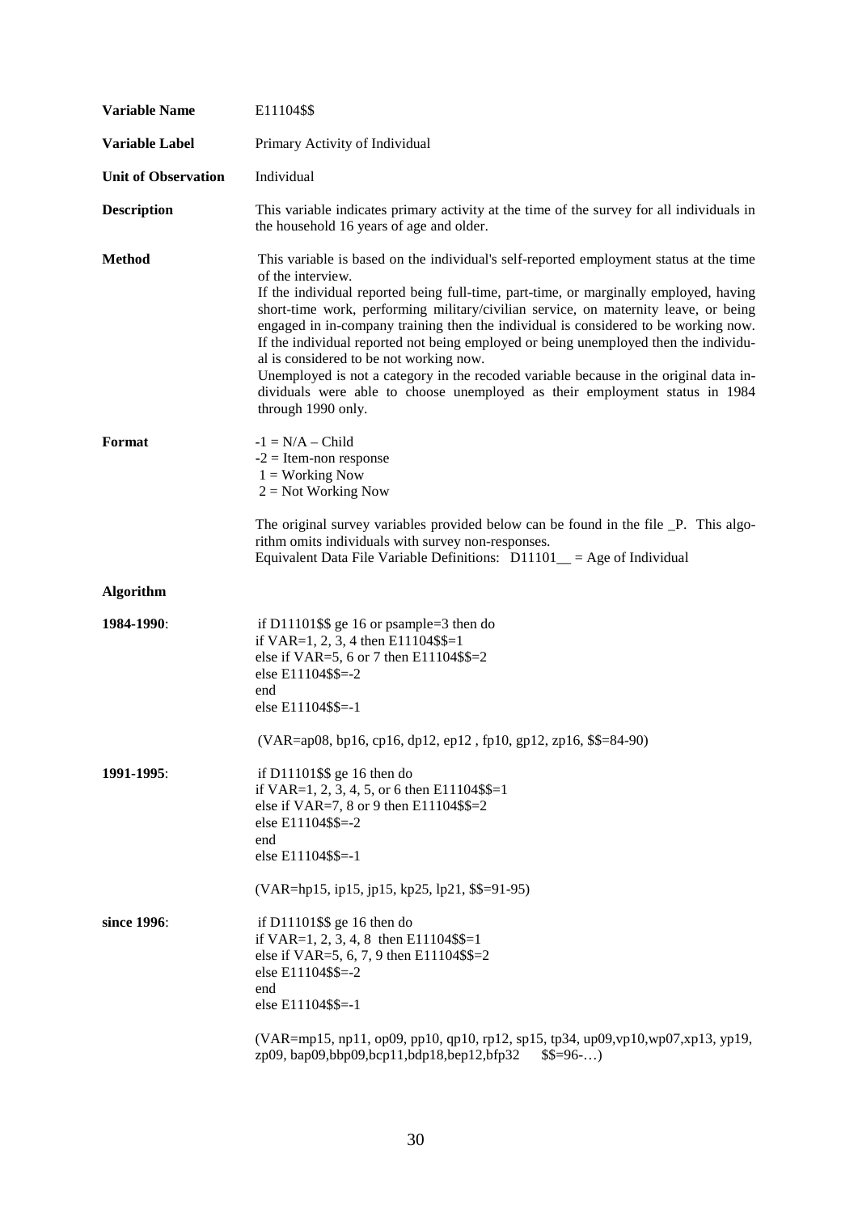**Variable Name** E11104$$

**Variable Label** Primary Activity of Individual

**Unit of Observation** Individual

**Description** This variable indicates primary activity at the time of the survey for all individuals in the household 16 years of age and older.

**Method** This variable is based on the individual's self-reported employment status at the time of the interview.
If the individual reported being full-time, part-time, or marginally employed, having short-time work, performing military/civilian service, on maternity leave, or being engaged in in-company training then the individual is considered to be working now.
If the individual reported not being employed or being unemployed then the individual is considered to be not working now.
Unemployed is not a category in the recoded variable because in the original data individuals were able to choose unemployed as their employment status in 1984 through 1990 only.

**Format**
-1 = N/A – Child
-2 = Item-non response
1 = Working Now
2 = Not Working Now

The original survey variables provided below can be found in the file _P. This algorithm omits individuals with survey non-responses.
Equivalent Data File Variable Definitions: D11101__ = Age of Individual

**Algorithm**

**1984-1990**:

```
if D11101$$ ge 16 or psample=3 then do
if VAR=1, 2, 3, 4 then E11104$$=1
else if VAR=5, 6 or 7 then E11104$$=2
else E11104$$=-2
end
else E11104$$=-1
```

(VAR=ap08, bp16, cp16, dp12, ep12 , fp10, gp12, zp16, $$=84-90)

**1991-1995**:

```
if D11101$$ ge 16 then do
if VAR=1, 2, 3, 4, 5, or 6 then E11104$$=1
else if VAR=7, 8 or 9 then E11104$$=2
else E11104$$=-2
end
else E11104$$=-1
```

(VAR=hp15, ip15, jp15, kp25, lp21, $$=91-95)

**since 1996**:

```
if D11101$$ ge 16 then do
if VAR=1, 2, 3, 4, 8 then E11104$$=1
else if VAR=5, 6, 7, 9 then E11104$$=2
else E11104$$=-2
end
else E11104$$=-1
```

(VAR=mp15, np11, op09, pp10, qp10, rp12, sp15, tp34, up09,vp10,wp07,xp13, yp19, zp09, bap09,bbp09,bcp11,bdp18,bep12,bfp32 $$=96-…)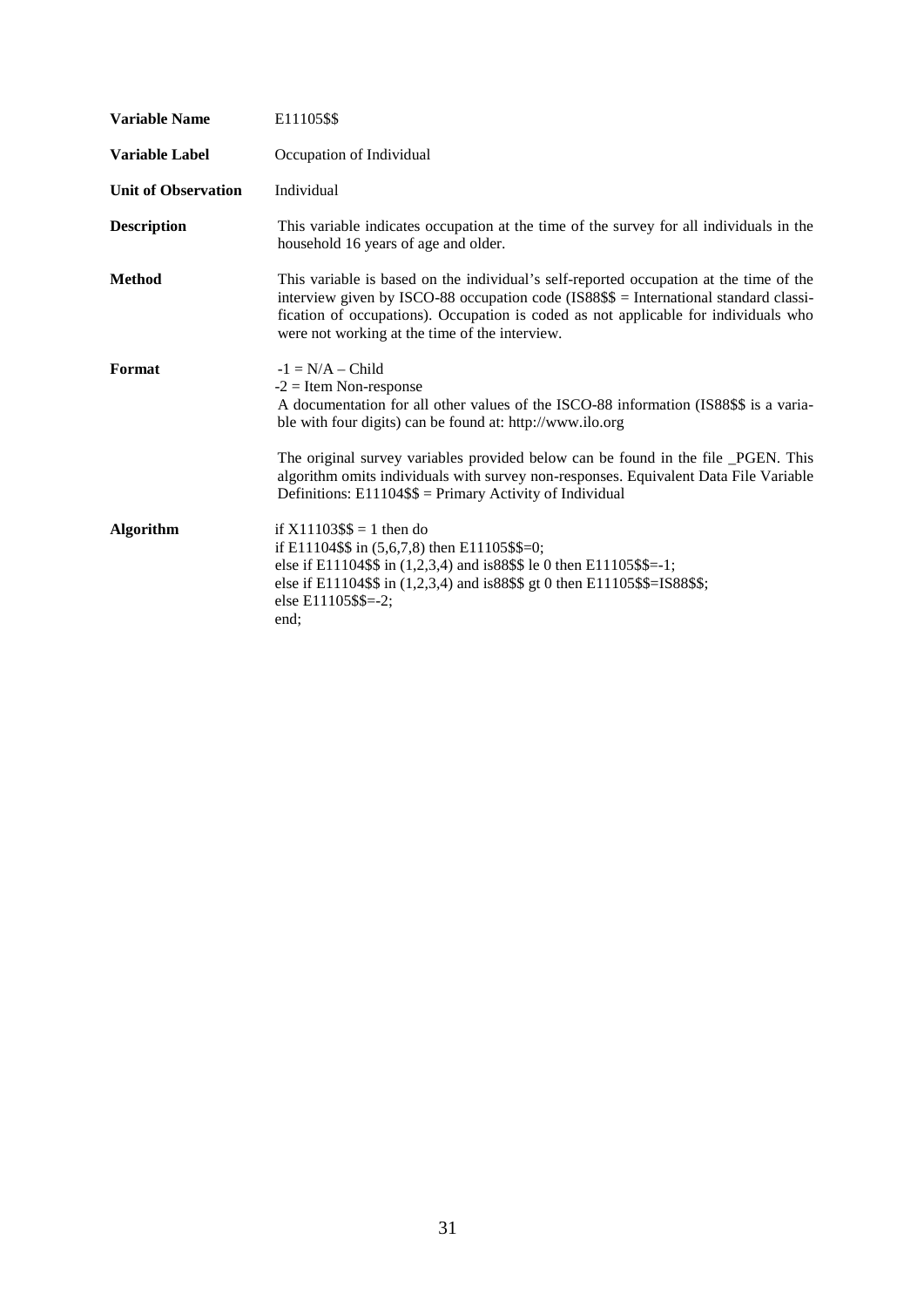| | |
|---|---|
| **Variable Name** | E11105$$ |
| **Variable Label** | Occupation of Individual |
| **Unit of Observation** | Individual |
| **Description** | This variable indicates occupation at the time of the survey for all individuals in the household 16 years of age and older. |
| **Method** | This variable is based on the individual's self-reported occupation at the time of the interview given by ISCO-88 occupation code (IS88$$ = International standard classification of occupations). Occupation is coded as not applicable for individuals who were not working at the time of the interview. |
| **Format** | -1 = N/A – Child<br>-2 = Item Non-response<br>A documentation for all other values of the ISCO-88 information (IS88$$ is a variable with four digits) can be found at: http://www.ilo.org<br><br>The original survey variables provided below can be found in the file _PGEN. This algorithm omits individuals with survey non-responses. Equivalent Data File Variable Definitions: E11104$$ = Primary Activity of Individual |
| **Algorithm** | if X11103$$ = 1 then do<br>if E11104$$ in (5,6,7,8) then E11105$$=0;<br>else if E11104$$ in (1,2,3,4) and is88$$ le 0 then E11105$$=-1;<br>else if E11104$$ in (1,2,3,4) and is88$$ gt 0 then E11105$$=IS88$$;<br>else E11105$$=-2;<br>end; |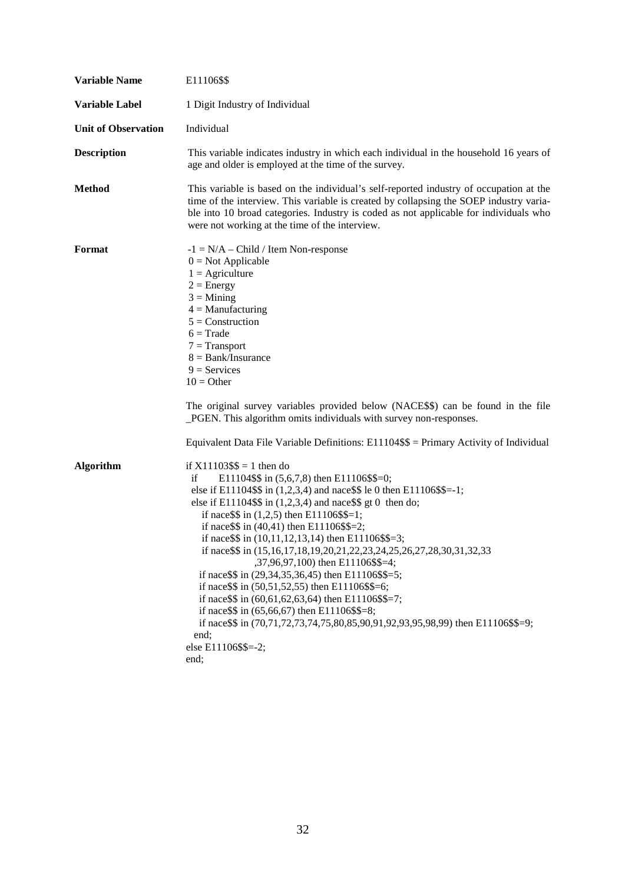**Variable Name** E11106$$

**Variable Label** 1 Digit Industry of Individual

**Unit of Observation** Individual

**Description** This variable indicates industry in which each individual in the household 16 years of age and older is employed at the time of the survey.

**Method** This variable is based on the individual's self-reported industry of occupation at the time of the interview. This variable is created by collapsing the SOEP industry variable into 10 broad categories. Industry is coded as not applicable for individuals who were not working at the time of the interview.

**Format**

-1 = N/A – Child / Item Non-response
0 = Not Applicable
1 = Agriculture
2 = Energy
3 = Mining
4 = Manufacturing
5 = Construction
6 = Trade
7 = Transport
8 = Bank/Insurance
9 = Services
10 = Other

The original survey variables provided below (NACE$$) can be found in the file _PGEN. This algorithm omits individuals with survey non-responses.

Equivalent Data File Variable Definitions: E11104$$ = Primary Activity of Individual

**Algorithm**

```
if X11103$$ = 1 then do
  if      E11104$$ in (5,6,7,8) then E11106$$=0;
  else if E11104$$ in (1,2,3,4) and nace$$ le 0 then E11106$$=-1;
  else if E11104$$ in (1,2,3,4) and nace$$ gt 0  then do;
     if nace$$ in (1,2,5) then E11106$$=1;
     if nace$$ in (40,41) then E11106$$=2;
     if nace$$ in (10,11,12,13,14) then E11106$$=3;
     if nace$$ in (15,16,17,18,19,20,21,22,23,24,25,26,27,28,30,31,32,33
                ,37,96,97,100) then E11106$$=4;
    if nace$$ in (29,34,35,36,45) then E11106$$=5;
    if nace$$ in (50,51,52,55) then E11106$$=6;
    if nace$$ in (60,61,62,63,64) then E11106$$=7;
    if nace$$ in (65,66,67) then E11106$$=8;
    if nace$$ in (70,71,72,73,74,75,80,85,90,91,92,93,95,98,99) then E11106$$=9;
  end;
else E11106$$=-2;
end;
```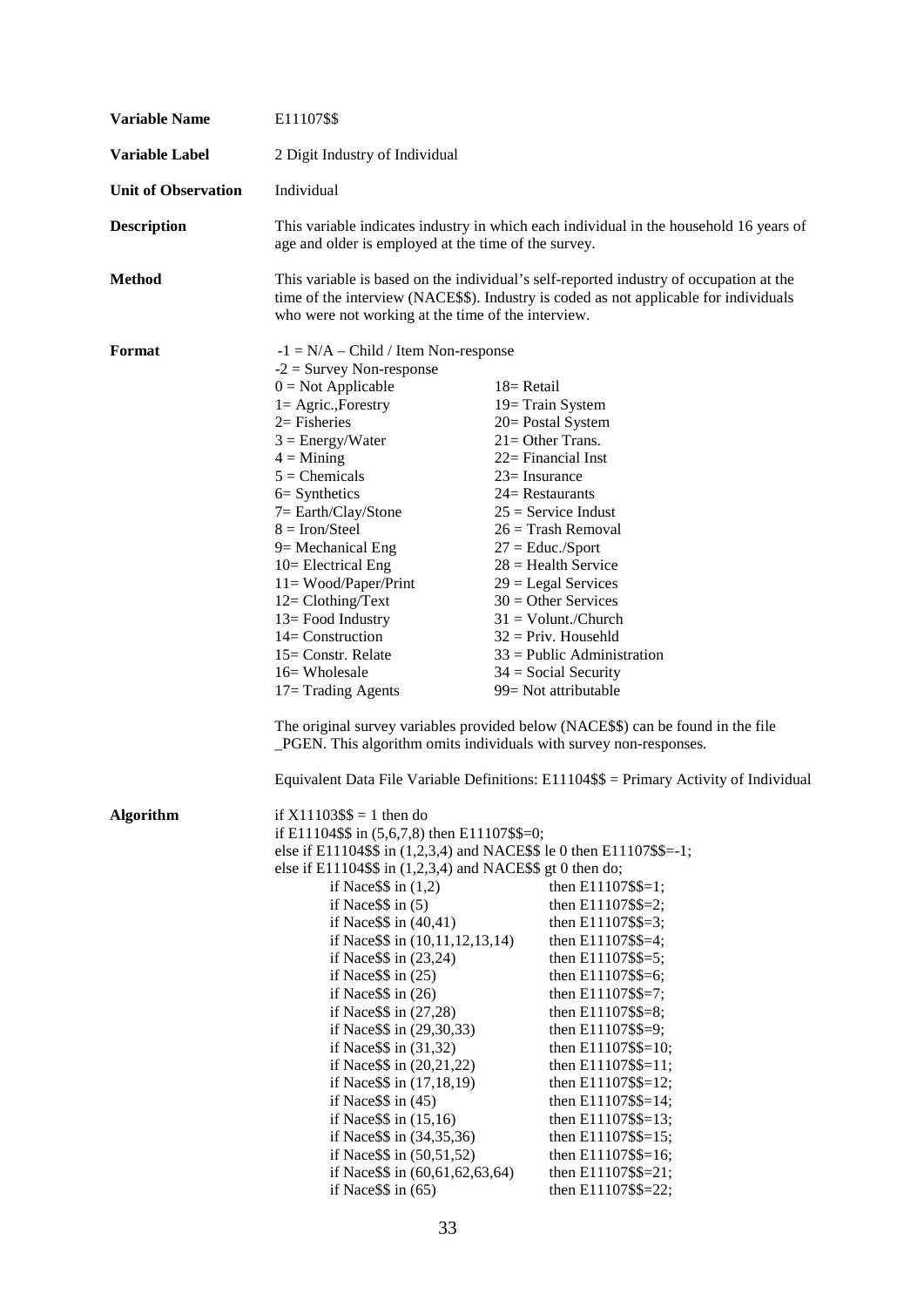**Variable Name** E11107$$

**Variable Label** 2 Digit Industry of Individual

**Unit of Observation** Individual

**Description** This variable indicates industry in which each individual in the household 16 years of age and older is employed at the time of the survey.

**Method** This variable is based on the individual's self-reported industry of occupation at the time of the interview (NACE$$). Industry is coded as not applicable for individuals who were not working at the time of the interview.

**Format**

-1 = N/A – Child / Item Non-response
-2 = Survey Non-response

| | |
|---|---|
| 0 = Not Applicable | 18= Retail |
| 1= Agric.,Forestry | 19= Train System |
| 2= Fisheries | 20= Postal System |
| 3 = Energy/Water | 21= Other Trans. |
| 4 = Mining | 22= Financial Inst |
| 5 = Chemicals | 23= Insurance |
| 6= Synthetics | 24= Restaurants |
| 7= Earth/Clay/Stone | 25 = Service Indust |
| 8 = Iron/Steel | 26 = Trash Removal |
| 9= Mechanical Eng | 27 = Educ./Sport |
| 10= Electrical Eng | 28 = Health Service |
| 11= Wood/Paper/Print | 29 = Legal Services |
| 12= Clothing/Text | 30 = Other Services |
| 13= Food Industry | 31 = Volunt./Church |
| 14= Construction | 32 = Priv. Househld |
| 15= Constr. Relate | 33 = Public Administration |
| 16= Wholesale | 34 = Social Security |
| 17= Trading Agents | 99= Not attributable |

The original survey variables provided below (NACE$$) can be found in the file _PGEN. This algorithm omits individuals with survey non-responses.

Equivalent Data File Variable Definitions: E11104$$ = Primary Activity of Individual

**Algorithm**

```
if X11103$$ = 1 then do
if E11104$$ in (5,6,7,8) then E11107$$=0;
else if E11104$$ in (1,2,3,4) and NACE$$ le 0 then E11107$$=-1;
else if E11104$$ in (1,2,3,4) and NACE$$ gt 0 then do;
        if Nace$$ in (1,2)                  then E11107$$=1;
        if Nace$$ in (5)                    then E11107$$=2;
        if Nace$$ in (40,41)                then E11107$$=3;
        if Nace$$ in (10,11,12,13,14)       then E11107$$=4;
        if Nace$$ in (23,24)                then E11107$$=5;
        if Nace$$ in (25)                   then E11107$$=6;
        if Nace$$ in (26)                   then E11107$$=7;
        if Nace$$ in (27,28)                then E11107$$=8;
        if Nace$$ in (29,30,33)             then E11107$$=9;
        if Nace$$ in (31,32)                then E11107$$=10;
        if Nace$$ in (20,21,22)             then E11107$$=11;
        if Nace$$ in (17,18,19)             then E11107$$=12;
        if Nace$$ in (45)                   then E11107$$=14;
        if Nace$$ in (15,16)                then E11107$$=13;
        if Nace$$ in (34,35,36)             then E11107$$=15;
        if Nace$$ in (50,51,52)             then E11107$$=16;
        if Nace$$ in (60,61,62,63,64)       then E11107$$=21;
        if Nace$$ in (65)                   then E11107$$=22;
```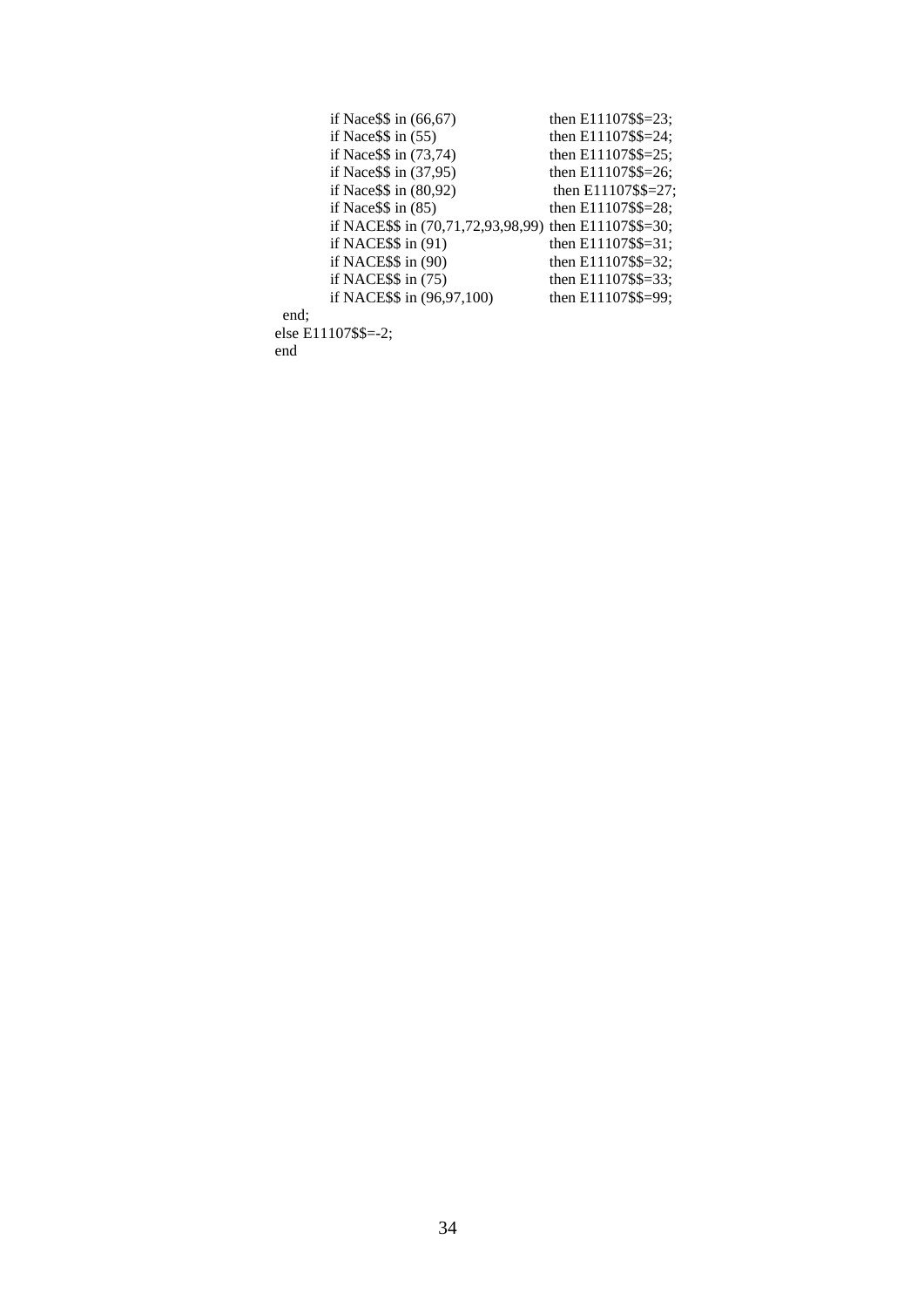```
        if Nace$$ in (66,67)                then E11107$$=23;
        if Nace$$ in (55)                   then E11107$$=24;
        if Nace$$ in (73,74)                then E11107$$=25;
        if Nace$$ in (37,95)                then E11107$$=26;
        if Nace$$ in (80,92)                 then E11107$$=27;
        if Nace$$ in (85)                   then E11107$$=28;
        if NACE$$ in (70,71,72,93,98,99) then E11107$$=30;
        if NACE$$ in (91)                   then E11107$$=31;
        if NACE$$ in (90)                   then E11107$$=32;
        if NACE$$ in (75)                   then E11107$$=33;
        if NACE$$ in (96,97,100)            then E11107$$=99;
  end;
else E11107$$=-2;
end
```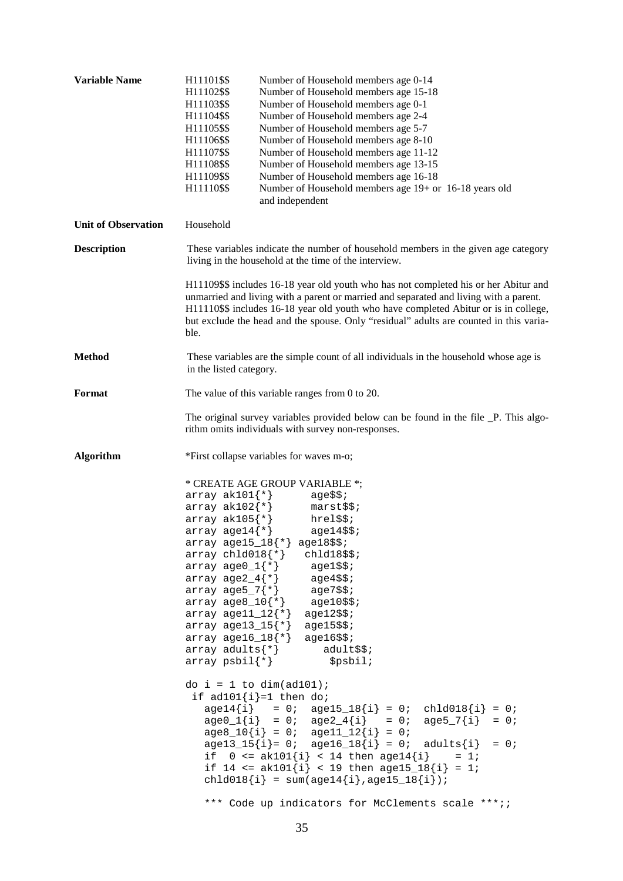**Variable Name**

H11101$$ Number of Household members age 0-14
H11102$$ Number of Household members age 15-18
H11103$$ Number of Household members age 0-1
H11104$$ Number of Household members age 2-4
H11105$$ Number of Household members age 5-7
H11106$$ Number of Household members age 8-10
H11107$$ Number of Household members age 11-12
H11108$$ Number of Household members age 13-15
H11109$$ Number of Household members age 16-18
H11110$$ Number of Household members age 19+ or 16-18 years old and independent

**Unit of Observation**

Household

**Description**

These variables indicate the number of household members in the given age category living in the household at the time of the interview.

H11109$$ includes 16-18 year old youth who has not completed his or her Abitur and unmarried and living with a parent or married and separated and living with a parent. H11110$$ includes 16-18 year old youth who have completed Abitur or is in college, but exclude the head and the spouse. Only "residual" adults are counted in this variable.

**Method**

These variables are the simple count of all individuals in the household whose age is in the listed category.

**Format**

The value of this variable ranges from 0 to 20.

The original survey variables provided below can be found in the file _P. This algorithm omits individuals with survey non-responses.

**Algorithm**

*First collapse variables for waves m-o;

```
* CREATE AGE GROUP VARIABLE *;
array ak101{*}      age$$;
array ak102{*}      marst$$;
array ak105{*}      hrel$$;
array age14{*}      age14$$;
array age15_18{*} age18$$;
array chld018{*}   chld18$$;
array age0_1{*}     age1$$;
array age2_4{*}     age4$$;
array age5_7{*}     age7$$;
array age8_10{*}    age10$$;
array age11_12{*}  age12$$;
array age13_15{*}  age15$$;
array age16_18{*}  age16$$;
array adults{*}        adult$$;
array psbil{*}          $psbil;

do i = 1 to dim(ad101);
 if ad101{i}=1 then do;
   age14{i}   = 0;  age15_18{i} = 0;  chld018{i} = 0;
   age0_1{i}  = 0;  age2_4{i}   = 0;  age5_7{i}  = 0;
   age8_10{i} = 0;  age11_12{i} = 0;
   age13_15{i}= 0;  age16_18{i} = 0;  adults{i}  = 0;
   if  0 <= ak101{i} < 14 then age14{i}    = 1;
   if 14 <= ak101{i} < 19 then age15_18{i} = 1;
   chld018{i} = sum(age14{i},age15_18{i});

   *** Code up indicators for McClements scale ***;;
```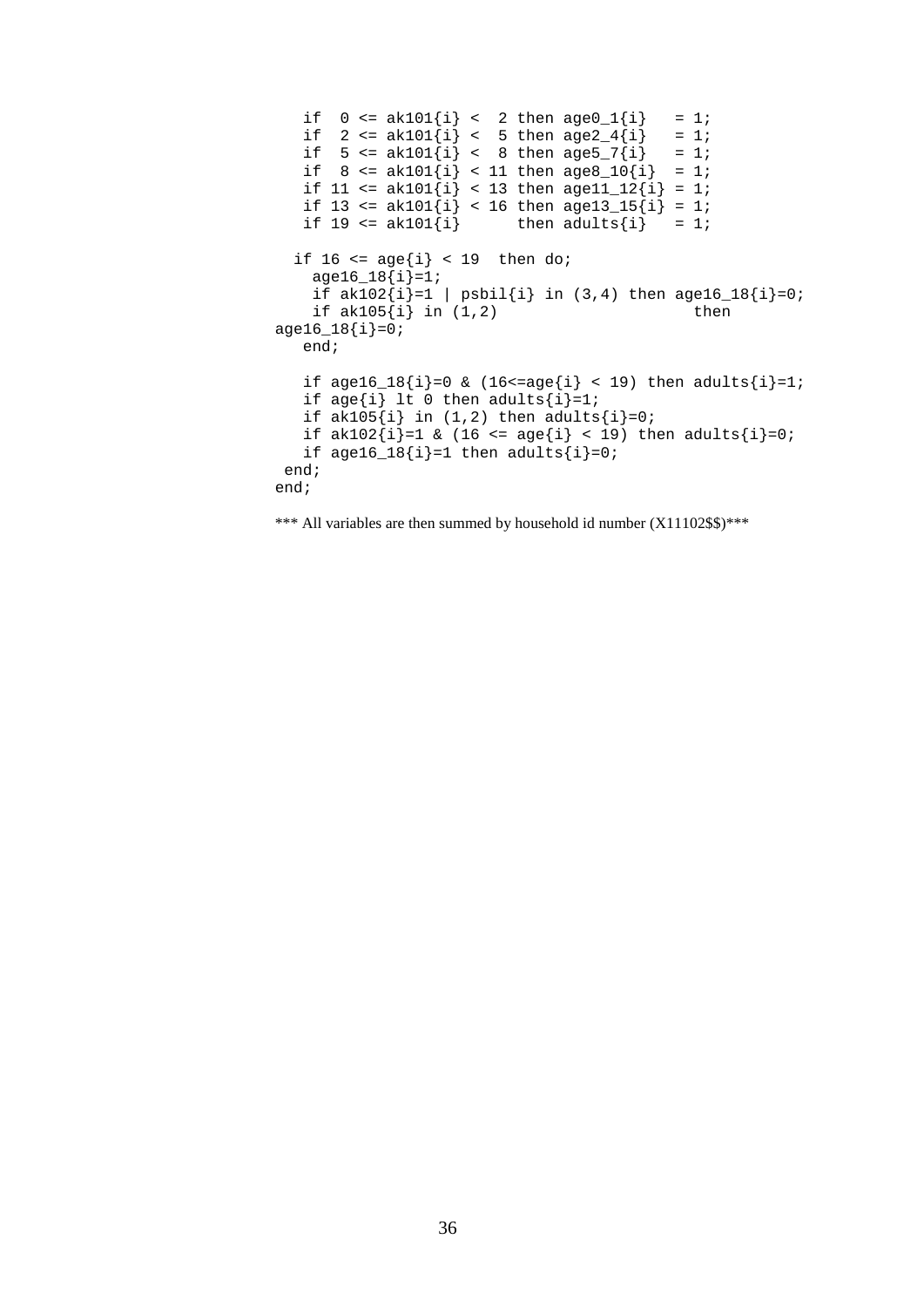```
   if  0 <= ak101{i} <  2 then age0_1{i}   = 1;
   if  2 <= ak101{i} <  5 then age2_4{i}   = 1;
   if  5 <= ak101{i} <  8 then age5_7{i}   = 1;
   if  8 <= ak101{i} < 11 then age8_10{i}  = 1;
   if 11 <= ak101{i} < 13 then age11_12{i} = 1;
   if 13 <= ak101{i} < 16 then age13_15{i} = 1;
   if 19 <= ak101{i}      then adults{i}   = 1;

  if 16 <= age{i} < 19  then do;
    age16_18{i}=1;
    if ak102{i}=1 | psbil{i} in (3,4) then age16_18{i}=0;
    if ak105{i} in (1,2)                    then
age16_18{i}=0;
   end;

   if age16_18{i}=0 & (16<=age{i} < 19) then adults{i}=1;
   if age{i} lt 0 then adults{i}=1;
   if ak105{i} in (1,2) then adults{i}=0;
   if ak102{i}=1 & (16 <= age{i} < 19) then adults{i}=0;
   if age16_18{i}=1 then adults{i}=0;
 end;
end;
```

*** All variables are then summed by household id number (X11102$$)***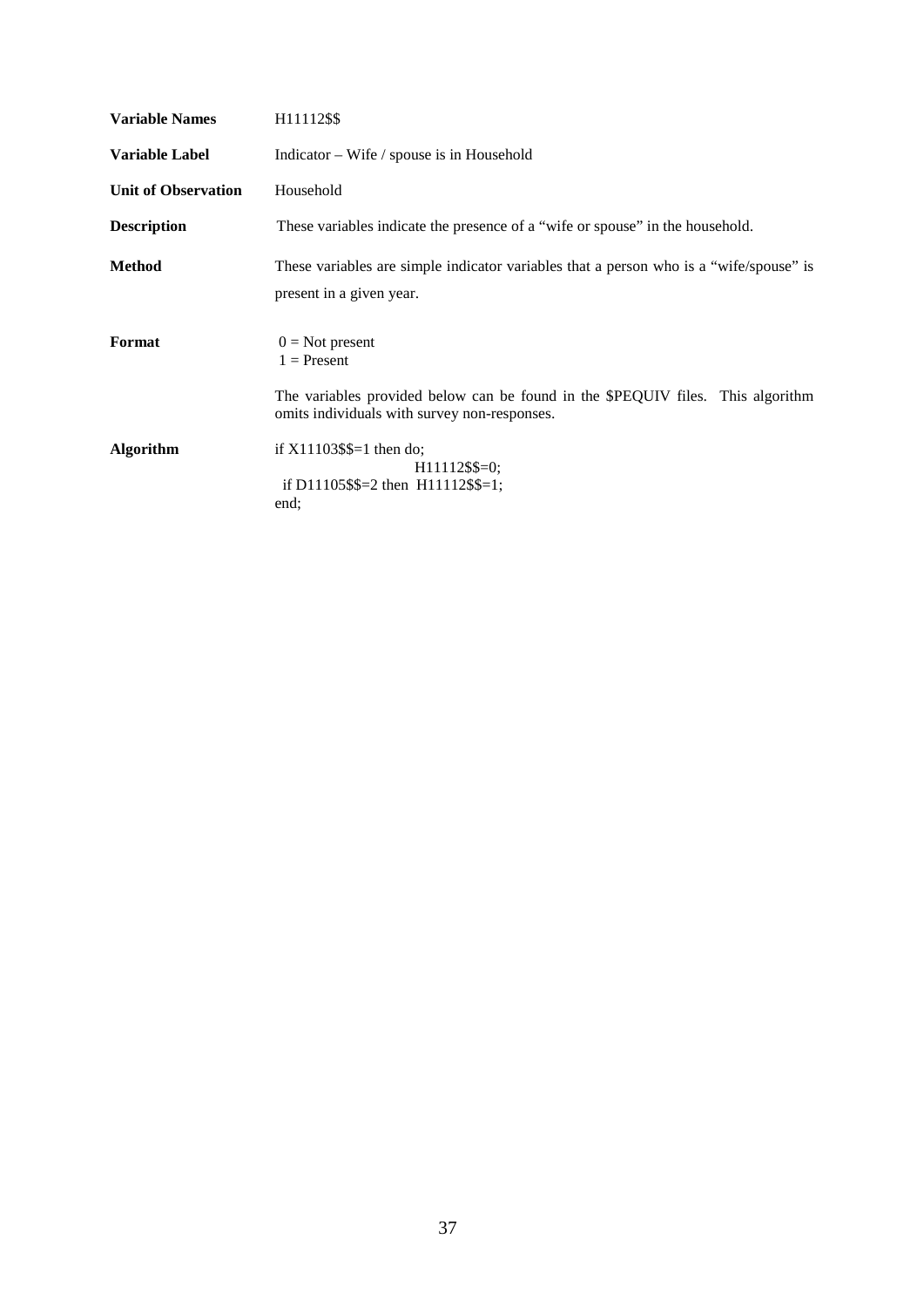**Variable Names** H11112$$

**Variable Label** Indicator – Wife / spouse is in Household

**Unit of Observation** Household

**Description** These variables indicate the presence of a "wife or spouse" in the household.

**Method** These variables are simple indicator variables that a person who is a "wife/spouse" is present in a given year.

**Format**

0 = Not present
1 = Present

The variables provided below can be found in the $PEQUIV files. This algorithm omits individuals with survey non-responses.

**Algorithm**

```
if X11103$$=1 then do;
                H11112$$=0;
  if D11105$$=2 then  H11112$$=1;
end;
```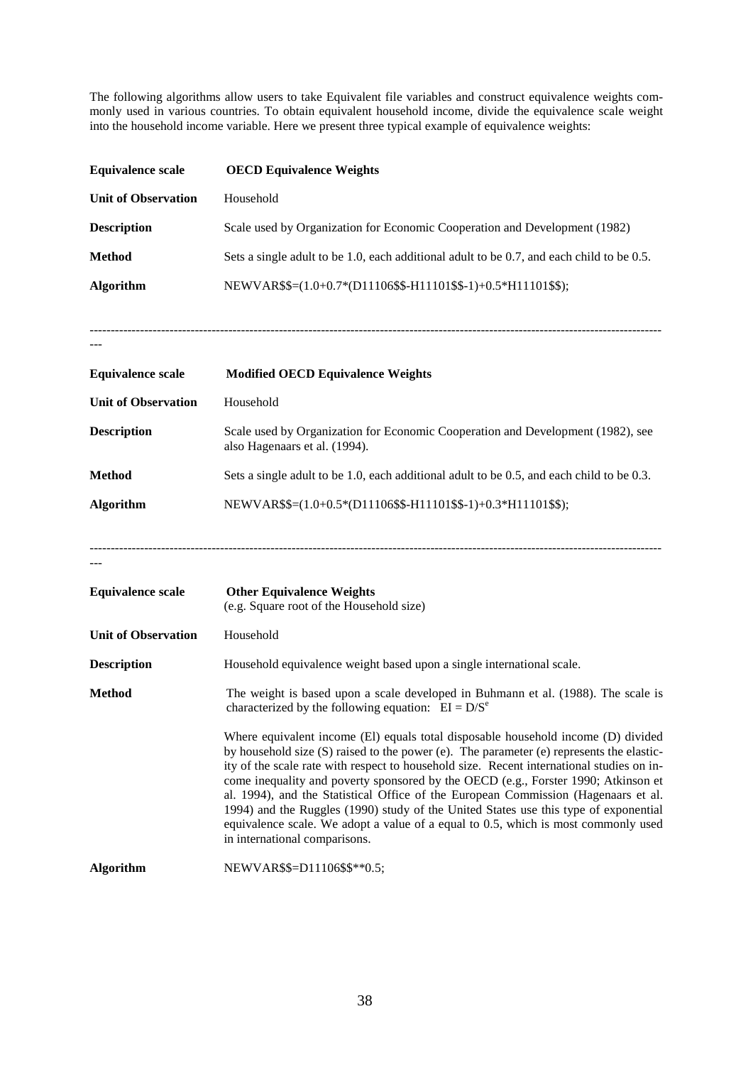The following algorithms allow users to take Equivalent file variables and construct equivalence weights commonly used in various countries. To obtain equivalent household income, divide the equivalence scale weight into the household income variable. Here we present three typical example of equivalence weights:

| | |
|---|---|
| **Equivalence scale** | **OECD Equivalence Weights** |
| **Unit of Observation** | Household |
| **Description** | Scale used by Organization for Economic Cooperation and Development (1982) |
| **Method** | Sets a single adult to be 1.0, each additional adult to be 0.7, and each child to be 0.5. |
| **Algorithm** | NEWVAR$$=(1.0+0.7*(D11106$$-H11101$$-1)+0.5*H11101$$); |

---

| | |
|---|---|
| **Equivalence scale** | **Modified OECD Equivalence Weights** |
| **Unit of Observation** | Household |
| **Description** | Scale used by Organization for Economic Cooperation and Development (1982), see also Hagenaars et al. (1994). |
| **Method** | Sets a single adult to be 1.0, each additional adult to be 0.5, and each child to be 0.3. |
| **Algorithm** | NEWVAR$$=(1.0+0.5*(D11106$$-H11101$$-1)+0.3*H11101$$); |

---

| | |
|---|---|
| **Equivalence scale** | **Other Equivalence Weights** (e.g. Square root of the Household size) |
| **Unit of Observation** | Household |
| **Description** | Household equivalence weight based upon a single international scale. |
| **Method** | The weight is based upon a scale developed in Buhmann et al. (1988). The scale is characterized by the following equation: $EI = D/S^e$ <br><br> Where equivalent income (El) equals total disposable household income (D) divided by household size (S) raised to the power (e). The parameter (e) represents the elasticity of the scale rate with respect to household size. Recent international studies on income inequality and poverty sponsored by the OECD (e.g., Forster 1990; Atkinson et al. 1994), and the Statistical Office of the European Commission (Hagenaars et al. 1994) and the Ruggles (1990) study of the United States use this type of exponential equivalence scale. We adopt a value of a equal to 0.5, which is most commonly used in international comparisons. |
| **Algorithm** | NEWVAR$$=D11106$$**0.5; |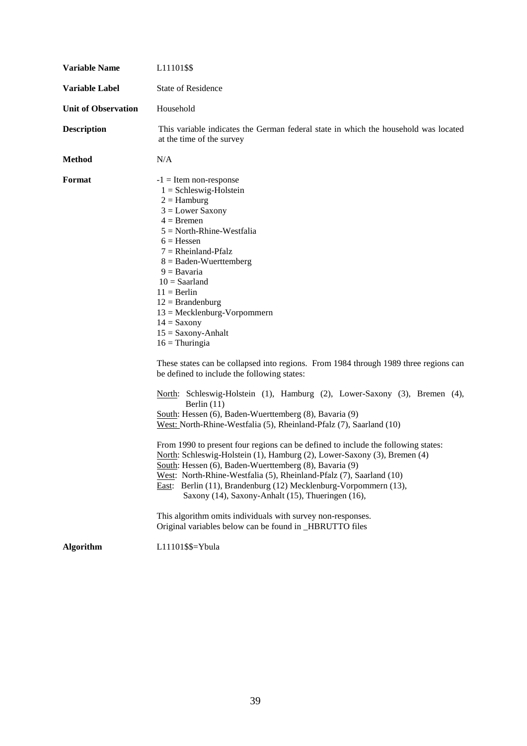**Variable Name** L11101$$

**Variable Label** State of Residence

**Unit of Observation** Household

**Description** This variable indicates the German federal state in which the household was located at the time of the survey

**Method** N/A

**Format**

-1 = Item non-response
1 = Schleswig-Holstein
2 = Hamburg
3 = Lower Saxony
4 = Bremen
5 = North-Rhine-Westfalia
6 = Hessen
7 = Rheinland-Pfalz
8 = Baden-Wuerttemberg
9 = Bavaria
10 = Saarland
11 = Berlin
12 = Brandenburg
13 = Mecklenburg-Vorpommern
14 = Saxony
15 = Saxony-Anhalt
16 = Thuringia

These states can be collapsed into regions. From 1984 through 1989 three regions can be defined to include the following states:

North: Schleswig-Holstein (1), Hamburg (2), Lower-Saxony (3), Bremen (4), Berlin (11)
South: Hessen (6), Baden-Wuerttemberg (8), Bavaria (9)
West: North-Rhine-Westfalia (5), Rheinland-Pfalz (7), Saarland (10)

From 1990 to present four regions can be defined to include the following states:
North: Schleswig-Holstein (1), Hamburg (2), Lower-Saxony (3), Bremen (4)
South: Hessen (6), Baden-Wuerttemberg (8), Bavaria (9)
West: North-Rhine-Westfalia (5), Rheinland-Pfalz (7), Saarland (10)
East: Berlin (11), Brandenburg (12) Mecklenburg-Vorpommern (13), Saxony (14), Saxony-Anhalt (15), Thueringen (16),

This algorithm omits individuals with survey non-responses.
Original variables below can be found in _HBRUTTO files

**Algorithm** L11101$$=Ybula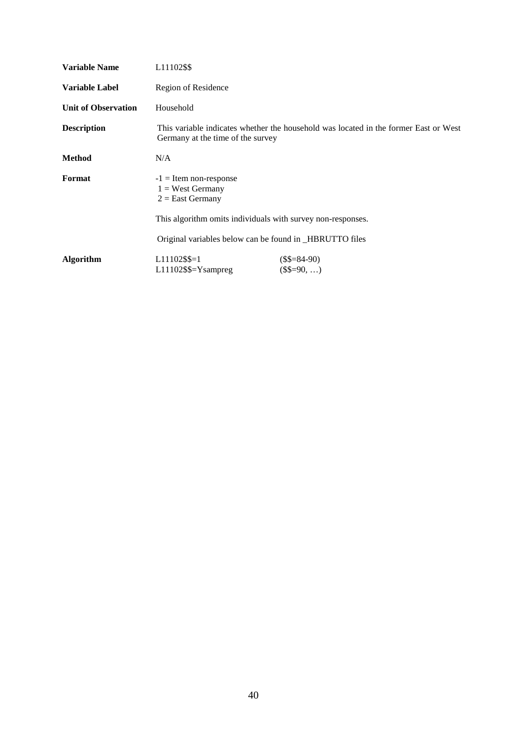| | |
|---|---|
| **Variable Name** | L11102$$ |
| **Variable Label** | Region of Residence |
| **Unit of Observation** | Household |
| **Description** | This variable indicates whether the household was located in the former East or West Germany at the time of the survey |
| **Method** | N/A |
| **Format** | -1 = Item non-response<br>1 = West Germany<br>2 = East Germany<br><br>This algorithm omits individuals with survey non-responses.<br><br>Original variables below can be found in _HBRUTTO files |
| **Algorithm** | L11102$$=1 ($$=84-90)<br>L11102$$=Ysampreg ($$=90, …) |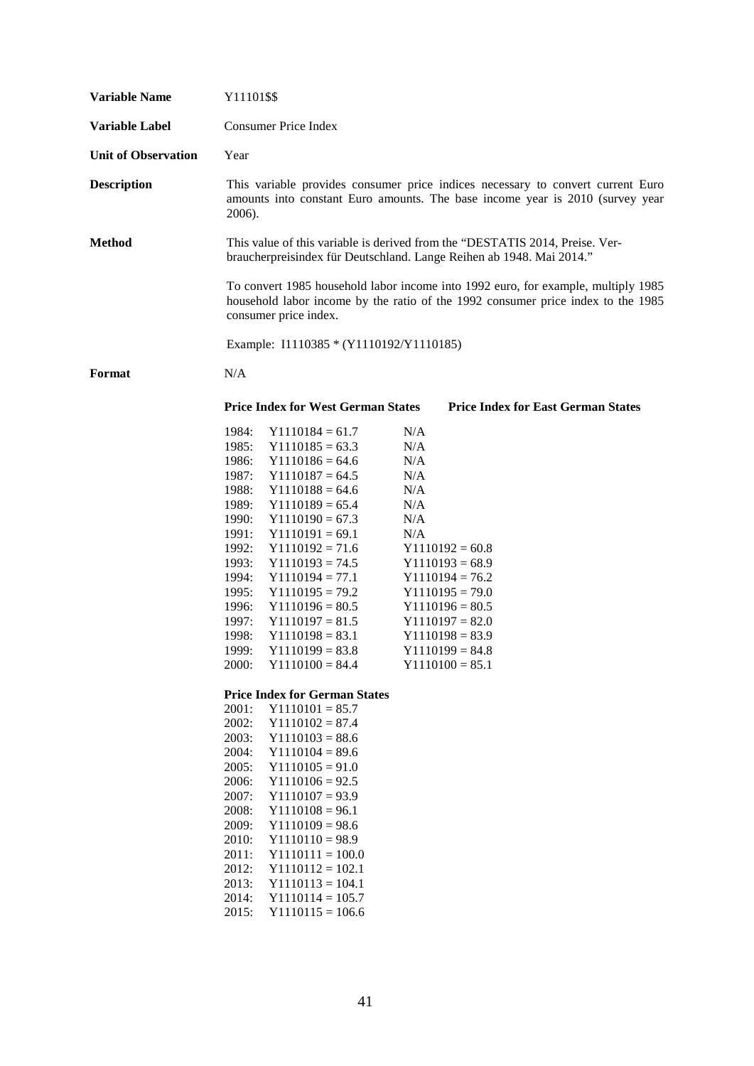**Variable Name** Y11101$$

**Variable Label** Consumer Price Index

**Unit of Observation** Year

**Description** This variable provides consumer price indices necessary to convert current Euro amounts into constant Euro amounts. The base income year is 2010 (survey year 2006).

**Method** This value of this variable is derived from the “DESTATIS 2014, Preise. Verbraucherpreisindex für Deutschland. Lange Reihen ab 1948. Mai 2014.”

To convert 1985 household labor income into 1992 euro, for example, multiply 1985 household labor income by the ratio of the 1992 consumer price index to the 1985 consumer price index.

Example: I1110385 * (Y1110192/Y1110185)

**Format** N/A

| | Price Index for West German States | Price Index for East German States |
|---|---|---|
| 1984: | Y1110184 = 61.7 | N/A |
| 1985: | Y1110185 = 63.3 | N/A |
| 1986: | Y1110186 = 64.6 | N/A |
| 1987: | Y1110187 = 64.5 | N/A |
| 1988: | Y1110188 = 64.6 | N/A |
| 1989: | Y1110189 = 65.4 | N/A |
| 1990: | Y1110190 = 67.3 | N/A |
| 1991: | Y1110191 = 69.1 | N/A |
| 1992: | Y1110192 = 71.6 | Y1110192 = 60.8 |
| 1993: | Y1110193 = 74.5 | Y1110193 = 68.9 |
| 1994: | Y1110194 = 77.1 | Y1110194 = 76.2 |
| 1995: | Y1110195 = 79.2 | Y1110195 = 79.0 |
| 1996: | Y1110196 = 80.5 | Y1110196 = 80.5 |
| 1997: | Y1110197 = 81.5 | Y1110197 = 82.0 |
| 1998: | Y1110198 = 83.1 | Y1110198 = 83.9 |
| 1999: | Y1110199 = 83.8 | Y1110199 = 84.8 |
| 2000: | Y1110100 = 84.4 | Y1110100 = 85.1 |

| | Price Index for German States |
|---|---|
| 2001: | Y1110101 = 85.7 |
| 2002: | Y1110102 = 87.4 |
| 2003: | Y1110103 = 88.6 |
| 2004: | Y1110104 = 89.6 |
| 2005: | Y1110105 = 91.0 |
| 2006: | Y1110106 = 92.5 |
| 2007: | Y1110107 = 93.9 |
| 2008: | Y1110108 = 96.1 |
| 2009: | Y1110109 = 98.6 |
| 2010: | Y1110110 = 98.9 |
| 2011: | Y1110111 = 100.0 |
| 2012: | Y1110112 = 102.1 |
| 2013: | Y1110113 = 104.1 |
| 2014: | Y1110114 = 105.7 |
| 2015: | Y1110115 = 106.6 |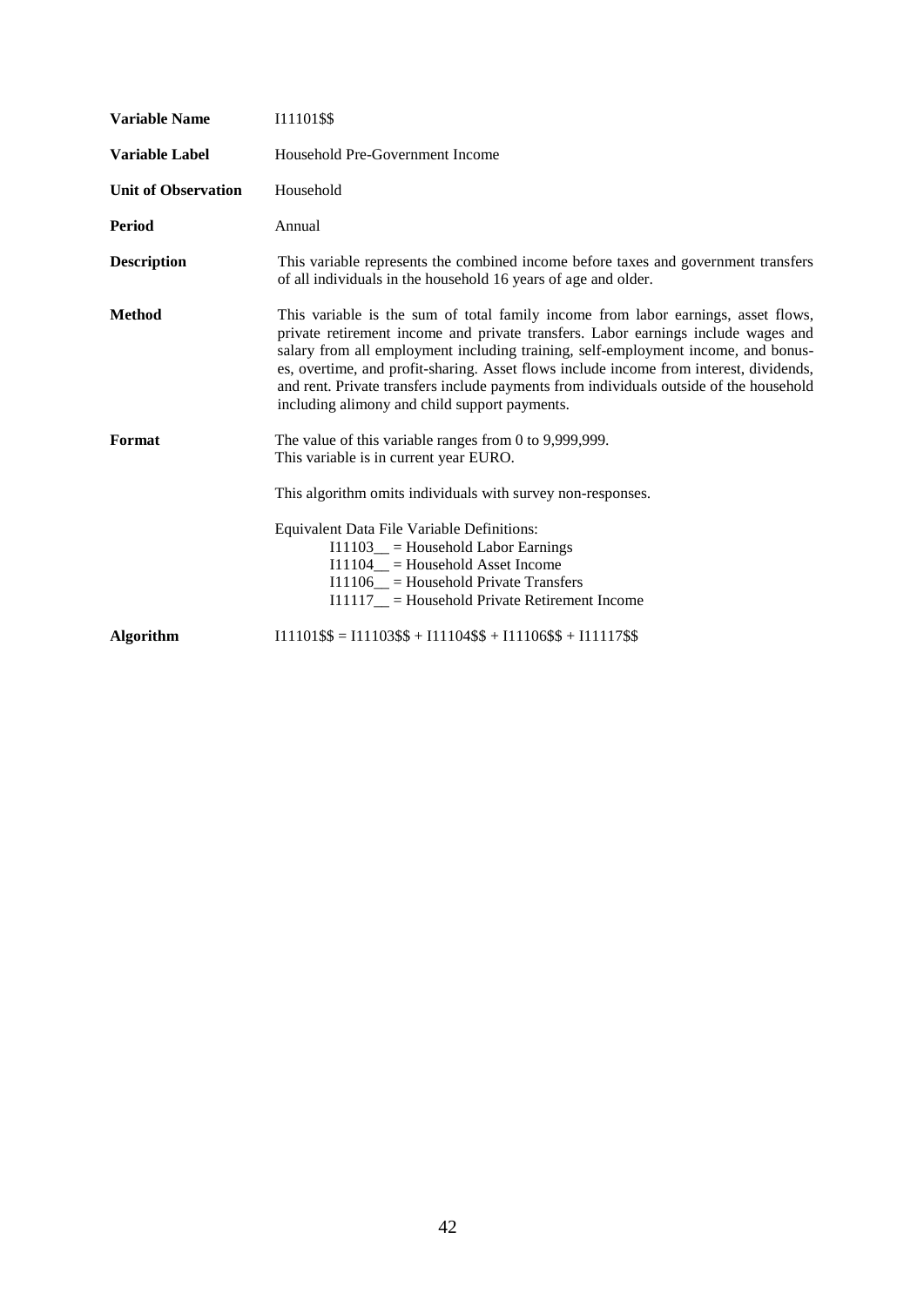| | |
|---|---|
| **Variable Name** | I11101$$ |
| **Variable Label** | Household Pre-Government Income |
| **Unit of Observation** | Household |
| **Period** | Annual |
| **Description** | This variable represents the combined income before taxes and government transfers of all individuals in the household 16 years of age and older. |
| **Method** | This variable is the sum of total family income from labor earnings, asset flows, private retirement income and private transfers. Labor earnings include wages and salary from all employment including training, self-employment income, and bonuses, overtime, and profit-sharing. Asset flows include income from interest, dividends, and rent. Private transfers include payments from individuals outside of the household including alimony and child support payments. |
| **Format** | The value of this variable ranges from 0 to 9,999,999.<br>This variable is in current year EURO.<br><br>This algorithm omits individuals with survey non-responses.<br><br>Equivalent Data File Variable Definitions:<br>I11103__ = Household Labor Earnings<br>I11104__ = Household Asset Income<br>I11106__ = Household Private Transfers<br>I11117__ = Household Private Retirement Income |
| **Algorithm** | I11101$$ = I11103$$ + I11104$$ + I11106$$ + I11117$$ |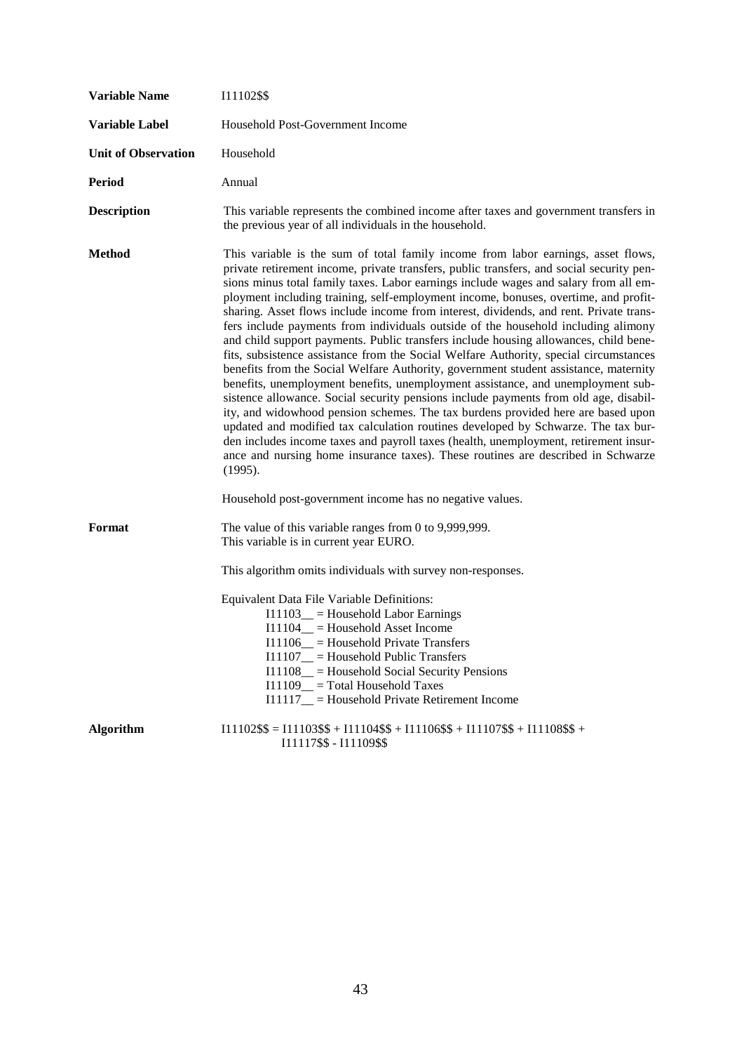**Variable Name** I11102$$

**Variable Label** Household Post-Government Income

**Unit of Observation** Household

**Period** Annual

**Description** This variable represents the combined income after taxes and government transfers in the previous year of all individuals in the household.

**Method** This variable is the sum of total family income from labor earnings, asset flows, private retirement income, private transfers, public transfers, and social security pensions minus total family taxes. Labor earnings include wages and salary from all employment including training, self-employment income, bonuses, overtime, and profit-sharing. Asset flows include income from interest, dividends, and rent. Private transfers include payments from individuals outside of the household including alimony and child support payments. Public transfers include housing allowances, child benefits, subsistence assistance from the Social Welfare Authority, special circumstances benefits from the Social Welfare Authority, government student assistance, maternity benefits, unemployment benefits, unemployment assistance, and unemployment subsistence allowance. Social security pensions include payments from old age, disability, and widowhood pension schemes. The tax burdens provided here are based upon updated and modified tax calculation routines developed by Schwarze. The tax burden includes income taxes and payroll taxes (health, unemployment, retirement insurance and nursing home insurance taxes). These routines are described in Schwarze (1995).

Household post-government income has no negative values.

**Format** The value of this variable ranges from 0 to 9,999,999.
This variable is in current year EURO.

This algorithm omits individuals with survey non-responses.

Equivalent Data File Variable Definitions:
- I11103__ = Household Labor Earnings
- I11104__ = Household Asset Income
- I11106__ = Household Private Transfers
- I11107__ = Household Public Transfers
- I11108__ = Household Social Security Pensions
- I11109__ = Total Household Taxes
- I11117__ = Household Private Retirement Income

**Algorithm** I11102$$ = I11103$$ + I11104$$ + I11106$$ + I11107$$ + I11108$$ + I11117$$ - I11109$$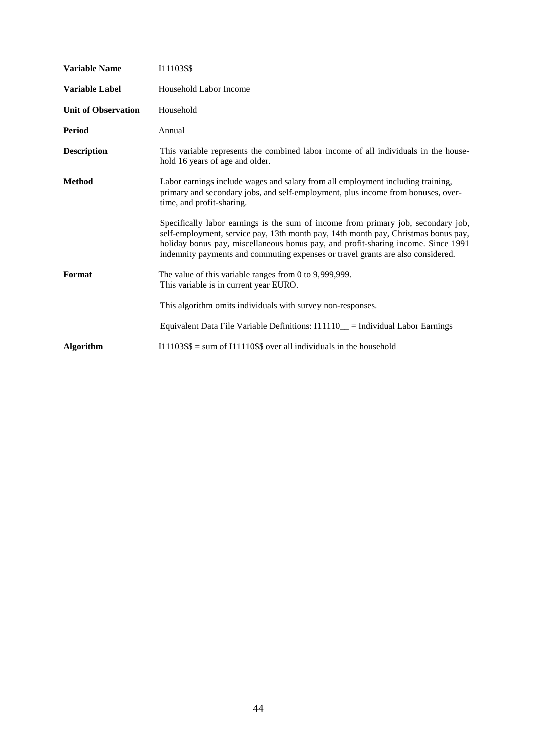**Variable Name** I11103$$

**Variable Label** Household Labor Income

**Unit of Observation** Household

**Period** Annual

**Description** This variable represents the combined labor income of all individuals in the household 16 years of age and older.

**Method** Labor earnings include wages and salary from all employment including training, primary and secondary jobs, and self-employment, plus income from bonuses, overtime, and profit-sharing.

Specifically labor earnings is the sum of income from primary job, secondary job, self-employment, service pay, 13th month pay, 14th month pay, Christmas bonus pay, holiday bonus pay, miscellaneous bonus pay, and profit-sharing income. Since 1991 indemnity payments and commuting expenses or travel grants are also considered.

**Format** The value of this variable ranges from 0 to 9,999,999.
This variable is in current year EURO.

This algorithm omits individuals with survey non-responses.

Equivalent Data File Variable Definitions: I11110__ = Individual Labor Earnings

**Algorithm** I11103$$ = sum of I11110$$ over all individuals in the household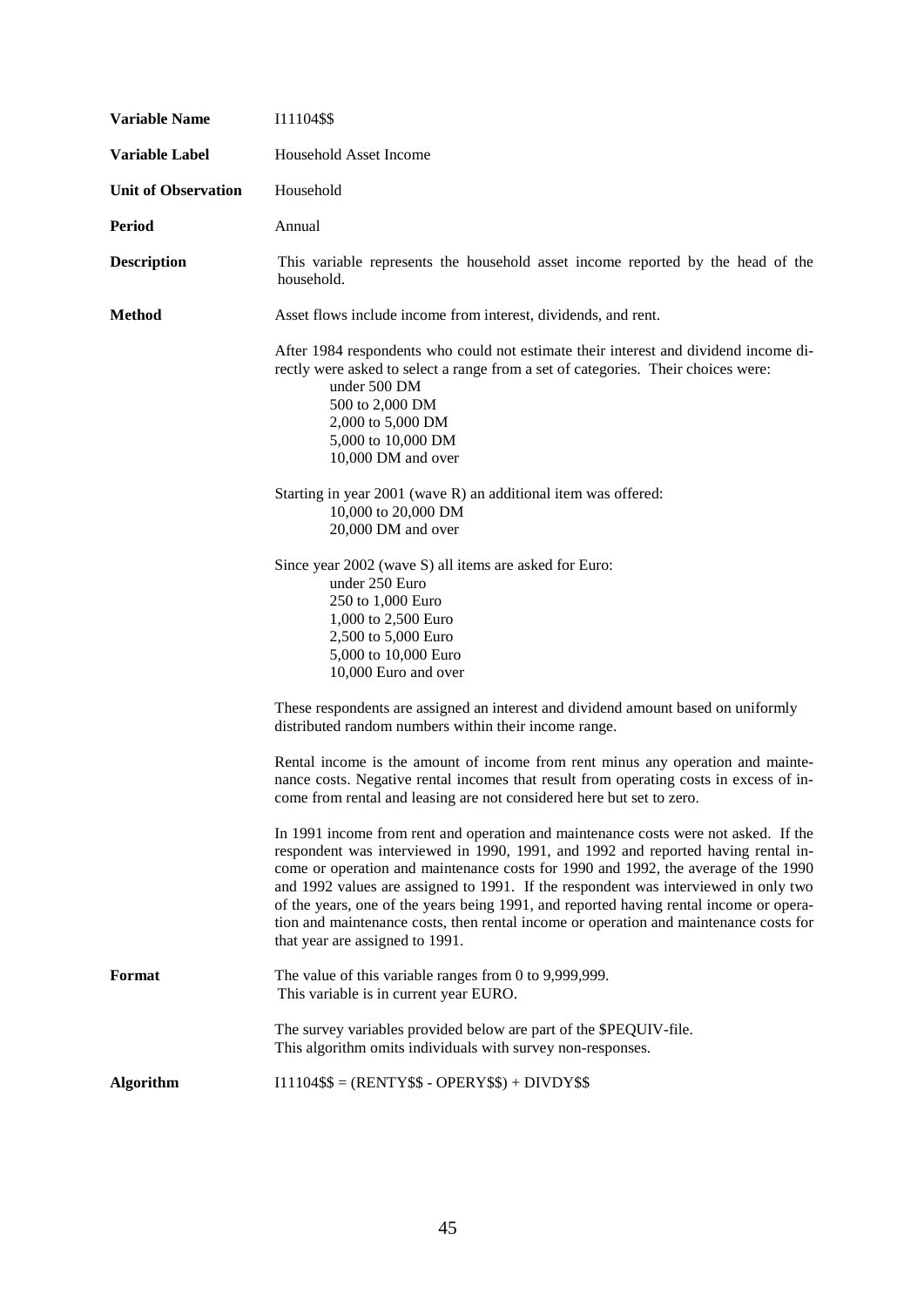**Variable Name** I11104$$

**Variable Label** Household Asset Income

**Unit of Observation** Household

**Period** Annual

**Description** This variable represents the household asset income reported by the head of the household.

**Method** Asset flows include income from interest, dividends, and rent.

After 1984 respondents who could not estimate their interest and dividend income directly were asked to select a range from a set of categories. Their choices were:

- under 500 DM
- 500 to 2,000 DM
- 2,000 to 5,000 DM
- 5,000 to 10,000 DM
- 10,000 DM and over

Starting in year 2001 (wave R) an additional item was offered:

- 10,000 to 20,000 DM
- 20,000 DM and over

Since year 2002 (wave S) all items are asked for Euro:

- under 250 Euro
- 250 to 1,000 Euro
- 1,000 to 2,500 Euro
- 2,500 to 5,000 Euro
- 5,000 to 10,000 Euro
- 10,000 Euro and over

These respondents are assigned an interest and dividend amount based on uniformly distributed random numbers within their income range.

Rental income is the amount of income from rent minus any operation and maintenance costs. Negative rental incomes that result from operating costs in excess of income from rental and leasing are not considered here but set to zero.

In 1991 income from rent and operation and maintenance costs were not asked. If the respondent was interviewed in 1990, 1991, and 1992 and reported having rental income or operation and maintenance costs for 1990 and 1992, the average of the 1990 and 1992 values are assigned to 1991. If the respondent was interviewed in only two of the years, one of the years being 1991, and reported having rental income or operation and maintenance costs, then rental income or operation and maintenance costs for that year are assigned to 1991.

**Format** The value of this variable ranges from 0 to 9,999,999.
This variable is in current year EURO.

The survey variables provided below are part of the $PEQUIV-file.
This algorithm omits individuals with survey non-responses.

**Algorithm** I11104$$ = (RENTY$$ - OPERY$$) + DIVDY$$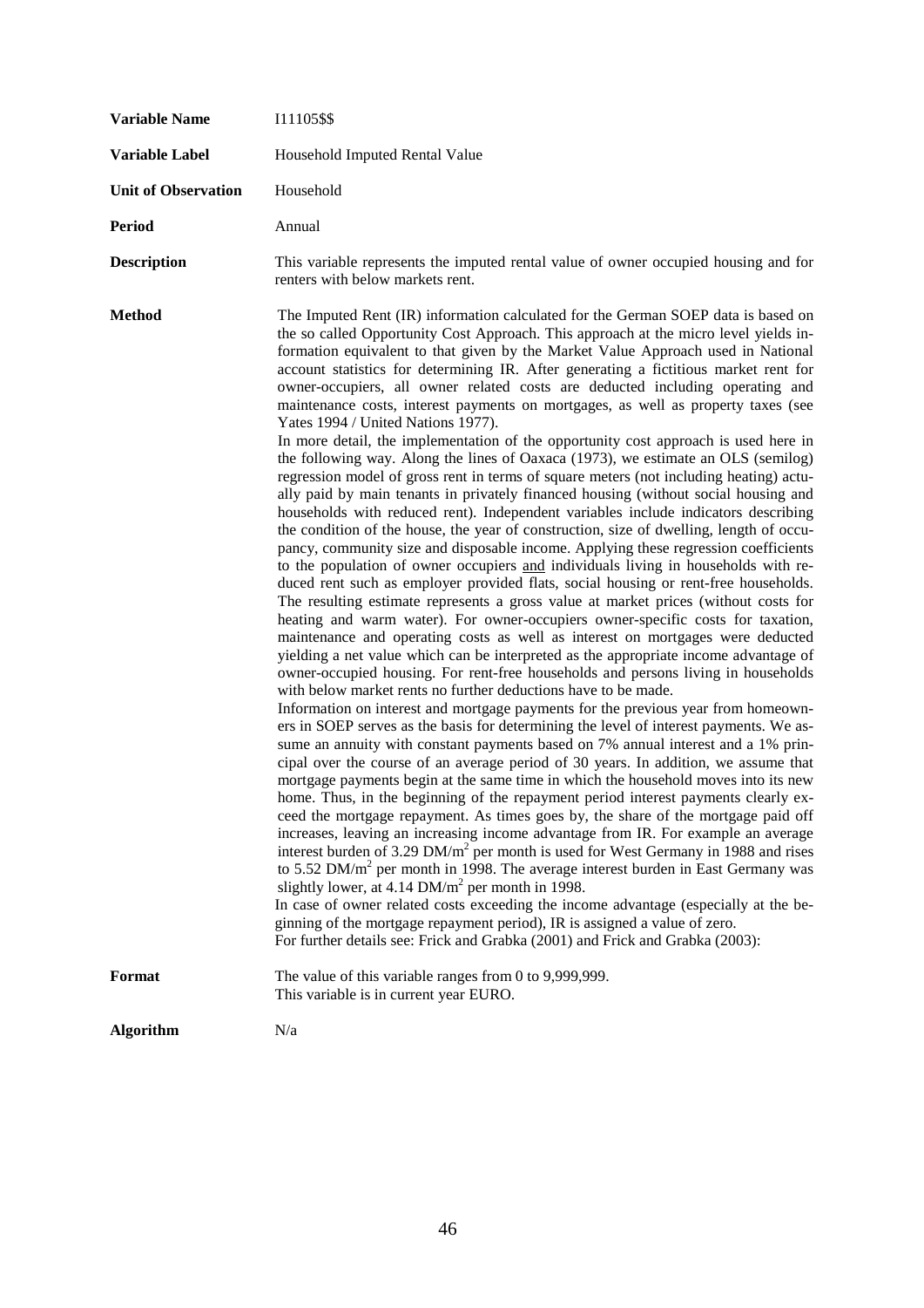**Variable Name** I11105$$

**Variable Label** Household Imputed Rental Value

**Unit of Observation** Household

**Period** Annual

**Description** This variable represents the imputed rental value of owner occupied housing and for renters with below markets rent.

**Method** The Imputed Rent (IR) information calculated for the German SOEP data is based on the so called Opportunity Cost Approach. This approach at the micro level yields information equivalent to that given by the Market Value Approach used in National account statistics for determining IR. After generating a fictitious market rent for owner-occupiers, all owner related costs are deducted including operating and maintenance costs, interest payments on mortgages, as well as property taxes (see Yates 1994 / United Nations 1977).

In more detail, the implementation of the opportunity cost approach is used here in the following way. Along the lines of Oaxaca (1973), we estimate an OLS (semilog) regression model of gross rent in terms of square meters (not including heating) actually paid by main tenants in privately financed housing (without social housing and households with reduced rent). Independent variables include indicators describing the condition of the house, the year of construction, size of dwelling, length of occupancy, community size and disposable income. Applying these regression coefficients to the population of owner occupiers <u>and</u> individuals living in households with reduced rent such as employer provided flats, social housing or rent-free households. The resulting estimate represents a gross value at market prices (without costs for heating and warm water). For owner-occupiers owner-specific costs for taxation, maintenance and operating costs as well as interest on mortgages were deducted yielding a net value which can be interpreted as the appropriate income advantage of owner-occupied housing. For rent-free households and persons living in households with below market rents no further deductions have to be made.

Information on interest and mortgage payments for the previous year from homeowners in SOEP serves as the basis for determining the level of interest payments. We assume an annuity with constant payments based on 7% annual interest and a 1% principal over the course of an average period of 30 years. In addition, we assume that mortgage payments begin at the same time in which the household moves into its new home. Thus, in the beginning of the repayment period interest payments clearly exceed the mortgage repayment. As times goes by, the share of the mortgage paid off increases, leaving an increasing income advantage from IR. For example an average interest burden of 3.29 DM/m$^2$ per month is used for West Germany in 1988 and rises to 5.52 DM/m$^2$ per month in 1998. The average interest burden in East Germany was slightly lower, at 4.14 DM/m$^2$ per month in 1998.

In case of owner related costs exceeding the income advantage (especially at the beginning of the mortgage repayment period), IR is assigned a value of zero.

For further details see: Frick and Grabka (2001) and Frick and Grabka (2003):

**Format** The value of this variable ranges from 0 to 9,999,999.
This variable is in current year EURO.

**Algorithm** N/a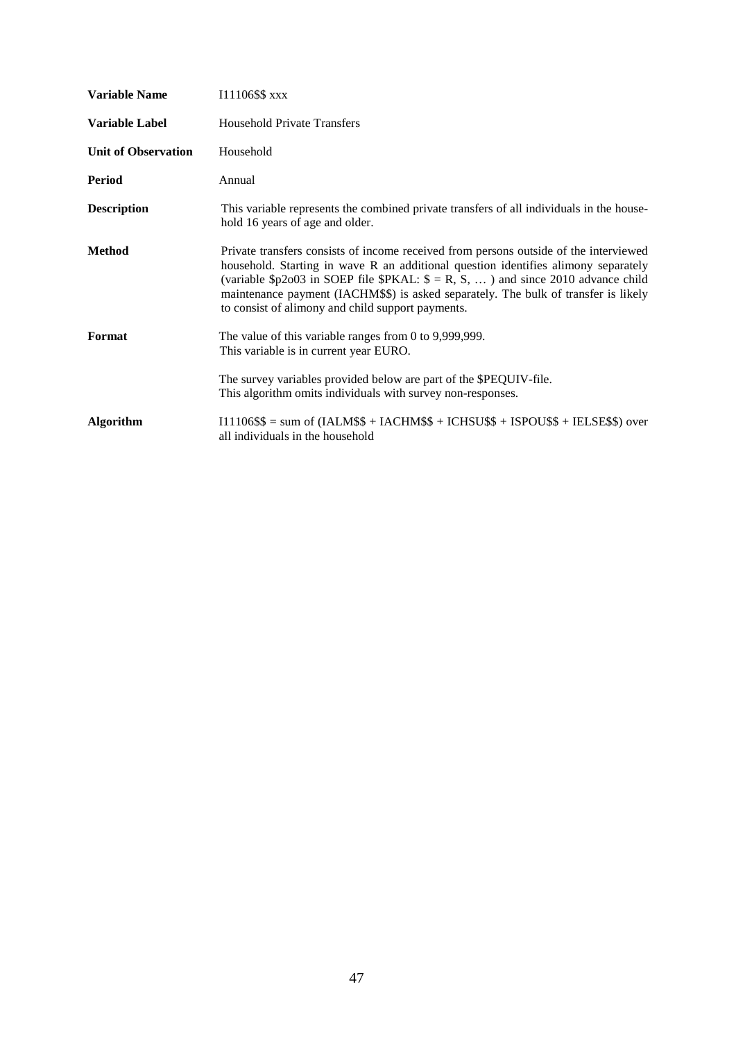**Variable Name** I11106$$ xxx

**Variable Label** Household Private Transfers

**Unit of Observation** Household

**Period** Annual

**Description** This variable represents the combined private transfers of all individuals in the household 16 years of age and older.

**Method** Private transfers consists of income received from persons outside of the interviewed household. Starting in wave R an additional question identifies alimony separately (variable $p2o03 in SOEP file $PKAL: $ = R, S, … ) and since 2010 advance child maintenance payment (IACHM$$) is asked separately. The bulk of transfer is likely to consist of alimony and child support payments.

**Format** The value of this variable ranges from 0 to 9,999,999.
This variable is in current year EURO.

The survey variables provided below are part of the $PEQUIV-file.
This algorithm omits individuals with survey non-responses.

**Algorithm** I11106$$ = sum of (IALM$$ + IACHM$$ + ICHSU$$ + ISPOU$$ + IELSE$$) over all individuals in the household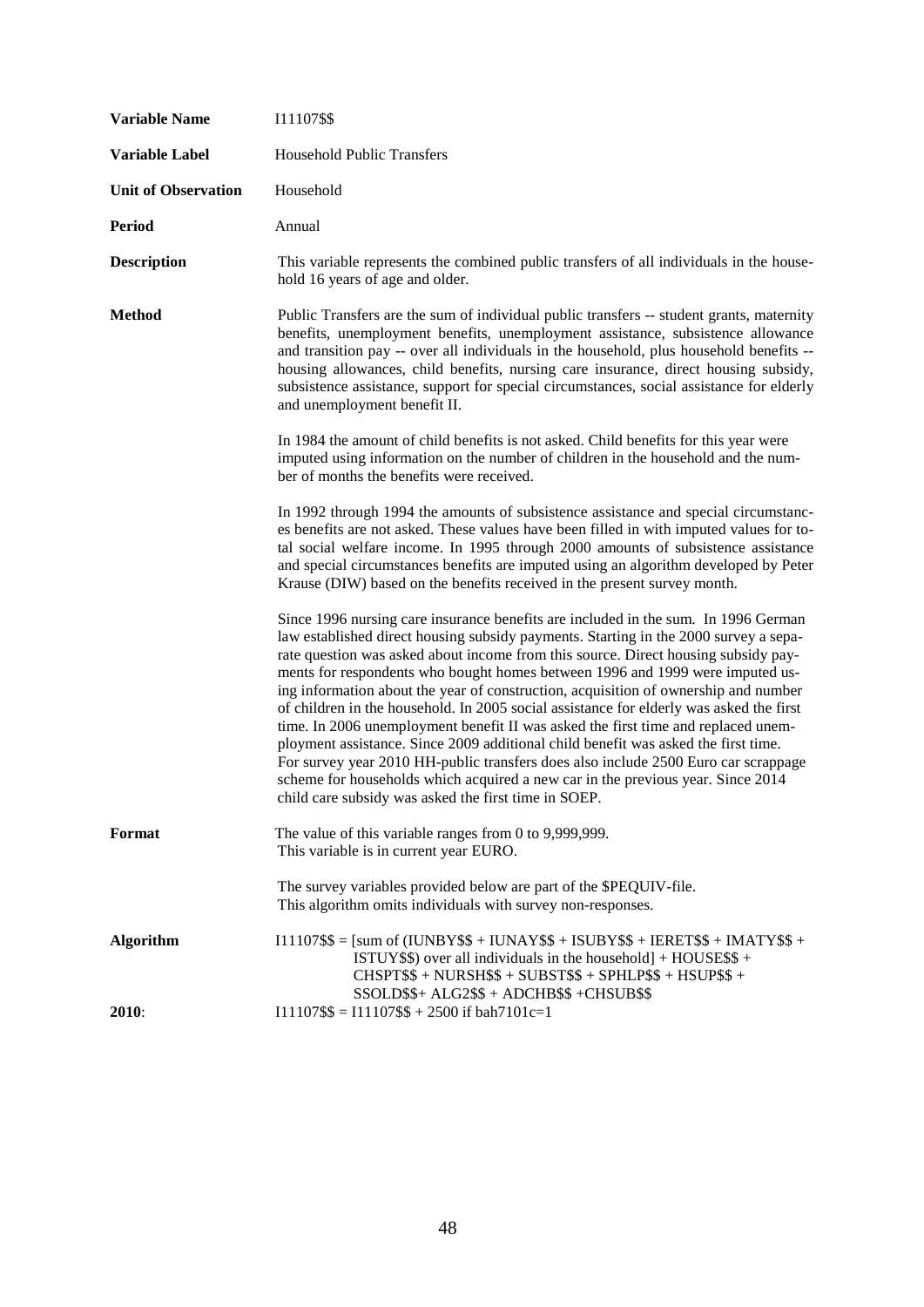**Variable Name** I11107$$

**Variable Label** Household Public Transfers

**Unit of Observation** Household

**Period** Annual

**Description** This variable represents the combined public transfers of all individuals in the household 16 years of age and older.

**Method** Public Transfers are the sum of individual public transfers -- student grants, maternity benefits, unemployment benefits, unemployment assistance, subsistence allowance and transition pay -- over all individuals in the household, plus household benefits -- housing allowances, child benefits, nursing care insurance, direct housing subsidy, subsistence assistance, support for special circumstances, social assistance for elderly and unemployment benefit II.

In 1984 the amount of child benefits is not asked. Child benefits for this year were imputed using information on the number of children in the household and the number of months the benefits were received.

In 1992 through 1994 the amounts of subsistence assistance and special circumstances benefits are not asked. These values have been filled in with imputed values for total social welfare income. In 1995 through 2000 amounts of subsistence assistance and special circumstances benefits are imputed using an algorithm developed by Peter Krause (DIW) based on the benefits received in the present survey month.

Since 1996 nursing care insurance benefits are included in the sum. In 1996 German law established direct housing subsidy payments. Starting in the 2000 survey a separate question was asked about income from this source. Direct housing subsidy payments for respondents who bought homes between 1996 and 1999 were imputed using information about the year of construction, acquisition of ownership and number of children in the household. In 2005 social assistance for elderly was asked the first time. In 2006 unemployment benefit II was asked the first time and replaced unemployment assistance. Since 2009 additional child benefit was asked the first time. For survey year 2010 HH-public transfers does also include 2500 Euro car scrappage scheme for households which acquired a new car in the previous year. Since 2014 child care subsidy was asked the first time in SOEP.

**Format** The value of this variable ranges from 0 to 9,999,999. This variable is in current year EURO.

The survey variables provided below are part of the $PEQUIV-file. This algorithm omits individuals with survey non-responses.

**Algorithm** I11107$$ = [sum of (IUNBY$$ + IUNAY$$ + ISUBY$$ + IERET$$ + IMATY$$ + ISTUY$$) over all individuals in the household] + HOUSE$$ + CHSPT$$ + NURSH$$ + SUBST$$ + SPHLP$$ + HSUP$$ + SSOLD$$+ ALG2$$ + ADCHB$$ +CHSUB$$

**2010**: I11107$$ = I11107$$ + 2500 if bah7101c=1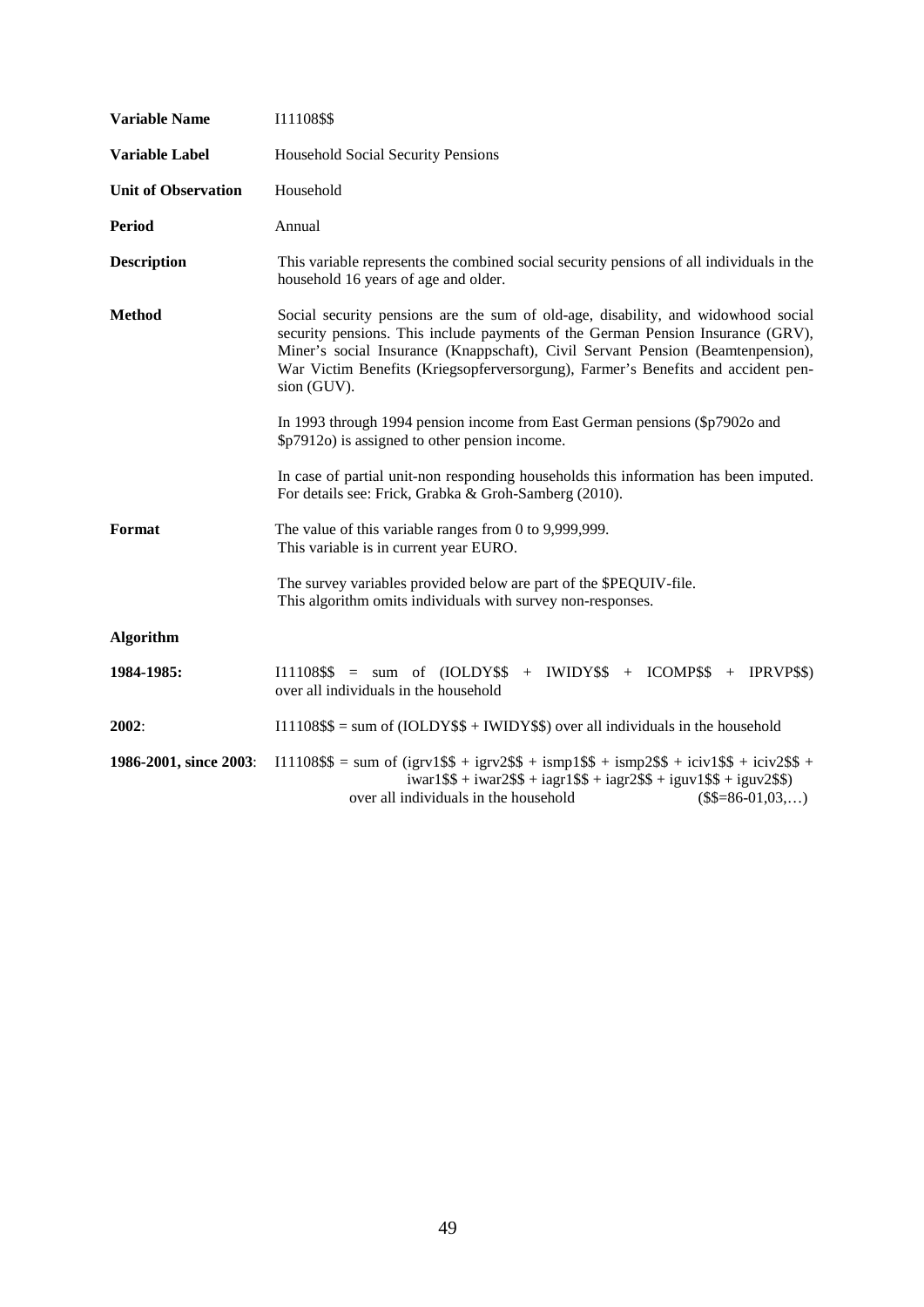| | |
|---|---|
| **Variable Name** | I11108$$ |
| **Variable Label** | Household Social Security Pensions |
| **Unit of Observation** | Household |
| **Period** | Annual |
| **Description** | This variable represents the combined social security pensions of all individuals in the household 16 years of age and older. |
| **Method** | Social security pensions are the sum of old-age, disability, and widowhood social security pensions. This include payments of the German Pension Insurance (GRV), Miner's social Insurance (Knappschaft), Civil Servant Pension (Beamtenpension), War Victim Benefits (Kriegsopferversorgung), Farmer's Benefits and accident pension (GUV).<br><br>In 1993 through 1994 pension income from East German pensions ($p7902o and $p7912o) is assigned to other pension income.<br><br>In case of partial unit-non responding households this information has been imputed. For details see: Frick, Grabka & Groh-Samberg (2010). |
| **Format** | The value of this variable ranges from 0 to 9,999,999.<br>This variable is in current year EURO.<br><br>The survey variables provided below are part of the $PEQUIV-file.<br>This algorithm omits individuals with survey non-responses. |

**Algorithm**

| | |
|---|---|
| **1984-1985:** | I11108$$ = sum of (IOLDY$$ + IWIDY$$ + ICOMP$$ + IPRVP$$) over all individuals in the household |
| **2002**: | I11108$$ = sum of (IOLDY$$ + IWIDY$$) over all individuals in the household |
| **1986-2001, since 2003**: | I11108$$ = sum of (igrv1$$ + igrv2$$ + ismp1$$ + ismp2$$ + iciv1$$ + iciv2$$ + iwar1$$ + iwar2$$ + iagr1$$ + iagr2$$ + iguv1$$ + iguv2$$) over all individuals in the household ($$=86-01,03,…) |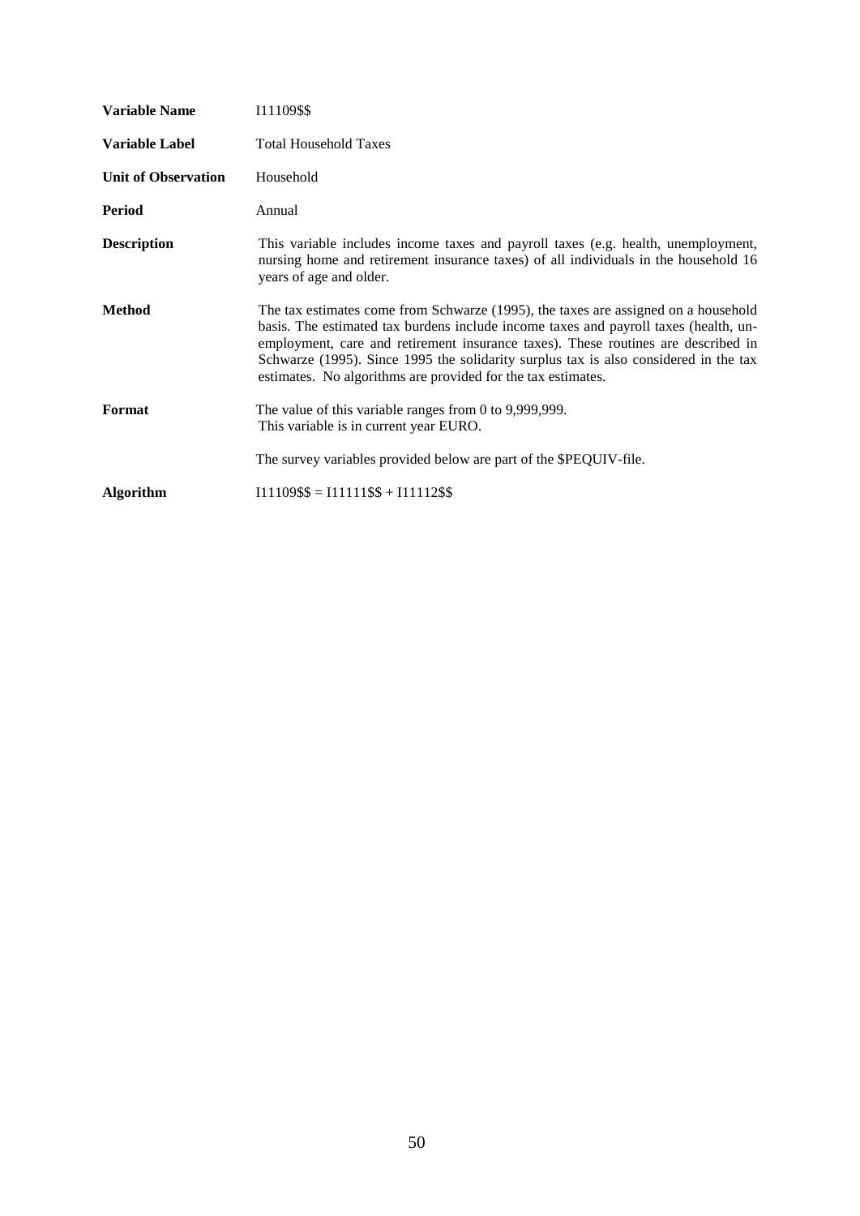| | |
|---|---|
| **Variable Name** | I11109$$ |
| **Variable Label** | Total Household Taxes |
| **Unit of Observation** | Household |
| **Period** | Annual |
| **Description** | This variable includes income taxes and payroll taxes (e.g. health, unemployment, nursing home and retirement insurance taxes) of all individuals in the household 16 years of age and older. |
| **Method** | The tax estimates come from Schwarze (1995), the taxes are assigned on a household basis. The estimated tax burdens include income taxes and payroll taxes (health, unemployment, care and retirement insurance taxes). These routines are described in Schwarze (1995). Since 1995 the solidarity surplus tax is also considered in the tax estimates. No algorithms are provided for the tax estimates. |
| **Format** | The value of this variable ranges from 0 to 9,999,999. This variable is in current year EURO. The survey variables provided below are part of the $PEQUIV-file. |
| **Algorithm** | I11109$$ = I11111$$ + I11112$$ |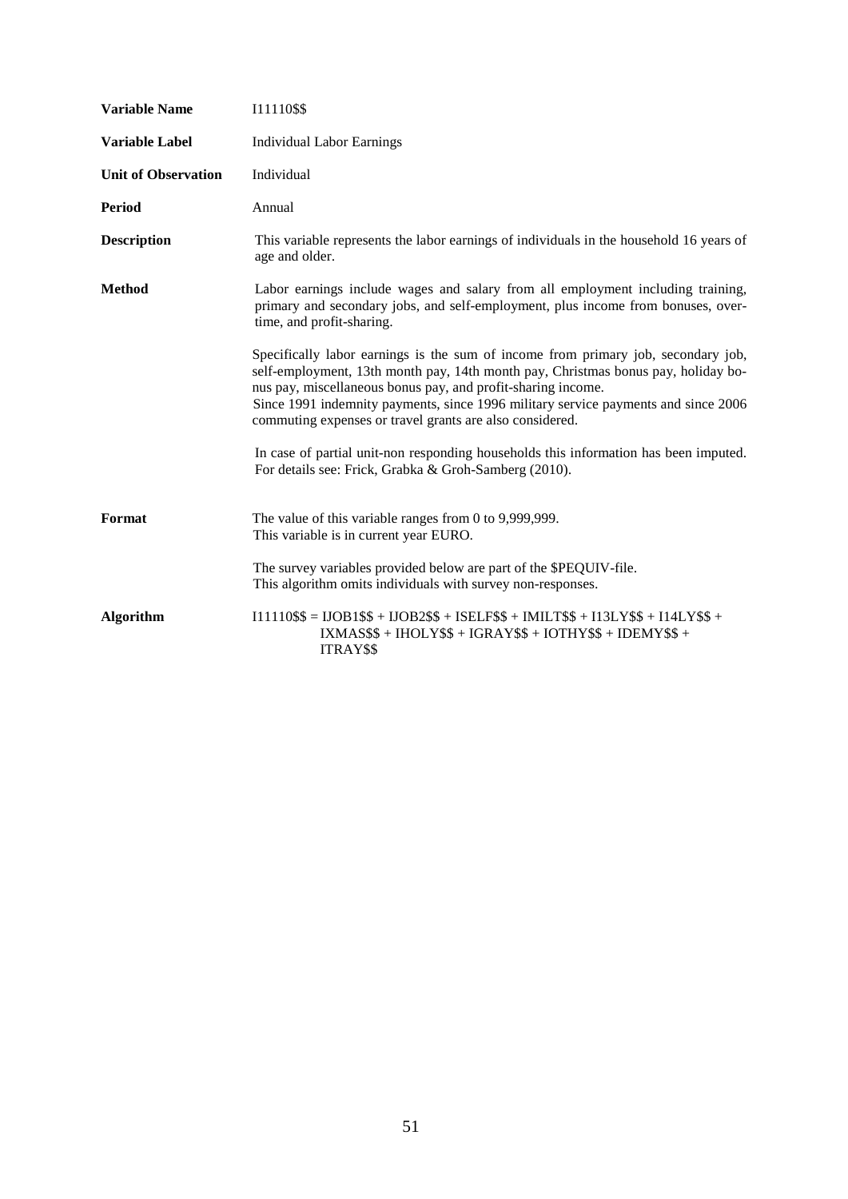| | |
|---|---|
| **Variable Name** | I11110$$ |
| **Variable Label** | Individual Labor Earnings |
| **Unit of Observation** | Individual |
| **Period** | Annual |
| **Description** | This variable represents the labor earnings of individuals in the household 16 years of age and older. |
| **Method** | Labor earnings include wages and salary from all employment including training, primary and secondary jobs, and self-employment, plus income from bonuses, overtime, and profit-sharing.<br><br>Specifically labor earnings is the sum of income from primary job, secondary job, self-employment, 13th month pay, 14th month pay, Christmas bonus pay, holiday bonus pay, miscellaneous bonus pay, and profit-sharing income.<br>Since 1991 indemnity payments, since 1996 military service payments and since 2006 commuting expenses or travel grants are also considered.<br><br>In case of partial unit-non responding households this information has been imputed. For details see: Frick, Grabka & Groh-Samberg (2010). |
| **Format** | The value of this variable ranges from 0 to 9,999,999.<br>This variable is in current year EURO.<br><br>The survey variables provided below are part of the $PEQUIV-file.<br>This algorithm omits individuals with survey non-responses. |
| **Algorithm** | I11110$$ = IJOB1$$ + IJOB2$$ + ISELF$$ + IMILT$$ + I13LY$$ + I14LY$$ + IXMAS$$ + IHOLY$$ + IGRAY$$ + IOTHY$$ + IDEMY$$ + ITRAY$$ |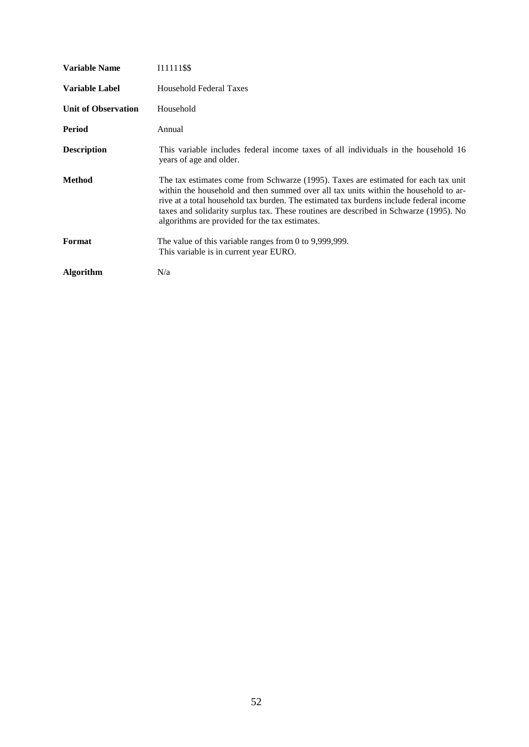| | |
|---|---|
| **Variable Name** | I11111$$ |
| **Variable Label** | Household Federal Taxes |
| **Unit of Observation** | Household |
| **Period** | Annual |
| **Description** | This variable includes federal income taxes of all individuals in the household 16 years of age and older. |
| **Method** | The tax estimates come from Schwarze (1995). Taxes are estimated for each tax unit within the household and then summed over all tax units within the household to arrive at a total household tax burden. The estimated tax burdens include federal income taxes and solidarity surplus tax. These routines are described in Schwarze (1995). No algorithms are provided for the tax estimates. |
| **Format** | The value of this variable ranges from 0 to 9,999,999. This variable is in current year EURO. |
| **Algorithm** | N/a |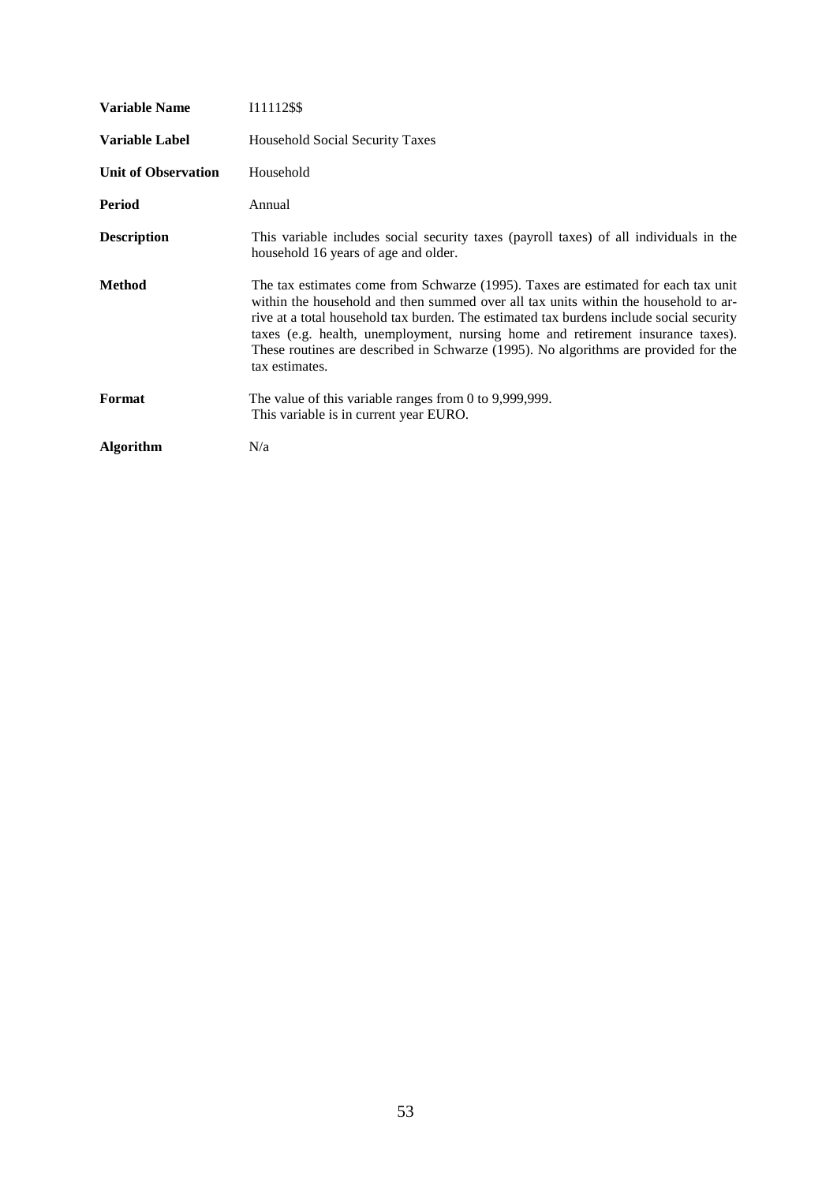| | |
|---|---|
| **Variable Name** | I11112$$ |
| **Variable Label** | Household Social Security Taxes |
| **Unit of Observation** | Household |
| **Period** | Annual |
| **Description** | This variable includes social security taxes (payroll taxes) of all individuals in the household 16 years of age and older. |
| **Method** | The tax estimates come from Schwarze (1995). Taxes are estimated for each tax unit within the household and then summed over all tax units within the household to arrive at a total household tax burden. The estimated tax burdens include social security taxes (e.g. health, unemployment, nursing home and retirement insurance taxes). These routines are described in Schwarze (1995). No algorithms are provided for the tax estimates. |
| **Format** | The value of this variable ranges from 0 to 9,999,999. This variable is in current year EURO. |
| **Algorithm** | N/a |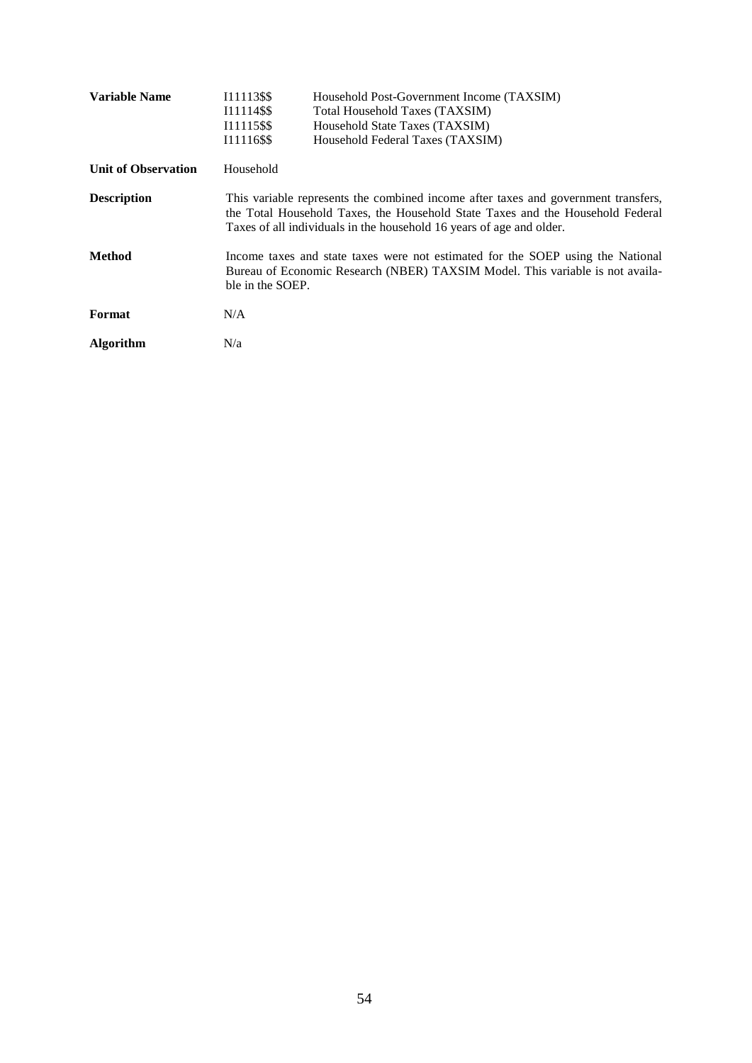| | | |
|---|---|---|
| **Variable Name** | I11113$$ | Household Post-Government Income (TAXSIM) |
| | I11114$$ | Total Household Taxes (TAXSIM) |
| | I11115$$ | Household State Taxes (TAXSIM) |
| | I11116$$ | Household Federal Taxes (TAXSIM) |

**Unit of Observation** Household

**Description** This variable represents the combined income after taxes and government transfers, the Total Household Taxes, the Household State Taxes and the Household Federal Taxes of all individuals in the household 16 years of age and older.

**Method** Income taxes and state taxes were not estimated for the SOEP using the National Bureau of Economic Research (NBER) TAXSIM Model. This variable is not available in the SOEP.

**Format** N/A

**Algorithm** N/a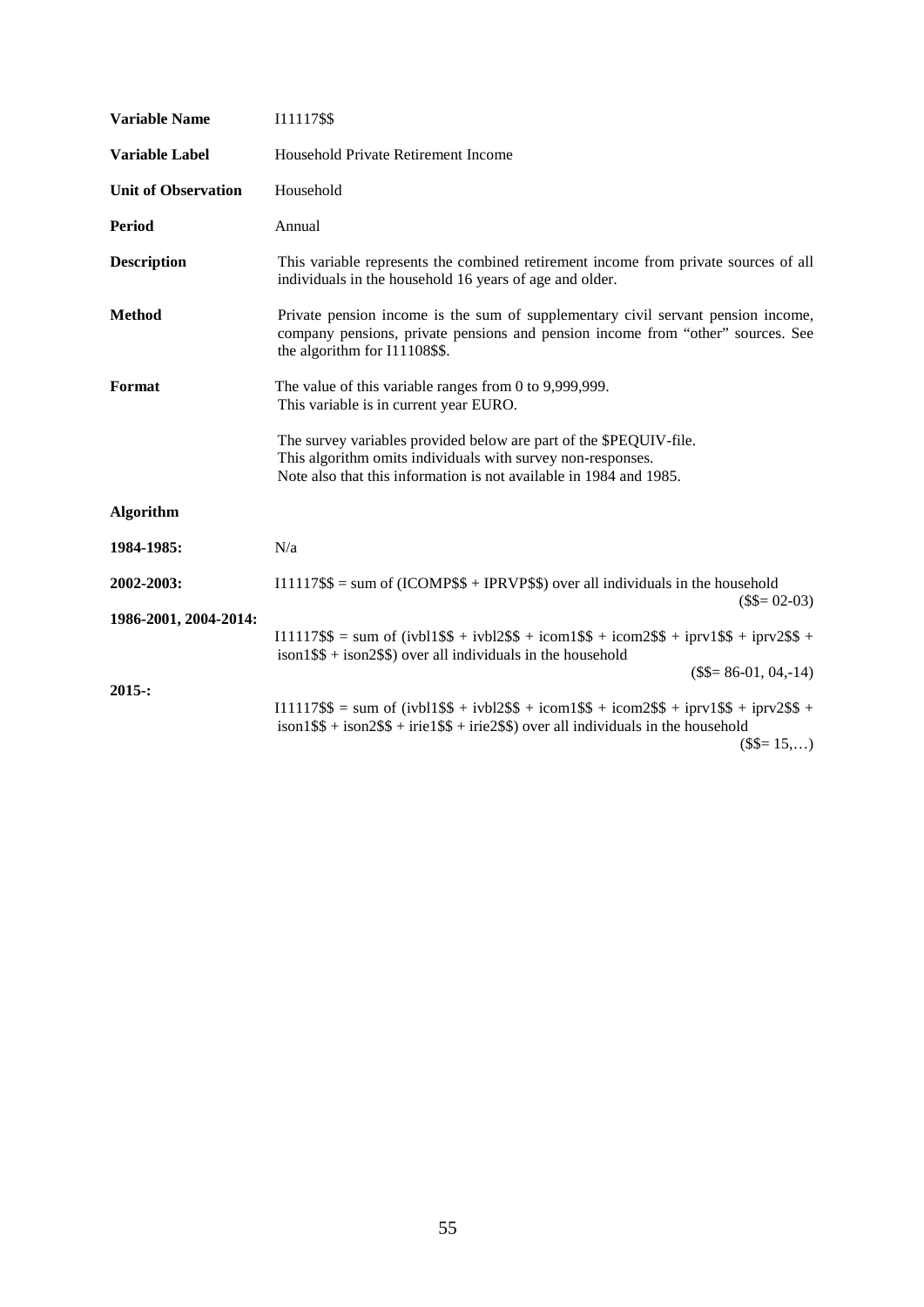| | |
|---|---|
| **Variable Name** | I11117$$ |
| **Variable Label** | Household Private Retirement Income |
| **Unit of Observation** | Household |
| **Period** | Annual |
| **Description** | This variable represents the combined retirement income from private sources of all individuals in the household 16 years of age and older. |
| **Method** | Private pension income is the sum of supplementary civil servant pension income, company pensions, private pensions and pension income from "other" sources. See the algorithm for I11108$$. |
| **Format** | The value of this variable ranges from 0 to 9,999,999. This variable is in current year EURO. <br><br> The survey variables provided below are part of the $PEQUIV-file. This algorithm omits individuals with survey non-responses. Note also that this information is not available in 1984 and 1985. |

**Algorithm**

| | |
|---|---|
| **1984-1985:** | N/a |
| **2002-2003:** | I11117$$ = sum of (ICOMP$$ + IPRVP$$) over all individuals in the household ($$= 02-03) |
| **1986-2001, 2004-2014:** | I11117$$ = sum of (ivbl1$$ + ivbl2$$ + icom1$$ + icom2$$ + iprv1$$ + iprv2$$ + ison1$$ + ison2$$) over all individuals in the household ($$= 86-01, 04,-14) |
| **2015-:** | I11117$$ = sum of (ivbl1$$ + ivbl2$$ + icom1$$ + icom2$$ + iprv1$$ + iprv2$$ + ison1$$ + ison2$$ + irie1$$ + irie2$$) over all individuals in the household ($$= 15,…) |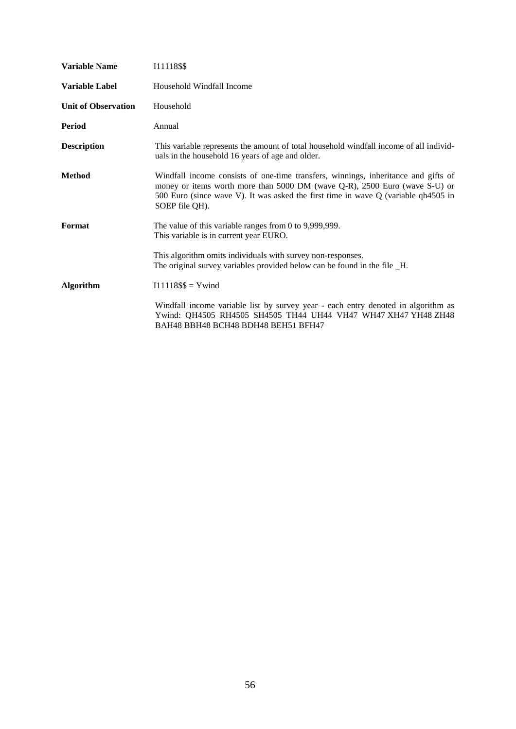| | |
|---|---|
| **Variable Name** | I11118$$ |
| **Variable Label** | Household Windfall Income |
| **Unit of Observation** | Household |
| **Period** | Annual |
| **Description** | This variable represents the amount of total household windfall income of all individuals in the household 16 years of age and older. |
| **Method** | Windfall income consists of one-time transfers, winnings, inheritance and gifts of money or items worth more than 5000 DM (wave Q-R), 2500 Euro (wave S-U) or 500 Euro (since wave V). It was asked the first time in wave Q (variable qh4505 in SOEP file QH). |
| **Format** | The value of this variable ranges from 0 to 9,999,999. This variable is in current year EURO. <br><br> This algorithm omits individuals with survey non-responses. The original survey variables provided below can be found in the file _H. |
| **Algorithm** | I11118$$ = Ywind <br><br> Windfall income variable list by survey year - each entry denoted in algorithm as Ywind: QH4505 RH4505 SH4505 TH44 UH44 VH47 WH47 XH47 YH48 ZH48 BAH48 BBH48 BCH48 BDH48 BEH51 BFH47 |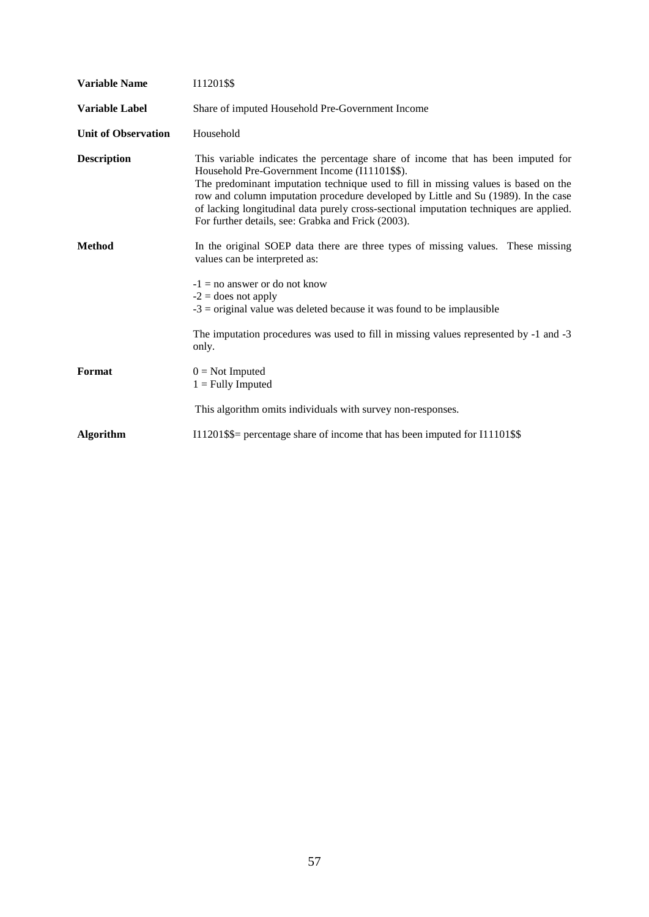| | |
|---|---|
| **Variable Name** | I11201$$ |
| **Variable Label** | Share of imputed Household Pre-Government Income |
| **Unit of Observation** | Household |
| **Description** | This variable indicates the percentage share of income that has been imputed for Household Pre-Government Income (I11101$$). The predominant imputation technique used to fill in missing values is based on the row and column imputation procedure developed by Little and Su (1989). In the case of lacking longitudinal data purely cross-sectional imputation techniques are applied. For further details, see: Grabka and Frick (2003). |
| **Method** | In the original SOEP data there are three types of missing values. These missing values can be interpreted as:<br><br>-1 = no answer or do not know<br>-2 = does not apply<br>-3 = original value was deleted because it was found to be implausible<br><br>The imputation procedures was used to fill in missing values represented by -1 and -3 only. |
| **Format** | 0 = Not Imputed<br>1 = Fully Imputed<br><br>This algorithm omits individuals with survey non-responses. |
| **Algorithm** | I11201$$= percentage share of income that has been imputed for I11101$$ |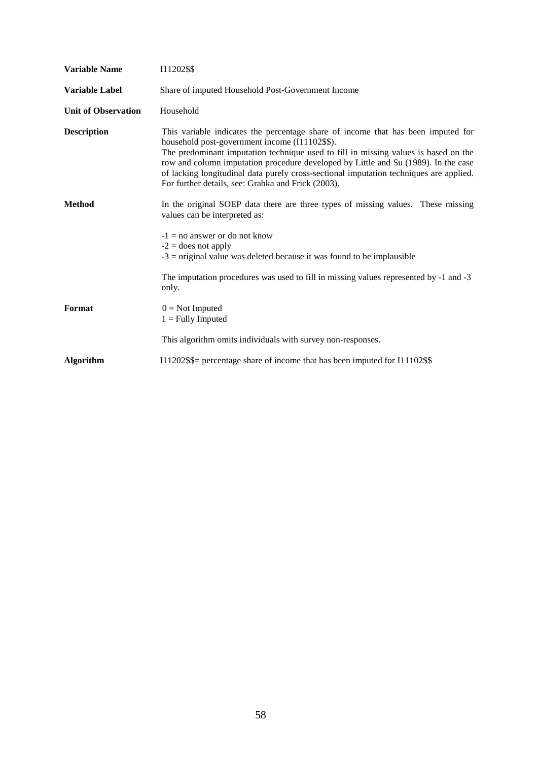| | |
|---|---|
| **Variable Name** | I11202$$ |
| **Variable Label** | Share of imputed Household Post-Government Income |
| **Unit of Observation** | Household |
| **Description** | This variable indicates the percentage share of income that has been imputed for household post-government income (I11102$$). The predominant imputation technique used to fill in missing values is based on the row and column imputation procedure developed by Little and Su (1989). In the case of lacking longitudinal data purely cross-sectional imputation techniques are applied. For further details, see: Grabka and Frick (2003). |
| **Method** | In the original SOEP data there are three types of missing values. These missing values can be interpreted as: -1 = no answer or do not know; -2 = does not apply; -3 = original value was deleted because it was found to be implausible. The imputation procedures was used to fill in missing values represented by -1 and -3 only. |
| **Format** | 0 = Not Imputed; 1 = Fully Imputed. This algorithm omits individuals with survey non-responses. |
| **Algorithm** | I11202$$= percentage share of income that has been imputed for I11102$$ |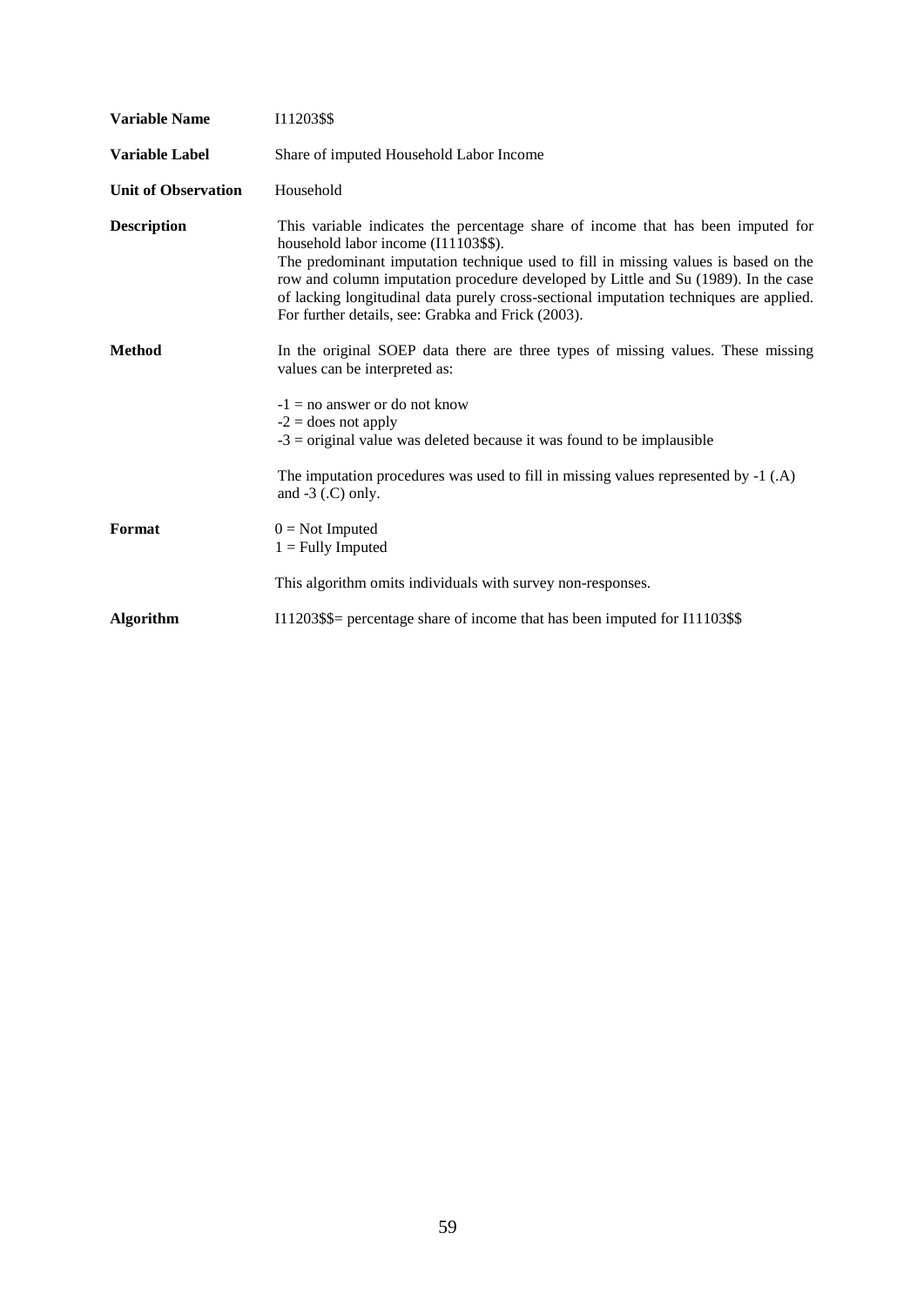**Variable Name** I11203$$

**Variable Label** Share of imputed Household Labor Income

**Unit of Observation** Household

**Description** This variable indicates the percentage share of income that has been imputed for household labor income (I11103$$).
The predominant imputation technique used to fill in missing values is based on the row and column imputation procedure developed by Little and Su (1989). In the case of lacking longitudinal data purely cross-sectional imputation techniques are applied. For further details, see: Grabka and Frick (2003).

**Method** In the original SOEP data there are three types of missing values. These missing values can be interpreted as:

-1 = no answer or do not know
-2 = does not apply
-3 = original value was deleted because it was found to be implausible

The imputation procedures was used to fill in missing values represented by -1 (.A) and -3 (.C) only.

**Format** 0 = Not Imputed
1 = Fully Imputed

This algorithm omits individuals with survey non-responses.

**Algorithm** I11203$$= percentage share of income that has been imputed for I11103$$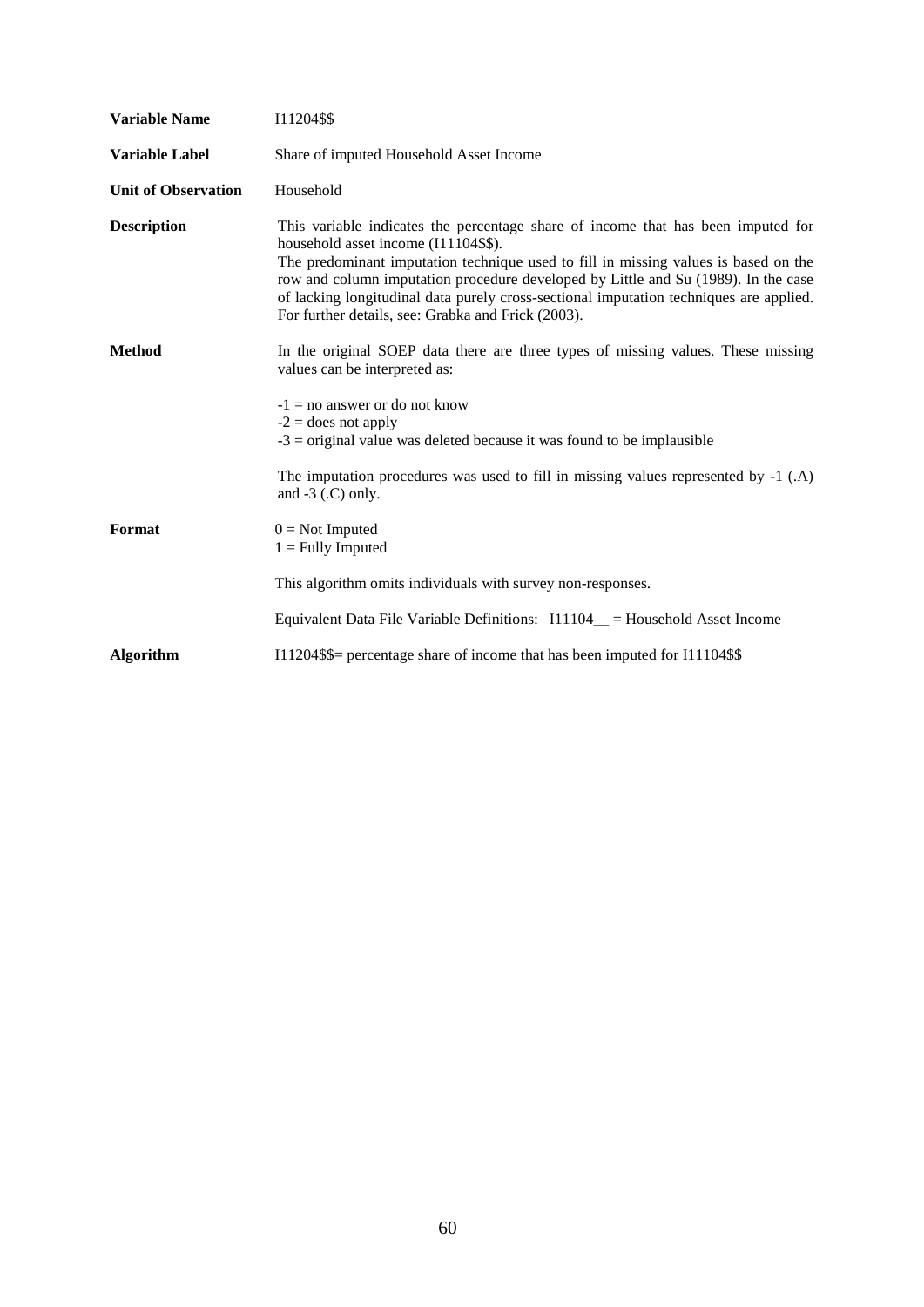| | |
|---|---|
| **Variable Name** | I11204$$ |
| **Variable Label** | Share of imputed Household Asset Income |
| **Unit of Observation** | Household |
| **Description** | This variable indicates the percentage share of income that has been imputed for household asset income (I11104$$).<br>The predominant imputation technique used to fill in missing values is based on the row and column imputation procedure developed by Little and Su (1989). In the case of lacking longitudinal data purely cross-sectional imputation techniques are applied. For further details, see: Grabka and Frick (2003). |
| **Method** | In the original SOEP data there are three types of missing values. These missing values can be interpreted as:<br><br>-1 = no answer or do not know<br>-2 = does not apply<br>-3 = original value was deleted because it was found to be implausible<br><br>The imputation procedures was used to fill in missing values represented by -1 (.A) and -3 (.C) only. |
| **Format** | 0 = Not Imputed<br>1 = Fully Imputed<br><br>This algorithm omits individuals with survey non-responses.<br><br>Equivalent Data File Variable Definitions: I11104__ = Household Asset Income |
| **Algorithm** | I11204$$= percentage share of income that has been imputed for I11104$$ |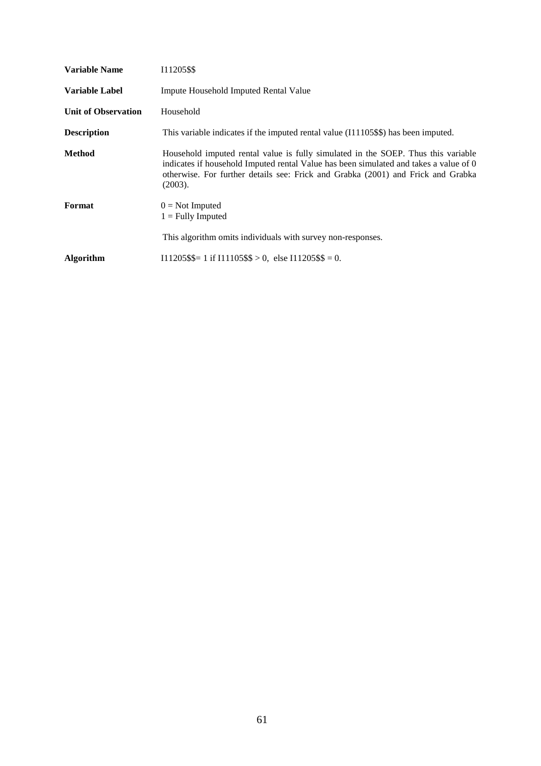| | |
|---|---|
| **Variable Name** | I11205$$ |
| **Variable Label** | Impute Household Imputed Rental Value |
| **Unit of Observation** | Household |
| **Description** | This variable indicates if the imputed rental value (I11105$$) has been imputed. |
| **Method** | Household imputed rental value is fully simulated in the SOEP. Thus this variable indicates if household Imputed rental Value has been simulated and takes a value of 0 otherwise. For further details see: Frick and Grabka (2001) and Frick and Grabka (2003). |
| **Format** | 0 = Not Imputed<br>1 = Fully Imputed<br><br>This algorithm omits individuals with survey non-responses. |
| **Algorithm** | I11205$$= 1 if I11105$$ > 0, else I11205$$ = 0. |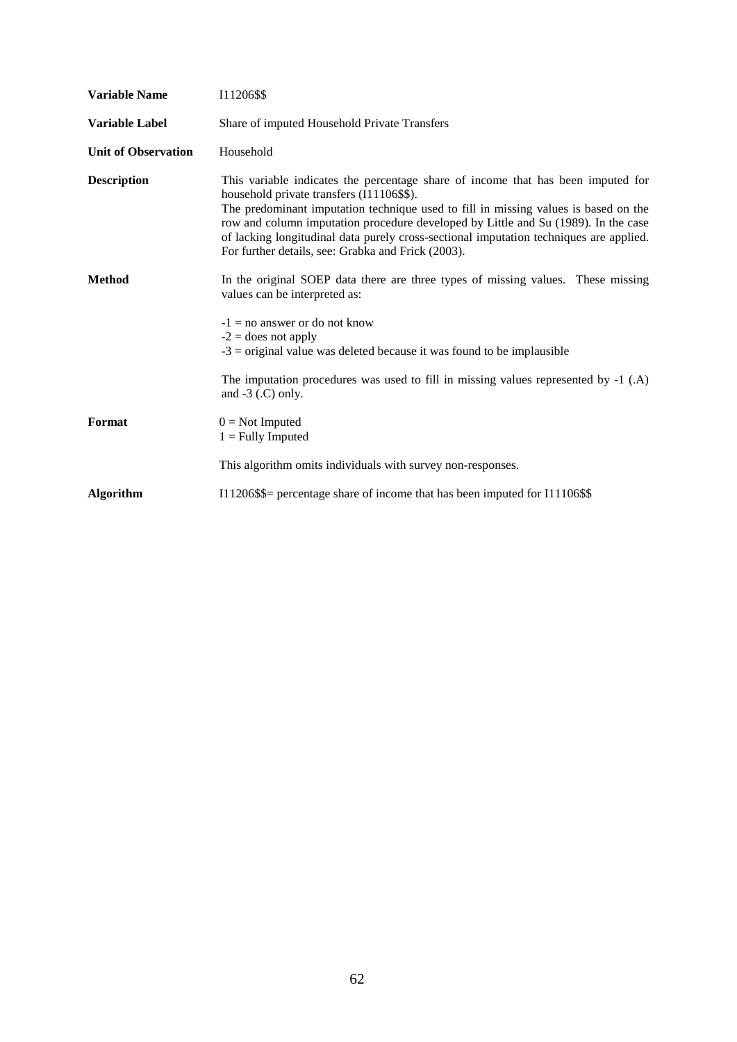| | |
|---|---|
| **Variable Name** | I11206$$ |
| **Variable Label** | Share of imputed Household Private Transfers |
| **Unit of Observation** | Household |
| **Description** | This variable indicates the percentage share of income that has been imputed for household private transfers (I11106$$).<br>The predominant imputation technique used to fill in missing values is based on the row and column imputation procedure developed by Little and Su (1989). In the case of lacking longitudinal data purely cross-sectional imputation techniques are applied. For further details, see: Grabka and Frick (2003). |
| **Method** | In the original SOEP data there are three types of missing values. These missing values can be interpreted as:<br><br>-1 = no answer or do not know<br>-2 = does not apply<br>-3 = original value was deleted because it was found to be implausible<br><br>The imputation procedures was used to fill in missing values represented by -1 (.A) and -3 (.C) only. |
| **Format** | 0 = Not Imputed<br>1 = Fully Imputed<br><br>This algorithm omits individuals with survey non-responses. |
| **Algorithm** | I11206$$= percentage share of income that has been imputed for I11106$$ |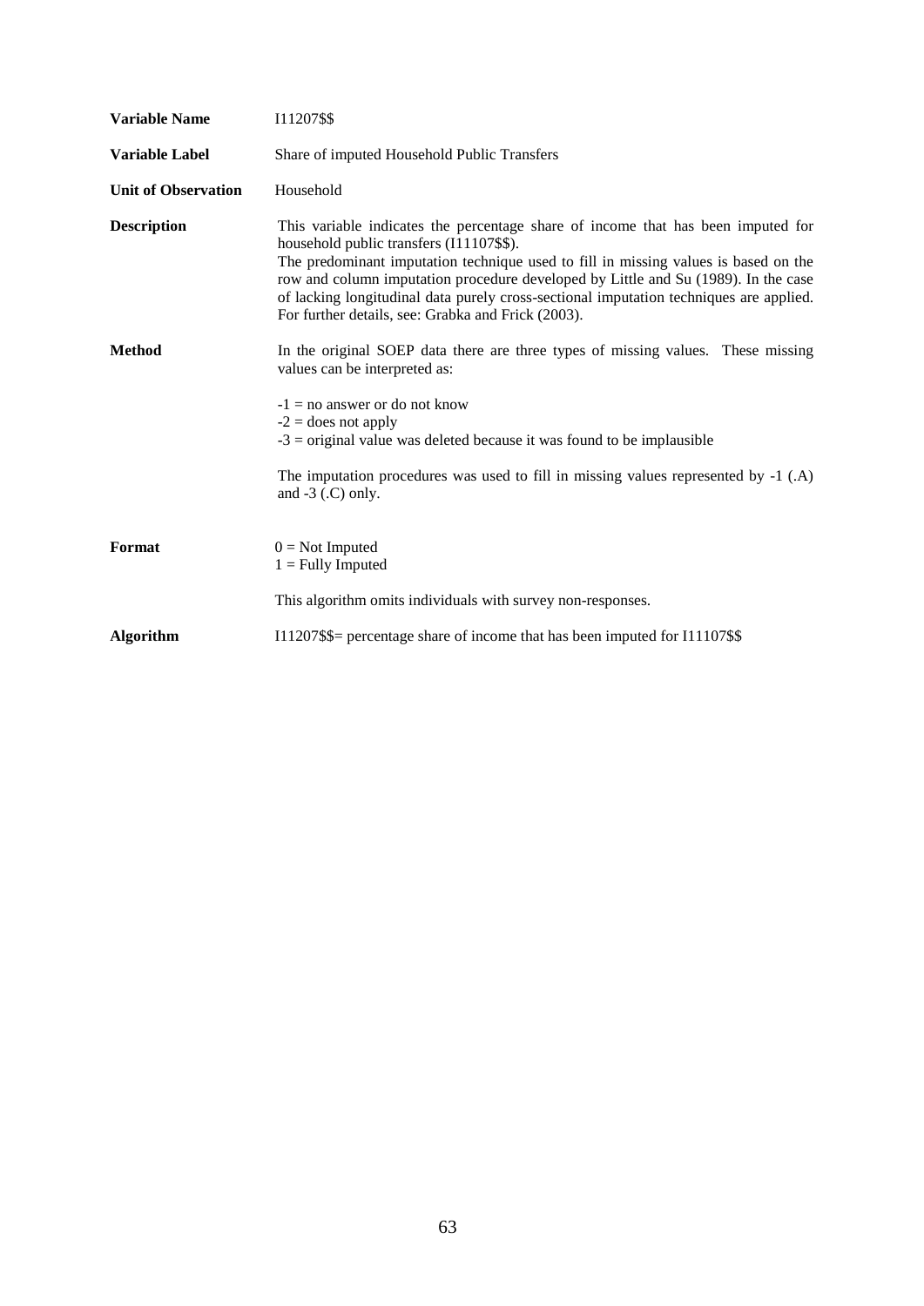| | |
|---|---|
| **Variable Name** | I11207$$ |
| **Variable Label** | Share of imputed Household Public Transfers |
| **Unit of Observation** | Household |
| **Description** | This variable indicates the percentage share of income that has been imputed for household public transfers (I11107$$).<br>The predominant imputation technique used to fill in missing values is based on the row and column imputation procedure developed by Little and Su (1989). In the case of lacking longitudinal data purely cross-sectional imputation techniques are applied. For further details, see: Grabka and Frick (2003). |
| **Method** | In the original SOEP data there are three types of missing values. These missing values can be interpreted as:<br><br>-1 = no answer or do not know<br>-2 = does not apply<br>-3 = original value was deleted because it was found to be implausible<br><br>The imputation procedures was used to fill in missing values represented by -1 (.A) and -3 (.C) only. |
| **Format** | 0 = Not Imputed<br>1 = Fully Imputed<br><br>This algorithm omits individuals with survey non-responses. |
| **Algorithm** | I11207$$= percentage share of income that has been imputed for I11107$$ |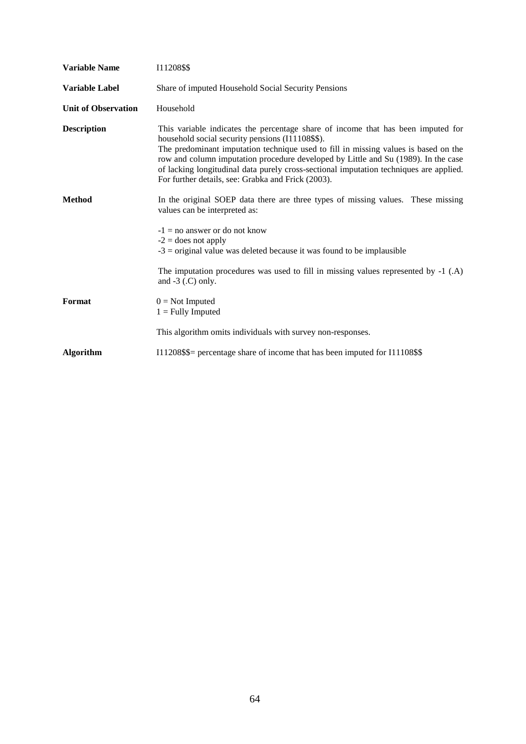| | |
|---|---|
| **Variable Name** | I11208$$ |
| **Variable Label** | Share of imputed Household Social Security Pensions |
| **Unit of Observation** | Household |
| **Description** | This variable indicates the percentage share of income that has been imputed for household social security pensions (I11108$$).<br>The predominant imputation technique used to fill in missing values is based on the row and column imputation procedure developed by Little and Su (1989). In the case of lacking longitudinal data purely cross-sectional imputation techniques are applied. For further details, see: Grabka and Frick (2003). |
| **Method** | In the original SOEP data there are three types of missing values. These missing values can be interpreted as:<br><br>-1 = no answer or do not know<br>-2 = does not apply<br>-3 = original value was deleted because it was found to be implausible<br><br>The imputation procedures was used to fill in missing values represented by -1 (.A) and -3 (.C) only. |
| **Format** | 0 = Not Imputed<br>1 = Fully Imputed<br><br>This algorithm omits individuals with survey non-responses. |
| **Algorithm** | I11208$$= percentage share of income that has been imputed for I11108$$ |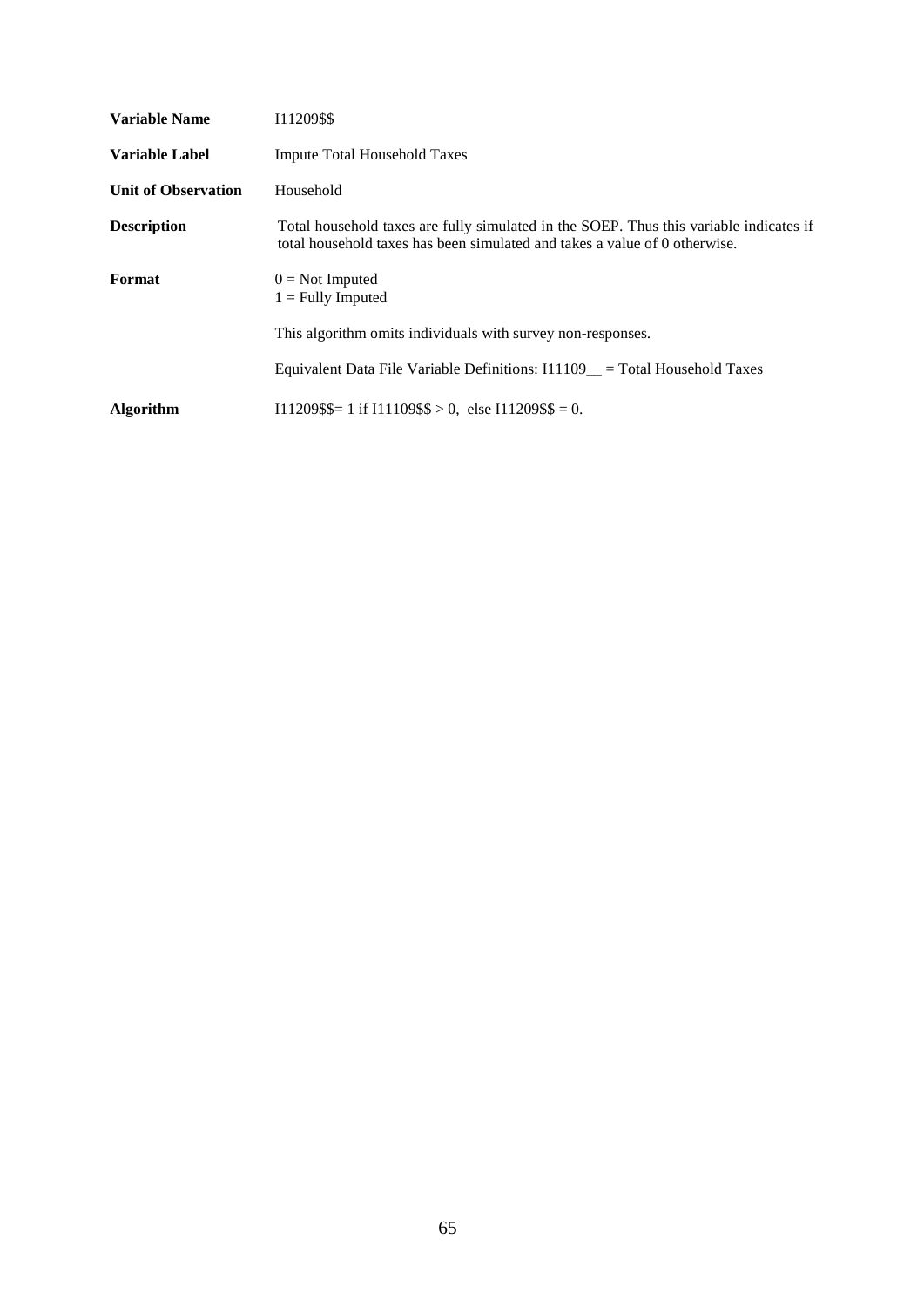| | |
|---|---|
| **Variable Name** | I11209$$ |
| **Variable Label** | Impute Total Household Taxes |
| **Unit of Observation** | Household |
| **Description** | Total household taxes are fully simulated in the SOEP. Thus this variable indicates if total household taxes has been simulated and takes a value of 0 otherwise. |
| **Format** | 0 = Not Imputed<br>1 = Fully Imputed<br><br>This algorithm omits individuals with survey non-responses.<br><br>Equivalent Data File Variable Definitions: I11109__ = Total Household Taxes |
| **Algorithm** | I11209$$= 1 if I11109$$ > 0, else I11209$$ = 0. |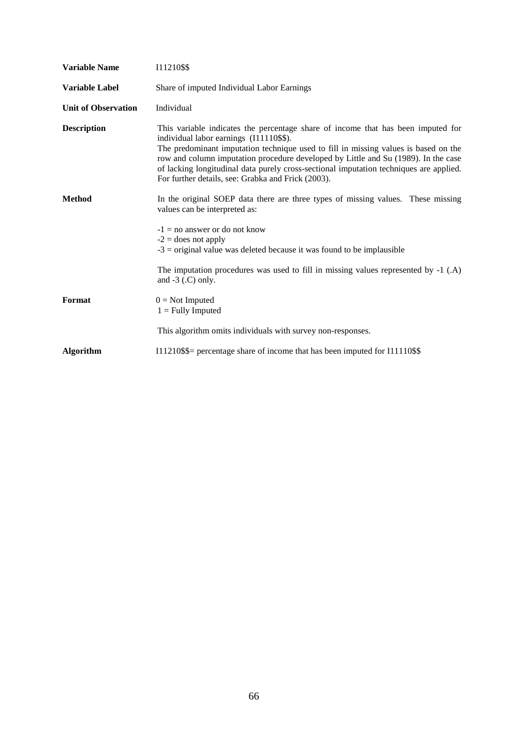| | |
|---|---|
| **Variable Name** | I11210$$ |
| **Variable Label** | Share of imputed Individual Labor Earnings |
| **Unit of Observation** | Individual |
| **Description** | This variable indicates the percentage share of income that has been imputed for individual labor earnings (I11110$$).<br>The predominant imputation technique used to fill in missing values is based on the row and column imputation procedure developed by Little and Su (1989). In the case of lacking longitudinal data purely cross-sectional imputation techniques are applied. For further details, see: Grabka and Frick (2003). |
| **Method** | In the original SOEP data there are three types of missing values. These missing values can be interpreted as:<br><br>-1 = no answer or do not know<br>-2 = does not apply<br>-3 = original value was deleted because it was found to be implausible<br><br>The imputation procedures was used to fill in missing values represented by -1 (.A) and -3 (.C) only. |
| **Format** | 0 = Not Imputed<br>1 = Fully Imputed<br><br>This algorithm omits individuals with survey non-responses. |
| **Algorithm** | I11210$$= percentage share of income that has been imputed for I11110$$ |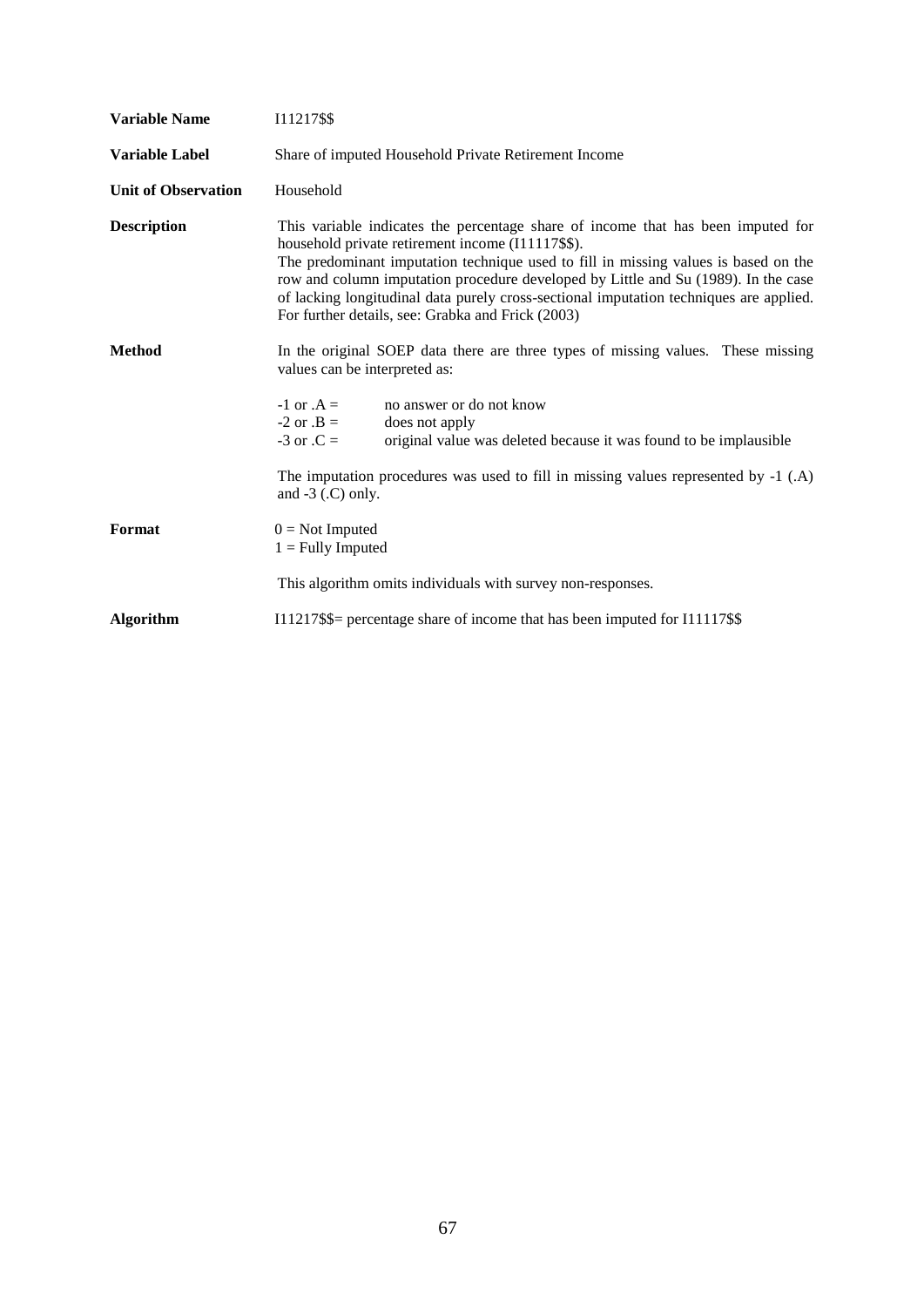**Variable Name** I11217$$

**Variable Label** Share of imputed Household Private Retirement Income

**Unit of Observation** Household

**Description** This variable indicates the percentage share of income that has been imputed for household private retirement income (I11117$$).
The predominant imputation technique used to fill in missing values is based on the row and column imputation procedure developed by Little and Su (1989). In the case of lacking longitudinal data purely cross-sectional imputation techniques are applied. For further details, see: Grabka and Frick (2003)

**Method** In the original SOEP data there are three types of missing values. These missing values can be interpreted as:

- -1 or .A = no answer or do not know
- -2 or .B = does not apply
- -3 or .C = original value was deleted because it was found to be implausible

The imputation procedures was used to fill in missing values represented by -1 (.A) and -3 (.C) only.

**Format** 0 = Not Imputed
1 = Fully Imputed

This algorithm omits individuals with survey non-responses.

**Algorithm** I11217$$= percentage share of income that has been imputed for I11117$$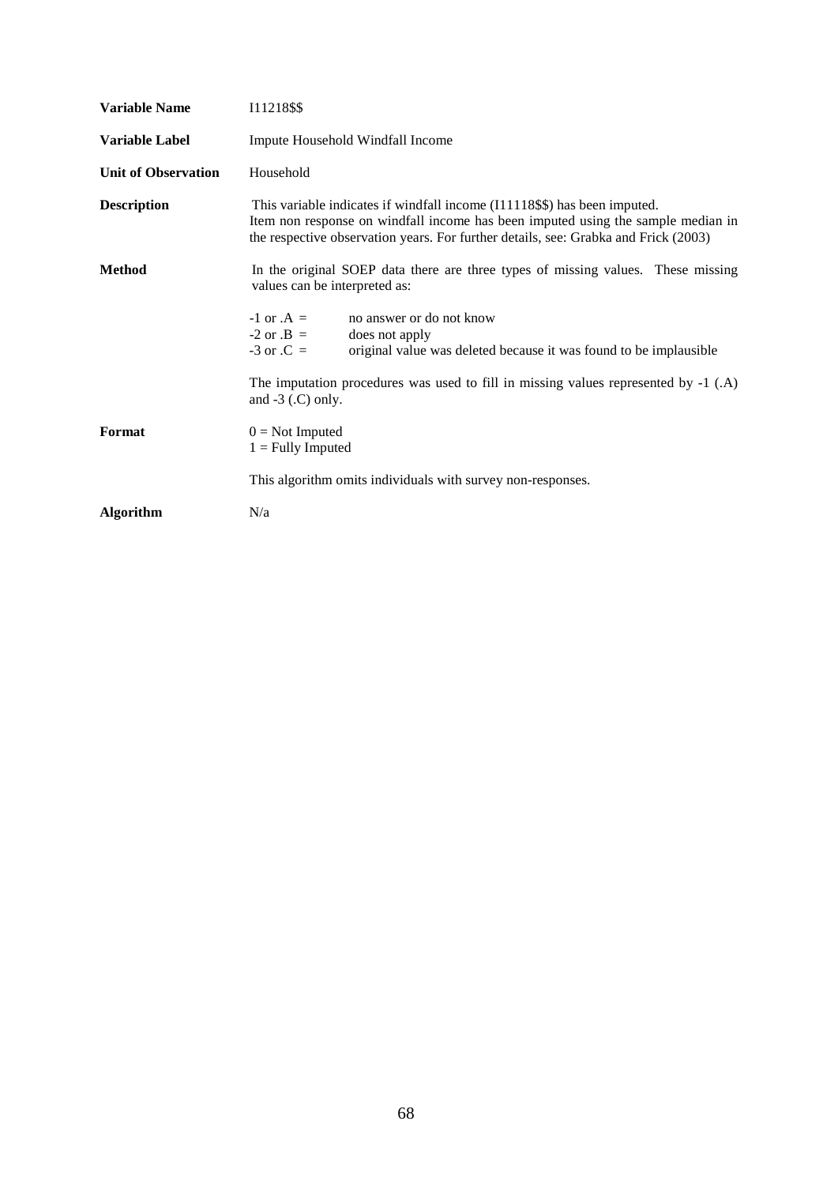| | |
|---|---|
| **Variable Name** | I11218$$ |
| **Variable Label** | Impute Household Windfall Income |
| **Unit of Observation** | Household |
| **Description** | This variable indicates if windfall income (I11118$$) has been imputed. Item non response on windfall income has been imputed using the sample median in the respective observation years. For further details, see: Grabka and Frick (2003) |
| **Method** | In the original SOEP data there are three types of missing values. These missing values can be interpreted as:<br><br>-1 or .A = no answer or do not know<br>-2 or .B = does not apply<br>-3 or .C = original value was deleted because it was found to be implausible<br><br>The imputation procedures was used to fill in missing values represented by -1 (.A) and -3 (.C) only. |
| **Format** | 0 = Not Imputed<br>1 = Fully Imputed<br><br>This algorithm omits individuals with survey non-responses. |
| **Algorithm** | N/a |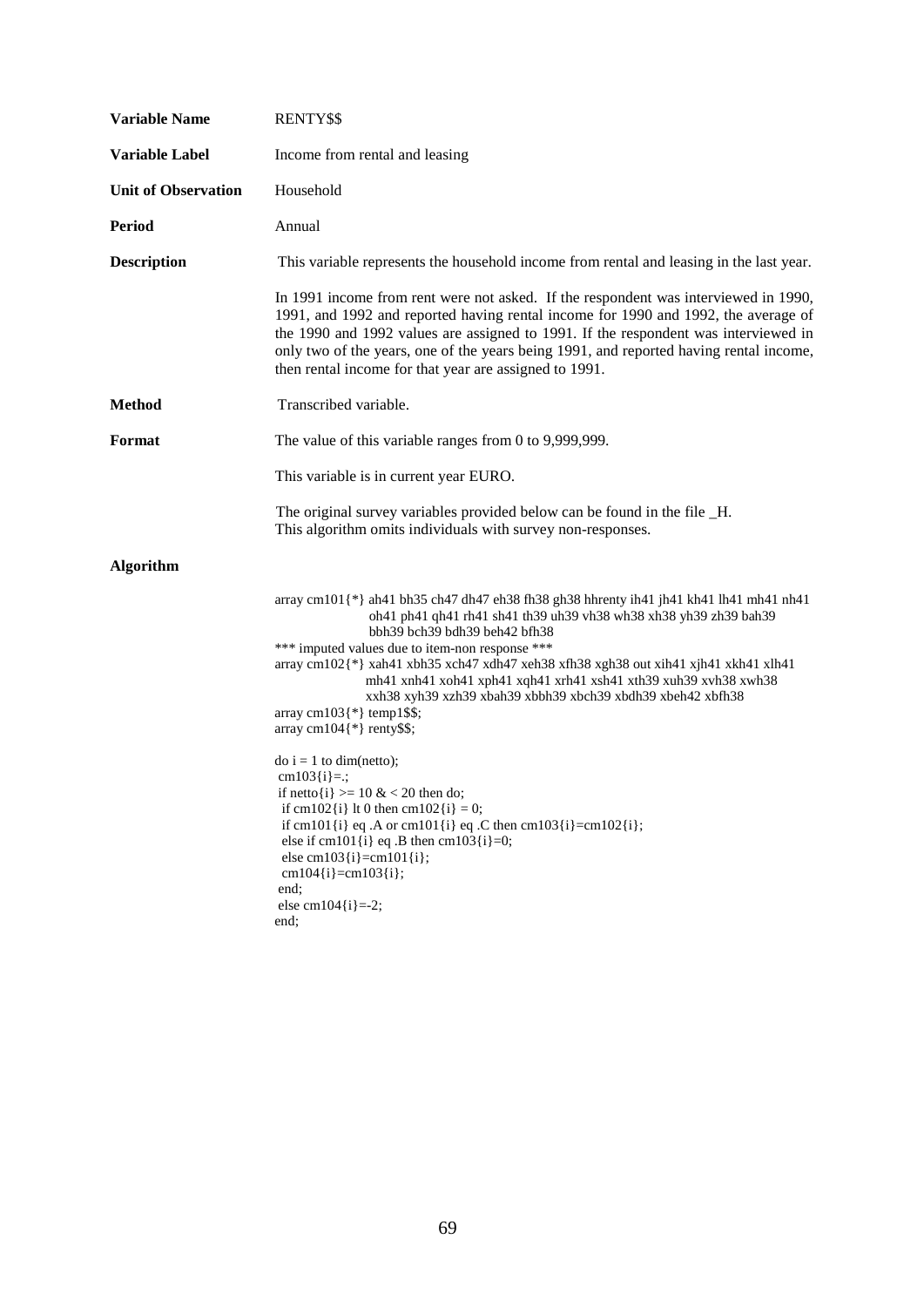**Variable Name** RENTY$$

**Variable Label** Income from rental and leasing

**Unit of Observation** Household

**Period** Annual

**Description** This variable represents the household income from rental and leasing in the last year.

In 1991 income from rent were not asked. If the respondent was interviewed in 1990, 1991, and 1992 and reported having rental income for 1990 and 1992, the average of the 1990 and 1992 values are assigned to 1991. If the respondent was interviewed in only two of the years, one of the years being 1991, and reported having rental income, then rental income for that year are assigned to 1991.

**Method** Transcribed variable.

**Format** The value of this variable ranges from 0 to 9,999,999.

This variable is in current year EURO.

The original survey variables provided below can be found in the file _H.
This algorithm omits individuals with survey non-responses.

**Algorithm**

```
array cm101{*} ah41 bh35 ch47 dh47 eh38 fh38 gh38 hhrenty ih41 jh41 kh41 lh41 mh41 nh41
                oh41 ph41 qh41 rh41 sh41 th39 uh39 vh38 wh38 xh38 yh39 zh39 bah39
                bbh39 bch39 bdh39 beh42 bfh38
*** imputed values due to item-non response ***
array cm102{*} xah41 xbh35 xch47 xdh47 xeh38 xfh38 xgh38 out xih41 xjh41 xkh41 xlh41
               mh41 xnh41 xoh41 xph41 xqh41 xrh41 xsh41 xth39 xuh39 xvh38 xwh38
               xxh38 xyh39 xzh39 xbah39 xbbh39 xbch39 xbdh39 xbeh42 xbfh38
array cm103{*} temp1$$;
array cm104{*} renty$$;

do i = 1 to dim(netto);
 cm103{i}=.;
 if netto{i} >= 10 & < 20 then do;
  if cm102{i} lt 0 then cm102{i} = 0;
  if cm101{i} eq .A or cm101{i} eq .C then cm103{i}=cm102{i};
  else if cm101{i} eq .B then cm103{i}=0;
  else cm103{i}=cm101{i};
  cm104{i}=cm103{i};
 end;
 else cm104{i}=-2;
end;
```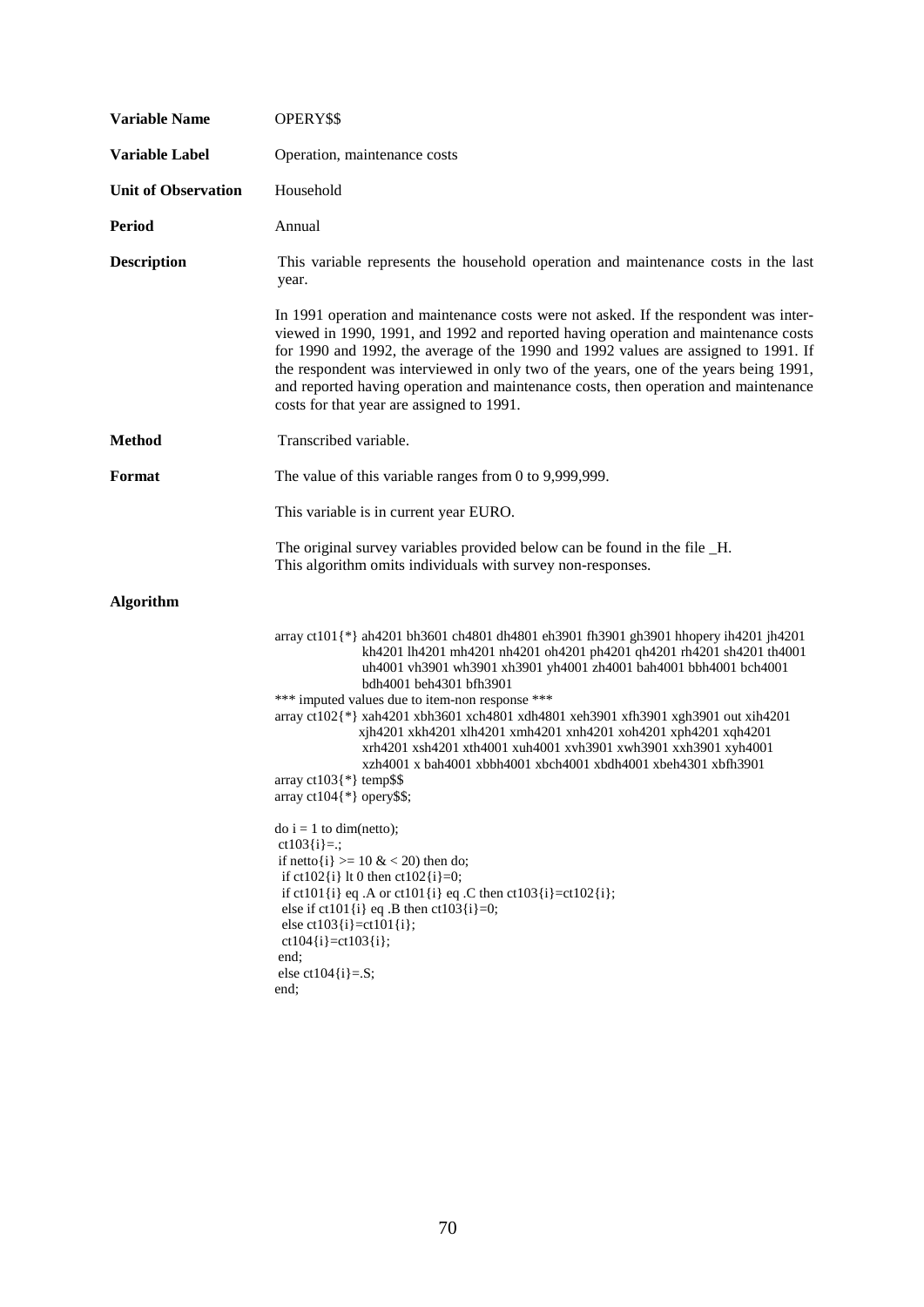**Variable Name** OPERY$$

**Variable Label** Operation, maintenance costs

**Unit of Observation** Household

**Period** Annual

**Description** This variable represents the household operation and maintenance costs in the last year.

In 1991 operation and maintenance costs were not asked. If the respondent was interviewed in 1990, 1991, and 1992 and reported having operation and maintenance costs for 1990 and 1992, the average of the 1990 and 1992 values are assigned to 1991. If the respondent was interviewed in only two of the years, one of the years being 1991, and reported having operation and maintenance costs, then operation and maintenance costs for that year are assigned to 1991.

**Method** Transcribed variable.

**Format** The value of this variable ranges from 0 to 9,999,999.

This variable is in current year EURO.

The original survey variables provided below can be found in the file _H.
This algorithm omits individuals with survey non-responses.

**Algorithm**

```
array ct101{*} ah4201 bh3601 ch4801 dh4801 eh3901 fh3901 gh3901 hhopery ih4201 jh4201
              kh4201 lh4201 mh4201 nh4201 oh4201 ph4201 qh4201 rh4201 sh4201 th4001
              uh4001 vh3901 wh3901 xh3901 yh4001 zh4001 bah4001 bbh4001 bch4001
              bdh4001 beh4301 bfh3901
*** imputed values due to item-non response ***
array ct102{*} xah4201 xbh3601 xch4801 xdh4801 xeh3901 xfh3901 xgh3901 out xih4201
              xjh4201 xkh4201 xlh4201 xmh4201 xnh4201 xoh4201 xph4201 xqh4201
              xrh4201 xsh4201 xth4001 xuh4001 xvh3901 xwh3901 xxh3901 xyh4001
              xzh4001 x bah4001 xbbh4001 xbch4001 xbdh4001 xbeh4301 xbfh3901
array ct103{*} temp$$
array ct104{*} opery$$;

do i = 1 to dim(netto);
 ct103{i}=.;
 if netto{i} >= 10 & < 20) then do;
  if ct102{i} lt 0 then ct102{i}=0;
  if ct101{i} eq .A or ct101{i} eq .C then ct103{i}=ct102{i};
  else if ct101{i} eq .B then ct103{i}=0;
  else ct103{i}=ct101{i};
  ct104{i}=ct103{i};
 end;
 else ct104{i}=.S;
end;
```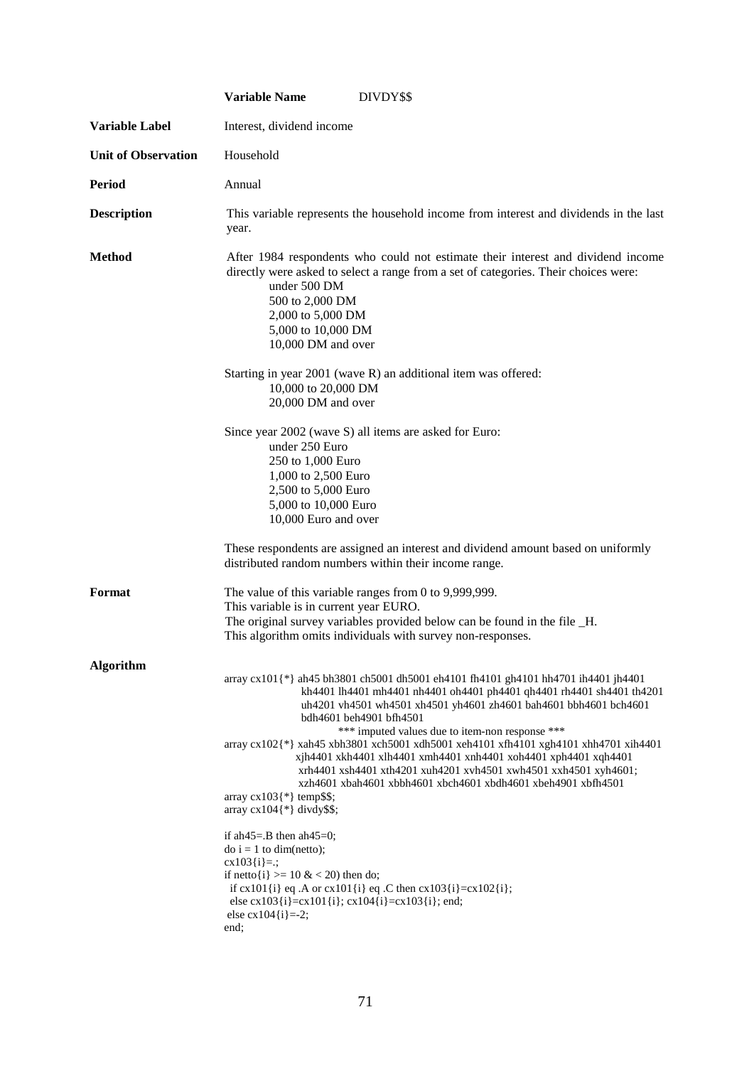**Variable Name** DIVDY$$

**Variable Label** Interest, dividend income

**Unit of Observation** Household

**Period** Annual

**Description** This variable represents the household income from interest and dividends in the last year.

**Method** After 1984 respondents who could not estimate their interest and dividend income directly were asked to select a range from a set of categories. Their choices were:

- under 500 DM
- 500 to 2,000 DM
- 2,000 to 5,000 DM
- 5,000 to 10,000 DM
- 10,000 DM and over

Starting in year 2001 (wave R) an additional item was offered:

- 10,000 to 20,000 DM
- 20,000 DM and over

Since year 2002 (wave S) all items are asked for Euro:

- under 250 Euro
- 250 to 1,000 Euro
- 1,000 to 2,500 Euro
- 2,500 to 5,000 Euro
- 5,000 to 10,000 Euro
- 10,000 Euro and over

These respondents are assigned an interest and dividend amount based on uniformly distributed random numbers within their income range.

**Format** The value of this variable ranges from 0 to 9,999,999.
This variable is in current year EURO.
The original survey variables provided below can be found in the file _H.
This algorithm omits individuals with survey non-responses.

**Algorithm**

```
array cx101{*} ah45 bh3801 ch5001 dh5001 eh4101 fh4101 gh4101 hh4701 ih4401 jh4401
               kh4401 lh4401 mh4401 nh4401 oh4401 ph4401 qh4401 rh4401 sh4401 th4201
               uh4201 vh4501 wh4501 xh4501 yh4601 zh4601 bah4601 bbh4601 bch4601
               bdh4601 beh4901 bfh4501
                    *** imputed values due to item-non response ***
array cx102{*} xah45 xbh3801 xch5001 xdh5001 xeh4101 xfh4101 xgh4101 xhh4701 xih4401
               xjh4401 xkh4401 xlh4401 xmh4401 xnh4401 xoh4401 xph4401 xqh4401
               xrh4401 xsh4401 xth4201 xuh4201 xvh4501 xwh4501 xxh4501 xyh4601;
               xzh4601 xbah4601 xbbh4601 xbch4601 xbdh4601 xbeh4901 xbfh4501
array cx103{*} temp$$;
array cx104{*} divdy$$;

if ah45=.B then ah45=0;
do i = 1 to dim(netto);
cx103{i}=.;
if netto{i} >= 10 & < 20) then do;
  if cx101{i} eq .A or cx101{i} eq .C then cx103{i}=cx102{i};
  else cx103{i}=cx101{i}; cx104{i}=cx103{i}; end;
 else cx104{i}=-2;
end;
```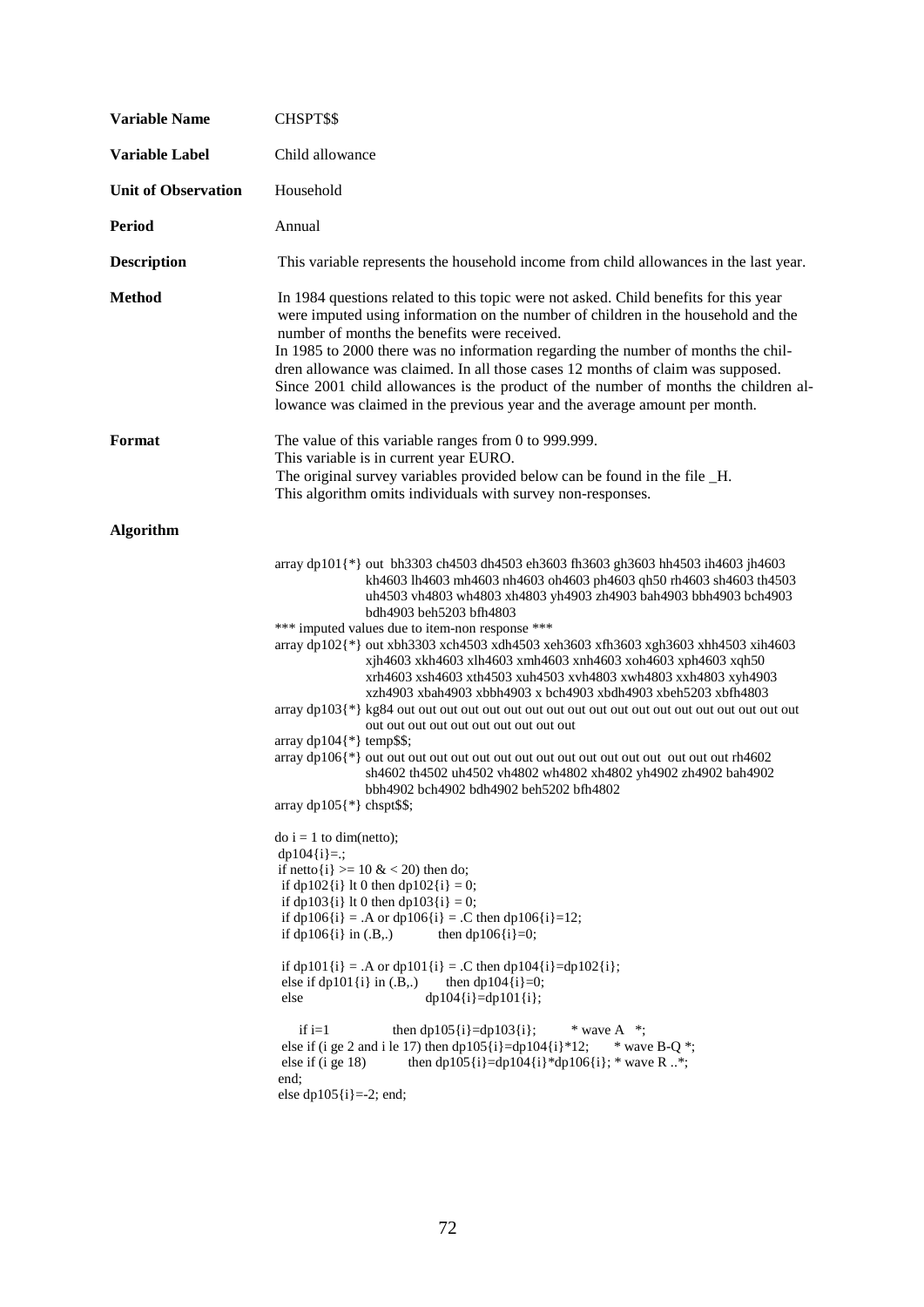| | |
|---|---|
| **Variable Name** | CHSPT$$ |
| **Variable Label** | Child allowance |
| **Unit of Observation** | Household |
| **Period** | Annual |
| **Description** | This variable represents the household income from child allowances in the last year. |
| **Method** | In 1984 questions related to this topic were not asked. Child benefits for this year were imputed using information on the number of children in the household and the number of months the benefits were received. In 1985 to 2000 there was no information regarding the number of months the children allowance was claimed. In all those cases 12 months of claim was supposed. Since 2001 child allowances is the product of the number of months the children allowance was claimed in the previous year and the average amount per month. |
| **Format** | The value of this variable ranges from 0 to 999.999. This variable is in current year EURO. The original survey variables provided below can be found in the file _H. This algorithm omits individuals with survey non-responses. |

**Algorithm**

```
array dp101{*} out  bh3303 ch4503 dh4503 eh3603 fh3603 gh3603 hh4503 ih4603 jh4603
                kh4603 lh4603 mh4603 nh4603 oh4603 ph4603 qh50 rh4603 sh4603 th4503
                uh4503 vh4803 wh4803 xh4803 yh4903 zh4903 bah4903 bbh4903 bch4903
                bdh4903 beh5203 bfh4803
*** imputed values due to item-non response ***
array dp102{*} out xbh3303 xch4503 xdh4503 xeh3603 xfh3603 xgh3603 xhh4503 xih4603
                xjh4603 xkh4603 xlh4603 xmh4603 xnh4603 xoh4603 xph4603 xqh50
                xrh4603 xsh4603 xth4503 xuh4503 xvh4803 xwh4803 xxh4803 xyh4903
                xzh4903 xbah4903 xbbh4903 x bch4903 xbdh4903 xbeh5203 xbfh4803
array dp103{*} kg84 out out out out out out out out out out out out out out out out out out
                out out out out out out out out out out
array dp104{*} temp$$;
array dp106{*} out out out out out out out out out out out out out out  out out out rh4602
                sh4602 th4502 uh4502 vh4802 wh4802 xh4802 yh4902 zh4902 bah4902
                bbh4902 bch4902 bdh4902 beh5202 bfh4802
array dp105{*} chspt$$;

do i = 1 to dim(netto);
 dp104{i}=.;
 if netto{i} >= 10 & < 20) then do;
  if dp102{i} lt 0 then dp102{i} = 0;
  if dp103{i} lt 0 then dp103{i} = 0;
  if dp106{i} = .A or dp106{i} = .C then dp106{i}=12;
  if dp106{i} in (.B,.)           then dp106{i}=0;

  if dp101{i} = .A or dp101{i} = .C then dp104{i}=dp102{i};
  else if dp101{i} in (.B,.)       then dp104{i}=0;
  else                             dp104{i}=dp101{i};

      if i=1                then dp105{i}=dp103{i};         * wave A  *;
  else if (i ge 2 and i le 17) then dp105{i}=dp104{i}*12;      * wave B-Q *;
  else if (i ge 18)          then dp105{i}=dp104{i}*dp106{i}; * wave R ..*;
 end;
 else dp105{i}=-2; end;
```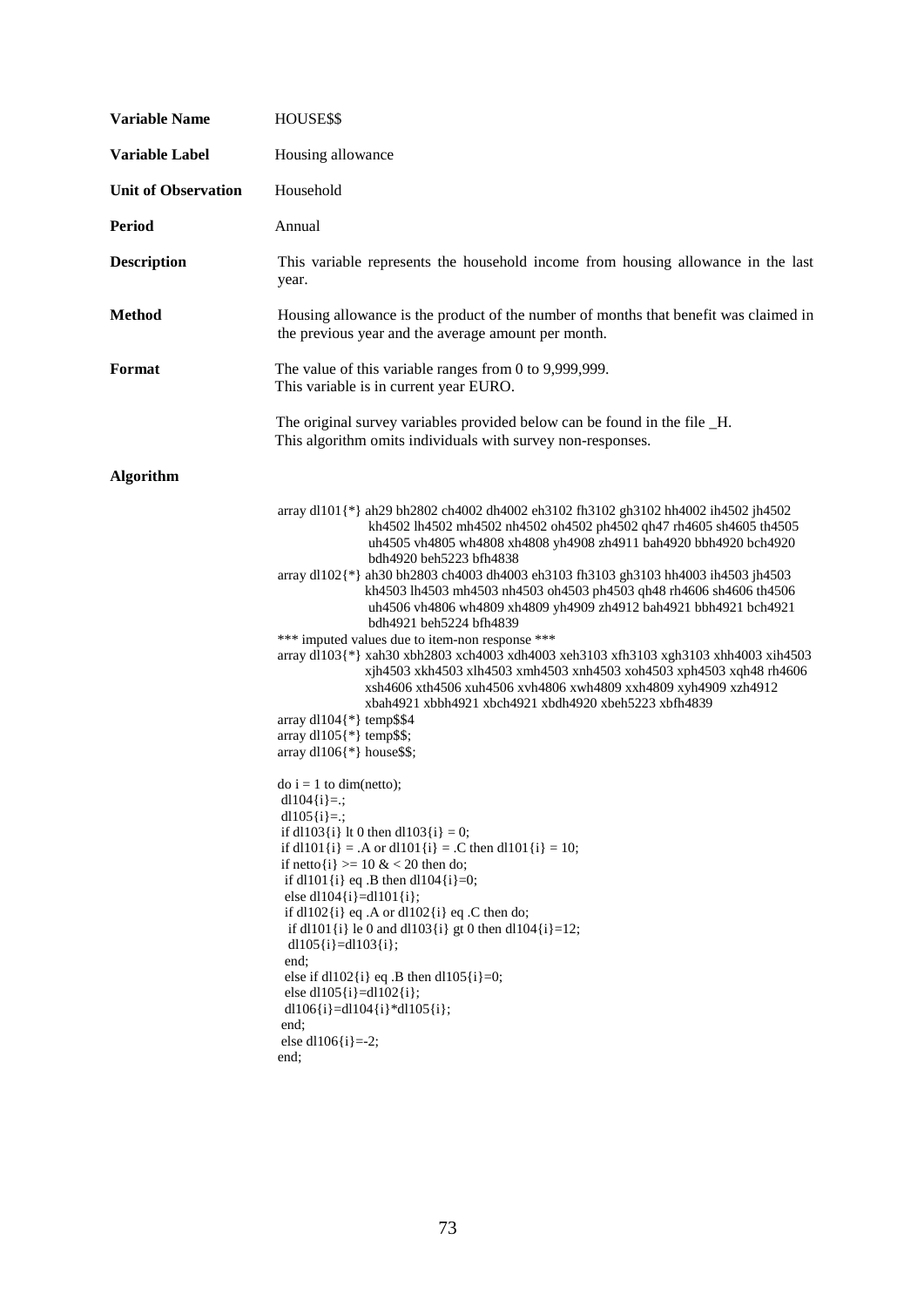**Variable Name** HOUSE$$

**Variable Label** Housing allowance

**Unit of Observation** Household

**Period** Annual

**Description** This variable represents the household income from housing allowance in the last year.

**Method** Housing allowance is the product of the number of months that benefit was claimed in the previous year and the average amount per month.

**Format** The value of this variable ranges from 0 to 9,999,999.
This variable is in current year EURO.

The original survey variables provided below can be found in the file _H.
This algorithm omits individuals with survey non-responses.

**Algorithm**

```
array dl101{*} ah29 bh2802 ch4002 dh4002 eh3102 fh3102 gh3102 hh4002 ih4502 jh4502
               kh4502 lh4502 mh4502 nh4502 oh4502 ph4502 qh47 rh4605 sh4605 th4505
               uh4505 vh4805 wh4808 xh4808 yh4908 zh4911 bah4920 bbh4920 bch4920
               bdh4920 beh5223 bfh4838
array dl102{*} ah30 bh2803 ch4003 dh4003 eh3103 fh3103 gh3103 hh4003 ih4503 jh4503
               kh4503 lh4503 mh4503 nh4503 oh4503 ph4503 qh48 rh4606 sh4606 th4506
               uh4506 vh4806 wh4809 xh4809 yh4909 zh4912 bah4921 bbh4921 bch4921
               bdh4921 beh5224 bfh4839
*** imputed values due to item-non response ***
array dl103{*} xah30 xbh2803 xch4003 xdh4003 xeh3103 xfh3103 xgh3103 xhh4003 xih4503
               xjh4503 xkh4503 xlh4503 xmh4503 xnh4503 xoh4503 xph4503 xqh48 rh4606
               xsh4606 xth4506 xuh4506 xvh4806 xwh4809 xxh4809 xyh4909 xzh4912
               xbah4921 xbbh4921 xbch4921 xbdh4920 xbeh5223 xbfh4839
array dl104{*} temp$$4
array dl105{*} temp$$;
array dl106{*} house$$;

do i = 1 to dim(netto);
 dl104{i}=.;
 dl105{i}=.;
 if dl103{i} lt 0 then dl103{i} = 0;
 if dl101{i} = .A or dl101{i} = .C then dl101{i} = 10;
 if netto{i} >= 10 & < 20 then do;
  if dl101{i} eq .B then dl104{i}=0;
  else dl104{i}=dl101{i};
  if dl102{i} eq .A or dl102{i} eq .C then do;
   if dl101{i} le 0 and dl103{i} gt 0 then dl104{i}=12;
   dl105{i}=dl103{i};
  end;
  else if dl102{i} eq .B then dl105{i}=0;
  else dl105{i}=dl102{i};
  dl106{i}=dl104{i}*dl105{i};
 end;
 else dl106{i}=-2;
end;
```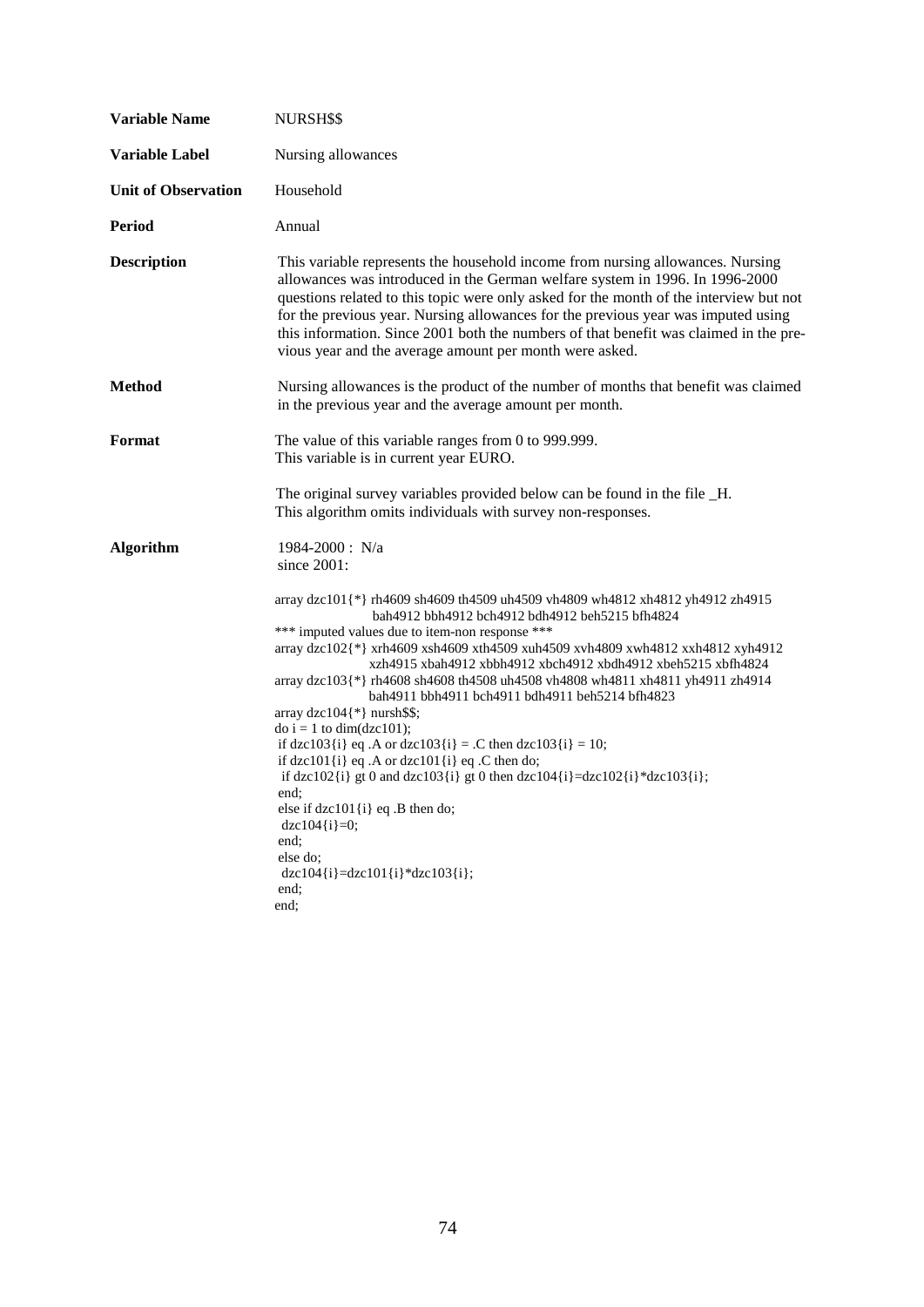**Variable Name** NURSH$$

**Variable Label** Nursing allowances

**Unit of Observation** Household

**Period** Annual

**Description** This variable represents the household income from nursing allowances. Nursing allowances was introduced in the German welfare system in 1996. In 1996-2000 questions related to this topic were only asked for the month of the interview but not for the previous year. Nursing allowances for the previous year was imputed using this information. Since 2001 both the numbers of that benefit was claimed in the previous year and the average amount per month were asked.

**Method** Nursing allowances is the product of the number of months that benefit was claimed in the previous year and the average amount per month.

**Format** The value of this variable ranges from 0 to 999.999.
This variable is in current year EURO.

The original survey variables provided below can be found in the file _H.
This algorithm omits individuals with survey non-responses.

**Algorithm** 1984-2000 : N/a
since 2001:

```
array dzc101{*} rh4609 sh4609 th4509 uh4509 vh4809 wh4812 xh4812 yh4912 zh4915
                bah4912 bbh4912 bch4912 bdh4912 beh5215 bfh4824
*** imputed values due to item-non response ***
array dzc102{*} xrh4609 xsh4609 xth4509 xuh4509 xvh4809 xwh4812 xxh4812 xyh4912
                xzh4915 xbah4912 xbbh4912 xbch4912 xbdh4912 xbeh5215 xbfh4824
array dzc103{*} rh4608 sh4608 th4508 uh4508 vh4808 wh4811 xh4811 yh4911 zh4914
                bah4911 bbh4911 bch4911 bdh4911 beh5214 bfh4823
array dzc104{*} nursh$$;
do i = 1 to dim(dzc101);
 if dzc103{i} eq .A or dzc103{i} = .C then dzc103{i} = 10;
 if dzc101{i} eq .A or dzc101{i} eq .C then do;
  if dzc102{i} gt 0 and dzc103{i} gt 0 then dzc104{i}=dzc102{i}*dzc103{i};
 end;
 else if dzc101{i} eq .B then do;
  dzc104{i}=0;
 end;
 else do;
  dzc104{i}=dzc101{i}*dzc103{i};
 end;
end;
```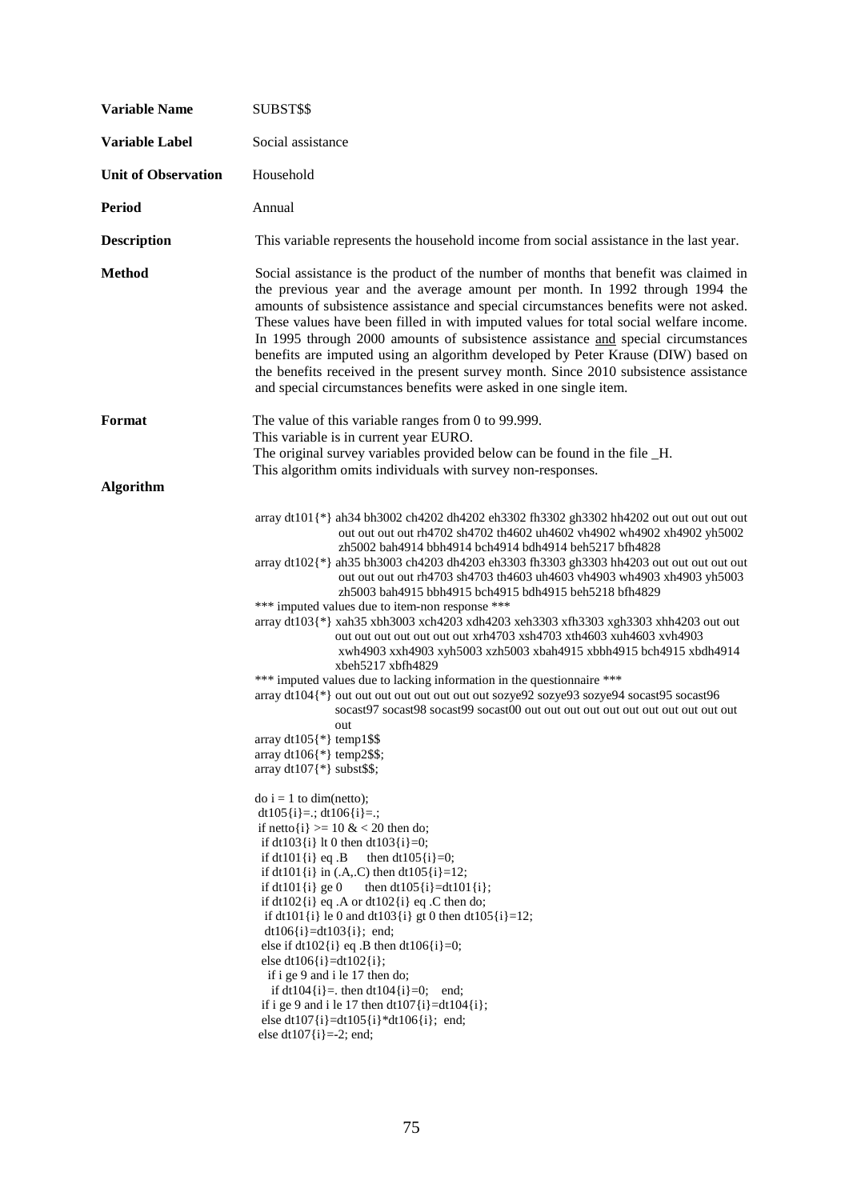**Variable Name** SUBST$$

**Variable Label** Social assistance

**Unit of Observation** Household

**Period** Annual

**Description** This variable represents the household income from social assistance in the last year.

**Method** Social assistance is the product of the number of months that benefit was claimed in the previous year and the average amount per month. In 1992 through 1994 the amounts of subsistence assistance and special circumstances benefits were not asked. These values have been filled in with imputed values for total social welfare income. In 1995 through 2000 amounts of subsistence assistance <u>and</u> special circumstances benefits are imputed using an algorithm developed by Peter Krause (DIW) based on the benefits received in the present survey month. Since 2010 subsistence assistance and special circumstances benefits were asked in one single item.

**Format** The value of this variable ranges from 0 to 99.999.
This variable is in current year EURO.
The original survey variables provided below can be found in the file _H.
This algorithm omits individuals with survey non-responses.

**Algorithm**

```
array dt101{*} ah34 bh3002 ch4202 dh4202 eh3302 fh3302 gh3302 hh4202 out out out out out
               out out out out rh4702 sh4702 th4602 uh4602 vh4902 wh4902 xh4902 yh5002
               zh5002 bah4914 bbh4914 bch4914 bdh4914 beh5217 bfh4828
array dt102{*} ah35 bh3003 ch4203 dh4203 eh3303 fh3303 gh3303 hh4203 out out out out out
               out out out out rh4703 sh4703 th4603 uh4603 vh4903 wh4903 xh4903 yh5003
               zh5003 bah4915 bbh4915 bch4915 bdh4915 beh5218 bfh4829
*** imputed values due to item-non response ***
array dt103{*} xah35 xbh3003 xch4203 xdh4203 xeh3303 xfh3303 xgh3303 xhh4203 out out
               out out out out out out out xrh4703 xsh4703 xth4603 xuh4603 xvh4903
               xwh4903 xxh4903 xyh5003 xzh5003 xbah4915 xbbh4915 bch4915 xbdh4914
               xbeh5217 xbfh4829
*** imputed values due to lacking information in the questionnaire ***
array dt104{*} out out out out out out out out sozye92 sozye93 sozye94 socast95 socast96
               socast97 socast98 socast99 socast00 out out out out out out out out out out
               out
array dt105{*} temp1$$
array dt106{*} temp2$$;
array dt107{*} subst$$;

do i = 1 to dim(netto);
 dt105{i}=.; dt106{i}=.;
 if netto{i} >= 10 & < 20 then do;
  if dt103{i} lt 0 then dt103{i}=0;
  if dt101{i} eq .B     then dt105{i}=0;
  if dt101{i} in (.A,.C) then dt105{i}=12;
  if dt101{i} ge 0      then dt105{i}=dt101{i};
  if dt102{i} eq .A or dt102{i} eq .C then do;
   if dt101{i} le 0 and dt103{i} gt 0 then dt105{i}=12;
   dt106{i}=dt103{i};  end;
  else if dt102{i} eq .B then dt106{i}=0;
  else dt106{i}=dt102{i};
   if i ge 9 and i le 17 then do;
    if dt104{i}=. then dt104{i}=0;   end;
  if i ge 9 and i le 17 then dt107{i}=dt104{i};
  else dt107{i}=dt105{i}*dt106{i};  end;
 else dt107{i}=-2; end;
```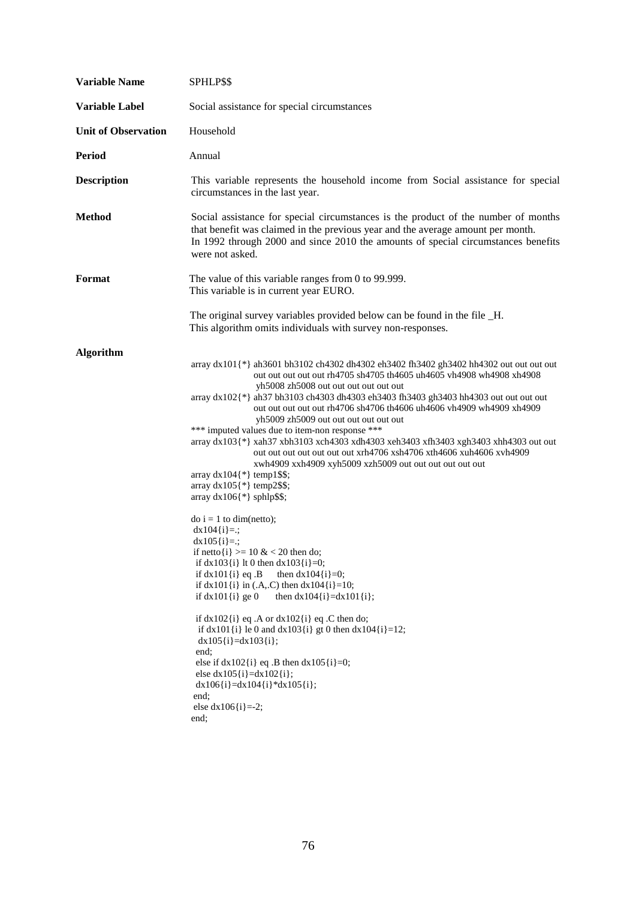**Variable Name** SPHLP$$

**Variable Label** Social assistance for special circumstances

**Unit of Observation** Household

**Period** Annual

**Description** This variable represents the household income from Social assistance for special circumstances in the last year.

**Method** Social assistance for special circumstances is the product of the number of months that benefit was claimed in the previous year and the average amount per month. In 1992 through 2000 and since 2010 the amounts of special circumstances benefits were not asked.

**Format** The value of this variable ranges from 0 to 99.999. This variable is in current year EURO.

The original survey variables provided below can be found in the file _H. This algorithm omits individuals with survey non-responses.

**Algorithm**

```
array dx101{*} ah3601 bh3102 ch4302 dh4302 eh3402 fh3402 gh3402 hh4302 out out out out
               out out out out out rh4705 sh4705 th4605 uh4605 vh4908 wh4908 xh4908
               yh5008 zh5008 out out out out out out
array dx102{*} ah37 bh3103 ch4303 dh4303 eh3403 fh3403 gh3403 hh4303 out out out out
               out out out out out rh4706 sh4706 th4606 uh4606 vh4909 wh4909 xh4909
               yh5009 zh5009 out out out out out out
*** imputed values due to item-non response ***
array dx103{*} xah37 xbh3103 xch4303 xdh4303 xeh3403 xfh3403 xgh3403 xhh4303 out out
               out out out out out out out xrh4706 xsh4706 xth4606 xuh4606 xvh4909
               xwh4909 xxh4909 xyh5009 xzh5009 out out out out out out
array dx104{*} temp1$$;
array dx105{*} temp2$$;
array dx106{*} sphlp$$;

do i = 1 to dim(netto);
 dx104{i}=.;
 dx105{i}=.;
 if netto{i} >= 10 & < 20 then do;
  if dx103{i} lt 0 then dx103{i}=0;
  if dx101{i} eq .B      then dx104{i}=0;
  if dx101{i} in (.A,.C) then dx104{i}=10;
  if dx101{i} ge 0       then dx104{i}=dx101{i};

  if dx102{i} eq .A or dx102{i} eq .C then do;
   if dx101{i} le 0 and dx103{i} gt 0 then dx104{i}=12;
   dx105{i}=dx103{i};
  end;
  else if dx102{i} eq .B then dx105{i}=0;
  else dx105{i}=dx102{i};
  dx106{i}=dx104{i}*dx105{i};
 end;
 else dx106{i}=-2;
end;
```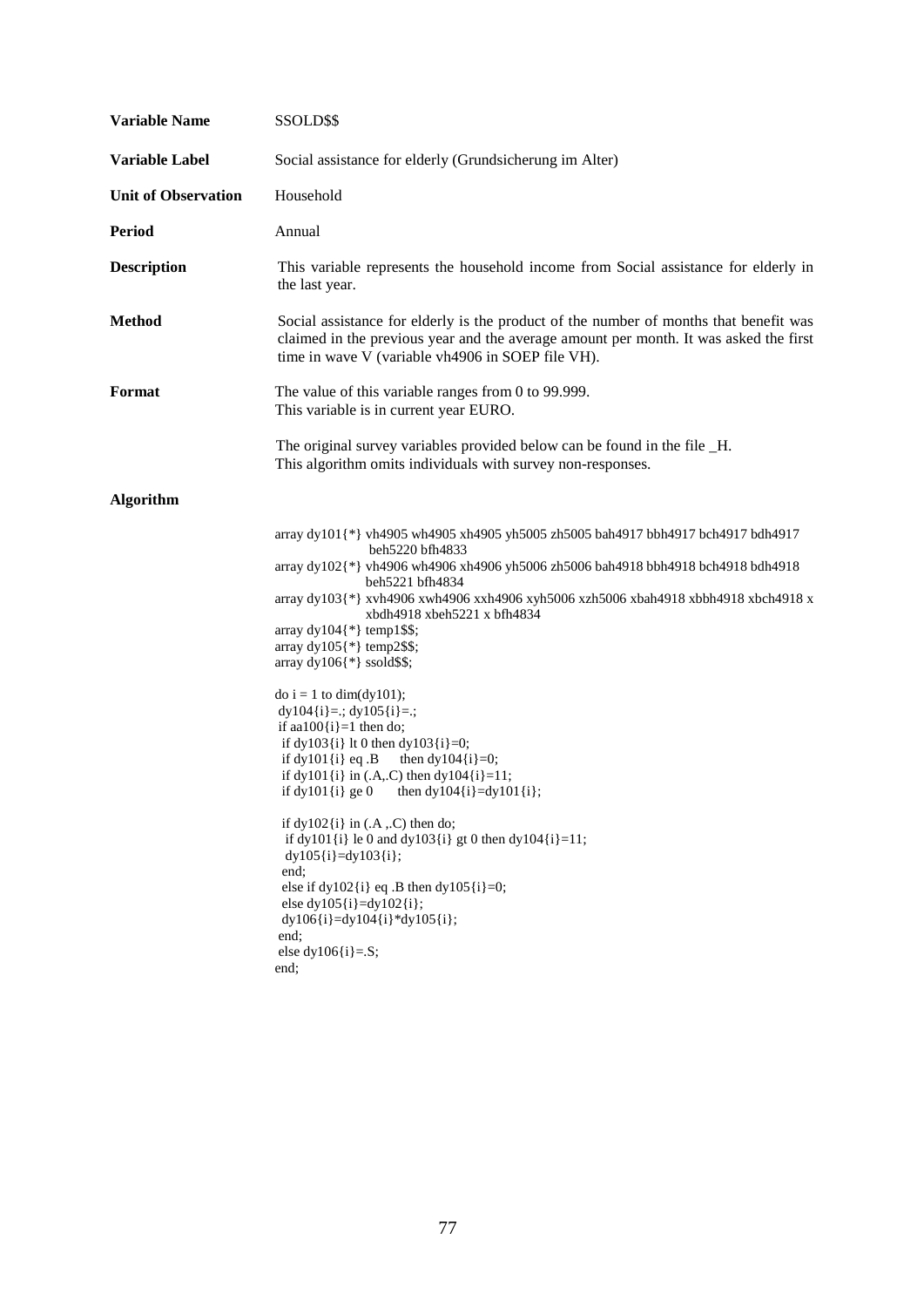| | |
|---|---|
| **Variable Name** | SSOLD$$ |
| **Variable Label** | Social assistance for elderly (Grundsicherung im Alter) |
| **Unit of Observation** | Household |
| **Period** | Annual |
| **Description** | This variable represents the household income from Social assistance for elderly in the last year. |
| **Method** | Social assistance for elderly is the product of the number of months that benefit was claimed in the previous year and the average amount per month. It was asked the first time in wave V (variable vh4906 in SOEP file VH). |
| **Format** | The value of this variable ranges from 0 to 99.999. This variable is in current year EURO. |

The original survey variables provided below can be found in the file _H.
This algorithm omits individuals with survey non-responses.

**Algorithm**

```
array dy101{*} vh4905 wh4905 xh4905 yh5005 zh5005 bah4917 bbh4917 bch4917 bdh4917
               beh5220 bfh4833
array dy102{*} vh4906 wh4906 xh4906 yh5006 zh5006 bah4918 bbh4918 bch4918 bdh4918
               beh5221 bfh4834
array dy103{*} xvh4906 xwh4906 xxh4906 xyh5006 xzh5006 xbah4918 xbbh4918 xbch4918 x
               xbdh4918 xbeh5221 x bfh4834
array dy104{*} temp1$$;
array dy105{*} temp2$$;
array dy106{*} ssold$$;

do i = 1 to dim(dy101);
 dy104{i}=.; dy105{i}=.;
 if aa100{i}=1 then do;
  if dy103{i} lt 0 then dy103{i}=0;
  if dy101{i} eq .B     then dy104{i}=0;
  if dy101{i} in (.A,.C) then dy104{i}=11;
  if dy101{i} ge 0      then dy104{i}=dy101{i};

  if dy102{i} in (.A ,.C) then do;
   if dy101{i} le 0 and dy103{i} gt 0 then dy104{i}=11;
   dy105{i}=dy103{i};
  end;
  else if dy102{i} eq .B then dy105{i}=0;
  else dy105{i}=dy102{i};
  dy106{i}=dy104{i}*dy105{i};
 end;
 else dy106{i}=.S;
end;
```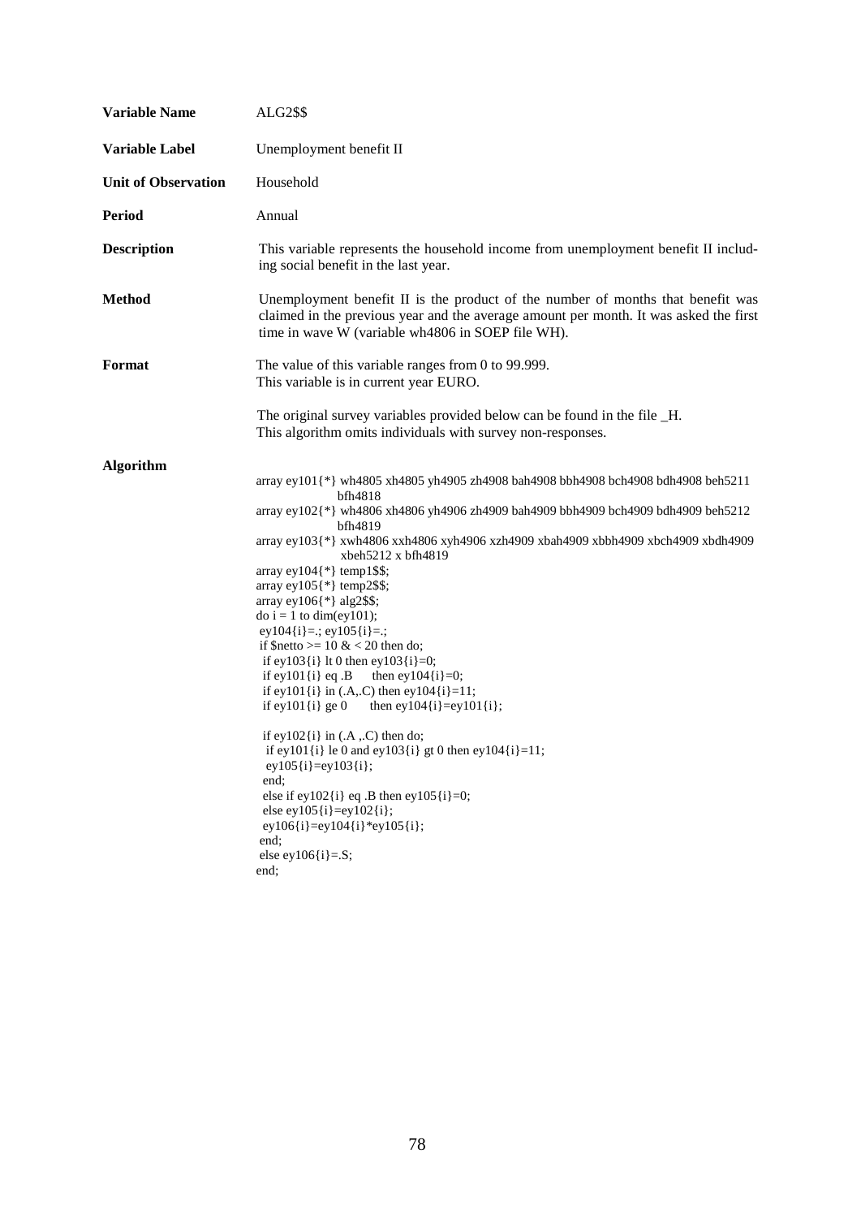**Variable Name** ALG2$$

**Variable Label** Unemployment benefit II

**Unit of Observation** Household

**Period** Annual

**Description** This variable represents the household income from unemployment benefit II including social benefit in the last year.

**Method** Unemployment benefit II is the product of the number of months that benefit was claimed in the previous year and the average amount per month. It was asked the first time in wave W (variable wh4806 in SOEP file WH).

**Format** The value of this variable ranges from 0 to 99.999.
This variable is in current year EURO.

The original survey variables provided below can be found in the file _H.
This algorithm omits individuals with survey non-responses.

**Algorithm**

```
array ey101{*} wh4805 xh4805 yh4905 zh4908 bah4908 bbh4908 bch4908 bdh4908 beh5211
              bfh4818
array ey102{*} wh4806 xh4806 yh4906 zh4909 bah4909 bbh4909 bch4909 bdh4909 beh5212
              bfh4819
array ey103{*} xwh4806 xxh4806 xyh4906 xzh4909 xbah4909 xbbh4909 xbch4909 xbdh4909
               xbeh5212 x bfh4819
array ey104{*} temp1$$;
array ey105{*} temp2$$;
array ey106{*} alg2$$;
do i = 1 to dim(ey101);
 ey104{i}=.; ey105{i}=.;
 if $netto >= 10 & < 20 then do;
  if ey103{i} lt 0 then ey103{i}=0;
  if ey101{i} eq .B     then ey104{i}=0;
  if ey101{i} in (.A,.C) then ey104{i}=11;
  if ey101{i} ge 0      then ey104{i}=ey101{i};

  if ey102{i} in (.A ,.C) then do;
   if ey101{i} le 0 and ey103{i} gt 0 then ey104{i}=11;
   ey105{i}=ey103{i};
  end;
  else if ey102{i} eq .B then ey105{i}=0;
  else ey105{i}=ey102{i};
  ey106{i}=ey104{i}*ey105{i};
 end;
 else ey106{i}=.S;
end;
```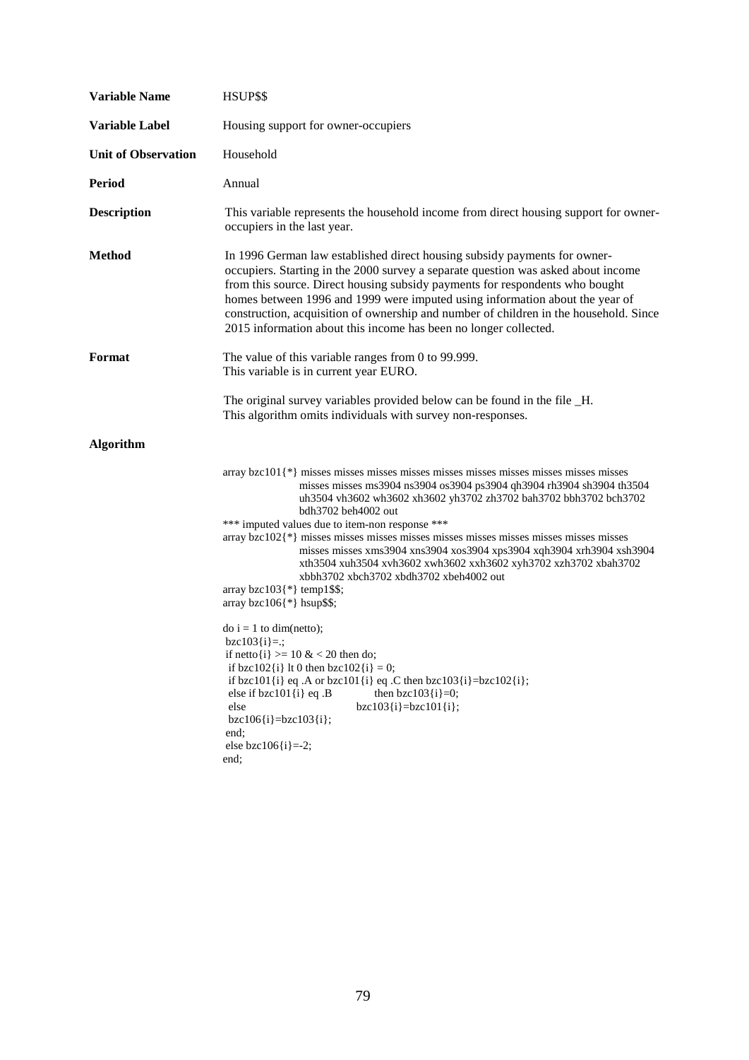**Variable Name** HSUP$$

**Variable Label** Housing support for owner-occupiers

**Unit of Observation** Household

**Period** Annual

**Description** This variable represents the household income from direct housing support for owner-occupiers in the last year.

**Method** In 1996 German law established direct housing subsidy payments for owner-occupiers. Starting in the 2000 survey a separate question was asked about income from this source. Direct housing subsidy payments for respondents who bought homes between 1996 and 1999 were imputed using information about the year of construction, acquisition of ownership and number of children in the household. Since 2015 information about this income has been no longer collected.

**Format** The value of this variable ranges from 0 to 99.999.
This variable is in current year EURO.

The original survey variables provided below can be found in the file _H.
This algorithm omits individuals with survey non-responses.

**Algorithm**

```
array bzc101{*} misses misses misses misses misses misses misses misses misses misses
                misses misses ms3904 ns3904 os3904 ps3904 qh3904 rh3904 sh3904 th3504
                uh3504 vh3602 wh3602 xh3602 yh3702 zh3702 bah3702 bbh3702 bch3702
                bdh3702 beh4002 out
*** imputed values due to item-non response ***
array bzc102{*} misses misses misses misses misses misses misses misses misses misses
                misses misses xms3904 xns3904 xos3904 xps3904 xqh3904 xrh3904 xsh3904
                xth3504 xuh3504 xvh3602 xwh3602 xxh3602 xyh3702 xzh3702 xbah3702
                xbbh3702 xbch3702 xbdh3702 xbeh4002 out
array bzc103{*} temp1$$;
array bzc106{*} hsup$$;

do i = 1 to dim(netto);
 bzc103{i}=.;
 if netto{i} >= 10 & < 20 then do;
  if bzc102{i} lt 0 then bzc102{i} = 0;
  if bzc101{i} eq .A or bzc101{i} eq .C then bzc103{i}=bzc102{i};
  else if bzc101{i} eq .B            then bzc103{i}=0;
  else                               bzc103{i}=bzc101{i};
  bzc106{i}=bzc103{i};
 end;
 else bzc106{i}=-2;
end;
```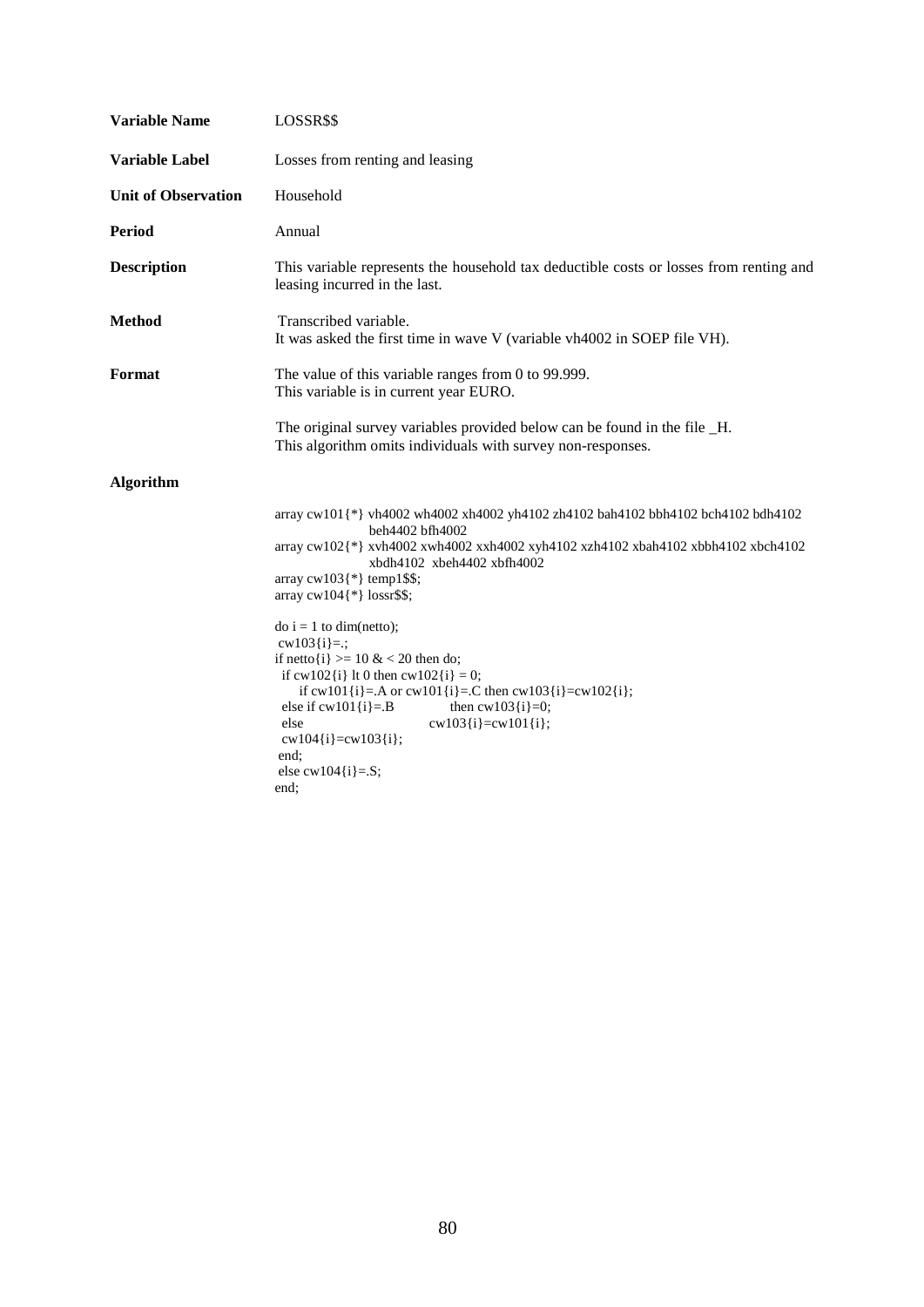**Variable Name** LOSSR$$

**Variable Label** Losses from renting and leasing

**Unit of Observation** Household

**Period** Annual

**Description** This variable represents the household tax deductible costs or losses from renting and leasing incurred in the last.

**Method** Transcribed variable.
It was asked the first time in wave V (variable vh4002 in SOEP file VH).

**Format** The value of this variable ranges from 0 to 99.999.
This variable is in current year EURO.

The original survey variables provided below can be found in the file _H.
This algorithm omits individuals with survey non-responses.

**Algorithm**

```
array cw101{*} vh4002 wh4002 xh4002 yh4102 zh4102 bah4102 bbh4102 bch4102 bdh4102
               beh4402 bfh4002
array cw102{*} xvh4002 xwh4002 xxh4002 xyh4102 xzh4102 xbah4102 xbbh4102 xbch4102
               xbdh4102  xbeh4402 xbfh4002
array cw103{*} temp1$$;
array cw104{*} lossr$$;

do i = 1 to dim(netto);
 cw103{i}=.;
if netto{i} >= 10 & < 20 then do;
  if cw102{i} lt 0 then cw102{i} = 0;
      if cw101{i}=.A or cw101{i}=.C then cw103{i}=cw102{i};
  else if cw101{i}=.B             then cw103{i}=0;
  else                            cw103{i}=cw101{i};
  cw104{i}=cw103{i};
 end;
 else cw104{i}=.S;
end;
```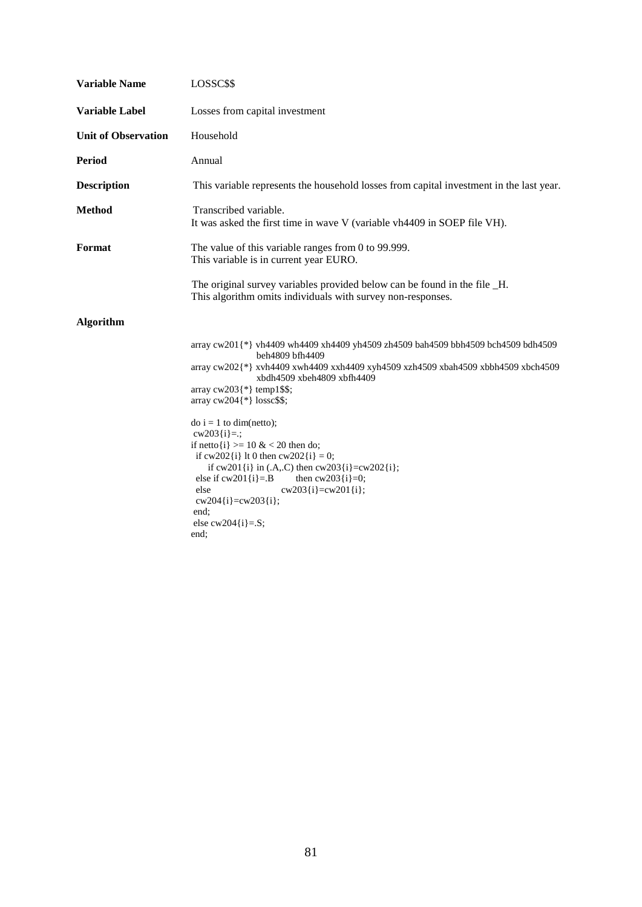| | |
|---|---|
| **Variable Name** | LOSSC$$ |
| **Variable Label** | Losses from capital investment |
| **Unit of Observation** | Household |
| **Period** | Annual |
| **Description** | This variable represents the household losses from capital investment in the last year. |
| **Method** | Transcribed variable.<br>It was asked the first time in wave V (variable vh4409 in SOEP file VH). |
| **Format** | The value of this variable ranges from 0 to 99.999.<br>This variable is in current year EURO. |
| | The original survey variables provided below can be found in the file _H.<br>This algorithm omits individuals with survey non-responses. |

**Algorithm**

```
array cw201{*} vh4409 wh4409 xh4409 yh4509 zh4509 bah4509 bbh4509 bch4509 bdh4509
               beh4809 bfh4409
array cw202{*} xvh4409 xwh4409 xxh4409 xyh4509 xzh4509 xbah4509 xbbh4509 xbch4509
               xbdh4509 xbeh4809 xbfh4409
array cw203{*} temp1$$;
array cw204{*} lossc$$;

do i = 1 to dim(netto);
 cw203{i}=.;
if netto{i} >= 10 & < 20 then do;
  if cw202{i} lt 0 then cw202{i} = 0;
     if cw201{i} in (.A,.C) then cw203{i}=cw202{i};
  else if cw201{i}=.B        then cw203{i}=0;
  else                       cw203{i}=cw201{i};
  cw204{i}=cw203{i};
 end;
 else cw204{i}=.S;
end;
```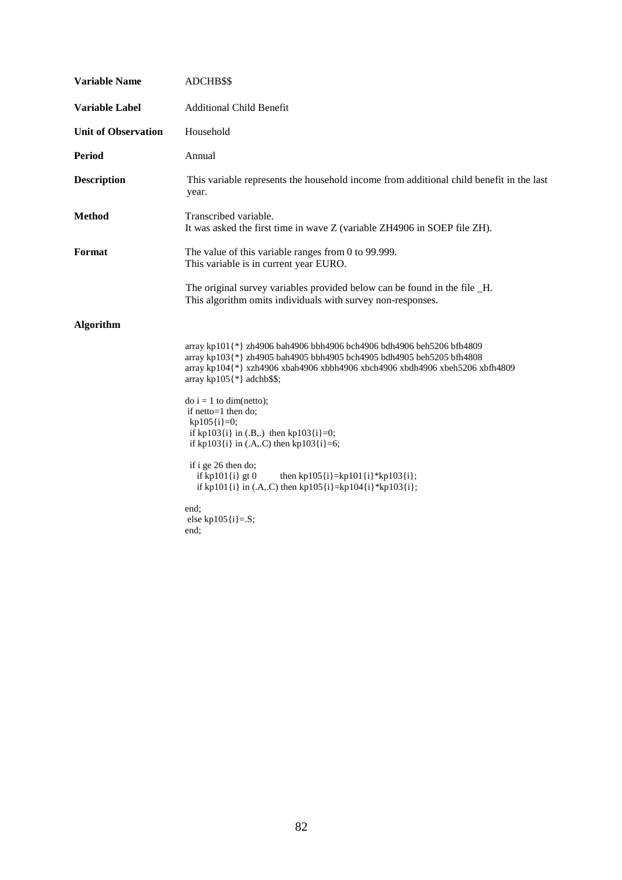**Variable Name** ADCHB$$

**Variable Label** Additional Child Benefit

**Unit of Observation** Household

**Period** Annual

**Description** This variable represents the household income from additional child benefit in the last year.

**Method** Transcribed variable.
It was asked the first time in wave Z (variable ZH4906 in SOEP file ZH).

**Format** The value of this variable ranges from 0 to 99.999.
This variable is in current year EURO.

The original survey variables provided below can be found in the file _H.
This algorithm omits individuals with survey non-responses.

**Algorithm**

```
array kp101{*} zh4906 bah4906 bbh4906 bch4906 bdh4906 beh5206 bfh4809
array kp103{*} zh4905 bah4905 bbh4905 bch4905 bdh4905 beh5205 bfh4808
array kp104{*} xzh4906 xbah4906 xbbh4906 xbch4906 xbdh4906 xbeh5206 xbfh4809
array kp105{*} adchb$$;

do i = 1 to dim(netto);
 if netto=1 then do;
  kp105{i}=0;
  if kp103{i} in (.B,.)  then kp103{i}=0;
  if kp103{i} in (.A,.C) then kp103{i}=6;

  if i ge 26 then do;
     if kp101{i} gt 0        then kp105{i}=kp101{i}*kp103{i};
     if kp101{i} in (.A,.C) then kp105{i}=kp104{i}*kp103{i};

end;
 else kp105{i}=.S;
end;
```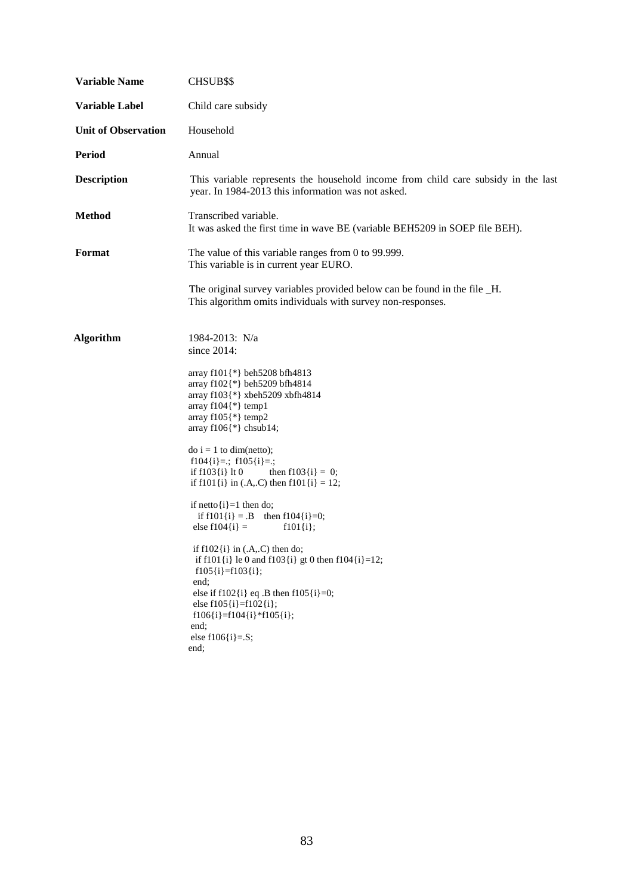**Variable Name** CHSUB$$

**Variable Label** Child care subsidy

**Unit of Observation** Household

**Period** Annual

**Description** This variable represents the household income from child care subsidy in the last year. In 1984-2013 this information was not asked.

**Method** Transcribed variable.
It was asked the first time in wave BE (variable BEH5209 in SOEP file BEH).

**Format** The value of this variable ranges from 0 to 99.999.
This variable is in current year EURO.

The original survey variables provided below can be found in the file _H.
This algorithm omits individuals with survey non-responses.

**Algorithm** 1984-2013: N/a
since 2014:

```
array f101{*} beh5208 bfh4813
array f102{*} beh5209 bfh4814
array f103{*} xbeh5209 xbfh4814
array f104{*} temp1
array f105{*} temp2
array f106{*} chsub14;

do i = 1 to dim(netto);
 f104{i}=.;  f105{i}=.;
 if f103{i} lt 0          then f103{i} =  0;
 if f101{i} in (.A,.C) then f101{i} = 12;

 if netto{i}=1 then do;
    if f101{i} = .B    then f104{i}=0;
   else f104{i} =             f101{i};

   if f102{i} in (.A,.C) then do;
    if f101{i} le 0 and f103{i} gt 0 then f104{i}=12;
    f105{i}=f103{i};
   end;
   else if f102{i} eq .B then f105{i}=0;
   else f105{i}=f102{i};
   f106{i}=f104{i}*f105{i};
 end;
 else f106{i}=.S;
end;
```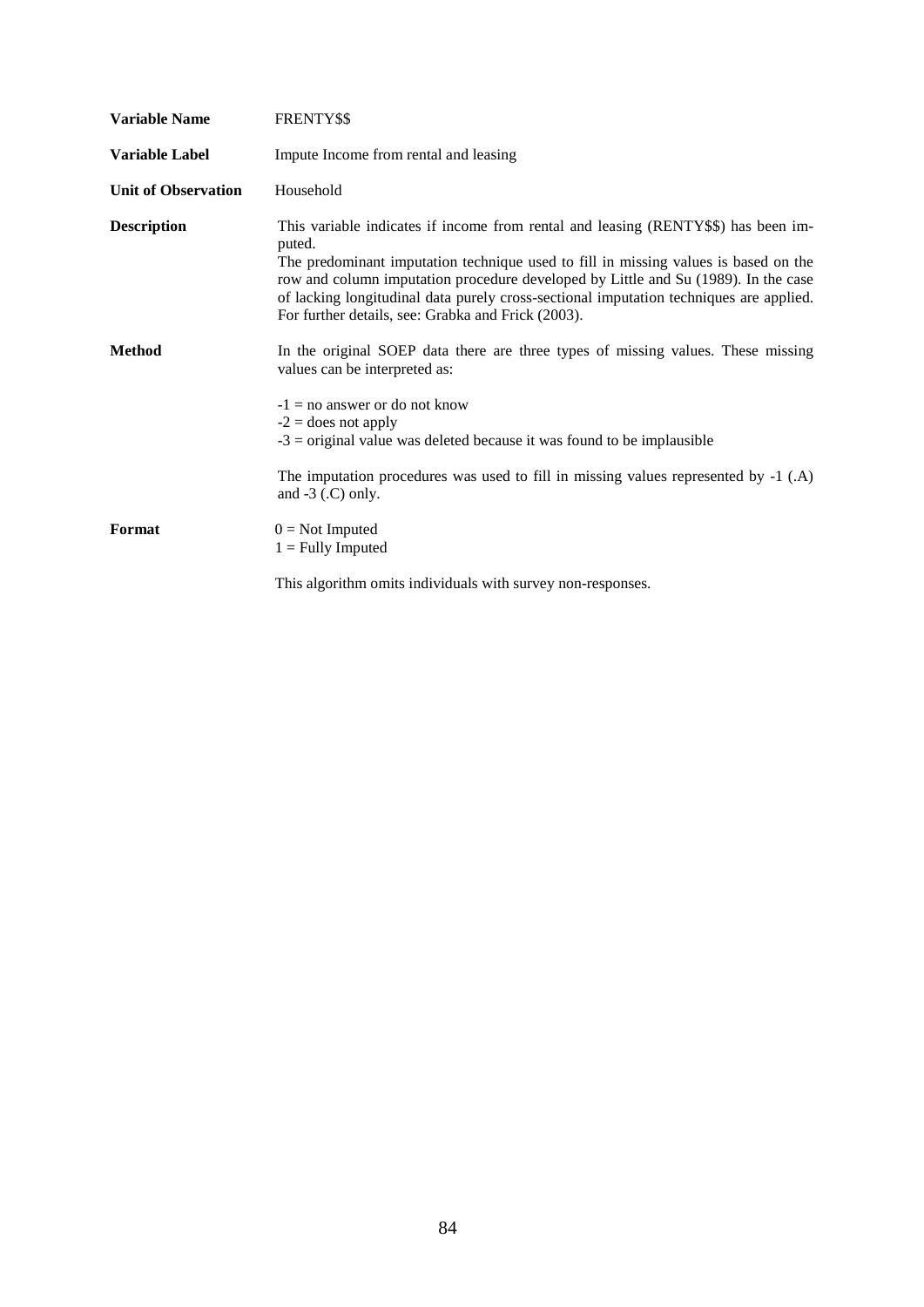| | |
|---|---|
| **Variable Name** | FRENTY$$ |
| **Variable Label** | Impute Income from rental and leasing |
| **Unit of Observation** | Household |
| **Description** | This variable indicates if income from rental and leasing (RENTY$$) has been imputed. The predominant imputation technique used to fill in missing values is based on the row and column imputation procedure developed by Little and Su (1989). In the case of lacking longitudinal data purely cross-sectional imputation techniques are applied. For further details, see: Grabka and Frick (2003). |
| **Method** | In the original SOEP data there are three types of missing values. These missing values can be interpreted as:<br><br>-1 = no answer or do not know<br>-2 = does not apply<br>-3 = original value was deleted because it was found to be implausible<br><br>The imputation procedures was used to fill in missing values represented by -1 (.A) and -3 (.C) only. |
| **Format** | 0 = Not Imputed<br>1 = Fully Imputed<br><br>This algorithm omits individuals with survey non-responses. |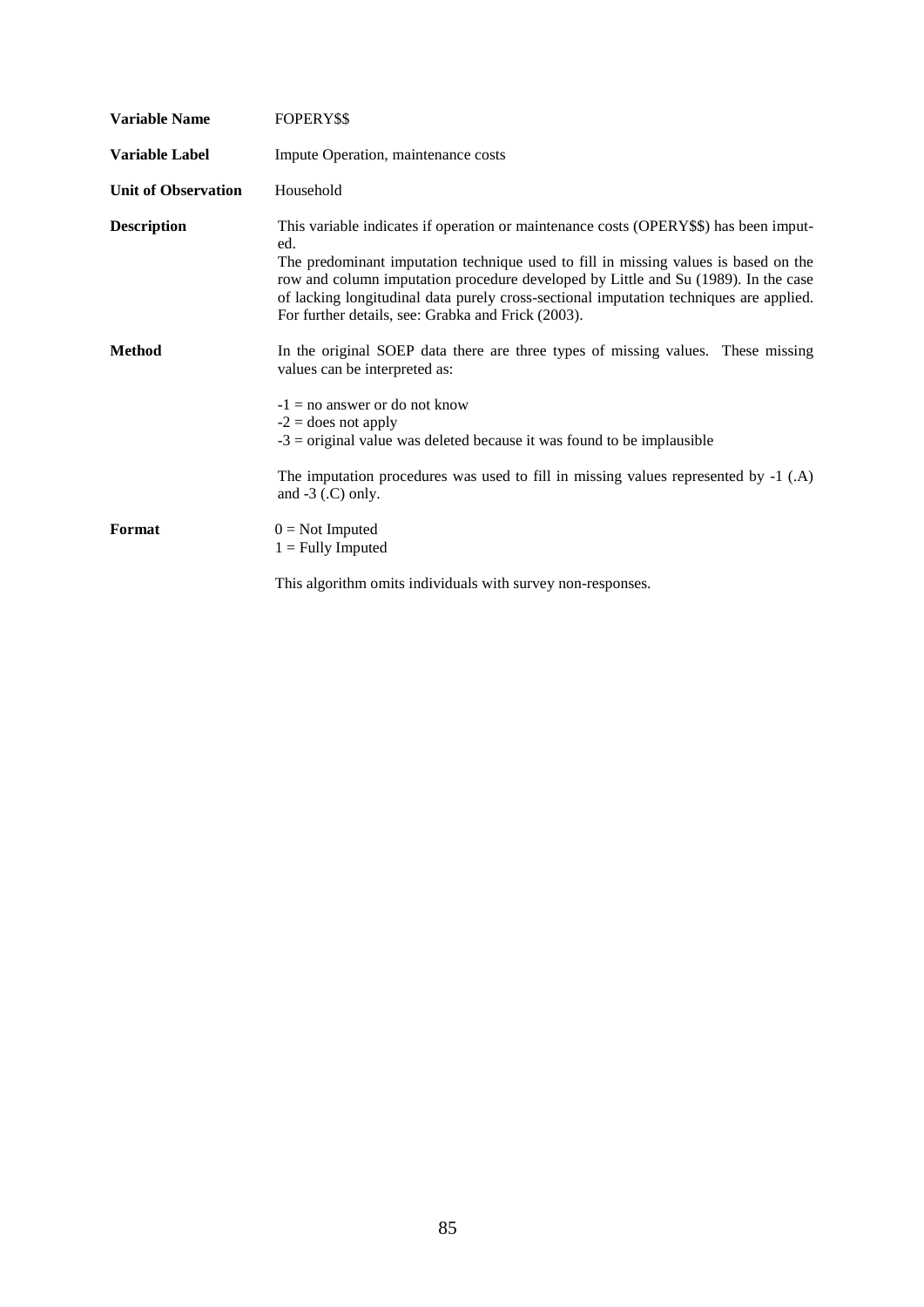**Variable Name** FOPERY$$

**Variable Label** Impute Operation, maintenance costs

**Unit of Observation** Household

**Description** This variable indicates if operation or maintenance costs (OPERY$$) has been imputed.
The predominant imputation technique used to fill in missing values is based on the row and column imputation procedure developed by Little and Su (1989). In the case of lacking longitudinal data purely cross-sectional imputation techniques are applied. For further details, see: Grabka and Frick (2003).

**Method** In the original SOEP data there are three types of missing values. These missing values can be interpreted as:

-1 = no answer or do not know
-2 = does not apply
-3 = original value was deleted because it was found to be implausible

The imputation procedures was used to fill in missing values represented by -1 (.A) and -3 (.C) only.

**Format** 0 = Not Imputed
1 = Fully Imputed

This algorithm omits individuals with survey non-responses.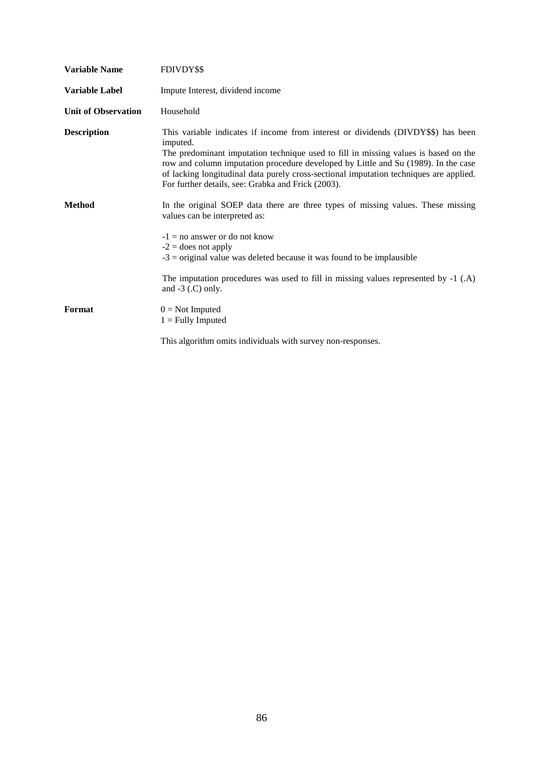**Variable Name** FDIVDY$$

**Variable Label** Impute Interest, dividend income

**Unit of Observation** Household

**Description** This variable indicates if income from interest or dividends (DIVDY$$) has been imputed.
The predominant imputation technique used to fill in missing values is based on the row and column imputation procedure developed by Little and Su (1989). In the case of lacking longitudinal data purely cross-sectional imputation techniques are applied. For further details, see: Grabka and Frick (2003).

**Method** In the original SOEP data there are three types of missing values. These missing values can be interpreted as:

-1 = no answer or do not know
-2 = does not apply
-3 = original value was deleted because it was found to be implausible

The imputation procedures was used to fill in missing values represented by -1 (.A) and -3 (.C) only.

**Format** 0 = Not Imputed
1 = Fully Imputed

This algorithm omits individuals with survey non-responses.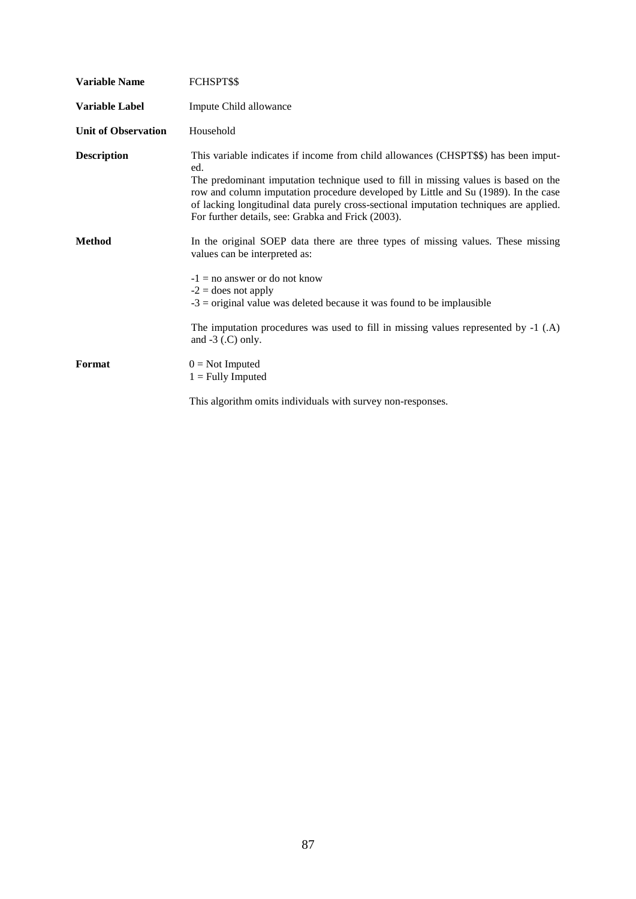**Variable Name** FCHSPT$$

**Variable Label** Impute Child allowance

**Unit of Observation** Household

**Description** This variable indicates if income from child allowances (CHSPT$$) has been imputed.
The predominant imputation technique used to fill in missing values is based on the row and column imputation procedure developed by Little and Su (1989). In the case of lacking longitudinal data purely cross-sectional imputation techniques are applied. For further details, see: Grabka and Frick (2003).

**Method** In the original SOEP data there are three types of missing values. These missing values can be interpreted as:

-1 = no answer or do not know
-2 = does not apply
-3 = original value was deleted because it was found to be implausible

The imputation procedures was used to fill in missing values represented by -1 (.A) and -3 (.C) only.

**Format** 0 = Not Imputed
1 = Fully Imputed

This algorithm omits individuals with survey non-responses.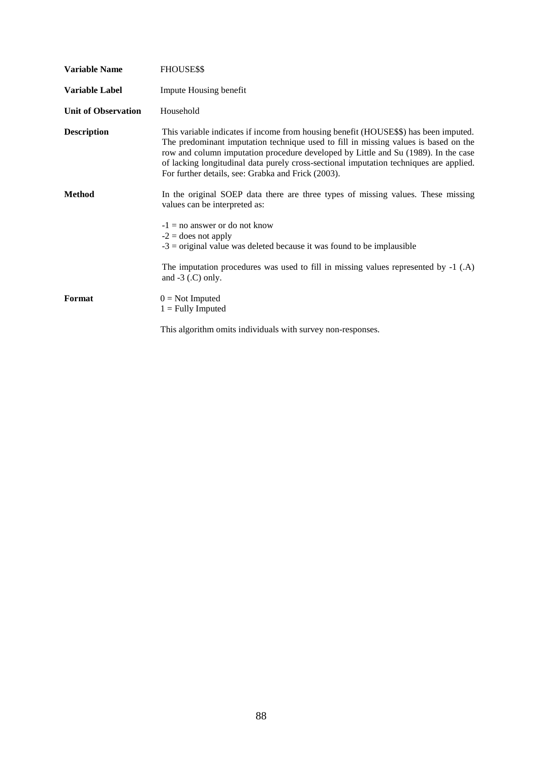**Variable Name** FHOUSE$$

**Variable Label** Impute Housing benefit

**Unit of Observation** Household

**Description** This variable indicates if income from housing benefit (HOUSE$$) has been imputed. The predominant imputation technique used to fill in missing values is based on the row and column imputation procedure developed by Little and Su (1989). In the case of lacking longitudinal data purely cross-sectional imputation techniques are applied. For further details, see: Grabka and Frick (2003).

**Method** In the original SOEP data there are three types of missing values. These missing values can be interpreted as:

-1 = no answer or do not know
-2 = does not apply
-3 = original value was deleted because it was found to be implausible

The imputation procedures was used to fill in missing values represented by -1 (.A) and -3 (.C) only.

**Format** 0 = Not Imputed
1 = Fully Imputed

This algorithm omits individuals with survey non-responses.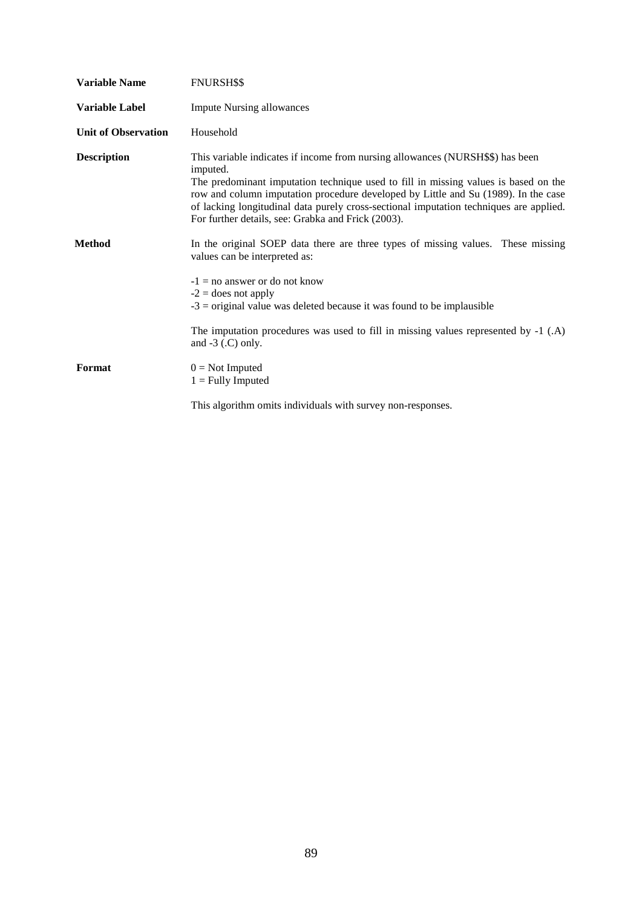| | |
|---|---|
| **Variable Name** | FNURSH$$ |
| **Variable Label** | Impute Nursing allowances |
| **Unit of Observation** | Household |
| **Description** | This variable indicates if income from nursing allowances (NURSH$$) has been imputed. The predominant imputation technique used to fill in missing values is based on the row and column imputation procedure developed by Little and Su (1989). In the case of lacking longitudinal data purely cross-sectional imputation techniques are applied. For further details, see: Grabka and Frick (2003). |
| **Method** | In the original SOEP data there are three types of missing values. These missing values can be interpreted as: -1 = no answer or do not know; -2 = does not apply; -3 = original value was deleted because it was found to be implausible. The imputation procedures was used to fill in missing values represented by -1 (.A) and -3 (.C) only. |
| **Format** | 0 = Not Imputed; 1 = Fully Imputed. This algorithm omits individuals with survey non-responses. |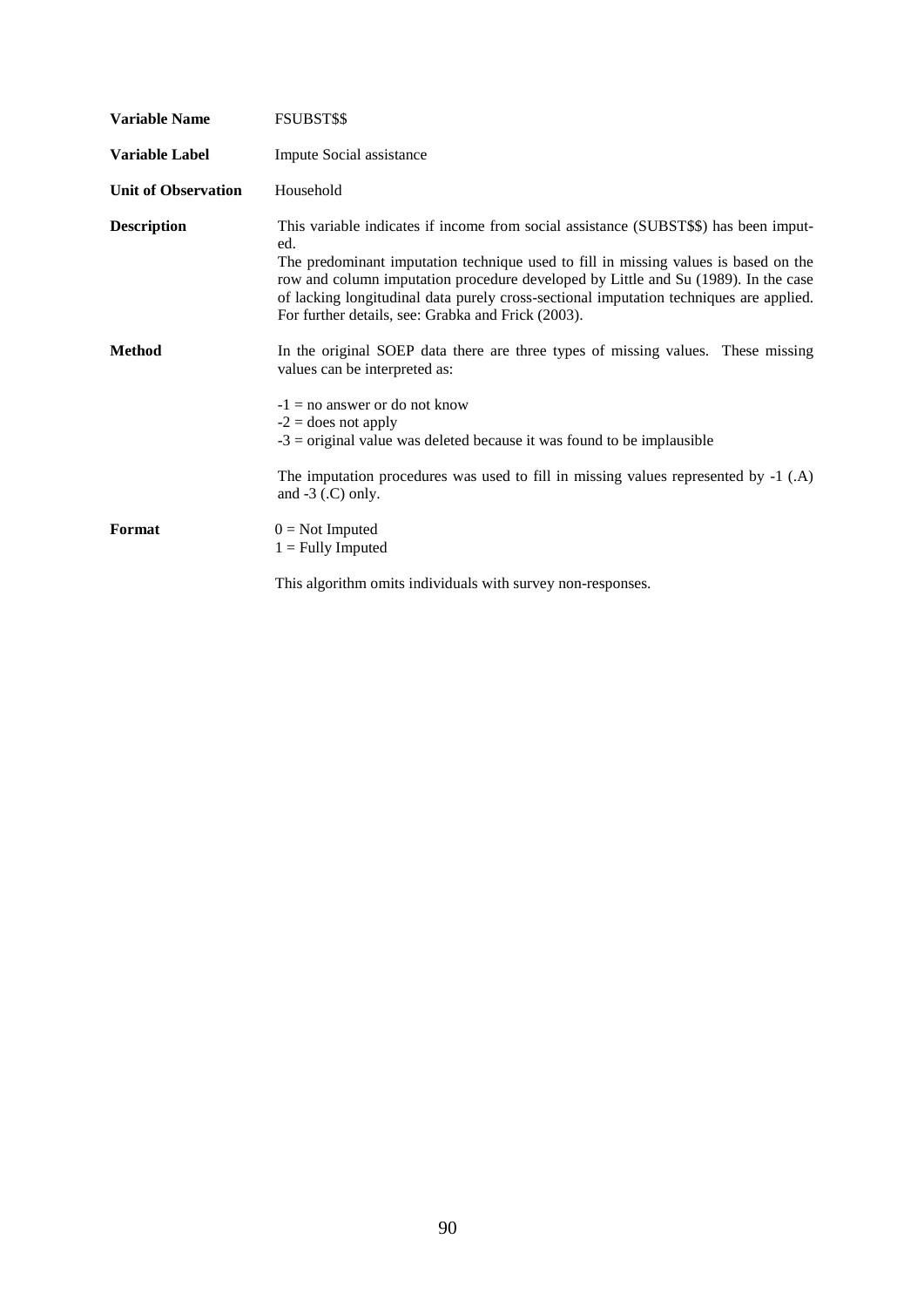**Variable Name** FSUBST$$

**Variable Label** Impute Social assistance

**Unit of Observation** Household

**Description** This variable indicates if income from social assistance (SUBST$$) has been imputed.
The predominant imputation technique used to fill in missing values is based on the row and column imputation procedure developed by Little and Su (1989). In the case of lacking longitudinal data purely cross-sectional imputation techniques are applied. For further details, see: Grabka and Frick (2003).

**Method** In the original SOEP data there are three types of missing values. These missing values can be interpreted as:

-1 = no answer or do not know
-2 = does not apply
-3 = original value was deleted because it was found to be implausible

The imputation procedures was used to fill in missing values represented by -1 (.A) and -3 (.C) only.

**Format** 0 = Not Imputed
1 = Fully Imputed

This algorithm omits individuals with survey non-responses.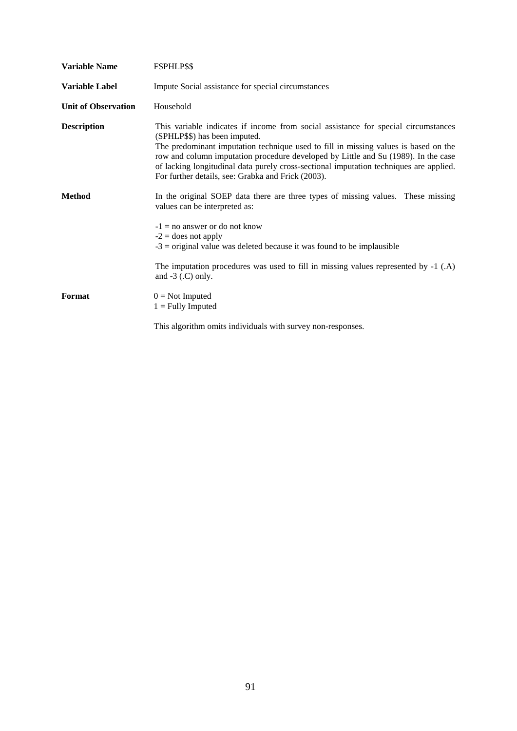| | |
|---|---|
| **Variable Name** | FSPHLP$$ |
| **Variable Label** | Impute Social assistance for special circumstances |
| **Unit of Observation** | Household |
| **Description** | This variable indicates if income from social assistance for special circumstances (SPHLP$$) has been imputed. The predominant imputation technique used to fill in missing values is based on the row and column imputation procedure developed by Little and Su (1989). In the case of lacking longitudinal data purely cross-sectional imputation techniques are applied. For further details, see: Grabka and Frick (2003). |
| **Method** | In the original SOEP data there are three types of missing values. These missing values can be interpreted as:<br><br>-1 = no answer or do not know<br>-2 = does not apply<br>-3 = original value was deleted because it was found to be implausible<br><br>The imputation procedures was used to fill in missing values represented by -1 (.A) and -3 (.C) only. |
| **Format** | 0 = Not Imputed<br>1 = Fully Imputed<br><br>This algorithm omits individuals with survey non-responses. |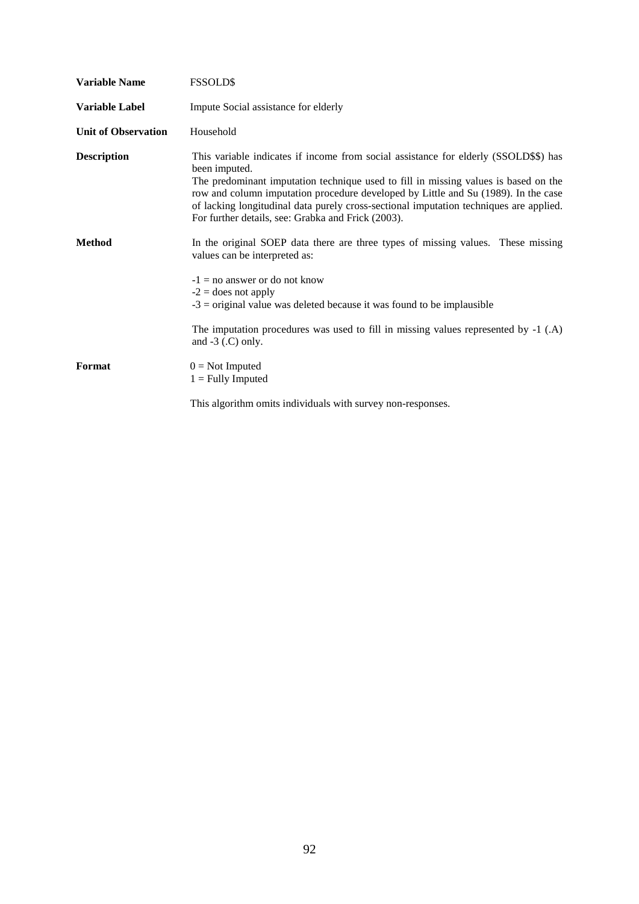**Variable Name** FSSOLD$

**Variable Label** Impute Social assistance for elderly

**Unit of Observation** Household

**Description** This variable indicates if income from social assistance for elderly (SSOLD$$) has been imputed.
The predominant imputation technique used to fill in missing values is based on the row and column imputation procedure developed by Little and Su (1989). In the case of lacking longitudinal data purely cross-sectional imputation techniques are applied. For further details, see: Grabka and Frick (2003).

**Method** In the original SOEP data there are three types of missing values. These missing values can be interpreted as:

-1 = no answer or do not know
-2 = does not apply
-3 = original value was deleted because it was found to be implausible

The imputation procedures was used to fill in missing values represented by -1 (.A) and -3 (.C) only.

**Format** 0 = Not Imputed
1 = Fully Imputed

This algorithm omits individuals with survey non-responses.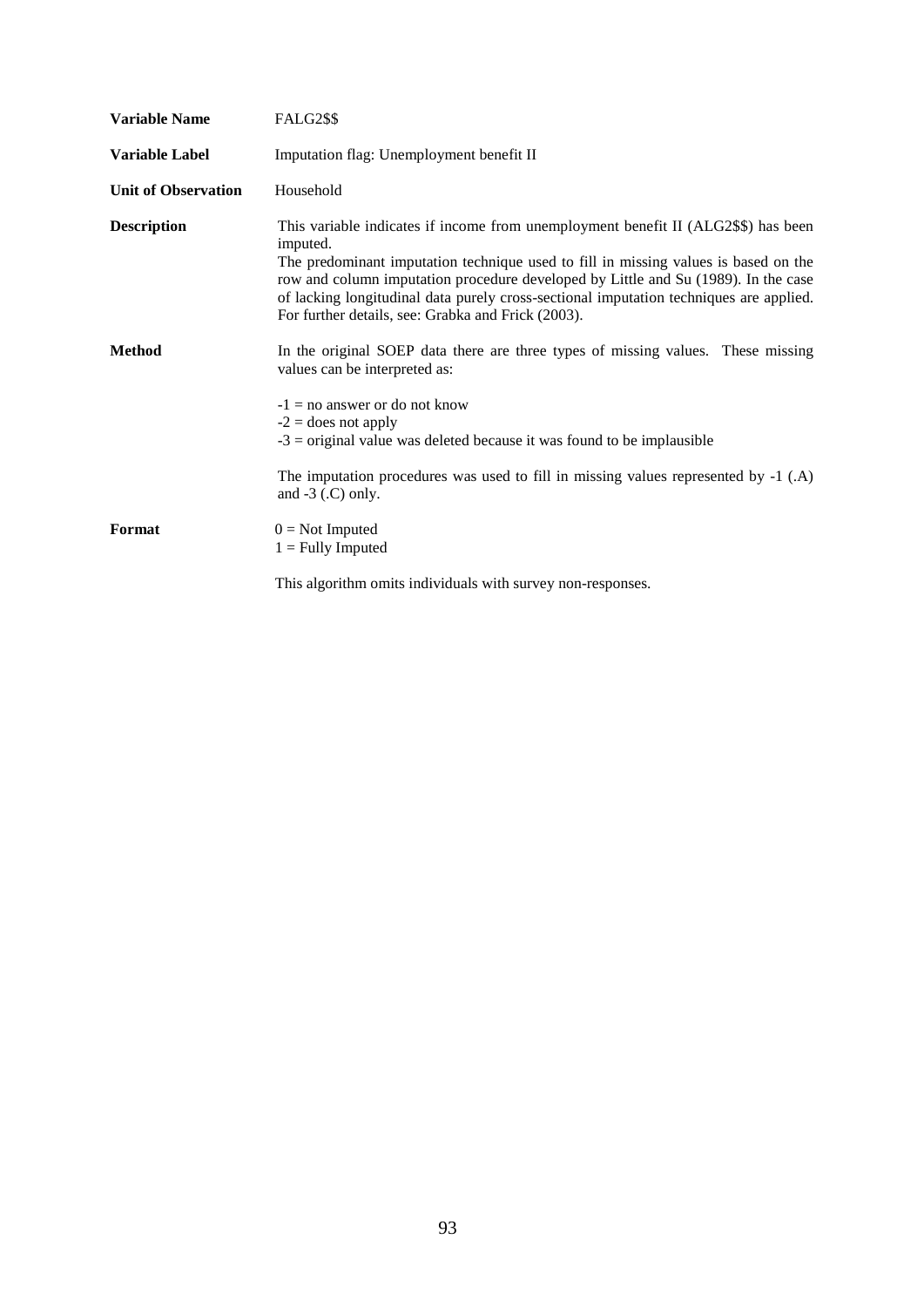**Variable Name** FALG2$$

**Variable Label** Imputation flag: Unemployment benefit II

**Unit of Observation** Household

**Description** This variable indicates if income from unemployment benefit II (ALG2$$) has been imputed.
The predominant imputation technique used to fill in missing values is based on the row and column imputation procedure developed by Little and Su (1989). In the case of lacking longitudinal data purely cross-sectional imputation techniques are applied. For further details, see: Grabka and Frick (2003).

**Method** In the original SOEP data there are three types of missing values. These missing values can be interpreted as:

-1 = no answer or do not know
-2 = does not apply
-3 = original value was deleted because it was found to be implausible

The imputation procedures was used to fill in missing values represented by -1 (.A) and -3 (.C) only.

**Format** 0 = Not Imputed
1 = Fully Imputed

This algorithm omits individuals with survey non-responses.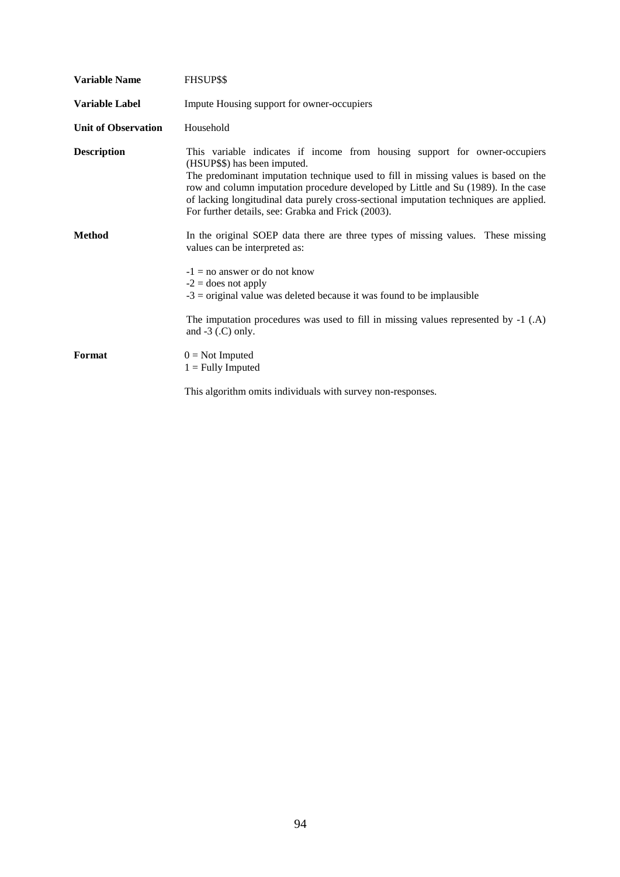**Variable Name** FHSUP$$

**Variable Label** Impute Housing support for owner-occupiers

**Unit of Observation** Household

**Description** This variable indicates if income from housing support for owner-occupiers (HSUP$$) has been imputed.
The predominant imputation technique used to fill in missing values is based on the row and column imputation procedure developed by Little and Su (1989). In the case of lacking longitudinal data purely cross-sectional imputation techniques are applied. For further details, see: Grabka and Frick (2003).

**Method** In the original SOEP data there are three types of missing values. These missing values can be interpreted as:

-1 = no answer or do not know
-2 = does not apply
-3 = original value was deleted because it was found to be implausible

The imputation procedures was used to fill in missing values represented by -1 (.A) and -3 (.C) only.

**Format** 0 = Not Imputed
1 = Fully Imputed

This algorithm omits individuals with survey non-responses.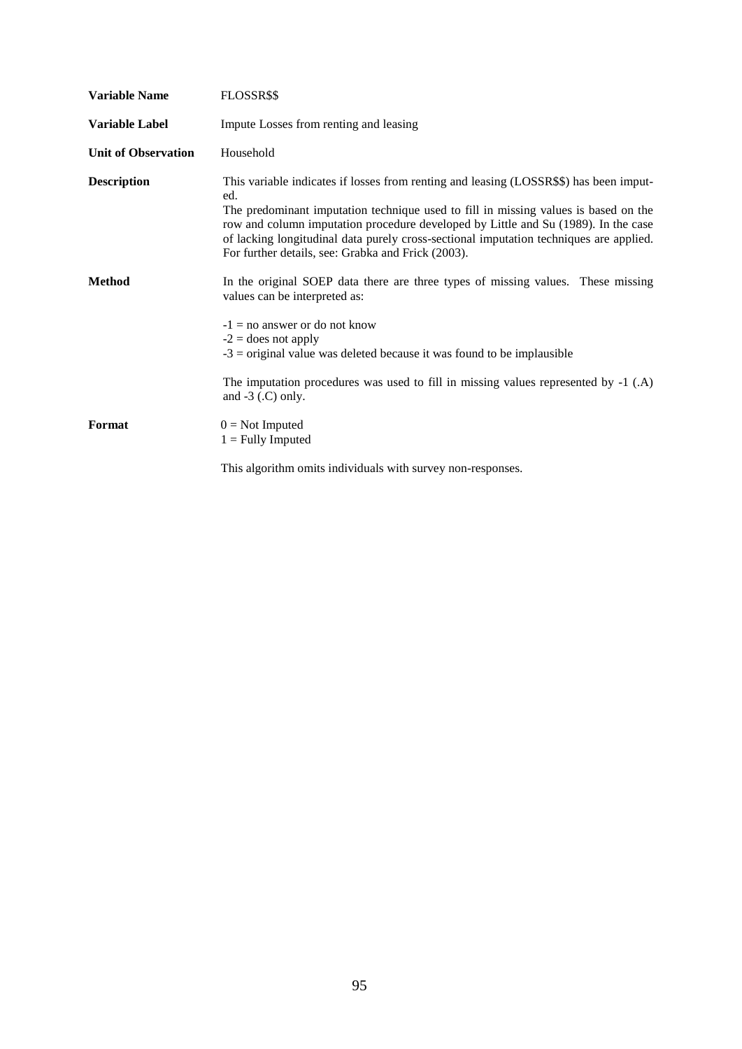| | |
|---|---|
| **Variable Name** | FLOSSR$$ |
| **Variable Label** | Impute Losses from renting and leasing |
| **Unit of Observation** | Household |
| **Description** | This variable indicates if losses from renting and leasing (LOSSR$$) has been imputed. The predominant imputation technique used to fill in missing values is based on the row and column imputation procedure developed by Little and Su (1989). In the case of lacking longitudinal data purely cross-sectional imputation techniques are applied. For further details, see: Grabka and Frick (2003). |
| **Method** | In the original SOEP data there are three types of missing values. These missing values can be interpreted as:<br><br>-1 = no answer or do not know<br>-2 = does not apply<br>-3 = original value was deleted because it was found to be implausible<br><br>The imputation procedures was used to fill in missing values represented by -1 (.A) and -3 (.C) only. |
| **Format** | 0 = Not Imputed<br>1 = Fully Imputed<br><br>This algorithm omits individuals with survey non-responses. |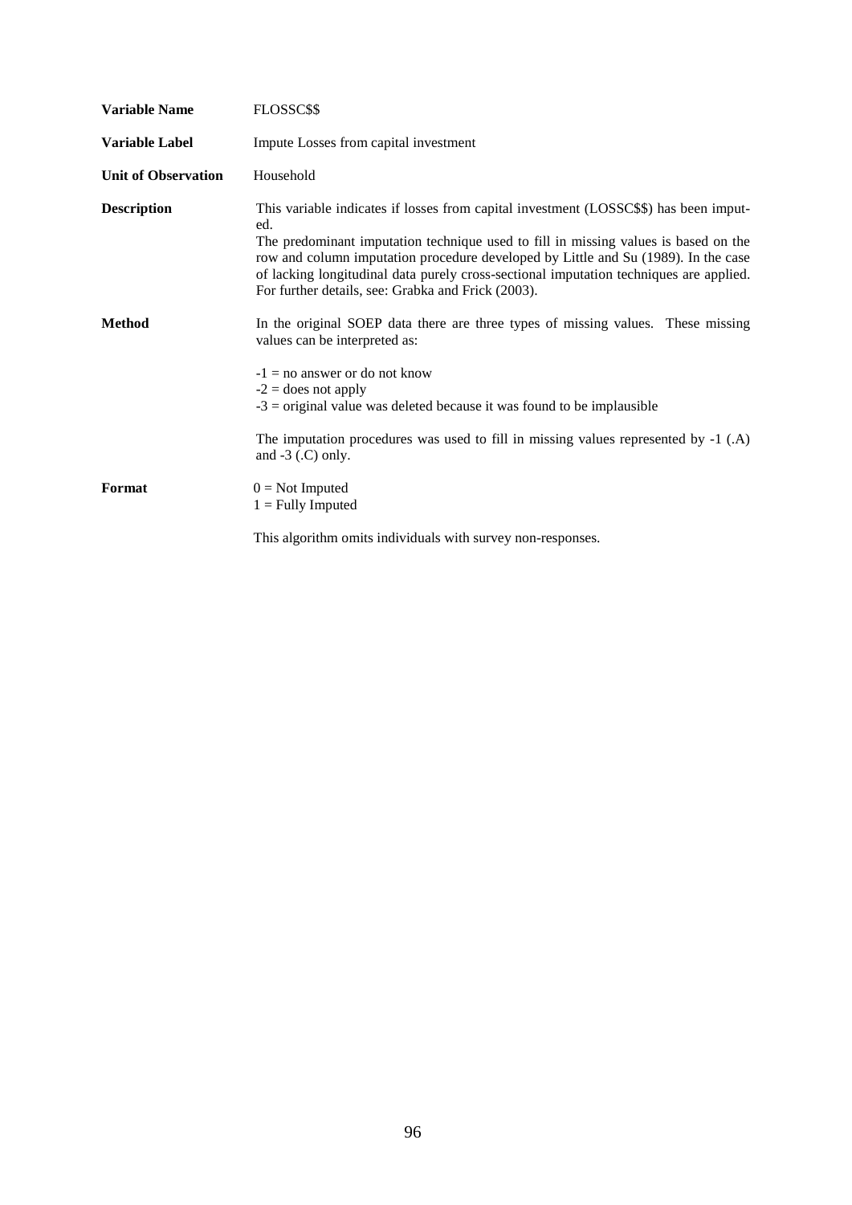**Variable Name** FLOSSC$$

**Variable Label** Impute Losses from capital investment

**Unit of Observation** Household

**Description** This variable indicates if losses from capital investment (LOSSC$$) has been imputed.
The predominant imputation technique used to fill in missing values is based on the row and column imputation procedure developed by Little and Su (1989). In the case of lacking longitudinal data purely cross-sectional imputation techniques are applied. For further details, see: Grabka and Frick (2003).

**Method** In the original SOEP data there are three types of missing values. These missing values can be interpreted as:

-1 = no answer or do not know
-2 = does not apply
-3 = original value was deleted because it was found to be implausible

The imputation procedures was used to fill in missing values represented by -1 (.A) and -3 (.C) only.

**Format** 0 = Not Imputed
1 = Fully Imputed

This algorithm omits individuals with survey non-responses.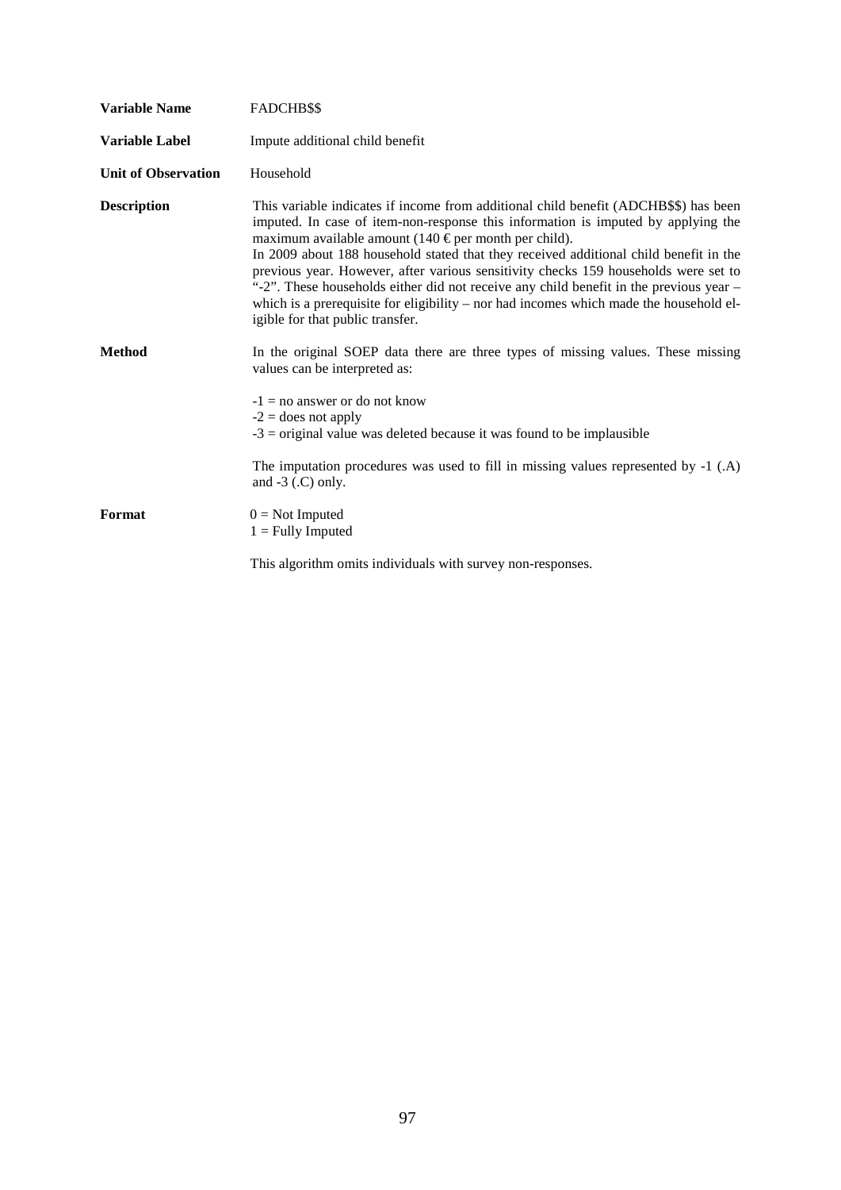**Variable Name** FADCHB$$

**Variable Label** Impute additional child benefit

**Unit of Observation** Household

**Description** This variable indicates if income from additional child benefit (ADCHB$$) has been imputed. In case of item-non-response this information is imputed by applying the maximum available amount (140 € per month per child).
In 2009 about 188 household stated that they received additional child benefit in the previous year. However, after various sensitivity checks 159 households were set to "-2". These households either did not receive any child benefit in the previous year – which is a prerequisite for eligibility – nor had incomes which made the household eligible for that public transfer.

**Method** In the original SOEP data there are three types of missing values. These missing values can be interpreted as:

-1 = no answer or do not know
-2 = does not apply
-3 = original value was deleted because it was found to be implausible

The imputation procedures was used to fill in missing values represented by -1 (.A) and -3 (.C) only.

**Format** 0 = Not Imputed
1 = Fully Imputed

This algorithm omits individuals with survey non-responses.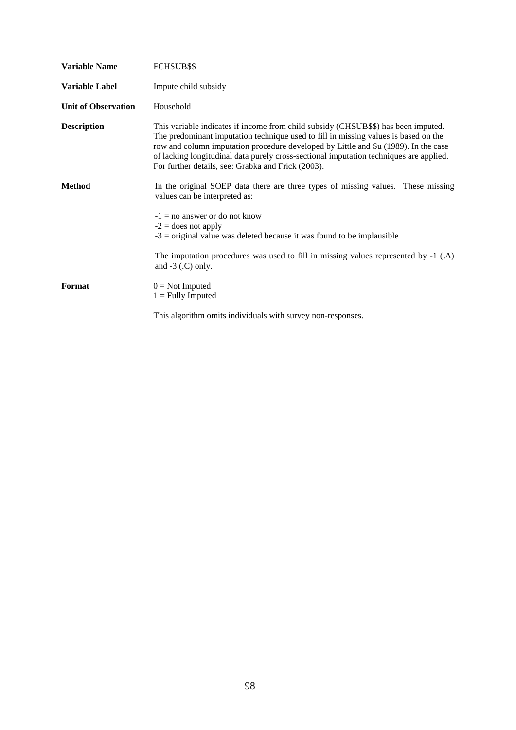| | |
|---|---|
| **Variable Name** | FCHSUB$$ |
| **Variable Label** | Impute child subsidy |
| **Unit of Observation** | Household |
| **Description** | This variable indicates if income from child subsidy (CHSUB$$) has been imputed. The predominant imputation technique used to fill in missing values is based on the row and column imputation procedure developed by Little and Su (1989). In the case of lacking longitudinal data purely cross-sectional imputation techniques are applied. For further details, see: Grabka and Frick (2003). |
| **Method** | In the original SOEP data there are three types of missing values. These missing values can be interpreted as:<br><br>-1 = no answer or do not know<br>-2 = does not apply<br>-3 = original value was deleted because it was found to be implausible<br><br>The imputation procedures was used to fill in missing values represented by -1 (.A) and -3 (.C) only. |
| **Format** | 0 = Not Imputed<br>1 = Fully Imputed<br><br>This algorithm omits individuals with survey non-responses. |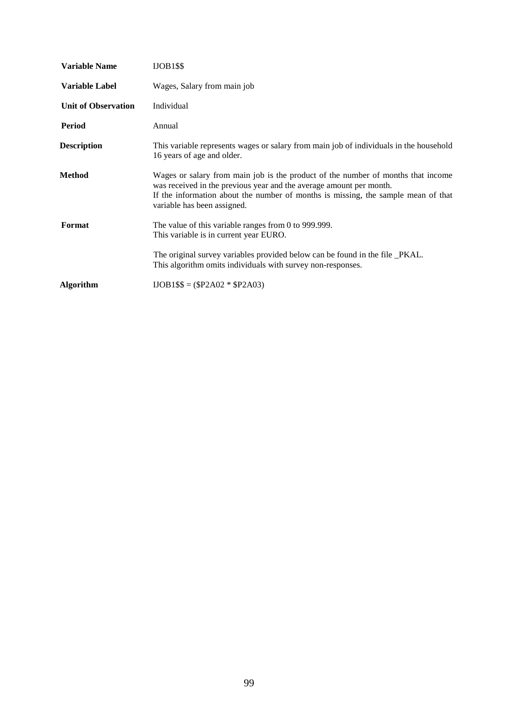| | |
|---|---|
| **Variable Name** | IJOB1$$ |
| **Variable Label** | Wages, Salary from main job |
| **Unit of Observation** | Individual |
| **Period** | Annual |
| **Description** | This variable represents wages or salary from main job of individuals in the household 16 years of age and older. |
| **Method** | Wages or salary from main job is the product of the number of months that income was received in the previous year and the average amount per month. If the information about the number of months is missing, the sample mean of that variable has been assigned. |
| **Format** | The value of this variable ranges from 0 to 999.999. This variable is in current year EURO. |
| | The original survey variables provided below can be found in the file _PKAL. This algorithm omits individuals with survey non-responses. |
| **Algorithm** | IJOB1$$ = ($P2A02 * $P2A03) |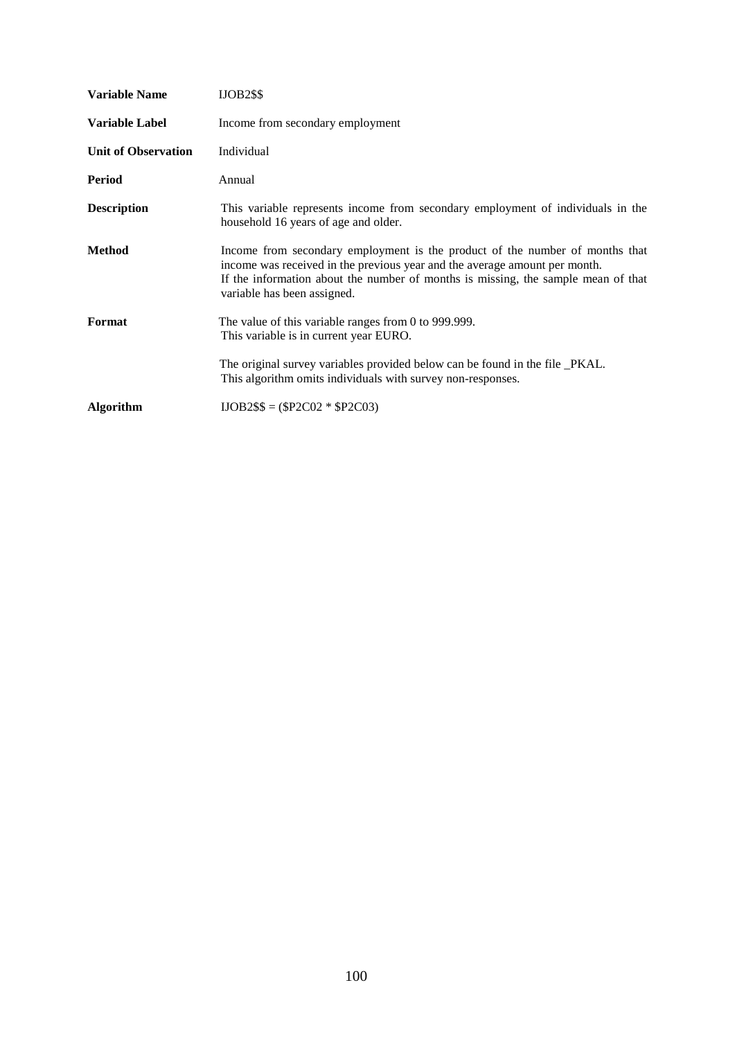| | |
|---|---|
| **Variable Name** | IJOB2$$ |
| **Variable Label** | Income from secondary employment |
| **Unit of Observation** | Individual |
| **Period** | Annual |
| **Description** | This variable represents income from secondary employment of individuals in the household 16 years of age and older. |
| **Method** | Income from secondary employment is the product of the number of months that income was received in the previous year and the average amount per month. If the information about the number of months is missing, the sample mean of that variable has been assigned. |
| **Format** | The value of this variable ranges from 0 to 999.999. This variable is in current year EURO. The original survey variables provided below can be found in the file _PKAL. This algorithm omits individuals with survey non-responses. |
| **Algorithm** | IJOB2$$ = ($P2C02 * $P2C03) |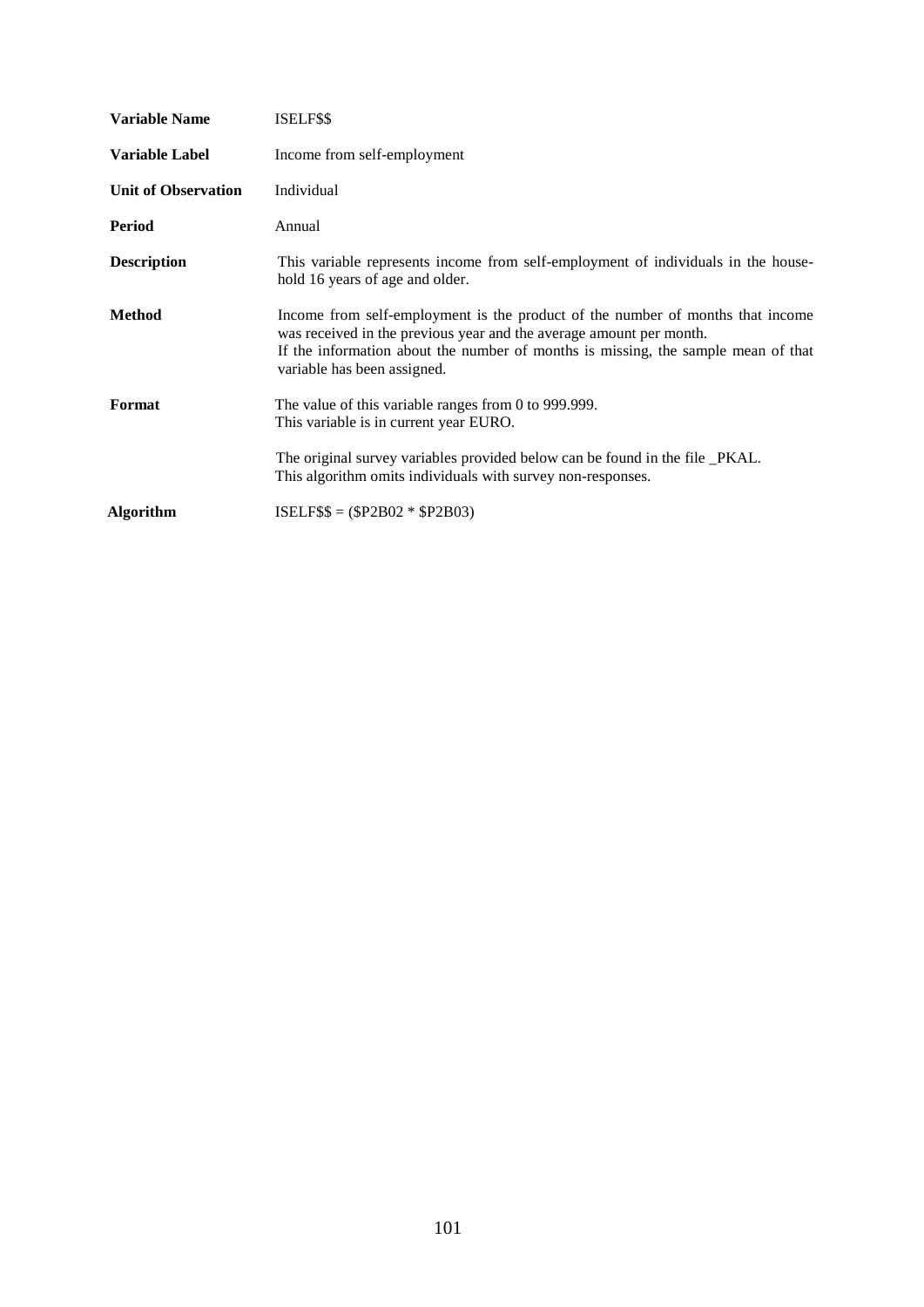| | |
|---|---|
| **Variable Name** | ISELF$$ |
| **Variable Label** | Income from self-employment |
| **Unit of Observation** | Individual |
| **Period** | Annual |
| **Description** | This variable represents income from self-employment of individuals in the household 16 years of age and older. |
| **Method** | Income from self-employment is the product of the number of months that income was received in the previous year and the average amount per month. If the information about the number of months is missing, the sample mean of that variable has been assigned. |
| **Format** | The value of this variable ranges from 0 to 999.999. This variable is in current year EURO. |
| | The original survey variables provided below can be found in the file _PKAL. This algorithm omits individuals with survey non-responses. |
| **Algorithm** | ISELF$$ = ($P2B02 * $P2B03) |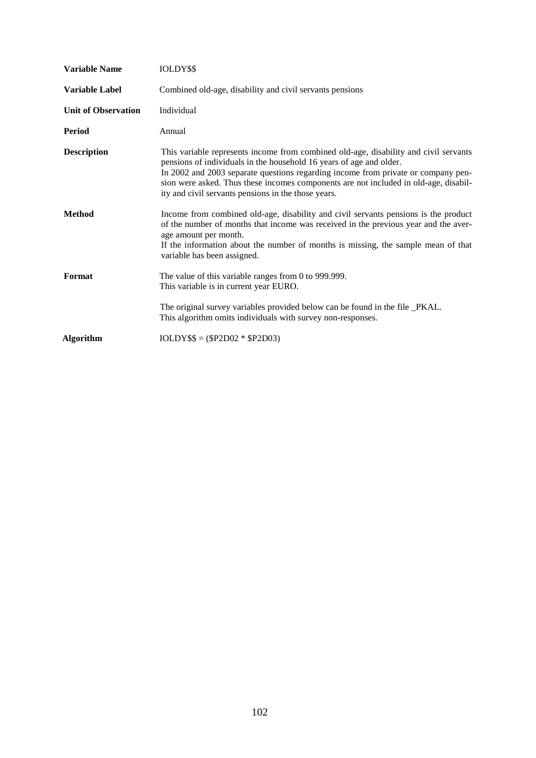| | |
|---|---|
| **Variable Name** | IOLDY$$ |
| **Variable Label** | Combined old-age, disability and civil servants pensions |
| **Unit of Observation** | Individual |
| **Period** | Annual |
| **Description** | This variable represents income from combined old-age, disability and civil servants pensions of individuals in the household 16 years of age and older. In 2002 and 2003 separate questions regarding income from private or company pension were asked. Thus these incomes components are not included in old-age, disability and civil servants pensions in the those years. |
| **Method** | Income from combined old-age, disability and civil servants pensions is the product of the number of months that income was received in the previous year and the average amount per month. If the information about the number of months is missing, the sample mean of that variable has been assigned. |
| **Format** | The value of this variable ranges from 0 to 999.999. This variable is in current year EURO. The original survey variables provided below can be found in the file _PKAL. This algorithm omits individuals with survey non-responses. |
| **Algorithm** | IOLDY$$ = ($P2D02 * $P2D03) |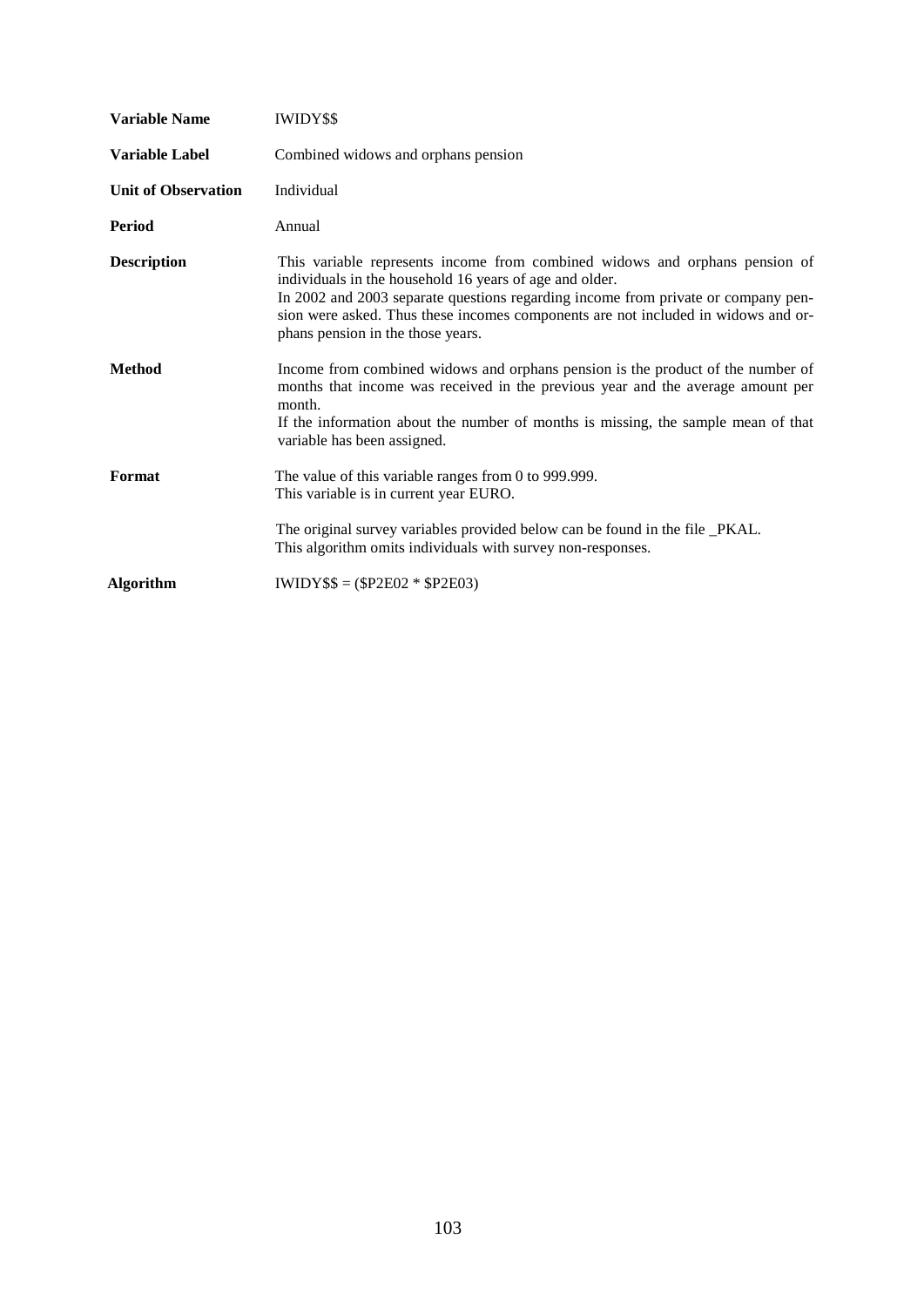| | |
|---|---|
| **Variable Name** | IWIDY$$ |
| **Variable Label** | Combined widows and orphans pension |
| **Unit of Observation** | Individual |
| **Period** | Annual |
| **Description** | This variable represents income from combined widows and orphans pension of individuals in the household 16 years of age and older. In 2002 and 2003 separate questions regarding income from private or company pension were asked. Thus these incomes components are not included in widows and orphans pension in the those years. |
| **Method** | Income from combined widows and orphans pension is the product of the number of months that income was received in the previous year and the average amount per month. If the information about the number of months is missing, the sample mean of that variable has been assigned. |
| **Format** | The value of this variable ranges from 0 to 999.999. This variable is in current year EURO. |
| | The original survey variables provided below can be found in the file _PKAL. This algorithm omits individuals with survey non-responses. |
| **Algorithm** | IWIDY$$ = ($P2E02 * $P2E03) |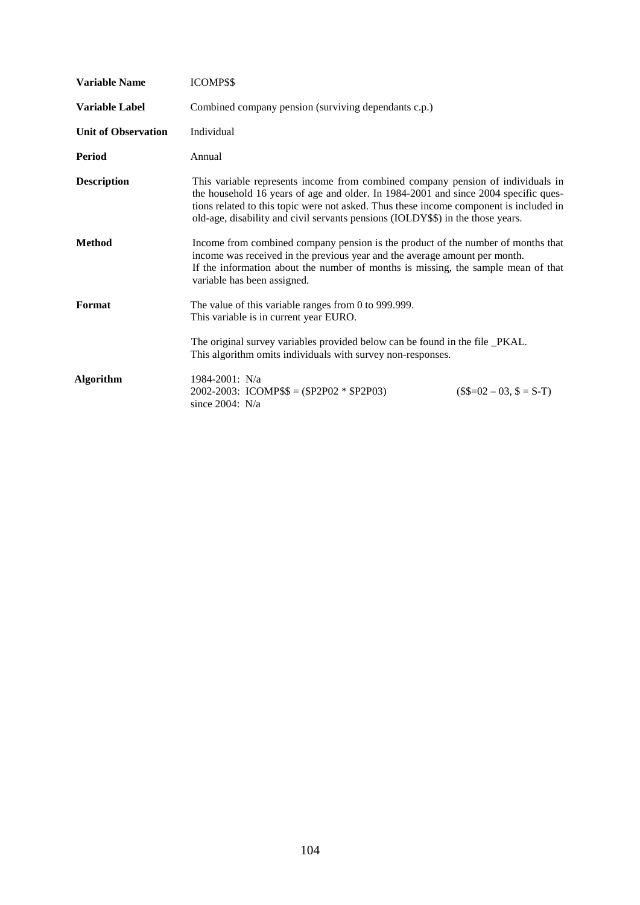| | |
|---|---|
| **Variable Name** | ICOMP$$ |
| **Variable Label** | Combined company pension (surviving dependants c.p.) |
| **Unit of Observation** | Individual |
| **Period** | Annual |
| **Description** | This variable represents income from combined company pension of individuals in the household 16 years of age and older. In 1984-2001 and since 2004 specific questions related to this topic were not asked. Thus these income component is included in old-age, disability and civil servants pensions (IOLDY$$) in the those years. |
| **Method** | Income from combined company pension is the product of the number of months that income was received in the previous year and the average amount per month. If the information about the number of months is missing, the sample mean of that variable has been assigned. |
| **Format** | The value of this variable ranges from 0 to 999.999. This variable is in current year EURO. <br><br> The original survey variables provided below can be found in the file _PKAL. This algorithm omits individuals with survey non-responses. |
| **Algorithm** | 1984-2001: N/a <br> 2002-2003: ICOMP$$ = ($P2P02 * $P2P03) ($$=02 – 03, $ = S-T) <br> since 2004: N/a |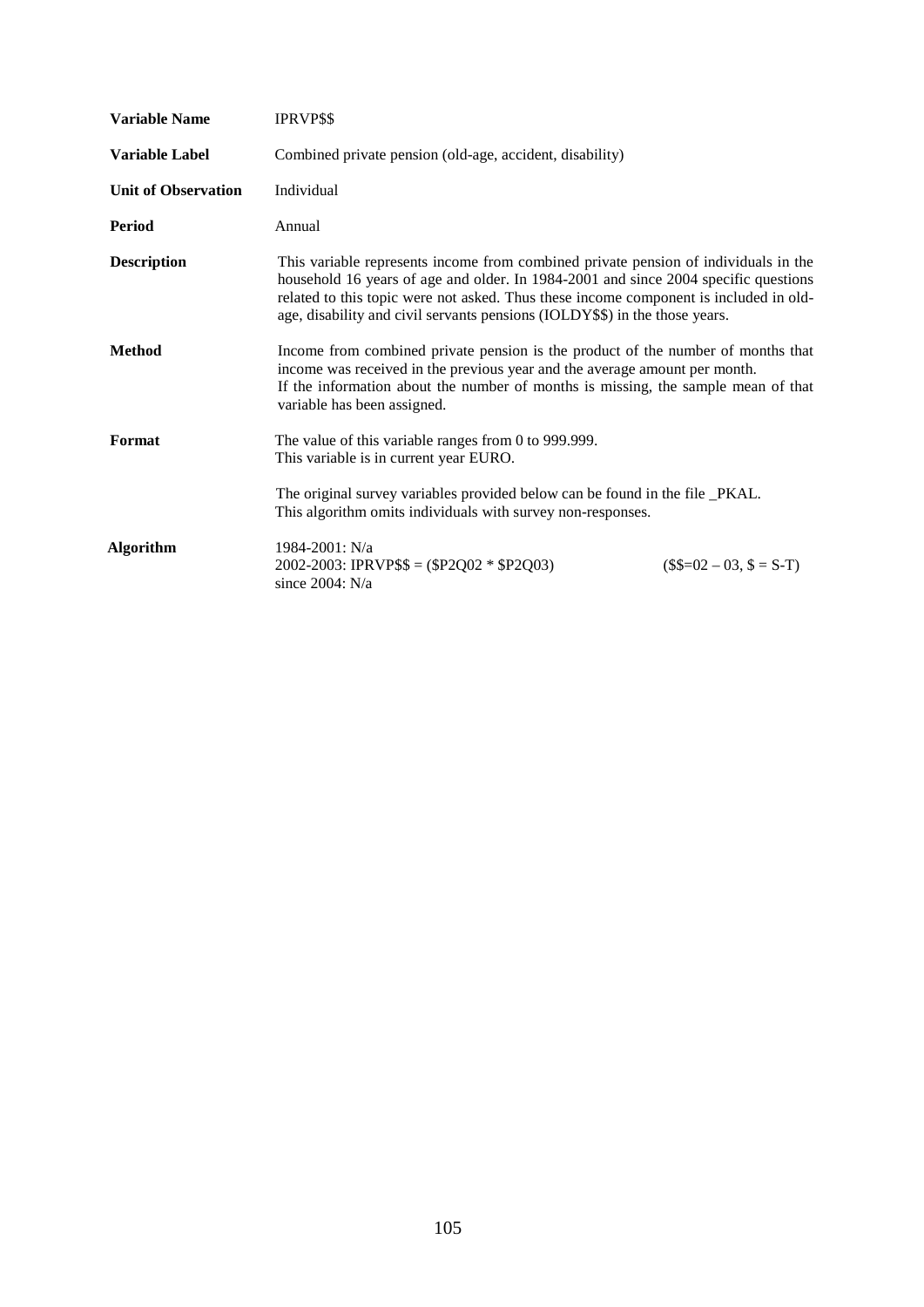| | |
|---|---|
| **Variable Name** | IPRVP$$ |
| **Variable Label** | Combined private pension (old-age, accident, disability) |
| **Unit of Observation** | Individual |
| **Period** | Annual |
| **Description** | This variable represents income from combined private pension of individuals in the household 16 years of age and older. In 1984-2001 and since 2004 specific questions related to this topic were not asked. Thus these income component is included in old-age, disability and civil servants pensions (IOLDY$$) in the those years. |
| **Method** | Income from combined private pension is the product of the number of months that income was received in the previous year and the average amount per month. If the information about the number of months is missing, the sample mean of that variable has been assigned. |
| **Format** | The value of this variable ranges from 0 to 999.999. This variable is in current year EURO. The original survey variables provided below can be found in the file _PKAL. This algorithm omits individuals with survey non-responses. |
| **Algorithm** | 1984-2001: N/a<br>2002-2003: IPRVP$$ = ($P2Q02 * $P2Q03) ($$=02 – 03, $ = S-T)<br>since 2004: N/a |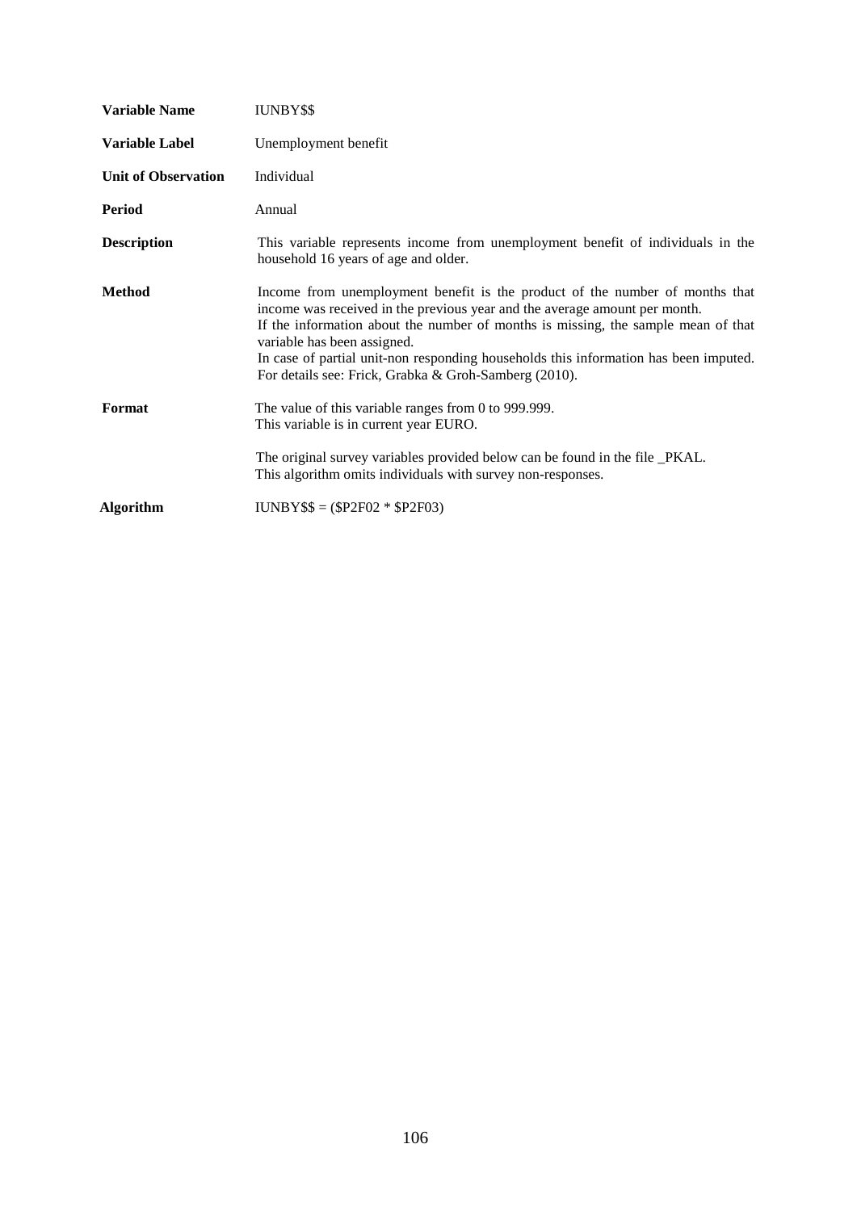| | |
|---|---|
| **Variable Name** | IUNBY$$ |
| **Variable Label** | Unemployment benefit |
| **Unit of Observation** | Individual |
| **Period** | Annual |
| **Description** | This variable represents income from unemployment benefit of individuals in the household 16 years of age and older. |
| **Method** | Income from unemployment benefit is the product of the number of months that income was received in the previous year and the average amount per month. If the information about the number of months is missing, the sample mean of that variable has been assigned. In case of partial unit-non responding households this information has been imputed. For details see: Frick, Grabka & Groh-Samberg (2010). |
| **Format** | The value of this variable ranges from 0 to 999.999. This variable is in current year EURO. The original survey variables provided below can be found in the file _PKAL. This algorithm omits individuals with survey non-responses. |
| **Algorithm** | IUNBY$$ = ($P2F02 * $P2F03) |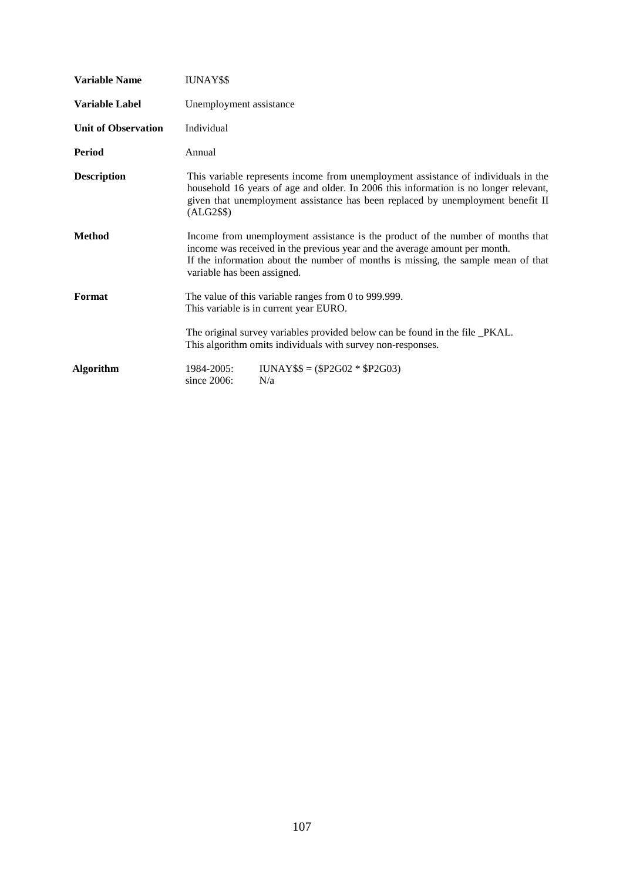| | |
|---|---|
| **Variable Name** | IUNAY$$ |
| **Variable Label** | Unemployment assistance |
| **Unit of Observation** | Individual |
| **Period** | Annual |
| **Description** | This variable represents income from unemployment assistance of individuals in the household 16 years of age and older. In 2006 this information is no longer relevant, given that unemployment assistance has been replaced by unemployment benefit II (ALG2$$) |
| **Method** | Income from unemployment assistance is the product of the number of months that income was received in the previous year and the average amount per month.<br>If the information about the number of months is missing, the sample mean of that variable has been assigned. |
| **Format** | The value of this variable ranges from 0 to 999.999.<br>This variable is in current year EURO.<br><br>The original survey variables provided below can be found in the file _PKAL.<br>This algorithm omits individuals with survey non-responses. |
| **Algorithm** | 1984-2005: IUNAY$$ = ($P2G02 * $P2G03)<br>since 2006: N/a |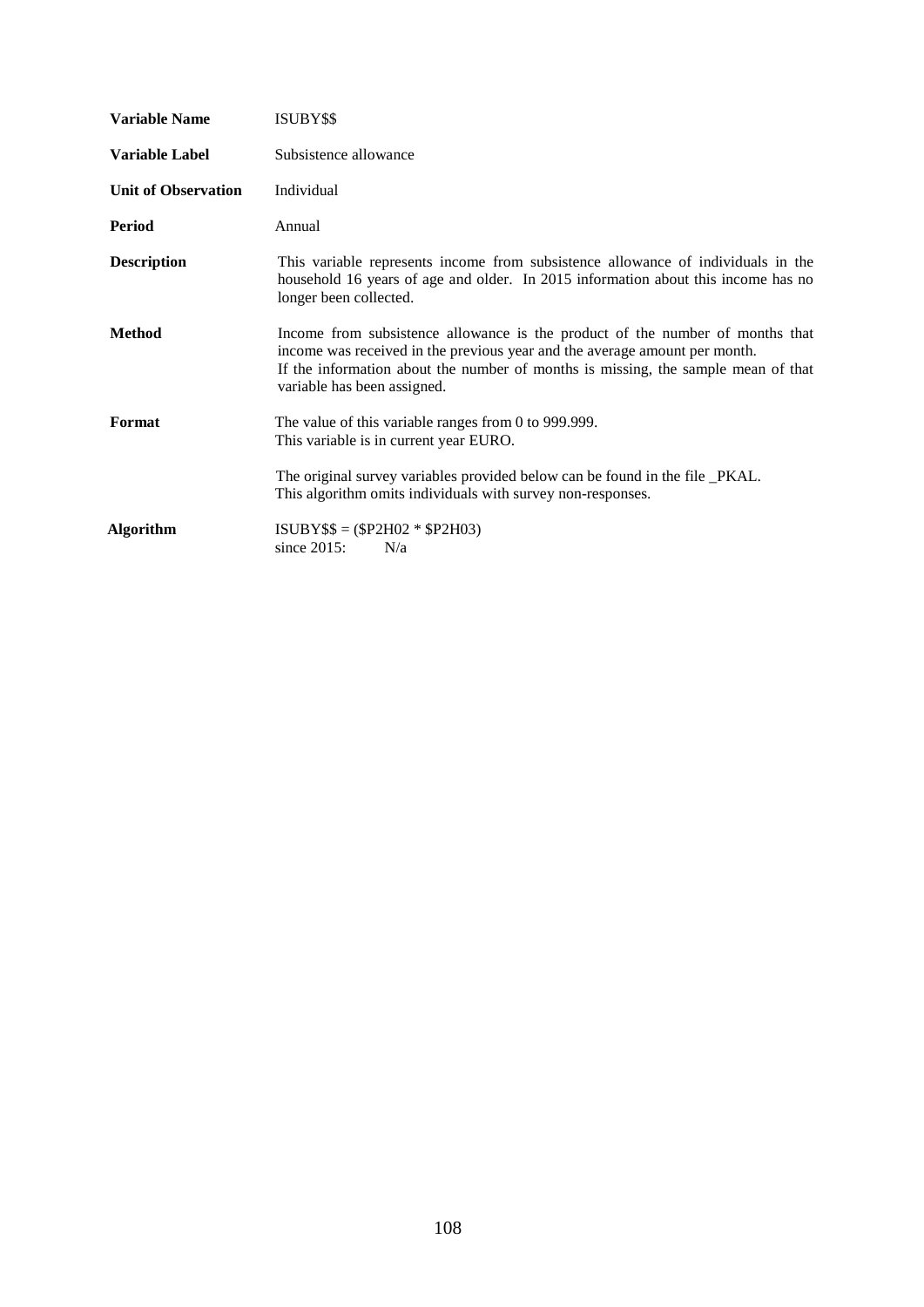| | |
|---|---|
| **Variable Name** | ISUBY$$ |
| **Variable Label** | Subsistence allowance |
| **Unit of Observation** | Individual |
| **Period** | Annual |
| **Description** | This variable represents income from subsistence allowance of individuals in the household 16 years of age and older. In 2015 information about this income has no longer been collected. |
| **Method** | Income from subsistence allowance is the product of the number of months that income was received in the previous year and the average amount per month. If the information about the number of months is missing, the sample mean of that variable has been assigned. |
| **Format** | The value of this variable ranges from 0 to 999.999. This variable is in current year EURO. The original survey variables provided below can be found in the file _PKAL. This algorithm omits individuals with survey non-responses. |
| **Algorithm** | ISUBY$$ = ($P2H02 * $P2H03) since 2015: N/a |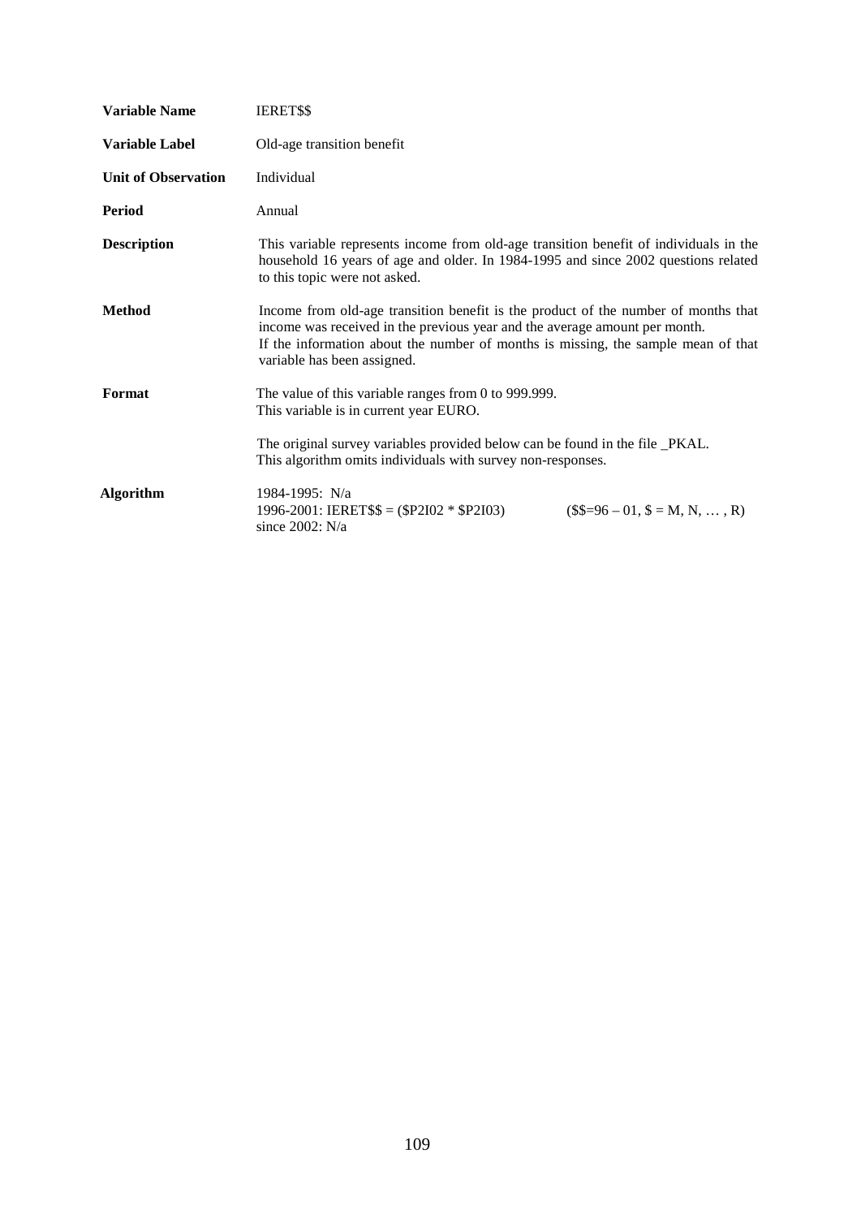| | |
|---|---|
| **Variable Name** | IERET$$ |
| **Variable Label** | Old-age transition benefit |
| **Unit of Observation** | Individual |
| **Period** | Annual |
| **Description** | This variable represents income from old-age transition benefit of individuals in the household 16 years of age and older. In 1984-1995 and since 2002 questions related to this topic were not asked. |
| **Method** | Income from old-age transition benefit is the product of the number of months that income was received in the previous year and the average amount per month. If the information about the number of months is missing, the sample mean of that variable has been assigned. |
| **Format** | The value of this variable ranges from 0 to 999.999. This variable is in current year EURO. The original survey variables provided below can be found in the file _PKAL. This algorithm omits individuals with survey non-responses. |
| **Algorithm** | 1984-1995: N/a<br>1996-2001: IERET$$ = ($P2I02 * $P2I03) ($$=96 – 01, $ = M, N, … , R)<br>since 2002: N/a |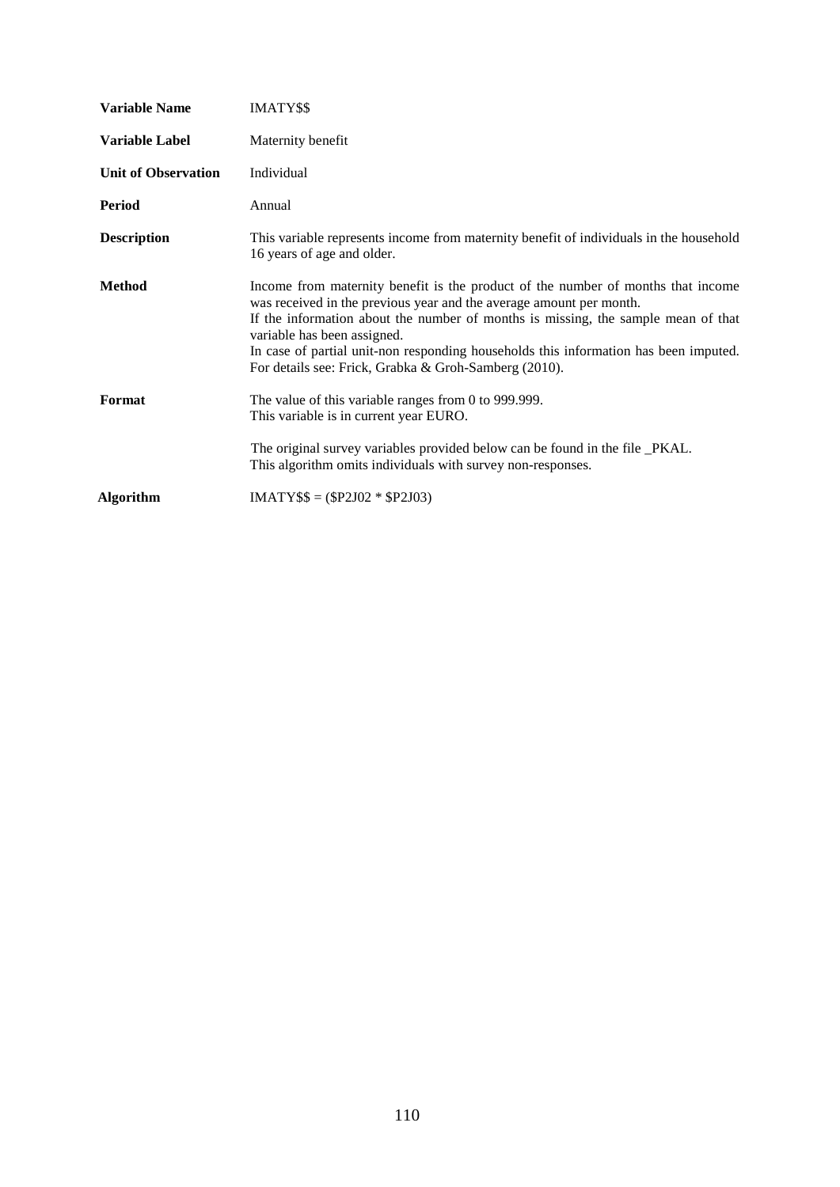| | |
|---|---|
| **Variable Name** | IMATY$$ |
| **Variable Label** | Maternity benefit |
| **Unit of Observation** | Individual |
| **Period** | Annual |
| **Description** | This variable represents income from maternity benefit of individuals in the household 16 years of age and older. |
| **Method** | Income from maternity benefit is the product of the number of months that income was received in the previous year and the average amount per month. If the information about the number of months is missing, the sample mean of that variable has been assigned. In case of partial unit-non responding households this information has been imputed. For details see: Frick, Grabka & Groh-Samberg (2010). |
| **Format** | The value of this variable ranges from 0 to 999.999. This variable is in current year EURO. The original survey variables provided below can be found in the file _PKAL. This algorithm omits individuals with survey non-responses. |
| **Algorithm** | IMATY$$ = ($P2J02 * $P2J03) |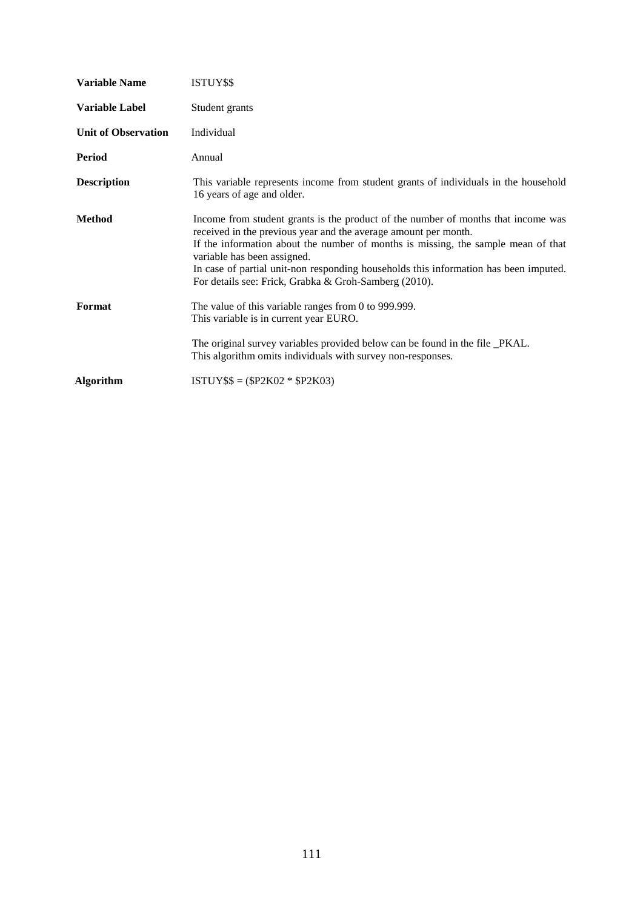| | |
|---|---|
| **Variable Name** | ISTUY$$ |
| **Variable Label** | Student grants |
| **Unit of Observation** | Individual |
| **Period** | Annual |
| **Description** | This variable represents income from student grants of individuals in the household 16 years of age and older. |
| **Method** | Income from student grants is the product of the number of months that income was received in the previous year and the average amount per month.<br>If the information about the number of months is missing, the sample mean of that variable has been assigned.<br>In case of partial unit-non responding households this information has been imputed. For details see: Frick, Grabka & Groh-Samberg (2010). |
| **Format** | The value of this variable ranges from 0 to 999.999.<br>This variable is in current year EURO.<br><br>The original survey variables provided below can be found in the file _PKAL.<br>This algorithm omits individuals with survey non-responses. |
| **Algorithm** | ISTUY$$ = ($P2K02 * $P2K03) |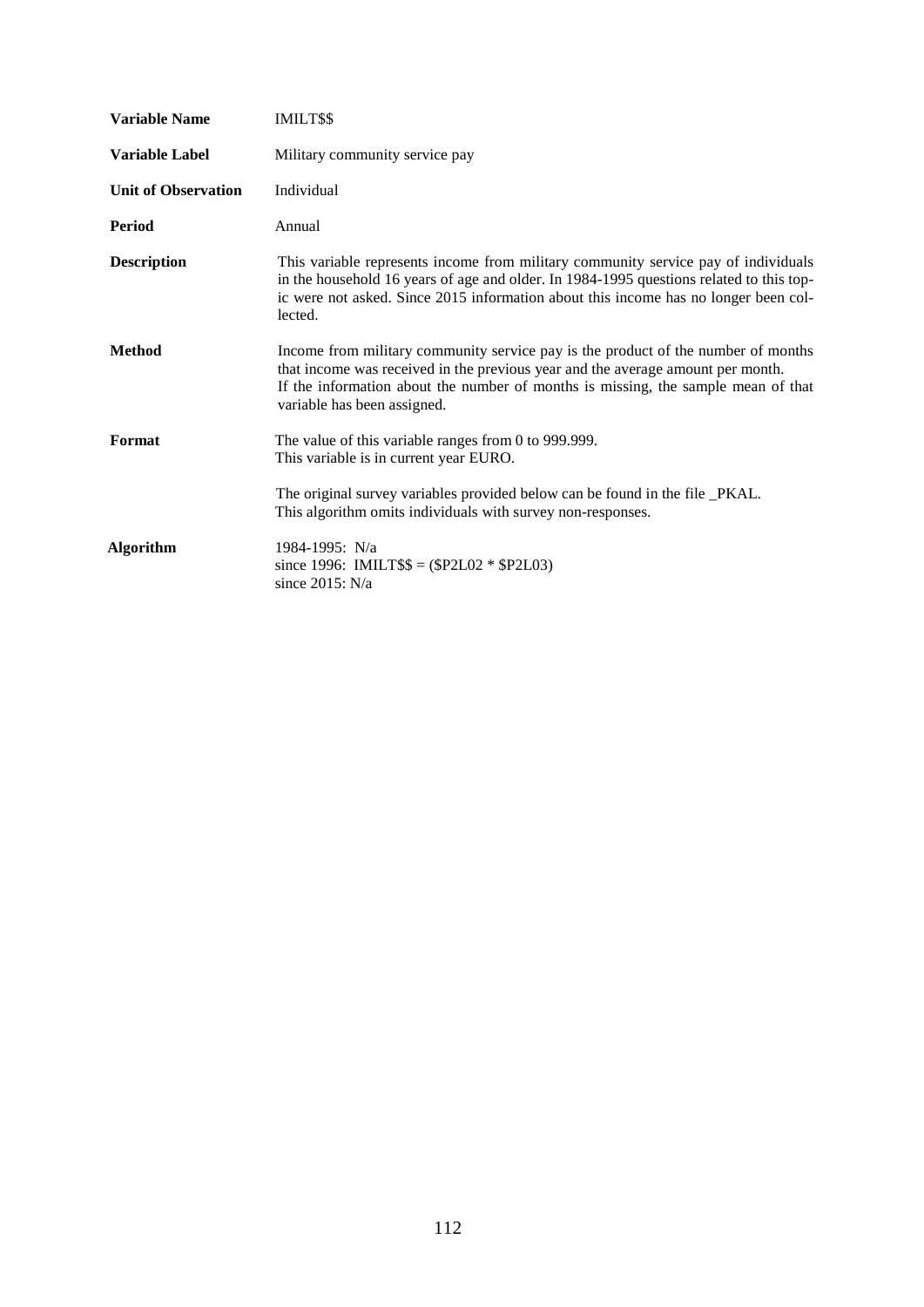| | |
|---|---|
| **Variable Name** | IMILT$$ |
| **Variable Label** | Military community service pay |
| **Unit of Observation** | Individual |
| **Period** | Annual |
| **Description** | This variable represents income from military community service pay of individuals in the household 16 years of age and older. In 1984-1995 questions related to this topic were not asked. Since 2015 information about this income has no longer been collected. |
| **Method** | Income from military community service pay is the product of the number of months that income was received in the previous year and the average amount per month. If the information about the number of months is missing, the sample mean of that variable has been assigned. |
| **Format** | The value of this variable ranges from 0 to 999.999. This variable is in current year EURO. <br><br> The original survey variables provided below can be found in the file _PKAL. This algorithm omits individuals with survey non-responses. |
| **Algorithm** | 1984-1995: N/a <br> since 1996: IMILT$$ = ($P2L02 * $P2L03) <br> since 2015: N/a |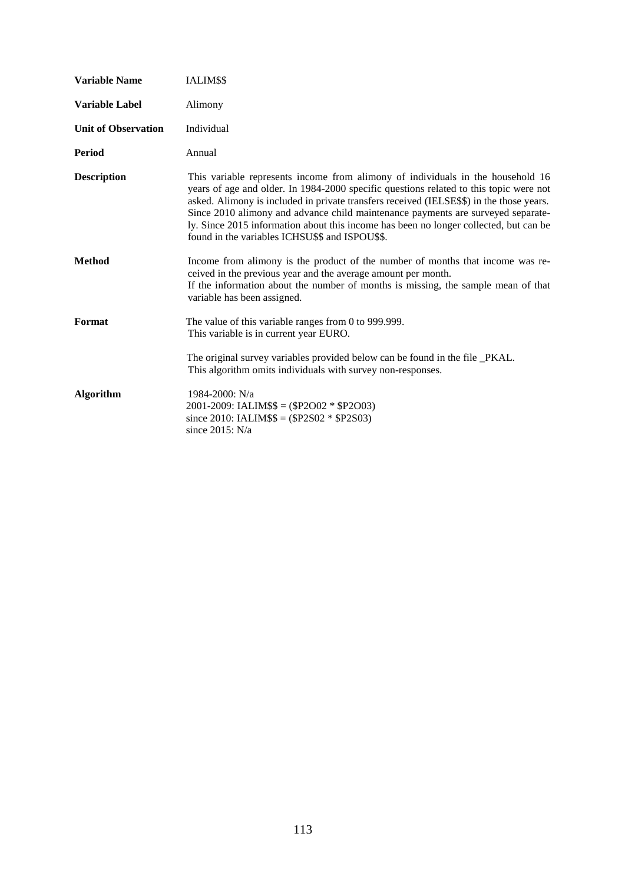**Variable Name** IALIM$$

**Variable Label** Alimony

**Unit of Observation** Individual

**Period** Annual

**Description** This variable represents income from alimony of individuals in the household 16 years of age and older. In 1984-2000 specific questions related to this topic were not asked. Alimony is included in private transfers received (IELSE$$) in the those years. Since 2010 alimony and advance child maintenance payments are surveyed separately. Since 2015 information about this income has been no longer collected, but can be found in the variables ICHSU$$ and ISPOU$$.

**Method** Income from alimony is the product of the number of months that income was received in the previous year and the average amount per month.
If the information about the number of months is missing, the sample mean of that variable has been assigned.

**Format** The value of this variable ranges from 0 to 999.999.
This variable is in current year EURO.

The original survey variables provided below can be found in the file _PKAL.
This algorithm omits individuals with survey non-responses.

**Algorithm** 1984-2000: N/a
2001-2009: IALIM$$ = ($P2O02 * $P2O03)
since 2010: IALIM$$ = ($P2S02 * $P2S03)
since 2015: N/a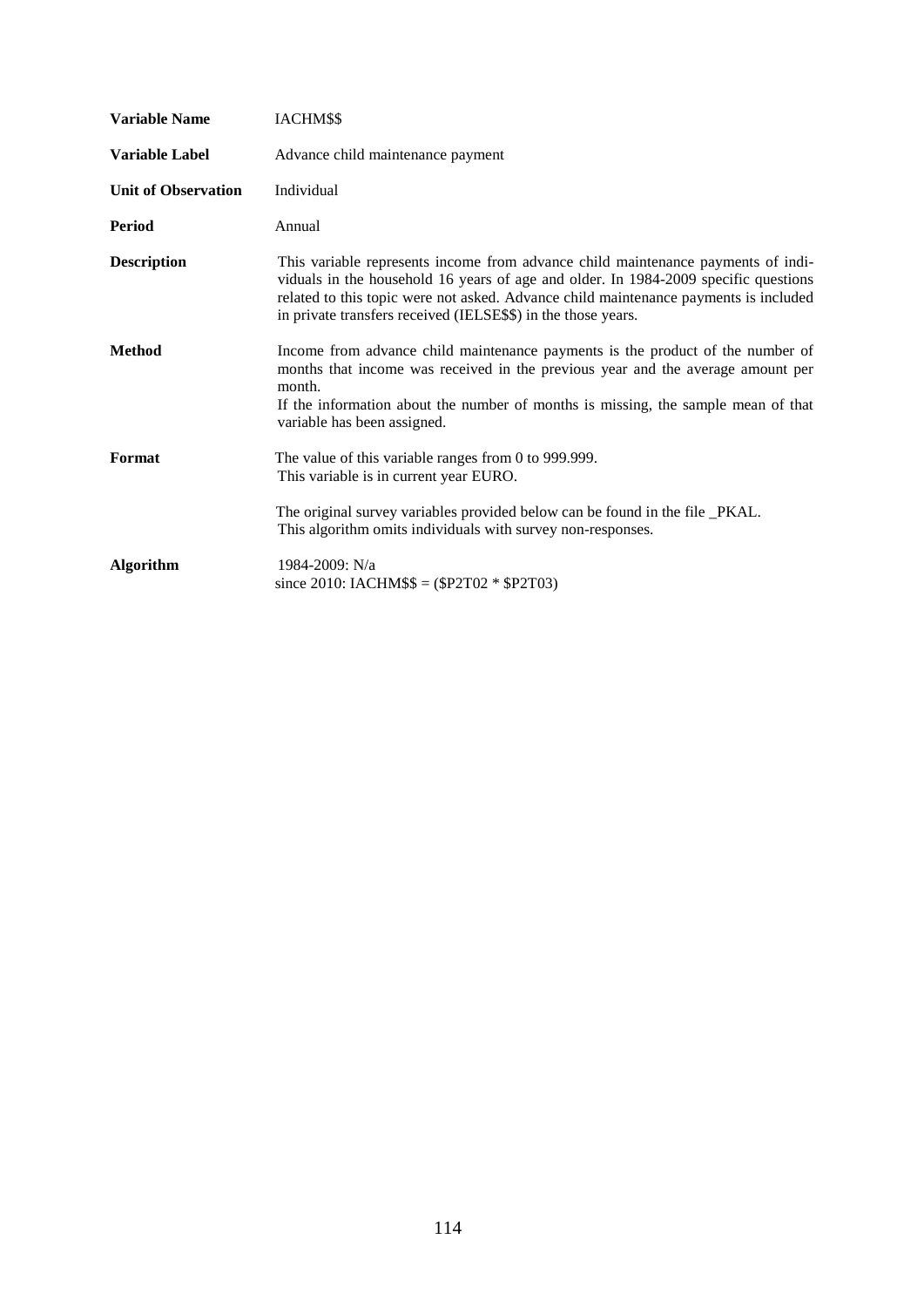| | |
|---|---|
| **Variable Name** | IACHM$$ |
| **Variable Label** | Advance child maintenance payment |
| **Unit of Observation** | Individual |
| **Period** | Annual |
| **Description** | This variable represents income from advance child maintenance payments of individuals in the household 16 years of age and older. In 1984-2009 specific questions related to this topic were not asked. Advance child maintenance payments is included in private transfers received (IELSE$$) in the those years. |
| **Method** | Income from advance child maintenance payments is the product of the number of months that income was received in the previous year and the average amount per month.<br>If the information about the number of months is missing, the sample mean of that variable has been assigned. |
| **Format** | The value of this variable ranges from 0 to 999.999.<br>This variable is in current year EURO.<br><br>The original survey variables provided below can be found in the file _PKAL.<br>This algorithm omits individuals with survey non-responses. |
| **Algorithm** | 1984-2009: N/a<br>since 2010: IACHM$$ = ($P2T02 * $P2T03) |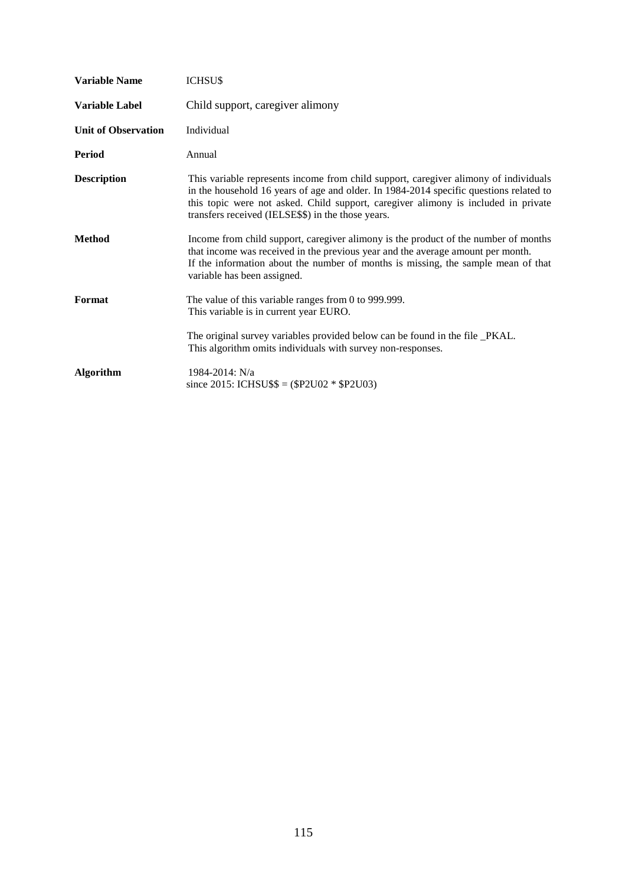| | |
|---|---|
| **Variable Name** | ICHSU$ |
| **Variable Label** | Child support, caregiver alimony |
| **Unit of Observation** | Individual |
| **Period** | Annual |
| **Description** | This variable represents income from child support, caregiver alimony of individuals in the household 16 years of age and older. In 1984-2014 specific questions related to this topic were not asked. Child support, caregiver alimony is included in private transfers received (IELSE$$) in the those years. |
| **Method** | Income from child support, caregiver alimony is the product of the number of months that income was received in the previous year and the average amount per month. If the information about the number of months is missing, the sample mean of that variable has been assigned. |
| **Format** | The value of this variable ranges from 0 to 999.999. This variable is in current year EURO. The original survey variables provided below can be found in the file _PKAL. This algorithm omits individuals with survey non-responses. |
| **Algorithm** | 1984-2014: N/a since 2015: ICHSU$$ = ($P2U02 * $P2U03) |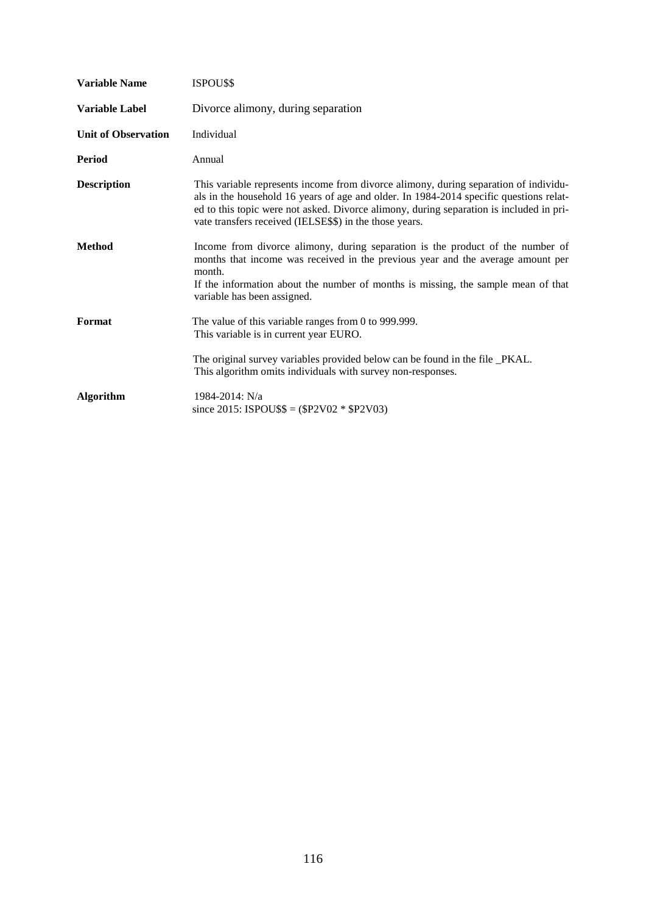| | |
|---|---|
| **Variable Name** | ISPOU$$ |
| **Variable Label** | Divorce alimony, during separation |
| **Unit of Observation** | Individual |
| **Period** | Annual |
| **Description** | This variable represents income from divorce alimony, during separation of individuals in the household 16 years of age and older. In 1984-2014 specific questions related to this topic were not asked. Divorce alimony, during separation is included in private transfers received (IELSE$$) in the those years. |
| **Method** | Income from divorce alimony, during separation is the product of the number of months that income was received in the previous year and the average amount per month.<br>If the information about the number of months is missing, the sample mean of that variable has been assigned. |
| **Format** | The value of this variable ranges from 0 to 999.999.<br>This variable is in current year EURO.<br><br>The original survey variables provided below can be found in the file _PKAL.<br>This algorithm omits individuals with survey non-responses. |
| **Algorithm** | 1984-2014: N/a<br>since 2015: ISPOU$$ = ($P2V02 * $P2V03) |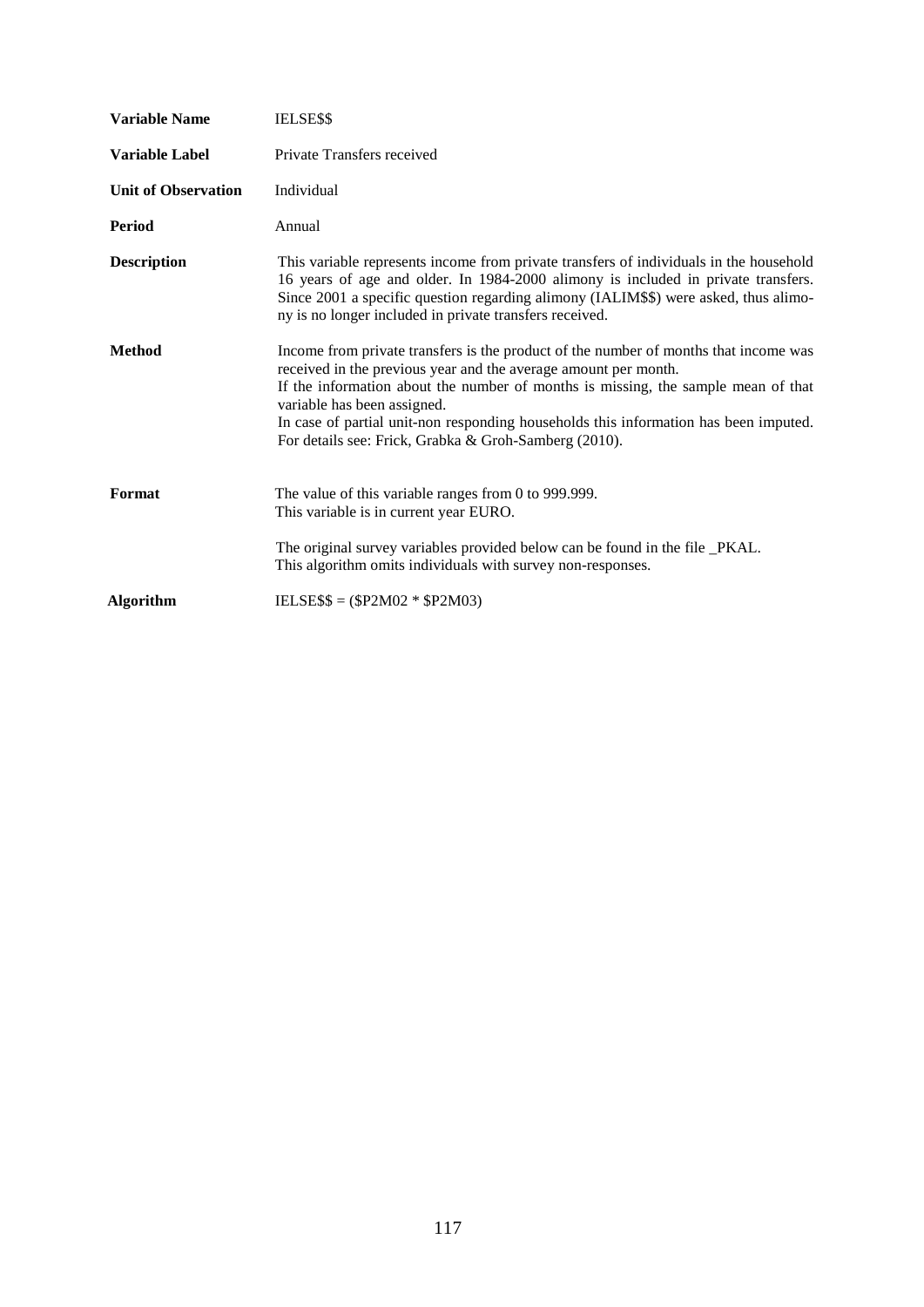| | |
|---|---|
| **Variable Name** | IELSE$$ |
| **Variable Label** | Private Transfers received |
| **Unit of Observation** | Individual |
| **Period** | Annual |
| **Description** | This variable represents income from private transfers of individuals in the household 16 years of age and older. In 1984-2000 alimony is included in private transfers. Since 2001 a specific question regarding alimony (IALIM$$) were asked, thus alimony is no longer included in private transfers received. |
| **Method** | Income from private transfers is the product of the number of months that income was received in the previous year and the average amount per month. If the information about the number of months is missing, the sample mean of that variable has been assigned. In case of partial unit-non responding households this information has been imputed. For details see: Frick, Grabka & Groh-Samberg (2010). |
| **Format** | The value of this variable ranges from 0 to 999.999. This variable is in current year EURO. The original survey variables provided below can be found in the file _PKAL. This algorithm omits individuals with survey non-responses. |
| **Algorithm** | IELSE$$ = ($P2M02 * $P2M03) |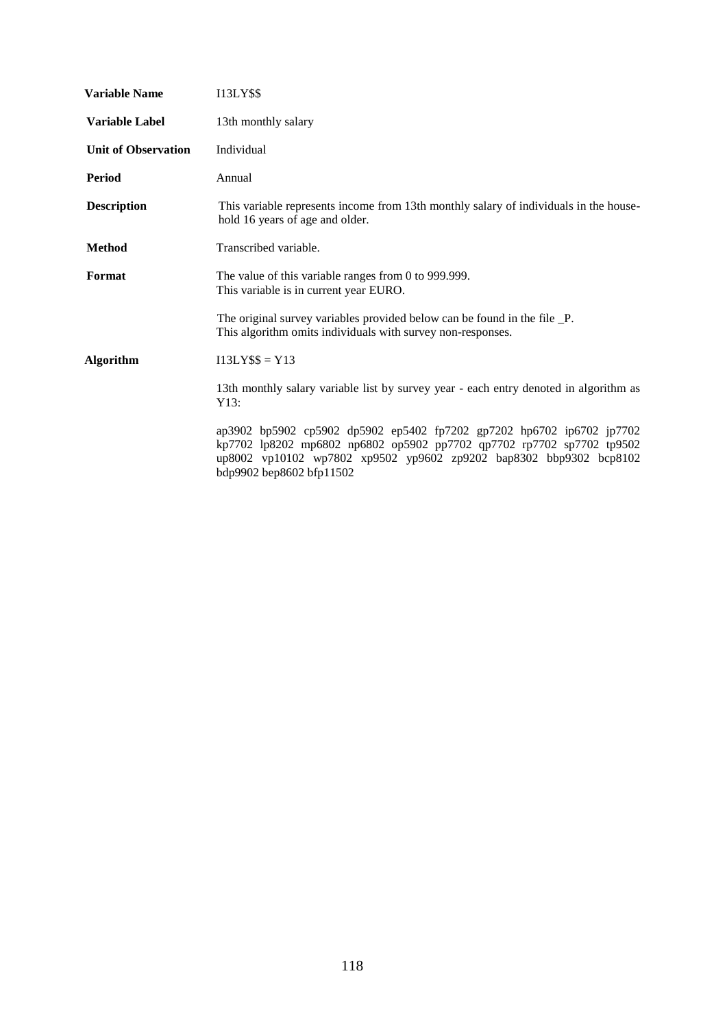| | |
|---|---|
| **Variable Name** | I13LY$$ |
| **Variable Label** | 13th monthly salary |
| **Unit of Observation** | Individual |
| **Period** | Annual |
| **Description** | This variable represents income from 13th monthly salary of individuals in the household 16 years of age and older. |
| **Method** | Transcribed variable. |
| **Format** | The value of this variable ranges from 0 to 999.999. This variable is in current year EURO. |
| | The original survey variables provided below can be found in the file _P. This algorithm omits individuals with survey non-responses. |
| **Algorithm** | I13LY$$ = Y13 |
| | 13th monthly salary variable list by survey year - each entry denoted in algorithm as Y13: |
| | ap3902 bp5902 cp5902 dp5902 ep5402 fp7202 gp7202 hp6702 ip6702 jp7702 kp7702 lp8202 mp6802 np6802 op5902 pp7702 qp7702 rp7702 sp7702 tp9502 up8002 vp10102 wp7802 xp9502 yp9602 zp9202 bap8302 bbp9302 bcp8102 bdp9902 bep8602 bfp11502 |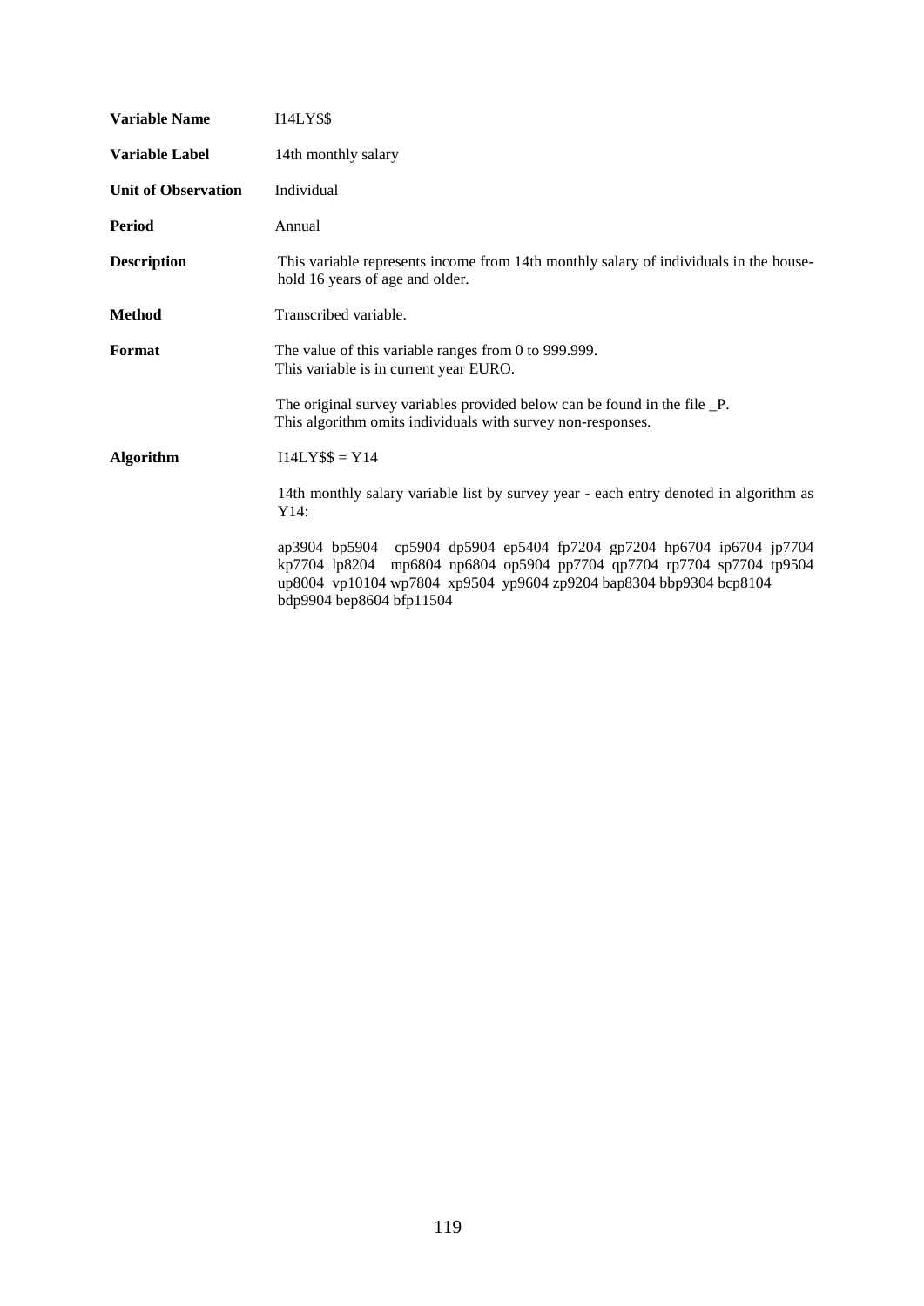| | |
|---|---|
| **Variable Name** | I14LY$$ |
| **Variable Label** | 14th monthly salary |
| **Unit of Observation** | Individual |
| **Period** | Annual |
| **Description** | This variable represents income from 14th monthly salary of individuals in the household 16 years of age and older. |
| **Method** | Transcribed variable. |
| **Format** | The value of this variable ranges from 0 to 999.999.<br>This variable is in current year EURO.<br><br>The original survey variables provided below can be found in the file _P.<br>This algorithm omits individuals with survey non-responses. |
| **Algorithm** | I14LY$$ = Y14<br><br>14th monthly salary variable list by survey year - each entry denoted in algorithm as Y14:<br><br>ap3904 bp5904 cp5904 dp5904 ep5404 fp7204 gp7204 hp6704 ip6704 jp7704 kp7704 lp8204 mp6804 np6804 op5904 pp7704 qp7704 rp7704 sp7704 tp9504 up8004 vp10104 wp7804 xp9504 yp9604 zp9204 bap8304 bbp9304 bcp8104 bdp9904 bep8604 bfp11504 |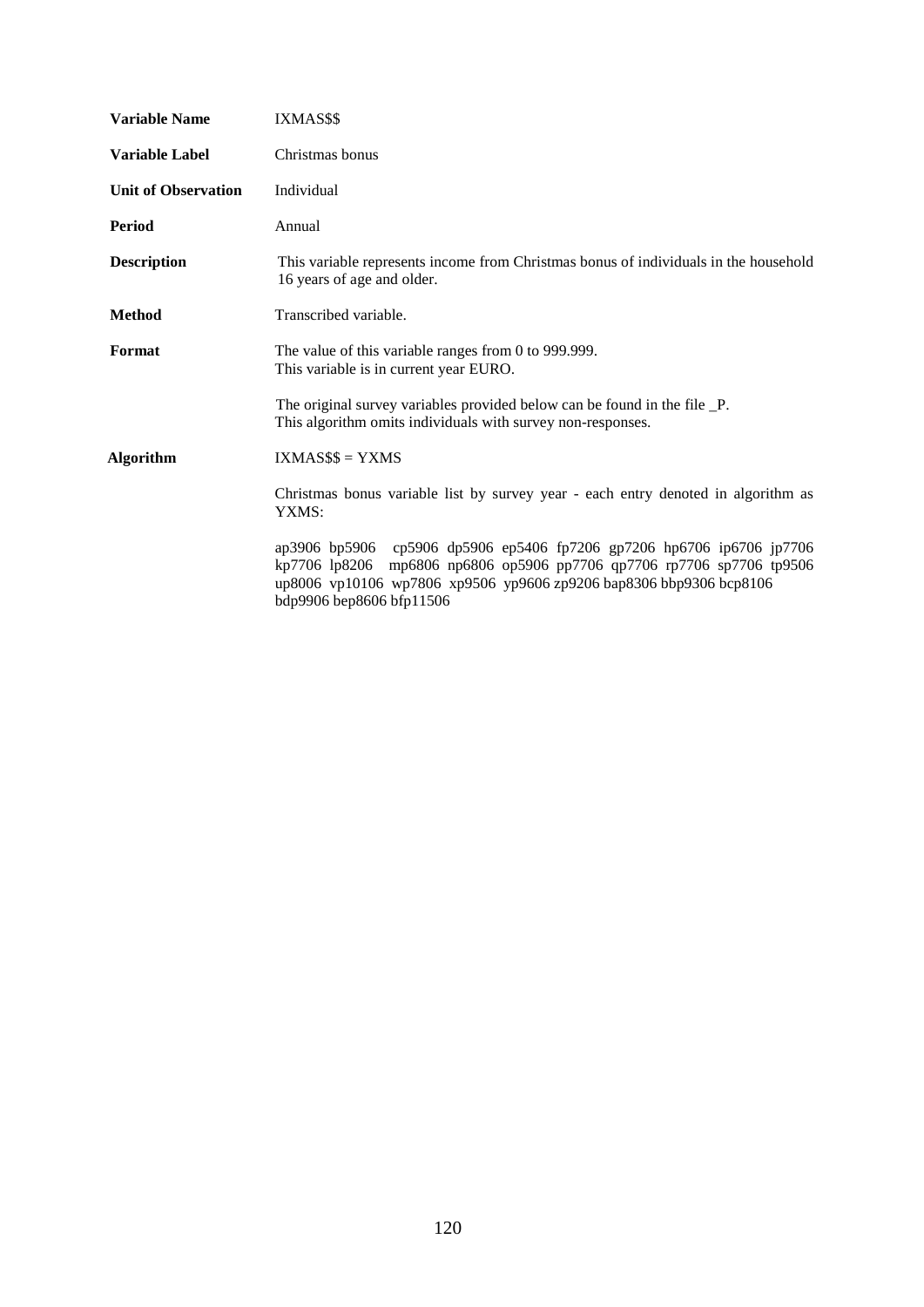| | |
|---|---|
| **Variable Name** | IXMAS$$ |
| **Variable Label** | Christmas bonus |
| **Unit of Observation** | Individual |
| **Period** | Annual |
| **Description** | This variable represents income from Christmas bonus of individuals in the household 16 years of age and older. |
| **Method** | Transcribed variable. |
| **Format** | The value of this variable ranges from 0 to 999.999.<br>This variable is in current year EURO.<br><br>The original survey variables provided below can be found in the file _P.<br>This algorithm omits individuals with survey non-responses. |
| **Algorithm** | IXMAS$$ = YXMS<br><br>Christmas bonus variable list by survey year - each entry denoted in algorithm as YXMS:<br><br>ap3906 bp5906 cp5906 dp5906 ep5406 fp7206 gp7206 hp6706 ip6706 jp7706 kp7706 lp8206 mp6806 np6806 op5906 pp7706 qp7706 rp7706 sp7706 tp9506 up8006 vp10106 wp7806 xp9506 yp9606 zp9206 bap8306 bbp9306 bcp8106 bdp9906 bep8606 bfp11506 |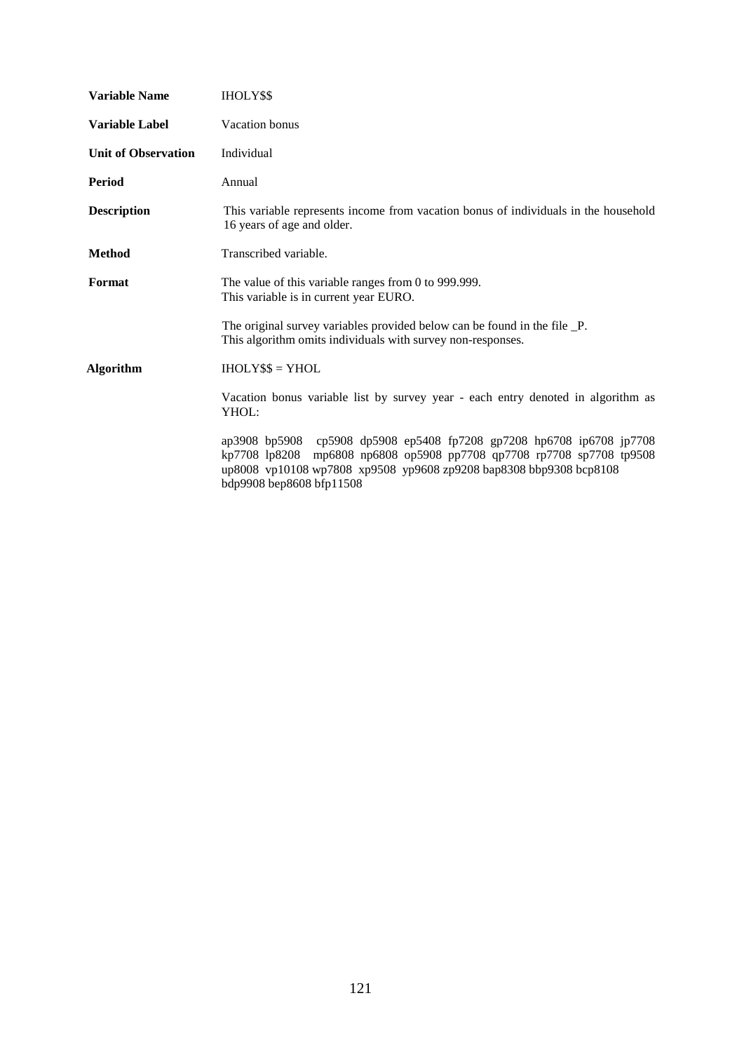| | |
|---|---|
| **Variable Name** | IHOLY$$ |
| **Variable Label** | Vacation bonus |
| **Unit of Observation** | Individual |
| **Period** | Annual |
| **Description** | This variable represents income from vacation bonus of individuals in the household 16 years of age and older. |
| **Method** | Transcribed variable. |
| **Format** | The value of this variable ranges from 0 to 999.999.<br>This variable is in current year EURO.<br><br>The original survey variables provided below can be found in the file _P.<br>This algorithm omits individuals with survey non-responses. |
| **Algorithm** | IHOLY$$ = YHOL<br><br>Vacation bonus variable list by survey year - each entry denoted in algorithm as YHOL:<br><br>ap3908 bp5908 cp5908 dp5908 ep5408 fp7208 gp7208 hp6708 ip6708 jp7708 kp7708 lp8208 mp6808 np6808 op5908 pp7708 qp7708 rp7708 sp7708 tp9508 up8008 vp10108 wp7808 xp9508 yp9608 zp9208 bap8308 bbp9308 bcp8108 bdp9908 bep8608 bfp11508 |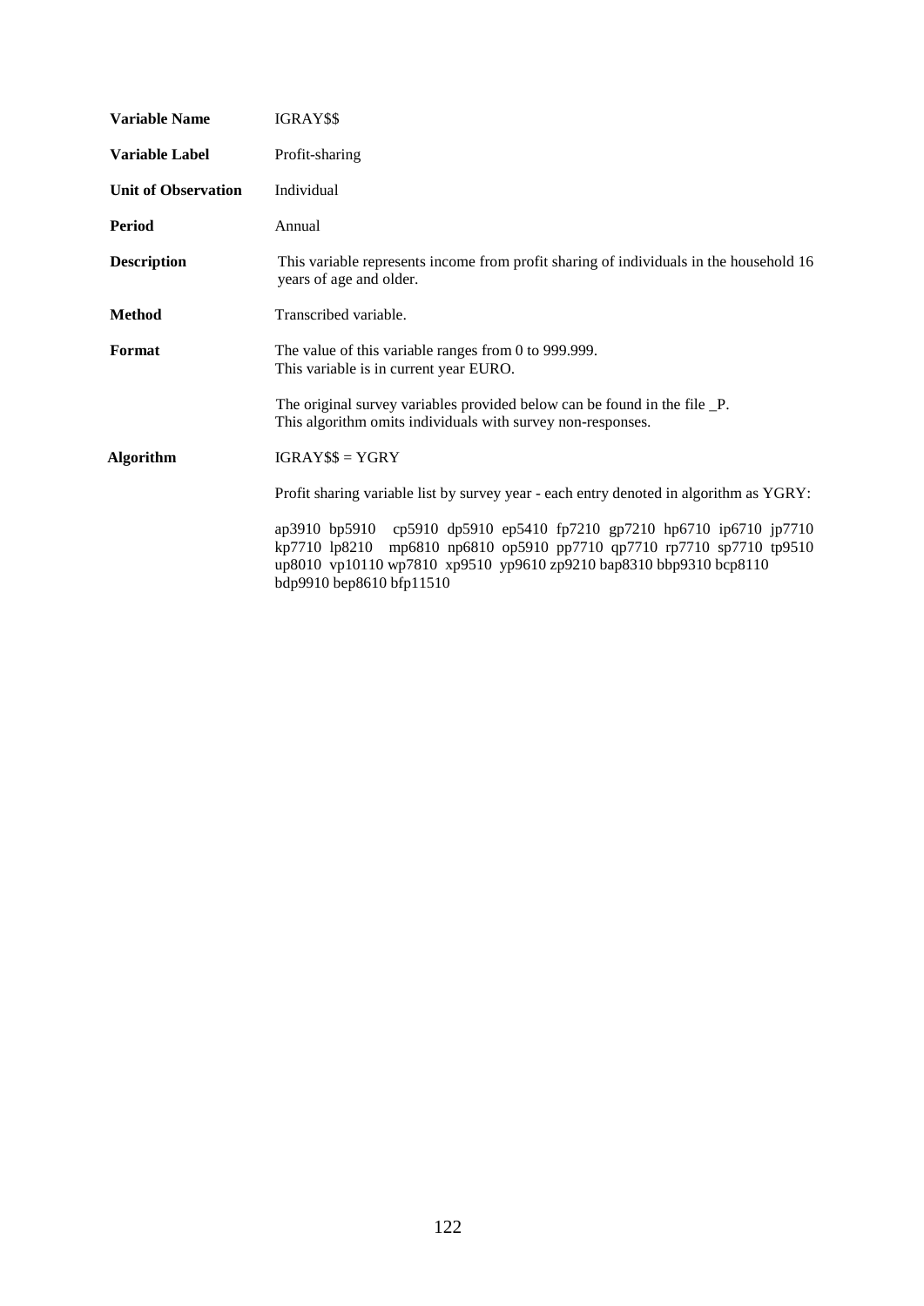| | |
|---|---|
| **Variable Name** | IGRAY$$ |
| **Variable Label** | Profit-sharing |
| **Unit of Observation** | Individual |
| **Period** | Annual |
| **Description** | This variable represents income from profit sharing of individuals in the household 16 years of age and older. |
| **Method** | Transcribed variable. |
| **Format** | The value of this variable ranges from 0 to 999.999.<br>This variable is in current year EURO.<br><br>The original survey variables provided below can be found in the file _P.<br>This algorithm omits individuals with survey non-responses. |
| **Algorithm** | IGRAY$$ = YGRY<br><br>Profit sharing variable list by survey year - each entry denoted in algorithm as YGRY:<br><br>ap3910 bp5910 cp5910 dp5910 ep5410 fp7210 gp7210 hp6710 ip6710 jp7710 kp7710 lp8210 mp6810 np6810 op5910 pp7710 qp7710 rp7710 sp7710 tp9510 up8010 vp10110 wp7810 xp9510 yp9610 zp9210 bap8310 bbp9310 bcp8110 bdp9910 bep8610 bfp11510 |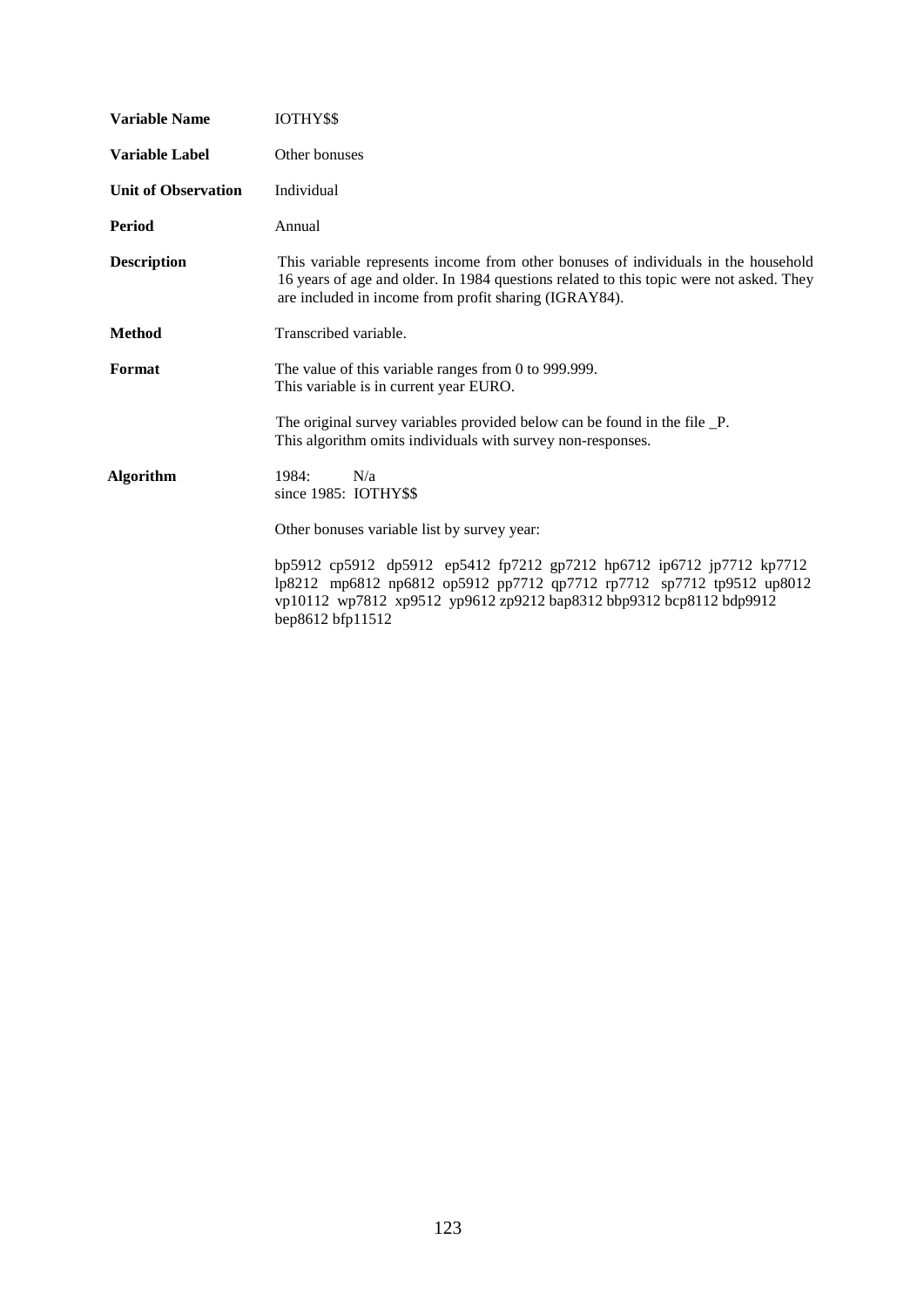| | |
|---|---|
| **Variable Name** | IOTHY$$ |
| **Variable Label** | Other bonuses |
| **Unit of Observation** | Individual |
| **Period** | Annual |
| **Description** | This variable represents income from other bonuses of individuals in the household 16 years of age and older. In 1984 questions related to this topic were not asked. They are included in income from profit sharing (IGRAY84). |
| **Method** | Transcribed variable. |
| **Format** | The value of this variable ranges from 0 to 999.999.<br>This variable is in current year EURO.<br><br>The original survey variables provided below can be found in the file _P.<br>This algorithm omits individuals with survey non-responses. |
| **Algorithm** | 1984: N/a<br>since 1985: IOTHY$$<br><br>Other bonuses variable list by survey year:<br><br>bp5912 cp5912 dp5912 ep5412 fp7212 gp7212 hp6712 ip6712 jp7712 kp7712 lp8212 mp6812 np6812 op5912 pp7712 qp7712 rp7712 sp7712 tp9512 up8012 vp10112 wp7812 xp9512 yp9612 zp9212 bap8312 bbp9312 bcp8112 bdp9912 bep8612 bfp11512 |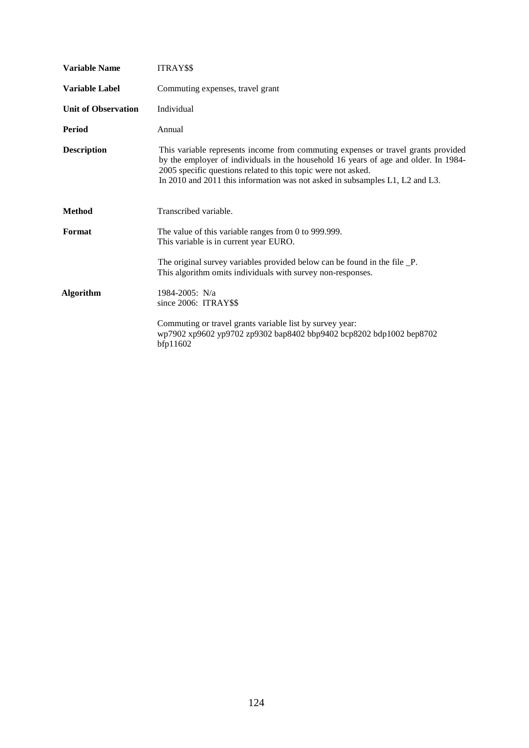| | |
|---|---|
| **Variable Name** | ITRAY$$ |
| **Variable Label** | Commuting expenses, travel grant |
| **Unit of Observation** | Individual |
| **Period** | Annual |
| **Description** | This variable represents income from commuting expenses or travel grants provided by the employer of individuals in the household 16 years of age and older. In 1984-2005 specific questions related to this topic were not asked. In 2010 and 2011 this information was not asked in subsamples L1, L2 and L3. |
| **Method** | Transcribed variable. |
| **Format** | The value of this variable ranges from 0 to 999.999. This variable is in current year EURO. The original survey variables provided below can be found in the file _P. This algorithm omits individuals with survey non-responses. |
| **Algorithm** | 1984-2005: N/a since 2006: ITRAY$$ Commuting or travel grants variable list by survey year: wp7902 xp9602 yp9702 zp9302 bap8402 bbp9402 bcp8202 bdp1002 bep8702 bfp11602 |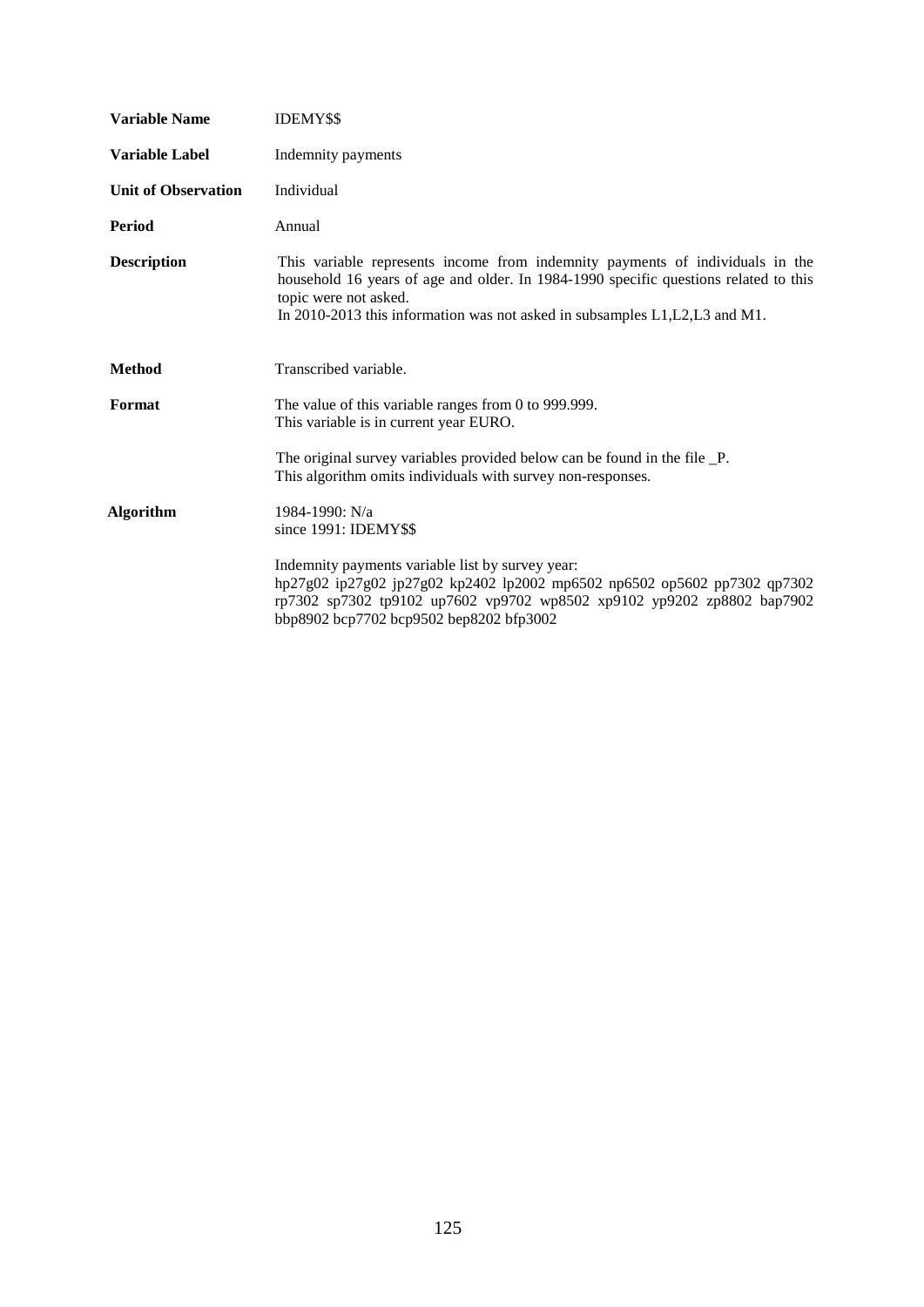| | |
|---|---|
| **Variable Name** | IDEMY$$ |
| **Variable Label** | Indemnity payments |
| **Unit of Observation** | Individual |
| **Period** | Annual |
| **Description** | This variable represents income from indemnity payments of individuals in the household 16 years of age and older. In 1984-1990 specific questions related to this topic were not asked.<br>In 2010-2013 this information was not asked in subsamples L1,L2,L3 and M1. |
| **Method** | Transcribed variable. |
| **Format** | The value of this variable ranges from 0 to 999.999.<br>This variable is in current year EURO.<br><br>The original survey variables provided below can be found in the file _P.<br>This algorithm omits individuals with survey non-responses. |
| **Algorithm** | 1984-1990: N/a<br>since 1991: IDEMY$$<br><br>Indemnity payments variable list by survey year:<br>hp27g02 ip27g02 jp27g02 kp2402 lp2002 mp6502 np6502 op5602 pp7302 qp7302 rp7302 sp7302 tp9102 up7602 vp9702 wp8502 xp9102 yp9202 zp8802 bap7902 bbp8902 bcp7702 bcp9502 bep8202 bfp3002 |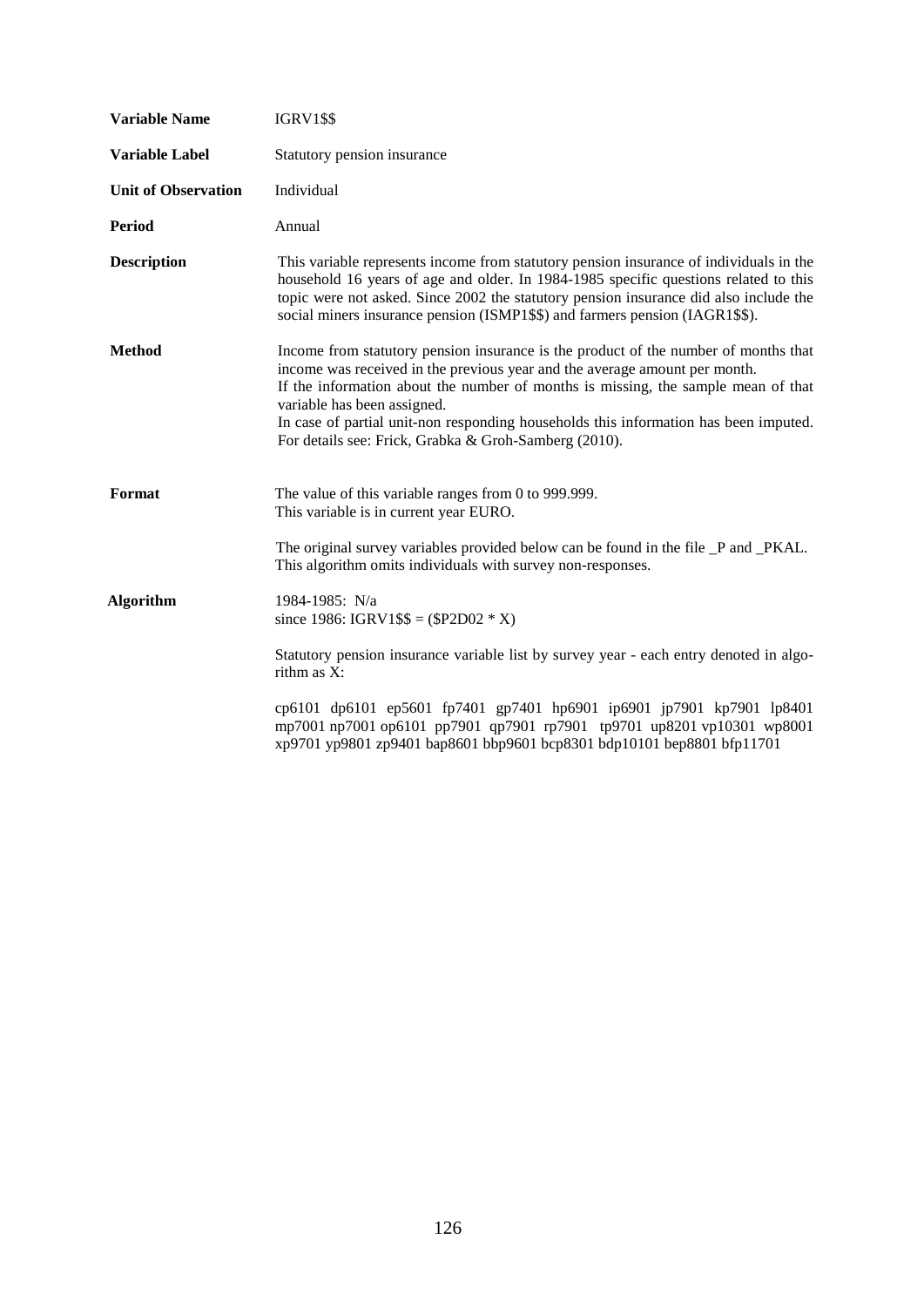| | |
|---|---|
| **Variable Name** | IGRV1$$ |
| **Variable Label** | Statutory pension insurance |
| **Unit of Observation** | Individual |
| **Period** | Annual |
| **Description** | This variable represents income from statutory pension insurance of individuals in the household 16 years of age and older. In 1984-1985 specific questions related to this topic were not asked. Since 2002 the statutory pension insurance did also include the social miners insurance pension (ISMP1$$) and farmers pension (IAGR1$$). |
| **Method** | Income from statutory pension insurance is the product of the number of months that income was received in the previous year and the average amount per month. If the information about the number of months is missing, the sample mean of that variable has been assigned. In case of partial unit-non responding households this information has been imputed. For details see: Frick, Grabka & Groh-Samberg (2010). |
| **Format** | The value of this variable ranges from 0 to 999.999. This variable is in current year EURO. The original survey variables provided below can be found in the file _P and _PKAL. This algorithm omits individuals with survey non-responses. |
| **Algorithm** | 1984-1985: N/a since 1986: IGRV1$$ = ($P2D02 * X) Statutory pension insurance variable list by survey year - each entry denoted in algorithm as X: cp6101 dp6101 ep5601 fp7401 gp7401 hp6901 ip6901 jp7901 kp7901 lp8401 mp7001 np7001 op6101 pp7901 qp7901 rp7901 tp9701 up8201 vp10301 wp8001 xp9701 yp9801 zp9401 bap8601 bbp9601 bcp8301 bdp10101 bep8801 bfp11701 |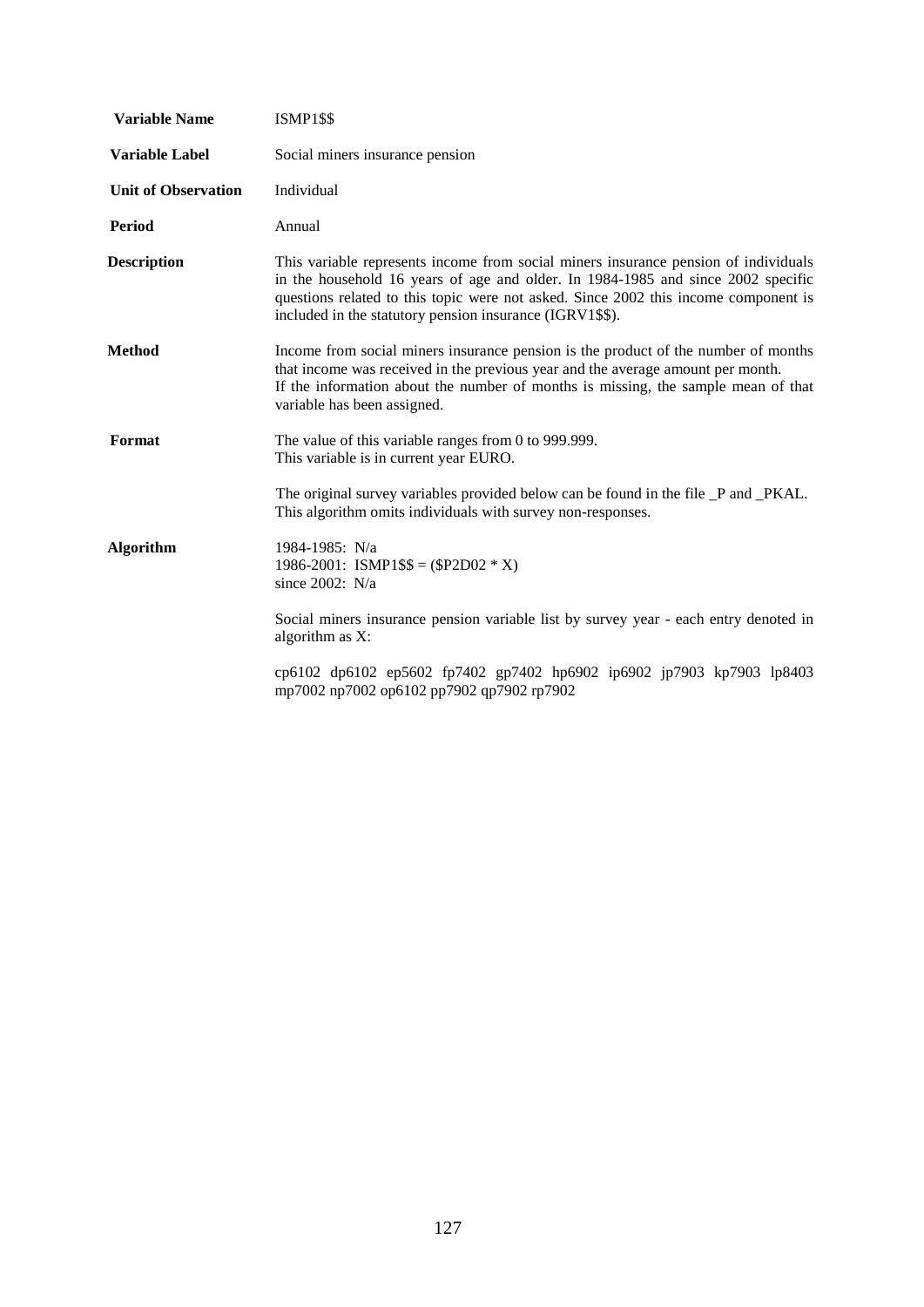| | |
|---|---|
| **Variable Name** | ISMP1$$ |
| **Variable Label** | Social miners insurance pension |
| **Unit of Observation** | Individual |
| **Period** | Annual |
| **Description** | This variable represents income from social miners insurance pension of individuals in the household 16 years of age and older. In 1984-1985 and since 2002 specific questions related to this topic were not asked. Since 2002 this income component is included in the statutory pension insurance (IGRV1$$). |
| **Method** | Income from social miners insurance pension is the product of the number of months that income was received in the previous year and the average amount per month. If the information about the number of months is missing, the sample mean of that variable has been assigned. |
| **Format** | The value of this variable ranges from 0 to 999.999. This variable is in current year EURO. The original survey variables provided below can be found in the file _P and _PKAL. This algorithm omits individuals with survey non-responses. |
| **Algorithm** | 1984-1985: N/a<br>1986-2001: ISMP1$$ = ($P2D02 * X)<br>since 2002: N/a<br><br>Social miners insurance pension variable list by survey year - each entry denoted in algorithm as X:<br><br>cp6102 dp6102 ep5602 fp7402 gp7402 hp6902 ip6902 jp7903 kp7903 lp8403 mp7002 np7002 op6102 pp7902 qp7902 rp7902 |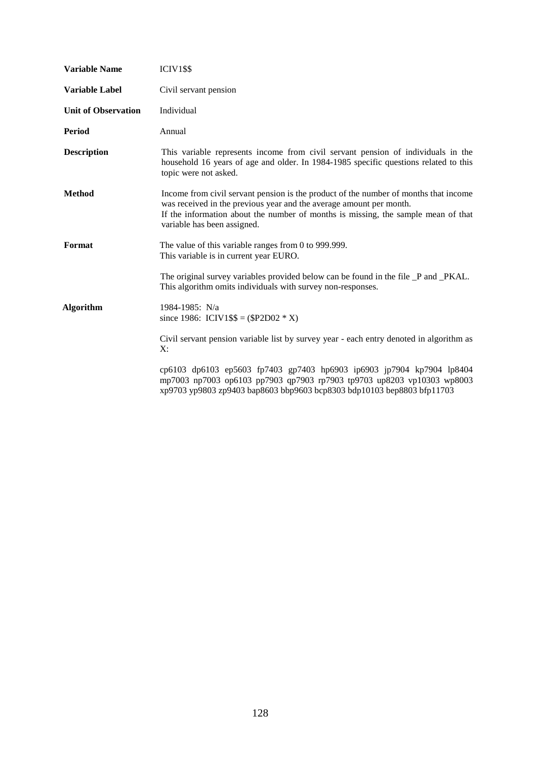| | |
|---|---|
| **Variable Name** | ICIV1$$ |
| **Variable Label** | Civil servant pension |
| **Unit of Observation** | Individual |
| **Period** | Annual |
| **Description** | This variable represents income from civil servant pension of individuals in the household 16 years of age and older. In 1984-1985 specific questions related to this topic were not asked. |
| **Method** | Income from civil servant pension is the product of the number of months that income was received in the previous year and the average amount per month. If the information about the number of months is missing, the sample mean of that variable has been assigned. |
| **Format** | The value of this variable ranges from 0 to 999.999. This variable is in current year EURO. The original survey variables provided below can be found in the file _P and _PKAL. This algorithm omits individuals with survey non-responses. |
| **Algorithm** | 1984-1985: N/a since 1986: ICIV1$$ = ($P2D02 * X) Civil servant pension variable list by survey year - each entry denoted in algorithm as X: cp6103 dp6103 ep5603 fp7403 gp7403 hp6903 ip6903 jp7904 kp7904 lp8404 mp7003 np7003 op6103 pp7903 qp7903 rp7903 tp9703 up8203 vp10303 wp8003 xp9703 yp9803 zp9403 bap8603 bbp9603 bcp8303 bdp10103 bep8803 bfp11703 |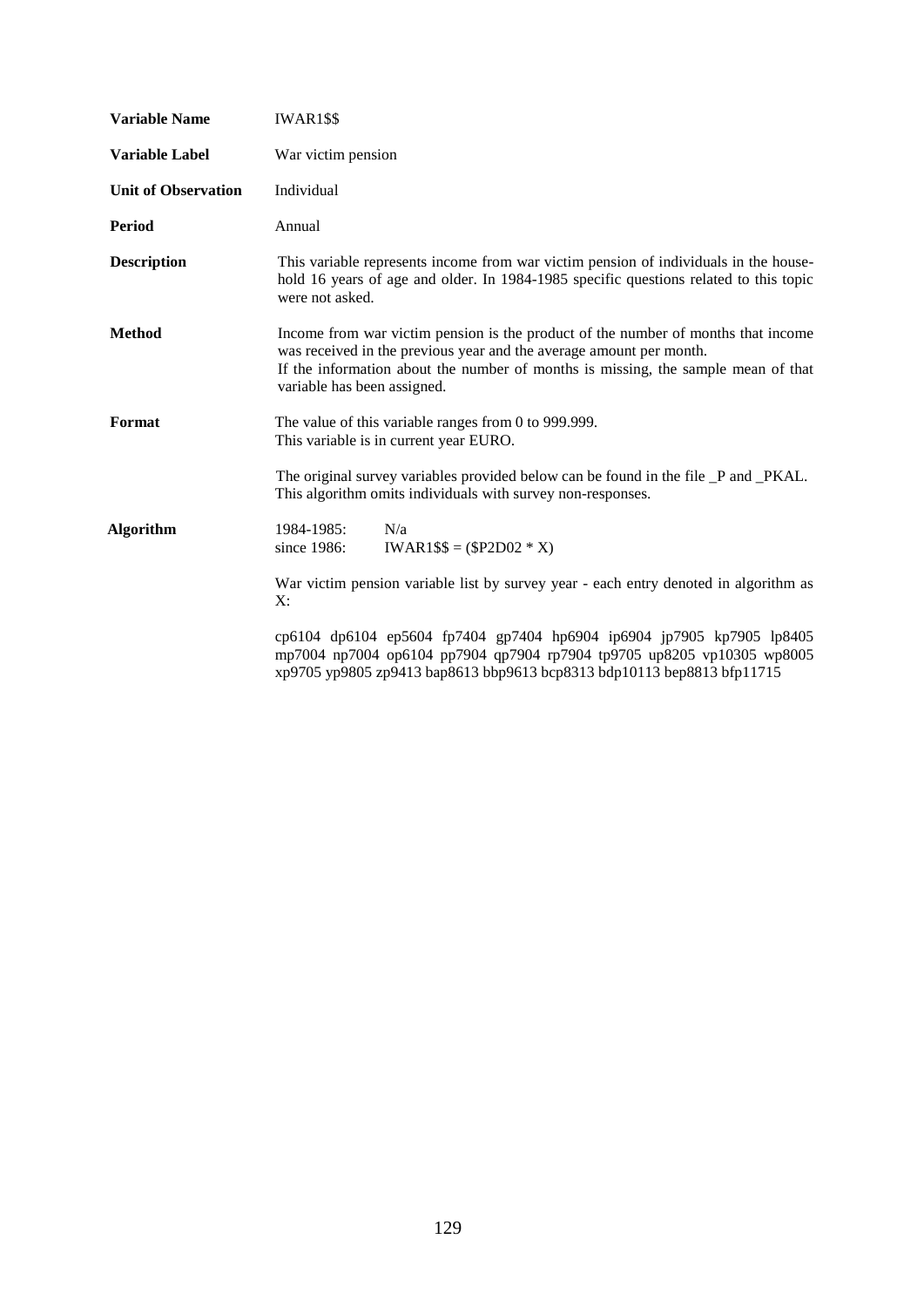| | |
|---|---|
| **Variable Name** | IWAR1$$ |
| **Variable Label** | War victim pension |
| **Unit of Observation** | Individual |
| **Period** | Annual |
| **Description** | This variable represents income from war victim pension of individuals in the house-hold 16 years of age and older. In 1984-1985 specific questions related to this topic were not asked. |
| **Method** | Income from war victim pension is the product of the number of months that income was received in the previous year and the average amount per month. If the information about the number of months is missing, the sample mean of that variable has been assigned. |
| **Format** | The value of this variable ranges from 0 to 999.999. This variable is in current year EURO. |
| | The original survey variables provided below can be found in the file _P and _PKAL. This algorithm omits individuals with survey non-responses. |
| **Algorithm** | 1984-1985: N/a |
| | since 1986: IWAR1$$ = ($P2D02 * X) |
| | War victim pension variable list by survey year - each entry denoted in algorithm as X: |
| | cp6104 dp6104 ep5604 fp7404 gp7404 hp6904 ip6904 jp7905 kp7905 lp8405 mp7004 np7004 op6104 pp7904 qp7904 rp7904 tp9705 up8205 vp10305 wp8005 xp9705 yp9805 zp9413 bap8613 bbp9613 bcp8313 bdp10113 bep8813 bfp11715 |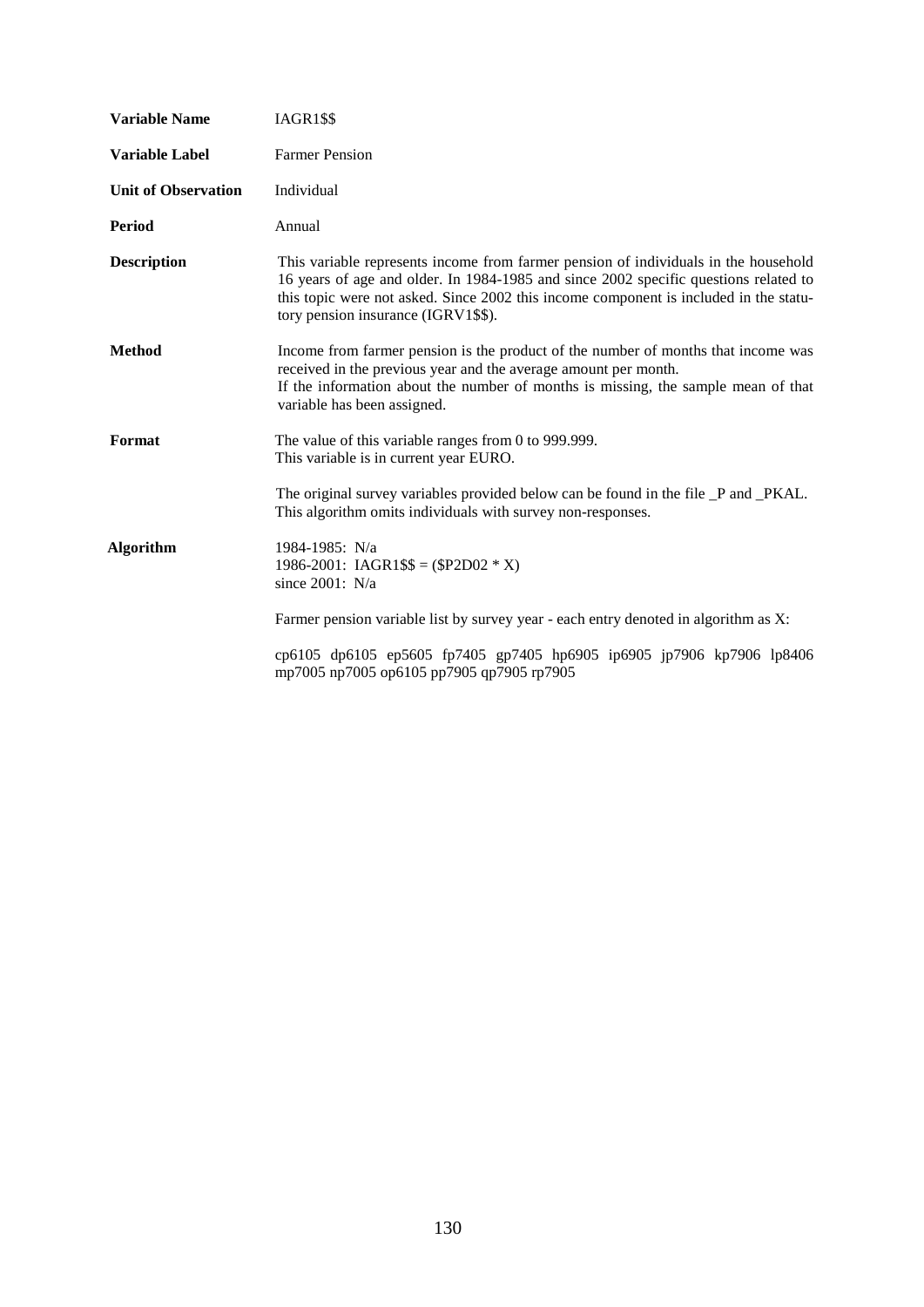| | |
|---|---|
| **Variable Name** | IAGR1$$ |
| **Variable Label** | Farmer Pension |
| **Unit of Observation** | Individual |
| **Period** | Annual |
| **Description** | This variable represents income from farmer pension of individuals in the household 16 years of age and older. In 1984-1985 and since 2002 specific questions related to this topic were not asked. Since 2002 this income component is included in the statutory pension insurance (IGRV1$$). |
| **Method** | Income from farmer pension is the product of the number of months that income was received in the previous year and the average amount per month.<br>If the information about the number of months is missing, the sample mean of that variable has been assigned. |
| **Format** | The value of this variable ranges from 0 to 999.999.<br>This variable is in current year EURO.<br><br>The original survey variables provided below can be found in the file _P and _PKAL.<br>This algorithm omits individuals with survey non-responses. |
| **Algorithm** | 1984-1985: N/a<br>1986-2001: IAGR1$$ = ($P2D02 * X)<br>since 2001: N/a<br><br>Farmer pension variable list by survey year - each entry denoted in algorithm as X:<br><br>cp6105 dp6105 ep5605 fp7405 gp7405 hp6905 ip6905 jp7906 kp7906 lp8406 mp7005 np7005 op6105 pp7905 qp7905 rp7905 |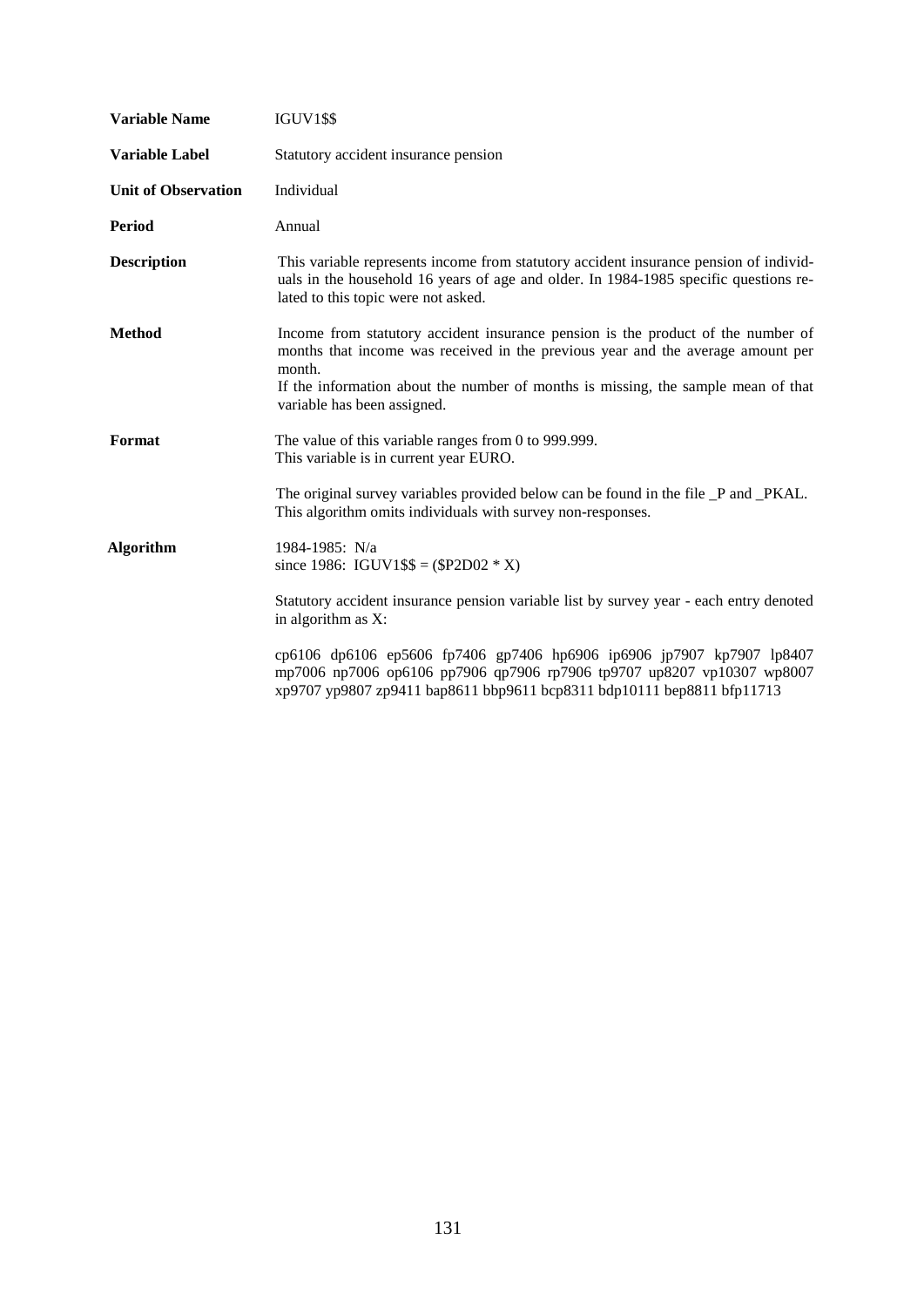| | |
|---|---|
| **Variable Name** | IGUV1$$ |
| **Variable Label** | Statutory accident insurance pension |
| **Unit of Observation** | Individual |
| **Period** | Annual |
| **Description** | This variable represents income from statutory accident insurance pension of individuals in the household 16 years of age and older. In 1984-1985 specific questions related to this topic were not asked. |
| **Method** | Income from statutory accident insurance pension is the product of the number of months that income was received in the previous year and the average amount per month. If the information about the number of months is missing, the sample mean of that variable has been assigned. |
| **Format** | The value of this variable ranges from 0 to 999.999. This variable is in current year EURO. The original survey variables provided below can be found in the file _P and _PKAL. This algorithm omits individuals with survey non-responses. |
| **Algorithm** | 1984-1985: N/a since 1986: IGUV1$$ = ($P2D02 * X) Statutory accident insurance pension variable list by survey year - each entry denoted in algorithm as X: cp6106 dp6106 ep5606 fp7406 gp7406 hp6906 ip6906 jp7907 kp7907 lp8407 mp7006 np7006 op6106 pp7906 qp7906 rp7906 tp9707 up8207 vp10307 wp8007 xp9707 yp9807 zp9411 bap8611 bbp9611 bcp8311 bdp10111 bep8811 bfp11713 |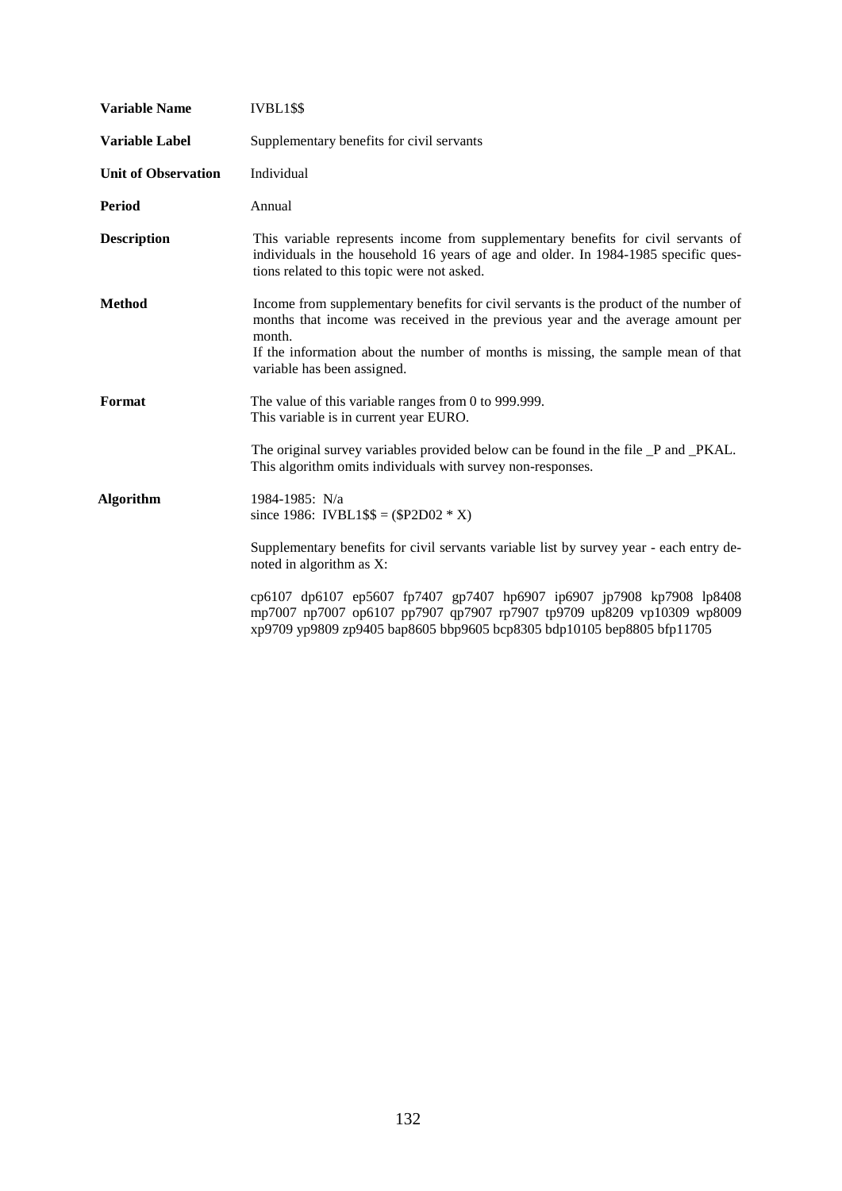| | |
|---|---|
| **Variable Name** | IVBL1$$ |
| **Variable Label** | Supplementary benefits for civil servants |
| **Unit of Observation** | Individual |
| **Period** | Annual |
| **Description** | This variable represents income from supplementary benefits for civil servants of individuals in the household 16 years of age and older. In 1984-1985 specific questions related to this topic were not asked. |
| **Method** | Income from supplementary benefits for civil servants is the product of the number of months that income was received in the previous year and the average amount per month.<br>If the information about the number of months is missing, the sample mean of that variable has been assigned. |
| **Format** | The value of this variable ranges from 0 to 999.999.<br>This variable is in current year EURO.<br><br>The original survey variables provided below can be found in the file _P and _PKAL.<br>This algorithm omits individuals with survey non-responses. |
| **Algorithm** | 1984-1985: N/a<br>since 1986: IVBL1$$ = ($P2D02 * X)<br><br>Supplementary benefits for civil servants variable list by survey year - each entry denoted in algorithm as X:<br><br>cp6107 dp6107 ep5607 fp7407 gp7407 hp6907 ip6907 jp7908 kp7908 lp8408 mp7007 np7007 op6107 pp7907 qp7907 rp7907 tp9709 up8209 vp10309 wp8009 xp9709 yp9809 zp9405 bap8605 bbp9605 bcp8305 bdp10105 bep8805 bfp11705 |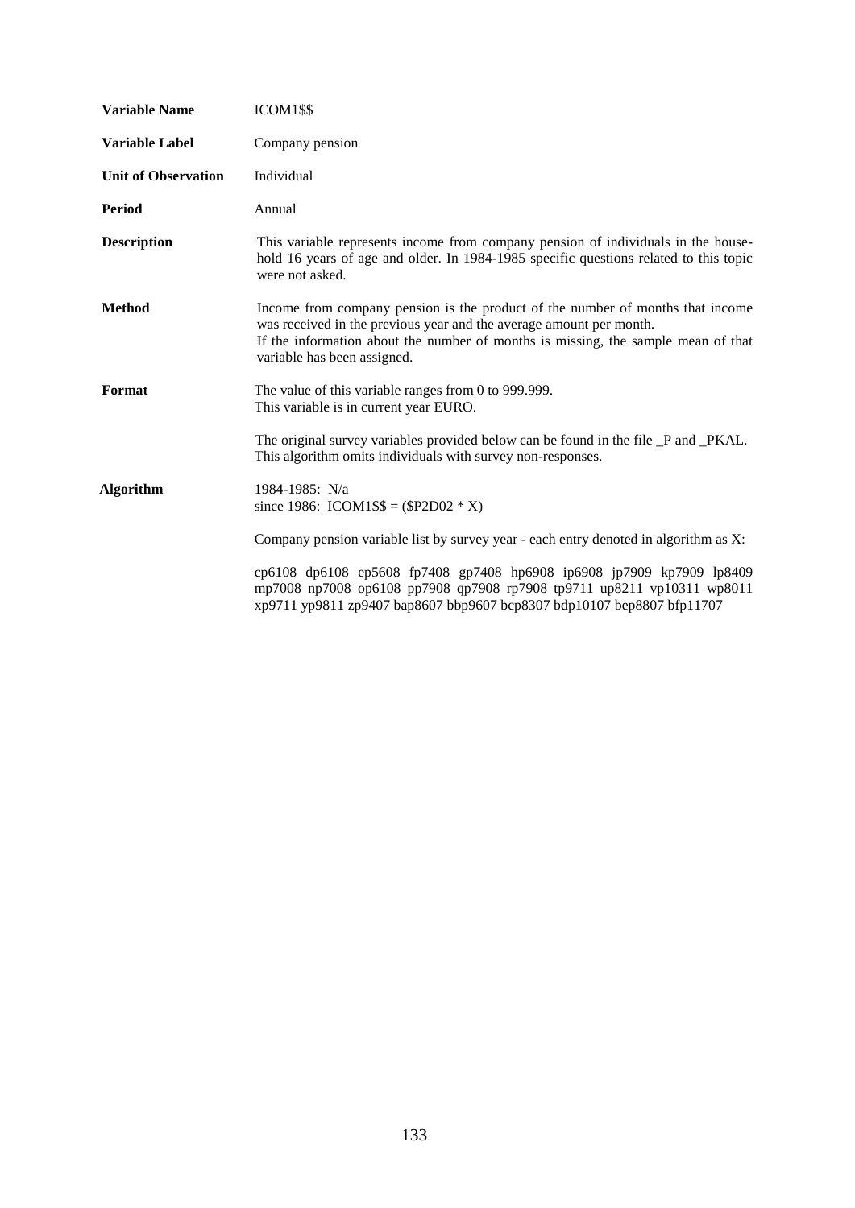| | |
|---|---|
| **Variable Name** | ICOM1$$ |
| **Variable Label** | Company pension |
| **Unit of Observation** | Individual |
| **Period** | Annual |
| **Description** | This variable represents income from company pension of individuals in the household 16 years of age and older. In 1984-1985 specific questions related to this topic were not asked. |
| **Method** | Income from company pension is the product of the number of months that income was received in the previous year and the average amount per month. If the information about the number of months is missing, the sample mean of that variable has been assigned. |
| **Format** | The value of this variable ranges from 0 to 999.999. This variable is in current year EURO. The original survey variables provided below can be found in the file _P and _PKAL. This algorithm omits individuals with survey non-responses. |
| **Algorithm** | 1984-1985: N/a since 1986: ICOM1$$ = ($P2D02 * X) Company pension variable list by survey year - each entry denoted in algorithm as X: cp6108 dp6108 ep5608 fp7408 gp7408 hp6908 ip6908 jp7909 kp7909 lp8409 mp7008 np7008 op6108 pp7908 qp7908 rp7908 tp9711 up8211 vp10311 wp8011 xp9711 yp9811 zp9407 bap8607 bbp9607 bcp8307 bdp10107 bep8807 bfp11707 |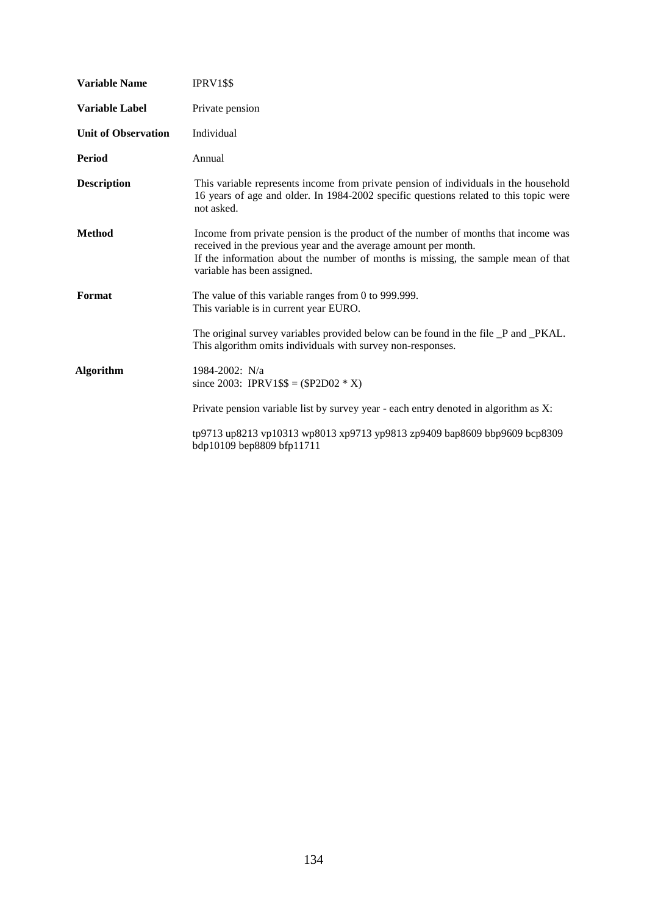| | |
|---|---|
| **Variable Name** | IPRV1$$ |
| **Variable Label** | Private pension |
| **Unit of Observation** | Individual |
| **Period** | Annual |
| **Description** | This variable represents income from private pension of individuals in the household 16 years of age and older. In 1984-2002 specific questions related to this topic were not asked. |
| **Method** | Income from private pension is the product of the number of months that income was received in the previous year and the average amount per month. If the information about the number of months is missing, the sample mean of that variable has been assigned. |
| **Format** | The value of this variable ranges from 0 to 999.999. This variable is in current year EURO. The original survey variables provided below can be found in the file _P and _PKAL. This algorithm omits individuals with survey non-responses. |
| **Algorithm** | 1984-2002: N/a since 2003: IPRV1$$ = ($P2D02 * X) Private pension variable list by survey year - each entry denoted in algorithm as X: tp9713 up8213 vp10313 wp8013 xp9713 yp9813 zp9409 bap8609 bbp9609 bcp8309 bdp10109 bep8809 bfp11711 |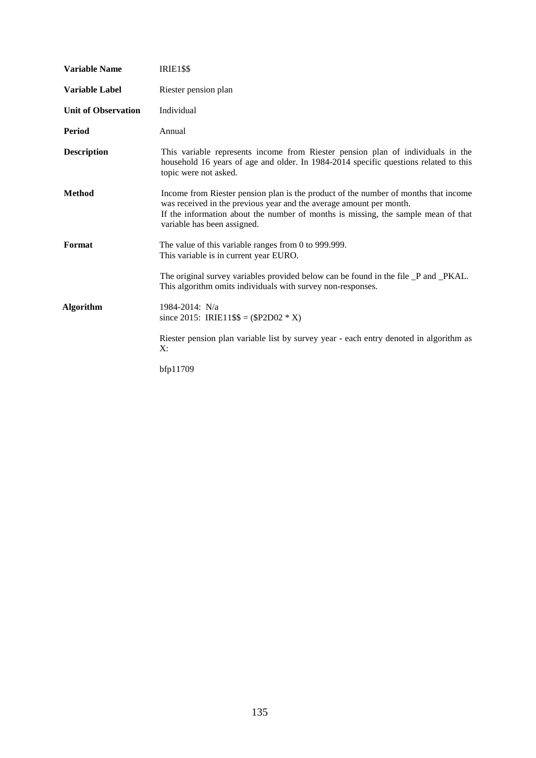| | |
|---|---|
| **Variable Name** | IRIE1$$ |
| **Variable Label** | Riester pension plan |
| **Unit of Observation** | Individual |
| **Period** | Annual |
| **Description** | This variable represents income from Riester pension plan of individuals in the household 16 years of age and older. In 1984-2014 specific questions related to this topic were not asked. |
| **Method** | Income from Riester pension plan is the product of the number of months that income was received in the previous year and the average amount per month.<br>If the information about the number of months is missing, the sample mean of that variable has been assigned. |
| **Format** | The value of this variable ranges from 0 to 999.999.<br>This variable is in current year EURO.<br><br>The original survey variables provided below can be found in the file _P and _PKAL.<br>This algorithm omits individuals with survey non-responses. |
| **Algorithm** | 1984-2014: N/a<br>since 2015: IRIE11$$ = ($P2D02 * X)<br><br>Riester pension plan variable list by survey year - each entry denoted in algorithm as X:<br><br>bfp11709 |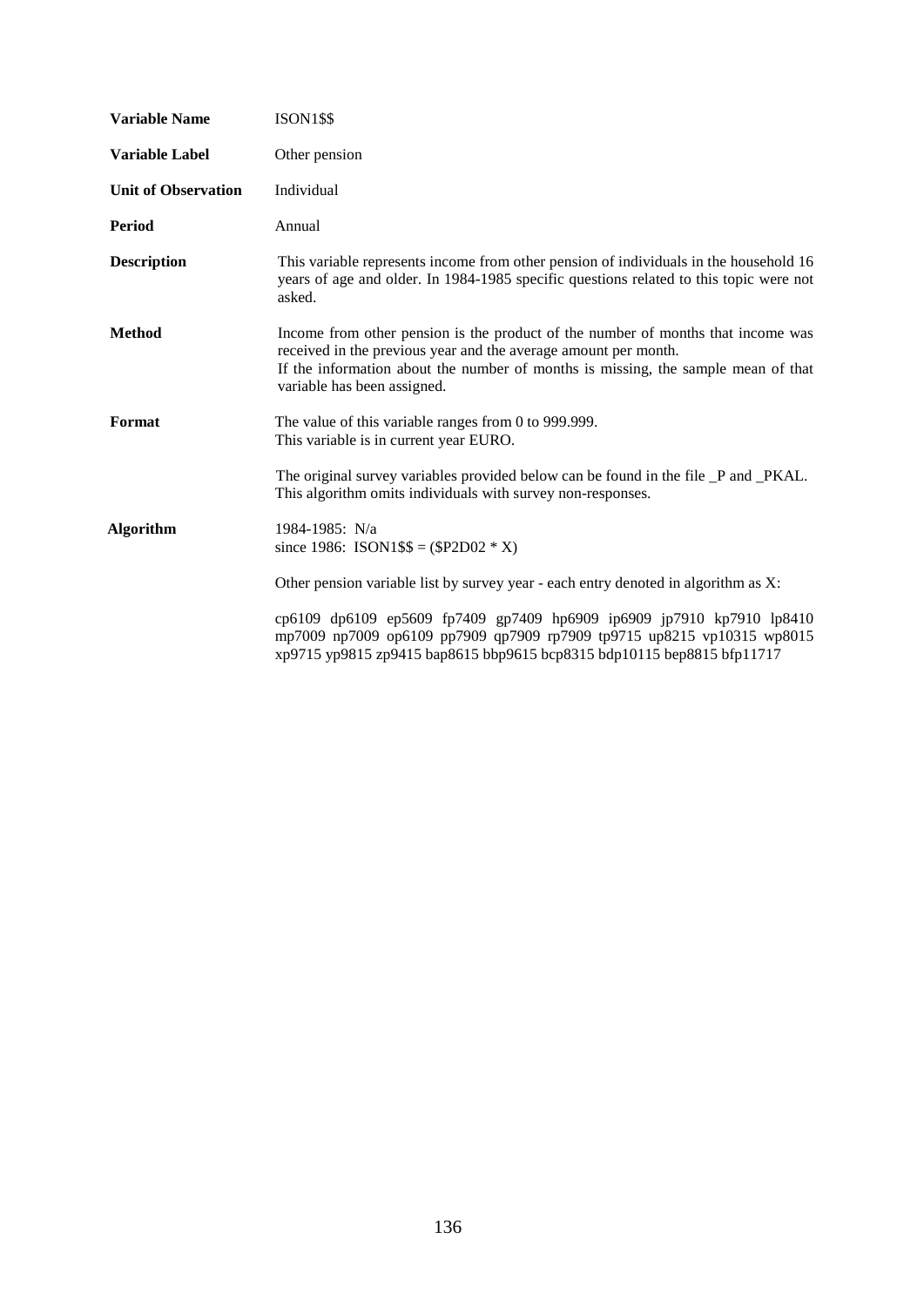| | |
|---|---|
| **Variable Name** | ISON1$$ |
| **Variable Label** | Other pension |
| **Unit of Observation** | Individual |
| **Period** | Annual |
| **Description** | This variable represents income from other pension of individuals in the household 16 years of age and older. In 1984-1985 specific questions related to this topic were not asked. |
| **Method** | Income from other pension is the product of the number of months that income was received in the previous year and the average amount per month.<br>If the information about the number of months is missing, the sample mean of that variable has been assigned. |
| **Format** | The value of this variable ranges from 0 to 999.999.<br>This variable is in current year EURO.<br><br>The original survey variables provided below can be found in the file _P and _PKAL.<br>This algorithm omits individuals with survey non-responses. |
| **Algorithm** | 1984-1985: N/a<br>since 1986: ISON1$$ = ($P2D02 * X)<br><br>Other pension variable list by survey year - each entry denoted in algorithm as X:<br><br>cp6109 dp6109 ep5609 fp7409 gp7409 hp6909 ip6909 jp7910 kp7910 lp8410 mp7009 np7009 op6109 pp7909 qp7909 rp7909 tp9715 up8215 vp10315 wp8015 xp9715 yp9815 zp9415 bap8615 bbp9615 bcp8315 bdp10115 bep8815 bfp11717 |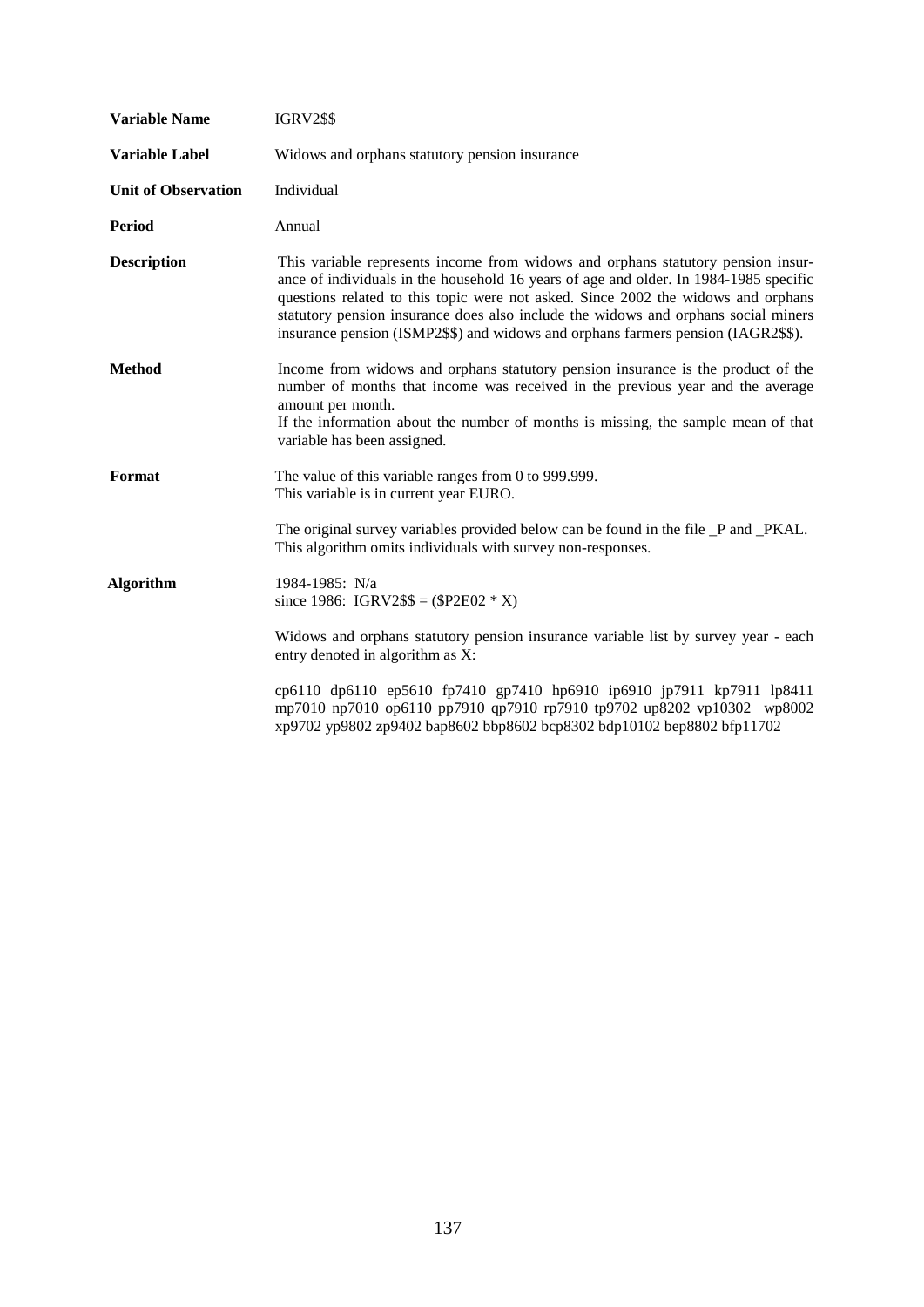**Variable Name** IGRV2$$

**Variable Label** Widows and orphans statutory pension insurance

**Unit of Observation** Individual

**Period** Annual

**Description** This variable represents income from widows and orphans statutory pension insurance of individuals in the household 16 years of age and older. In 1984-1985 specific questions related to this topic were not asked. Since 2002 the widows and orphans statutory pension insurance does also include the widows and orphans social miners insurance pension (ISMP2$$) and widows and orphans farmers pension (IAGR2$$).

**Method** Income from widows and orphans statutory pension insurance is the product of the number of months that income was received in the previous year and the average amount per month.
If the information about the number of months is missing, the sample mean of that variable has been assigned.

**Format** The value of this variable ranges from 0 to 999.999.
This variable is in current year EURO.

The original survey variables provided below can be found in the file _P and _PKAL.
This algorithm omits individuals with survey non-responses.

**Algorithm** 1984-1985: N/a
since 1986: IGRV2$$ = ($P2E02 * X)

Widows and orphans statutory pension insurance variable list by survey year - each entry denoted in algorithm as X:

cp6110 dp6110 ep5610 fp7410 gp7410 hp6910 ip6910 jp7911 kp7911 lp8411 mp7010 np7010 op6110 pp7910 qp7910 rp7910 tp9702 up8202 vp10302 wp8002 xp9702 yp9802 zp9402 bap8602 bbp8602 bcp8302 bdp10102 bep8802 bfp11702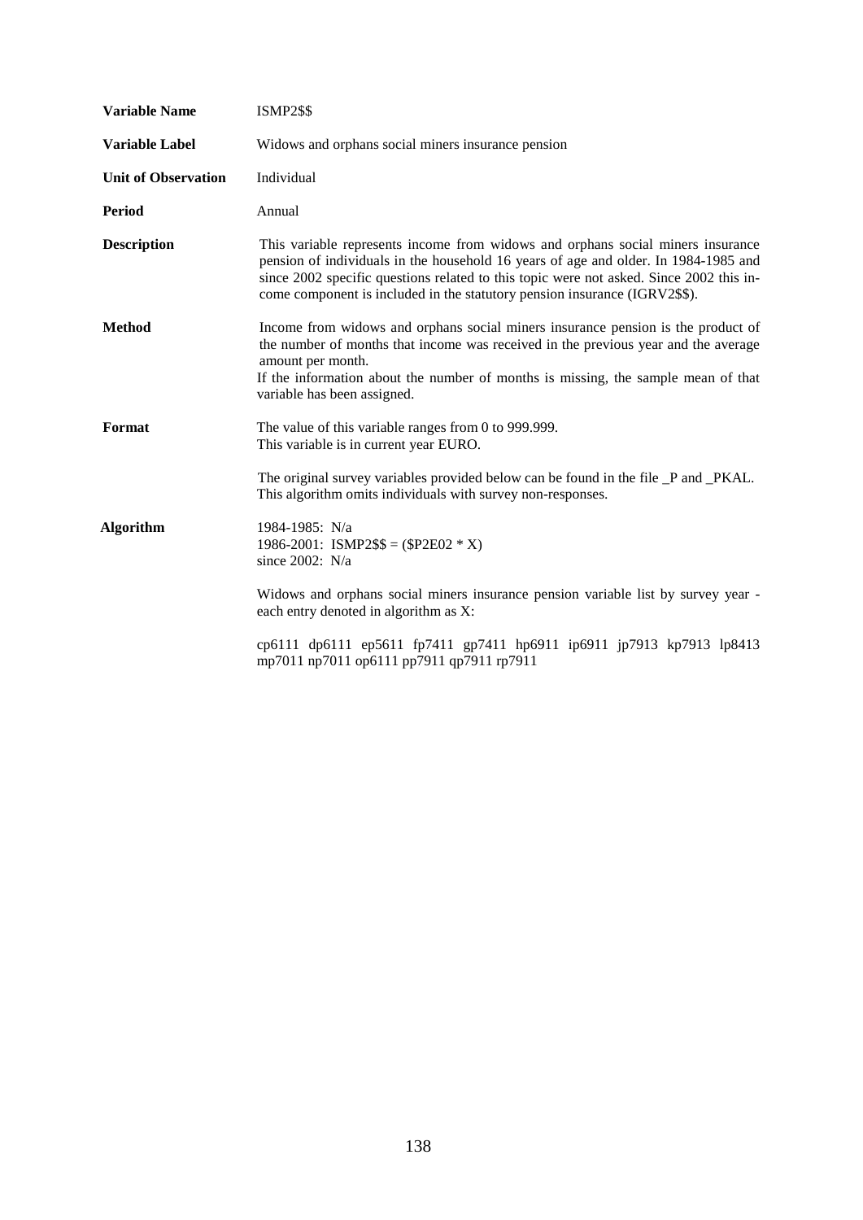| | |
|---|---|
| **Variable Name** | ISMP2$$ |
| **Variable Label** | Widows and orphans social miners insurance pension |
| **Unit of Observation** | Individual |
| **Period** | Annual |
| **Description** | This variable represents income from widows and orphans social miners insurance pension of individuals in the household 16 years of age and older. In 1984-1985 and since 2002 specific questions related to this topic were not asked. Since 2002 this income component is included in the statutory pension insurance (IGRV2$$). |
| **Method** | Income from widows and orphans social miners insurance pension is the product of the number of months that income was received in the previous year and the average amount per month.<br>If the information about the number of months is missing, the sample mean of that variable has been assigned. |
| **Format** | The value of this variable ranges from 0 to 999.999.<br>This variable is in current year EURO.<br><br>The original survey variables provided below can be found in the file _P and _PKAL.<br>This algorithm omits individuals with survey non-responses. |
| **Algorithm** | 1984-1985: N/a<br>1986-2001: ISMP2$$ = ($P2E02 * X)<br>since 2002: N/a<br><br>Widows and orphans social miners insurance pension variable list by survey year - each entry denoted in algorithm as X:<br><br>cp6111 dp6111 ep5611 fp7411 gp7411 hp6911 ip6911 jp7913 kp7913 lp8413 mp7011 np7011 op6111 pp7911 qp7911 rp7911 |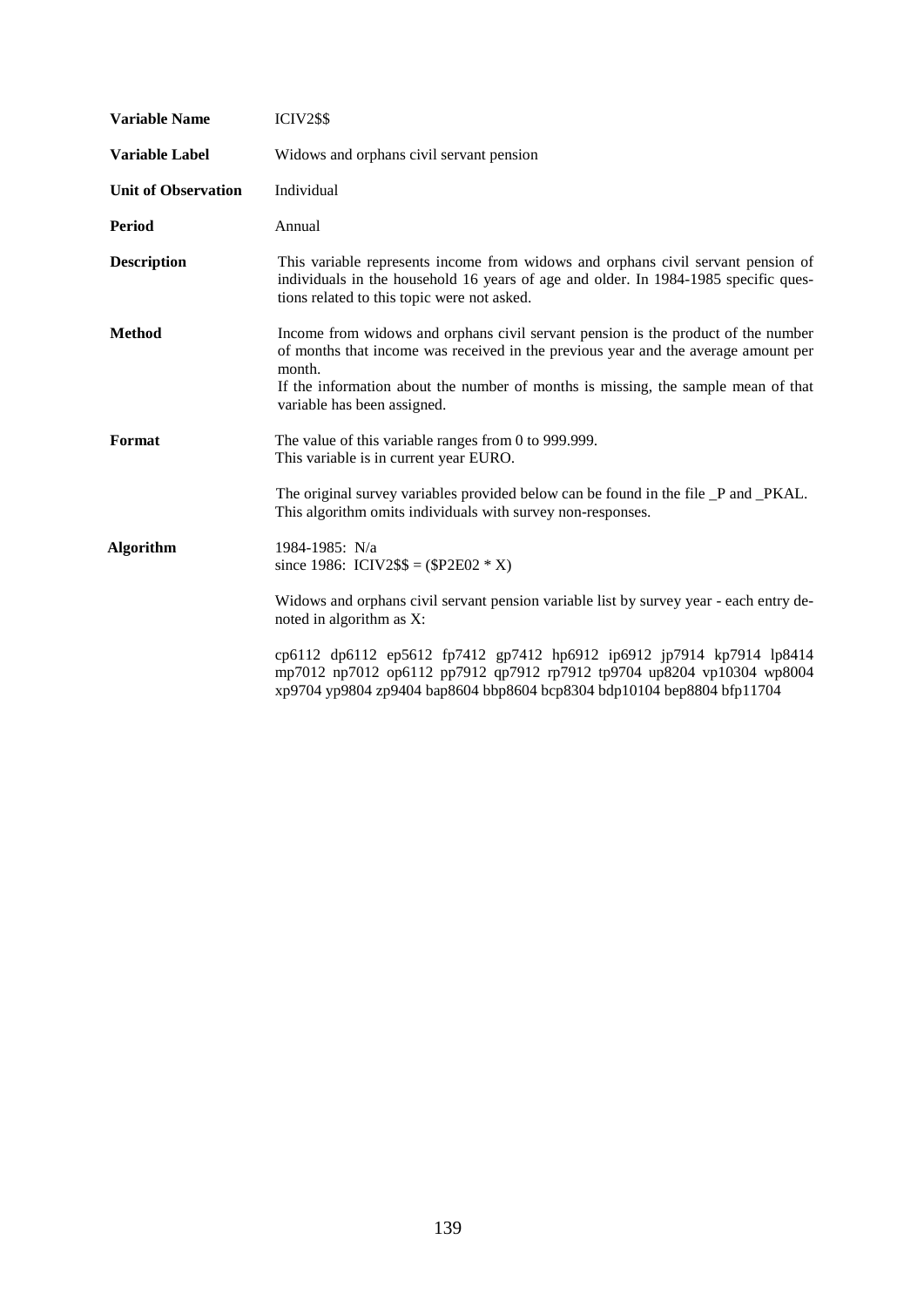| | |
|---|---|
| **Variable Name** | ICIV2$$ |
| **Variable Label** | Widows and orphans civil servant pension |
| **Unit of Observation** | Individual |
| **Period** | Annual |
| **Description** | This variable represents income from widows and orphans civil servant pension of individuals in the household 16 years of age and older. In 1984-1985 specific questions related to this topic were not asked. |
| **Method** | Income from widows and orphans civil servant pension is the product of the number of months that income was received in the previous year and the average amount per month.<br>If the information about the number of months is missing, the sample mean of that variable has been assigned. |
| **Format** | The value of this variable ranges from 0 to 999.999.<br>This variable is in current year EURO.<br><br>The original survey variables provided below can be found in the file _P and _PKAL.<br>This algorithm omits individuals with survey non-responses. |
| **Algorithm** | 1984-1985: N/a<br>since 1986: ICIV2$$ = ($P2E02 * X)<br><br>Widows and orphans civil servant pension variable list by survey year - each entry denoted in algorithm as X:<br><br>cp6112 dp6112 ep5612 fp7412 gp7412 hp6912 ip6912 jp7914 kp7914 lp8414 mp7012 np7012 op6112 pp7912 qp7912 rp7912 tp9704 up8204 vp10304 wp8004 xp9704 yp9804 zp9404 bap8604 bbp8604 bcp8304 bdp10104 bep8804 bfp11704 |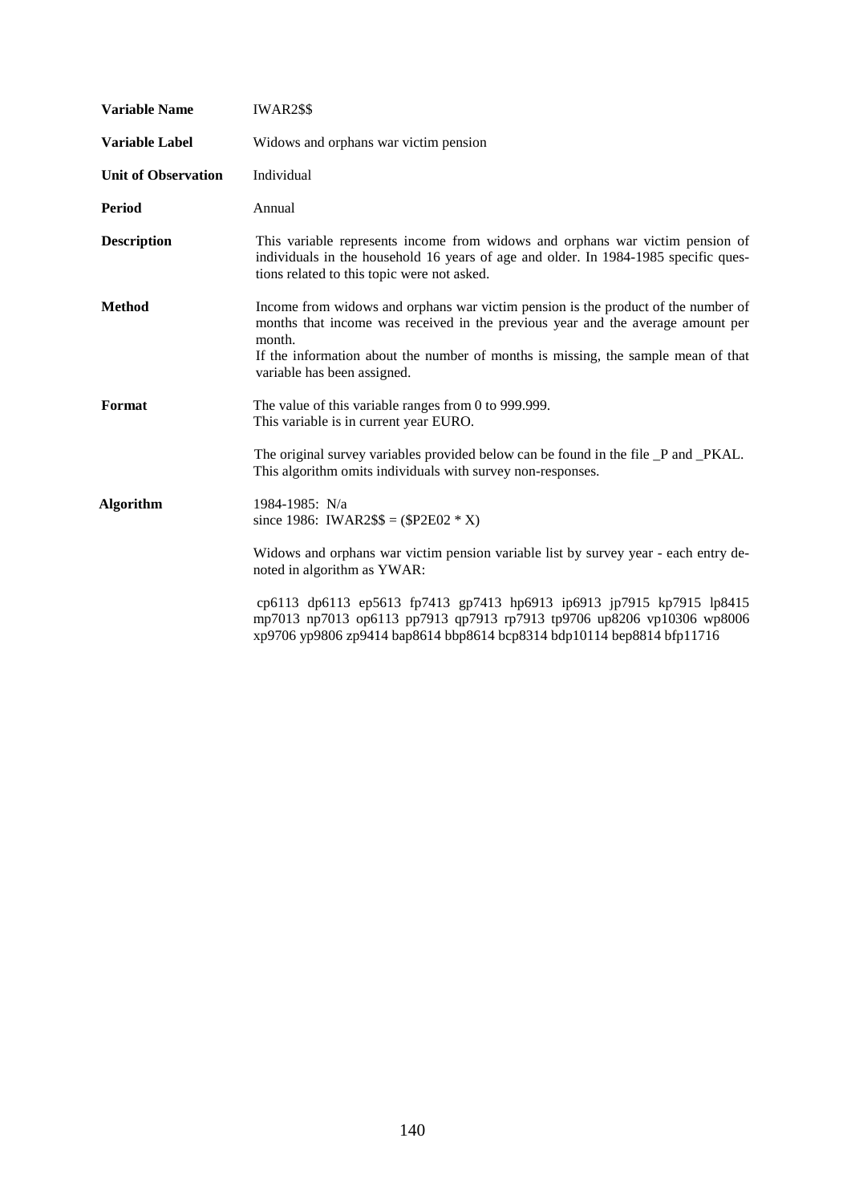| | |
|---|---|
| **Variable Name** | IWAR2$$ |
| **Variable Label** | Widows and orphans war victim pension |
| **Unit of Observation** | Individual |
| **Period** | Annual |
| **Description** | This variable represents income from widows and orphans war victim pension of individuals in the household 16 years of age and older. In 1984-1985 specific questions related to this topic were not asked. |
| **Method** | Income from widows and orphans war victim pension is the product of the number of months that income was received in the previous year and the average amount per month. If the information about the number of months is missing, the sample mean of that variable has been assigned. |
| **Format** | The value of this variable ranges from 0 to 999.999. This variable is in current year EURO. The original survey variables provided below can be found in the file _P and _PKAL. This algorithm omits individuals with survey non-responses. |
| **Algorithm** | 1984-1985: N/a<br>since 1986: IWAR2$$ = ($P2E02 * X)<br><br>Widows and orphans war victim pension variable list by survey year - each entry denoted in algorithm as YWAR:<br><br>cp6113 dp6113 ep5613 fp7413 gp7413 hp6913 ip6913 jp7915 kp7915 lp8415 mp7013 np7013 op6113 pp7913 qp7913 rp7913 tp9706 up8206 vp10306 wp8006 xp9706 yp9806 zp9414 bap8614 bbp8614 bcp8314 bdp10114 bep8814 bfp11716 |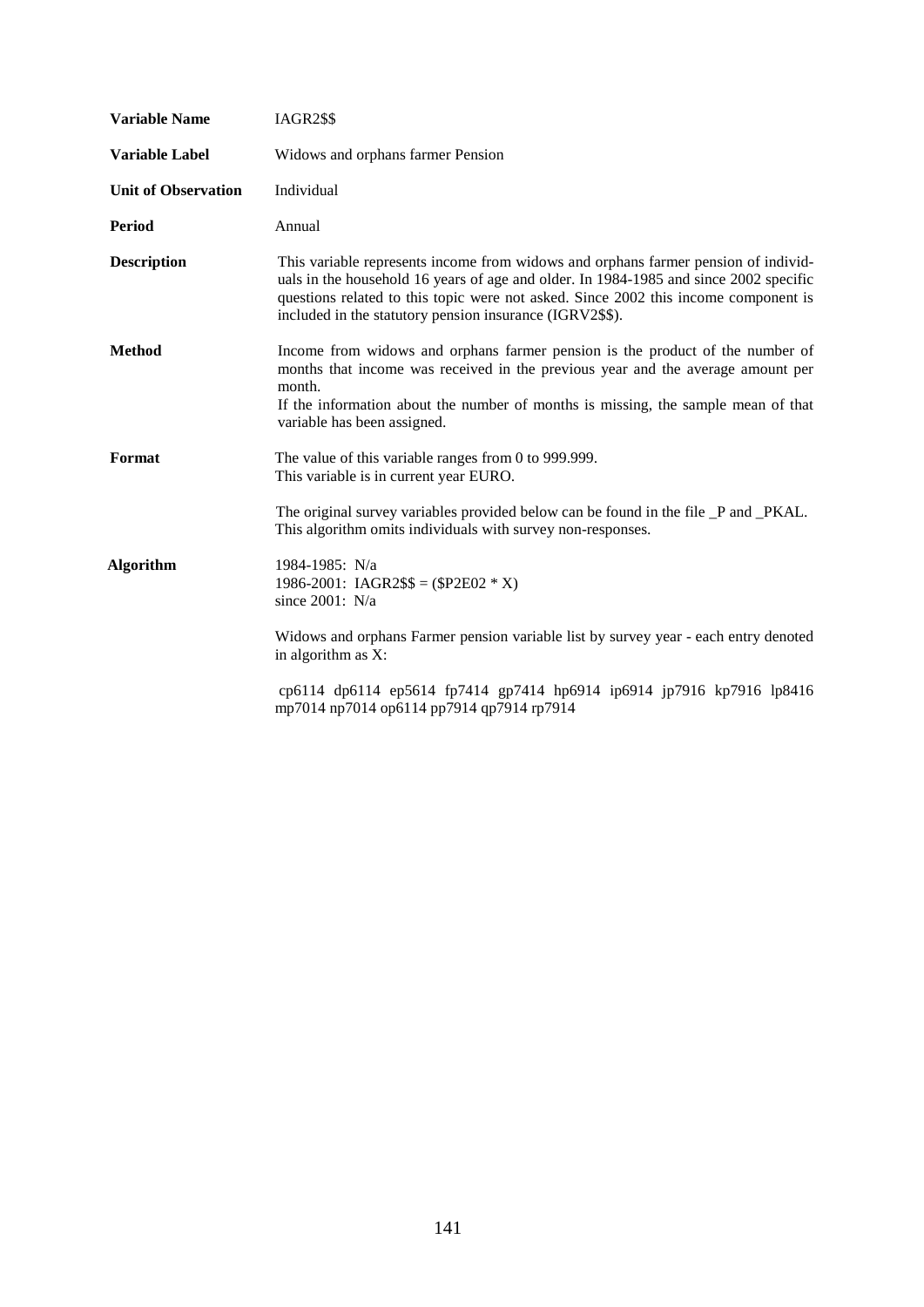**Variable Name** IAGR2$$

**Variable Label** Widows and orphans farmer Pension

**Unit of Observation** Individual

**Period** Annual

**Description** This variable represents income from widows and orphans farmer pension of individuals in the household 16 years of age and older. In 1984-1985 and since 2002 specific questions related to this topic were not asked. Since 2002 this income component is included in the statutory pension insurance (IGRV2$$).

**Method** Income from widows and orphans farmer pension is the product of the number of months that income was received in the previous year and the average amount per month.
If the information about the number of months is missing, the sample mean of that variable has been assigned.

**Format** The value of this variable ranges from 0 to 999.999.
This variable is in current year EURO.

The original survey variables provided below can be found in the file _P and _PKAL.
This algorithm omits individuals with survey non-responses.

**Algorithm** 1984-1985: N/a
1986-2001: IAGR2$$ = ($P2E02 * X)
since 2001: N/a

Widows and orphans Farmer pension variable list by survey year - each entry denoted in algorithm as X:

cp6114 dp6114 ep5614 fp7414 gp7414 hp6914 ip6914 jp7916 kp7916 lp8416 mp7014 np7014 op6114 pp7914 qp7914 rp7914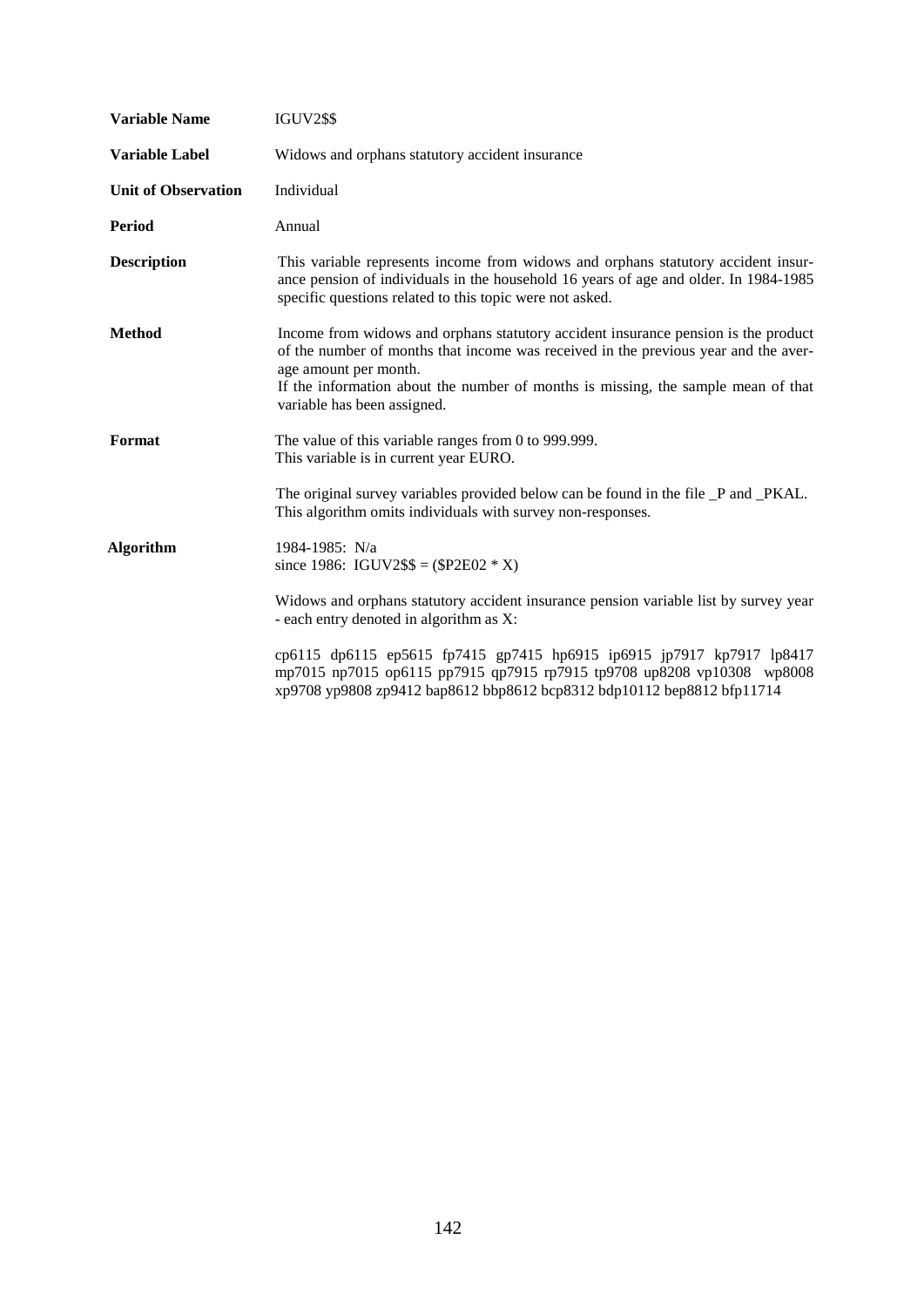| | |
|---|---|
| **Variable Name** | IGUV2$$ |
| **Variable Label** | Widows and orphans statutory accident insurance |
| **Unit of Observation** | Individual |
| **Period** | Annual |
| **Description** | This variable represents income from widows and orphans statutory accident insurance pension of individuals in the household 16 years of age and older. In 1984-1985 specific questions related to this topic were not asked. |
| **Method** | Income from widows and orphans statutory accident insurance pension is the product of the number of months that income was received in the previous year and the average amount per month.<br>If the information about the number of months is missing, the sample mean of that variable has been assigned. |
| **Format** | The value of this variable ranges from 0 to 999.999.<br>This variable is in current year EURO.<br><br>The original survey variables provided below can be found in the file _P and _PKAL.<br>This algorithm omits individuals with survey non-responses. |
| **Algorithm** | 1984-1985: N/a<br>since 1986: IGUV2$$ = ($P2E02 * X)<br><br>Widows and orphans statutory accident insurance pension variable list by survey year - each entry denoted in algorithm as X:<br><br>cp6115 dp6115 ep5615 fp7415 gp7415 hp6915 ip6915 jp7917 kp7917 lp8417 mp7015 np7015 op6115 pp7915 qp7915 rp7915 tp9708 up8208 vp10308 wp8008 xp9708 yp9808 zp9412 bap8612 bbp8612 bcp8312 bdp10112 bep8812 bfp11714 |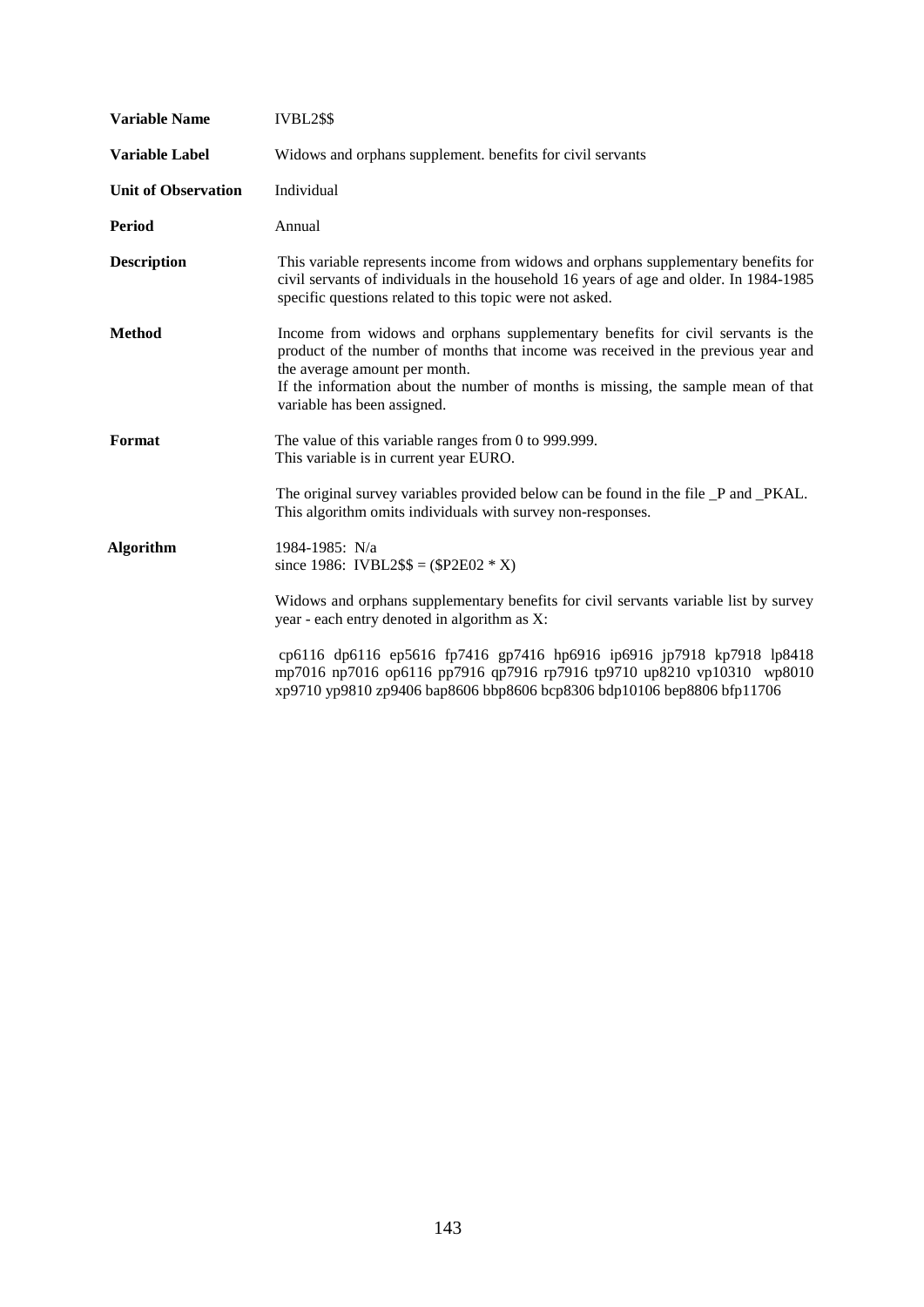| | |
|---|---|
| **Variable Name** | IVBL2$$ |
| **Variable Label** | Widows and orphans supplement. benefits for civil servants |
| **Unit of Observation** | Individual |
| **Period** | Annual |
| **Description** | This variable represents income from widows and orphans supplementary benefits for civil servants of individuals in the household 16 years of age and older. In 1984-1985 specific questions related to this topic were not asked. |
| **Method** | Income from widows and orphans supplementary benefits for civil servants is the product of the number of months that income was received in the previous year and the average amount per month.<br>If the information about the number of months is missing, the sample mean of that variable has been assigned. |
| **Format** | The value of this variable ranges from 0 to 999.999.<br>This variable is in current year EURO.<br><br>The original survey variables provided below can be found in the file _P and _PKAL.<br>This algorithm omits individuals with survey non-responses. |
| **Algorithm** | 1984-1985: N/a<br>since 1986: IVBL2$$ = ($P2E02 * X)<br><br>Widows and orphans supplementary benefits for civil servants variable list by survey year - each entry denoted in algorithm as X:<br><br>cp6116 dp6116 ep5616 fp7416 gp7416 hp6916 ip6916 jp7918 kp7918 lp8418 mp7016 np7016 op6116 pp7916 qp7916 rp7916 tp9710 up8210 vp10310 wp8010 xp9710 yp9810 zp9406 bap8606 bbp8606 bcp8306 bdp10106 bep8806 bfp11706 |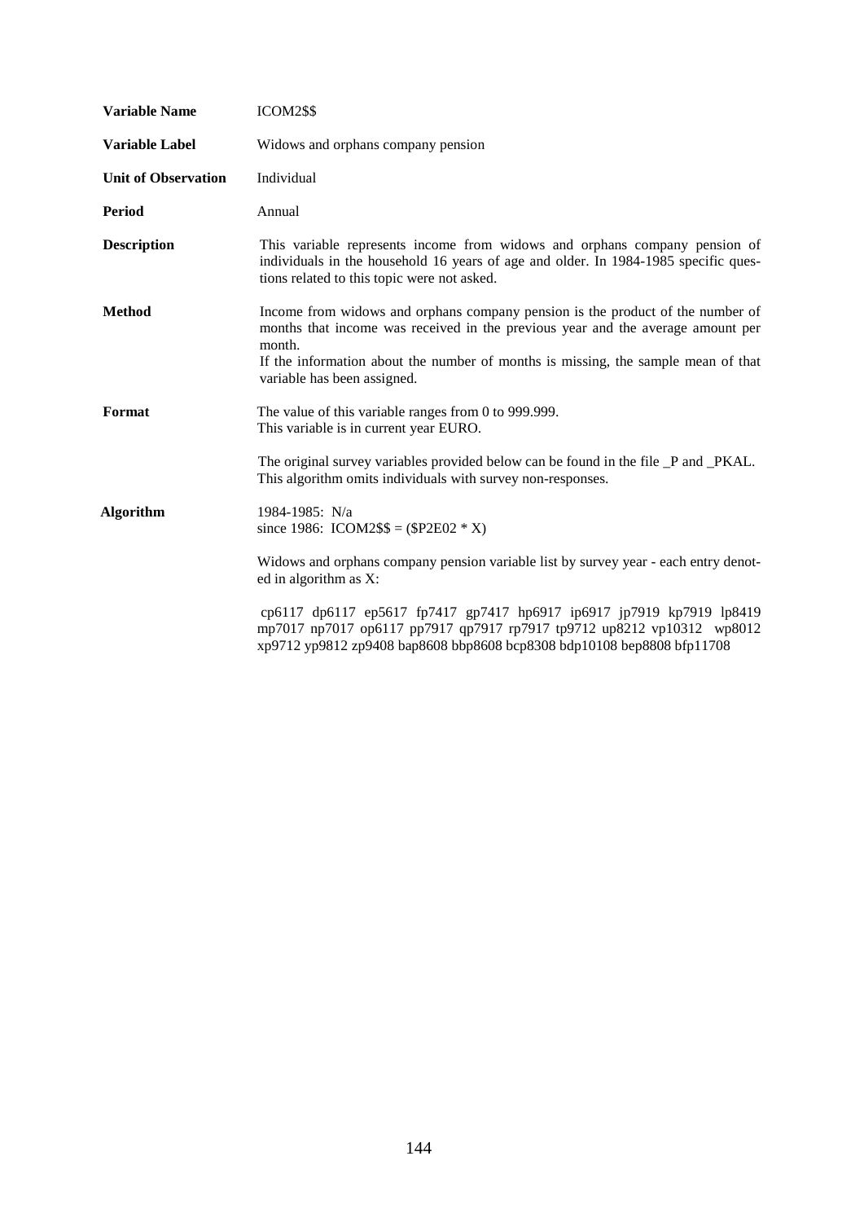**Variable Name** ICOM2$$

**Variable Label** Widows and orphans company pension

**Unit of Observation** Individual

**Period** Annual

**Description** This variable represents income from widows and orphans company pension of individuals in the household 16 years of age and older. In 1984-1985 specific questions related to this topic were not asked.

**Method** Income from widows and orphans company pension is the product of the number of months that income was received in the previous year and the average amount per month.
If the information about the number of months is missing, the sample mean of that variable has been assigned.

**Format** The value of this variable ranges from 0 to 999.999.
This variable is in current year EURO.

The original survey variables provided below can be found in the file _P and _PKAL.
This algorithm omits individuals with survey non-responses.

**Algorithm** 1984-1985: N/a
since 1986: ICOM2$$ = ($P2E02 * X)

Widows and orphans company pension variable list by survey year - each entry denoted in algorithm as X:

cp6117 dp6117 ep5617 fp7417 gp7417 hp6917 ip6917 jp7919 kp7919 lp8419 mp7017 np7017 op6117 pp7917 qp7917 rp7917 tp9712 up8212 vp10312 wp8012 xp9712 yp9812 zp9408 bap8608 bbp8608 bcp8308 bdp10108 bep8808 bfp11708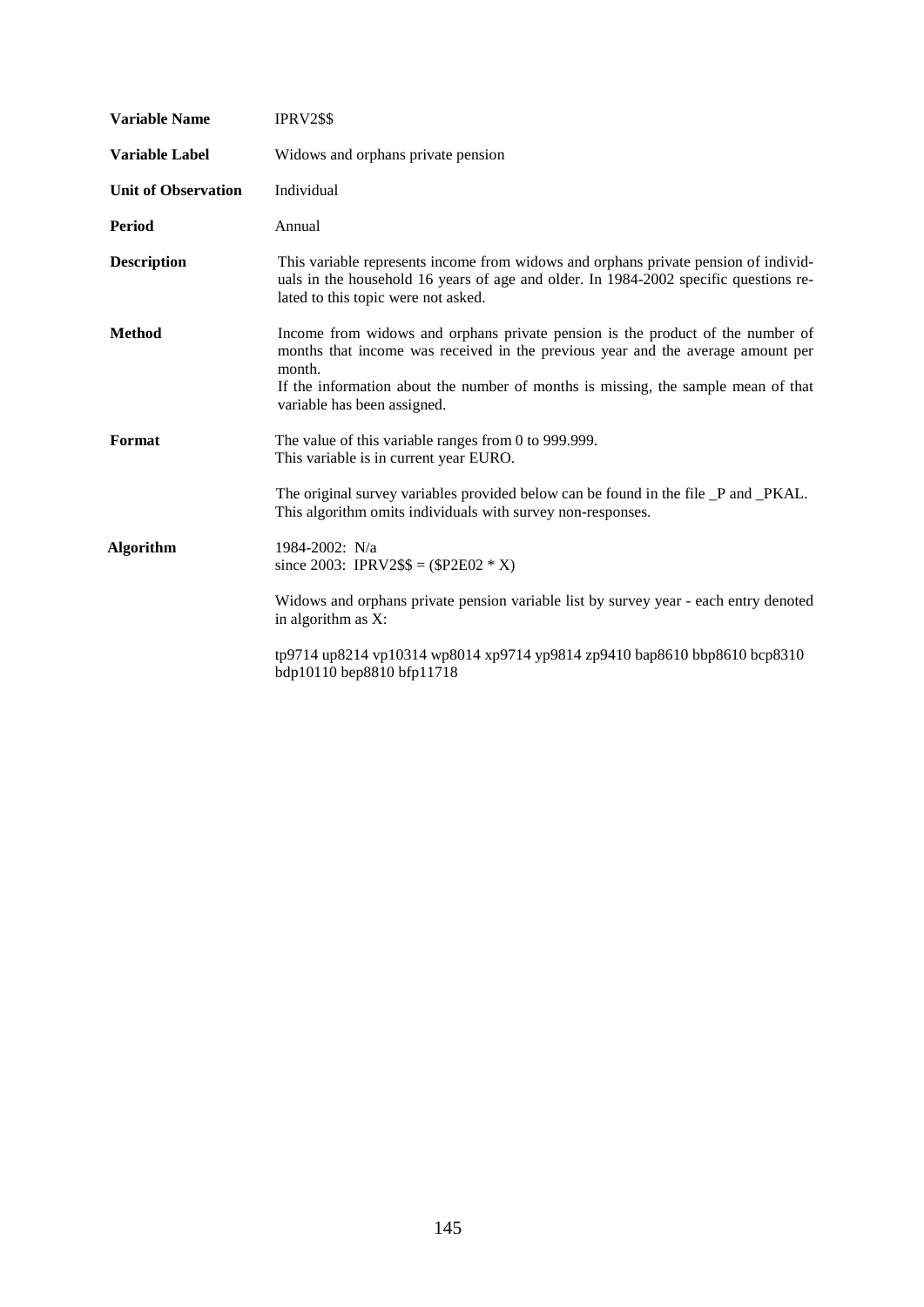| | |
|---|---|
| **Variable Name** | IPRV2$$ |
| **Variable Label** | Widows and orphans private pension |
| **Unit of Observation** | Individual |
| **Period** | Annual |
| **Description** | This variable represents income from widows and orphans private pension of individuals in the household 16 years of age and older. In 1984-2002 specific questions related to this topic were not asked. |
| **Method** | Income from widows and orphans private pension is the product of the number of months that income was received in the previous year and the average amount per month.<br>If the information about the number of months is missing, the sample mean of that variable has been assigned. |
| **Format** | The value of this variable ranges from 0 to 999.999.<br>This variable is in current year EURO.<br><br>The original survey variables provided below can be found in the file _P and _PKAL.<br>This algorithm omits individuals with survey non-responses. |
| **Algorithm** | 1984-2002: N/a<br>since 2003: IPRV2$$ = ($P2E02 * X)<br><br>Widows and orphans private pension variable list by survey year - each entry denoted in algorithm as X:<br><br>tp9714 up8214 vp10314 wp8014 xp9714 yp9814 zp9410 bap8610 bbp8610 bcp8310 bdp10110 bep8810 bfp11718 |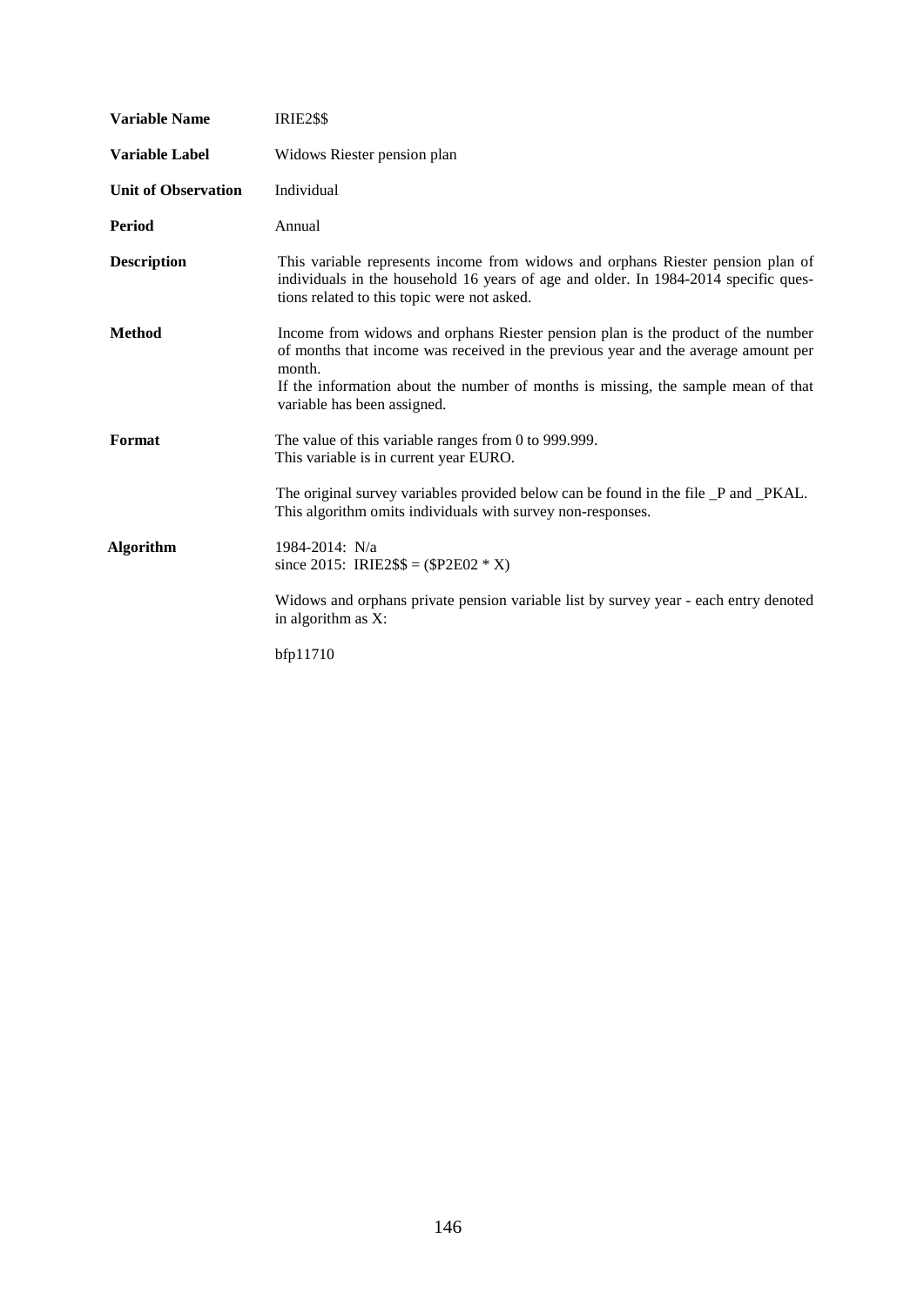| | |
|---|---|
| **Variable Name** | IRIE2$$ |
| **Variable Label** | Widows Riester pension plan |
| **Unit of Observation** | Individual |
| **Period** | Annual |
| **Description** | This variable represents income from widows and orphans Riester pension plan of individuals in the household 16 years of age and older. In 1984-2014 specific questions related to this topic were not asked. |
| **Method** | Income from widows and orphans Riester pension plan is the product of the number of months that income was received in the previous year and the average amount per month.<br>If the information about the number of months is missing, the sample mean of that variable has been assigned. |
| **Format** | The value of this variable ranges from 0 to 999.999.<br>This variable is in current year EURO.<br><br>The original survey variables provided below can be found in the file _P and _PKAL.<br>This algorithm omits individuals with survey non-responses. |
| **Algorithm** | 1984-2014: N/a<br>since 2015: IRIE2$$ = ($P2E02 * X)<br><br>Widows and orphans private pension variable list by survey year - each entry denoted in algorithm as X:<br><br>bfp11710 |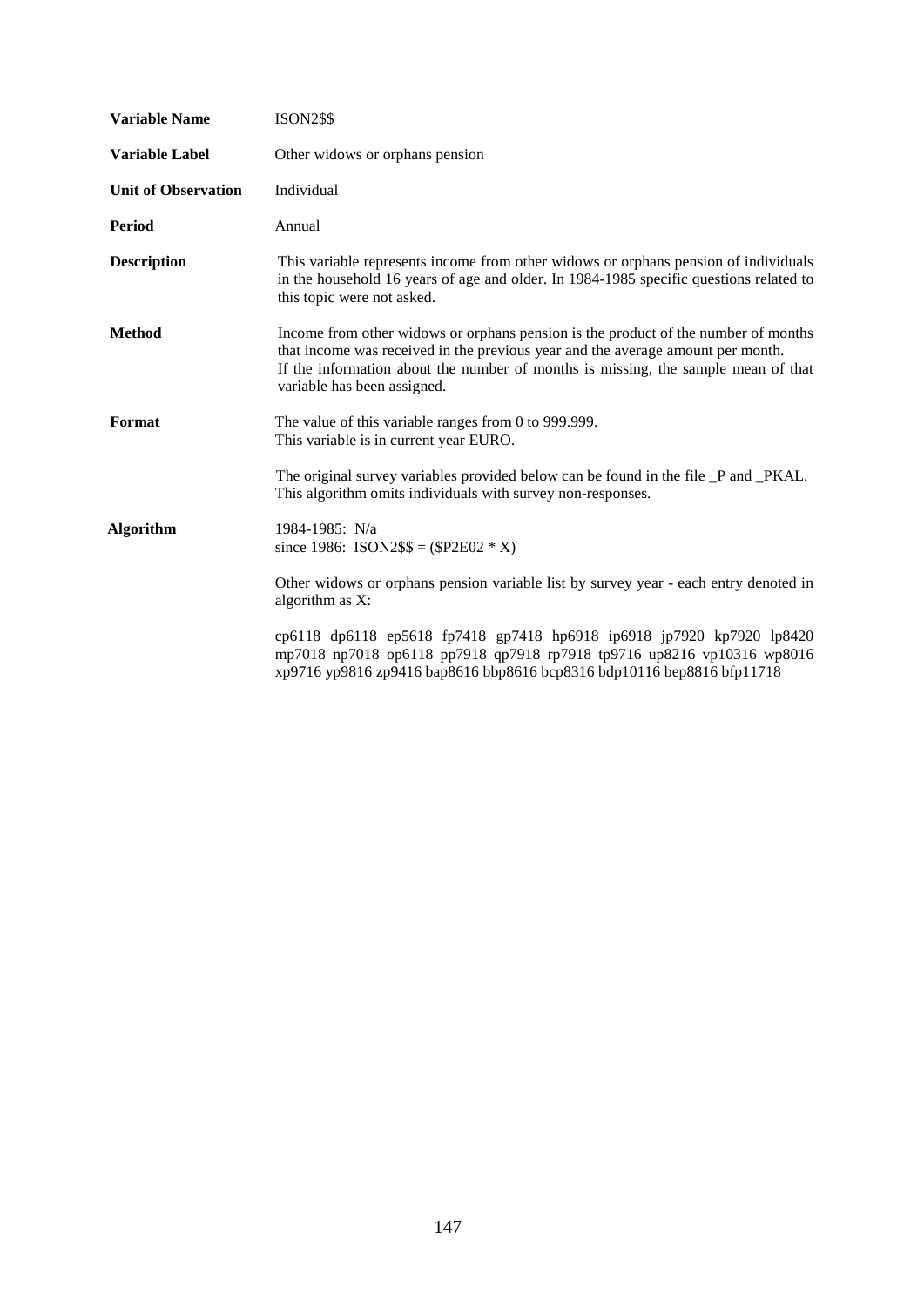**Variable Name** ISON2$$

**Variable Label** Other widows or orphans pension

**Unit of Observation** Individual

**Period** Annual

**Description** This variable represents income from other widows or orphans pension of individuals in the household 16 years of age and older. In 1984-1985 specific questions related to this topic were not asked.

**Method** Income from other widows or orphans pension is the product of the number of months that income was received in the previous year and the average amount per month.
If the information about the number of months is missing, the sample mean of that variable has been assigned.

**Format** The value of this variable ranges from 0 to 999.999.
This variable is in current year EURO.

The original survey variables provided below can be found in the file _P and _PKAL.
This algorithm omits individuals with survey non-responses.

**Algorithm** 1984-1985: N/a
since 1986: ISON2$$ = ($P2E02 * X)

Other widows or orphans pension variable list by survey year - each entry denoted in algorithm as X:

cp6118 dp6118 ep5618 fp7418 gp7418 hp6918 ip6918 jp7920 kp7920 lp8420 mp7018 np7018 op6118 pp7918 qp7918 rp7918 tp9716 up8216 vp10316 wp8016 xp9716 yp9816 zp9416 bap8616 bbp8616 bcp8316 bdp10116 bep8816 bfp11718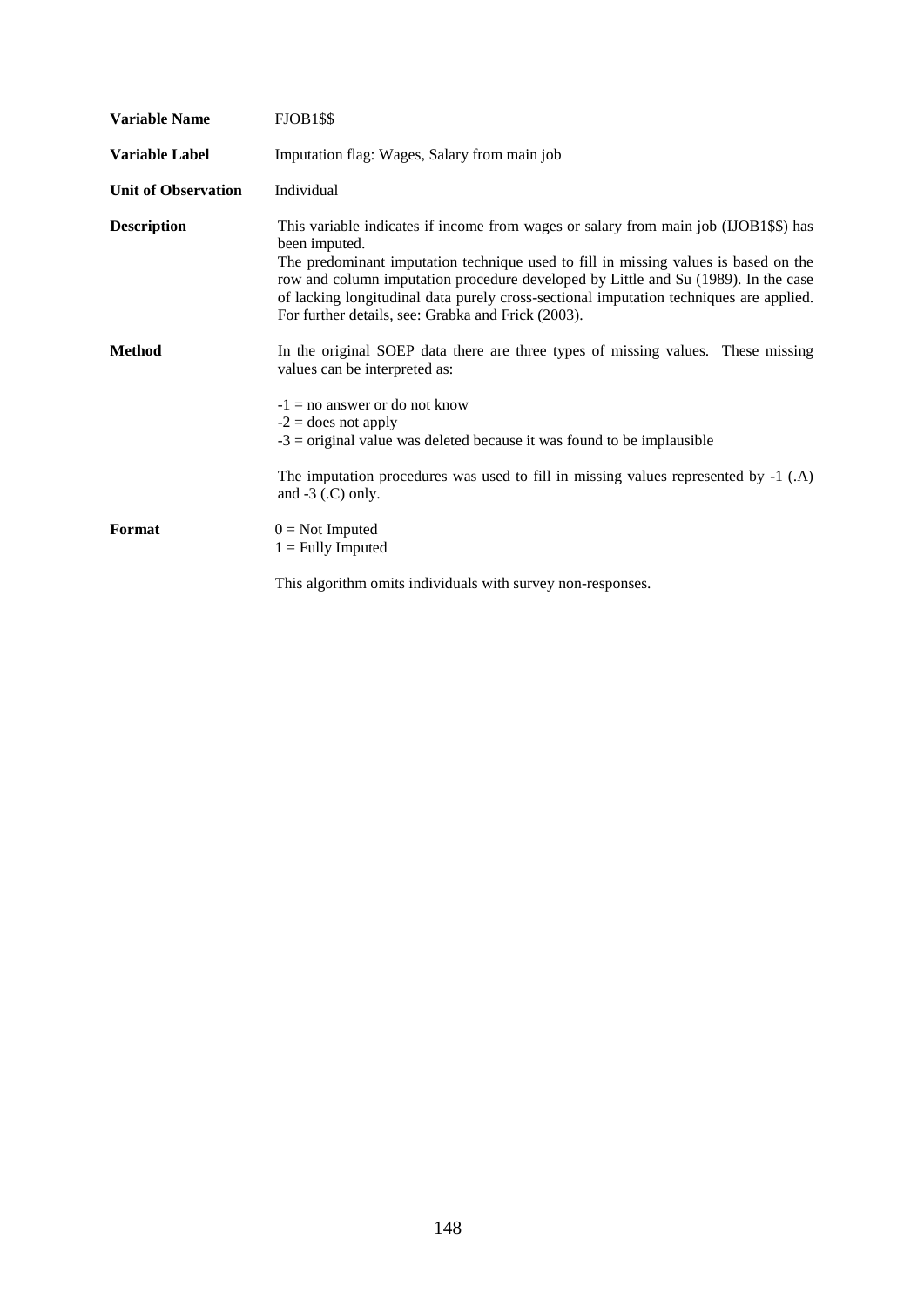| | |
|---|---|
| **Variable Name** | FJOB1$$ |
| **Variable Label** | Imputation flag: Wages, Salary from main job |
| **Unit of Observation** | Individual |
| **Description** | This variable indicates if income from wages or salary from main job (IJOB1$$) has been imputed.<br>The predominant imputation technique used to fill in missing values is based on the row and column imputation procedure developed by Little and Su (1989). In the case of lacking longitudinal data purely cross-sectional imputation techniques are applied. For further details, see: Grabka and Frick (2003). |
| **Method** | In the original SOEP data there are three types of missing values. These missing values can be interpreted as:<br><br>-1 = no answer or do not know<br>-2 = does not apply<br>-3 = original value was deleted because it was found to be implausible<br><br>The imputation procedures was used to fill in missing values represented by -1 (.A) and -3 (.C) only. |
| **Format** | 0 = Not Imputed<br>1 = Fully Imputed<br><br>This algorithm omits individuals with survey non-responses. |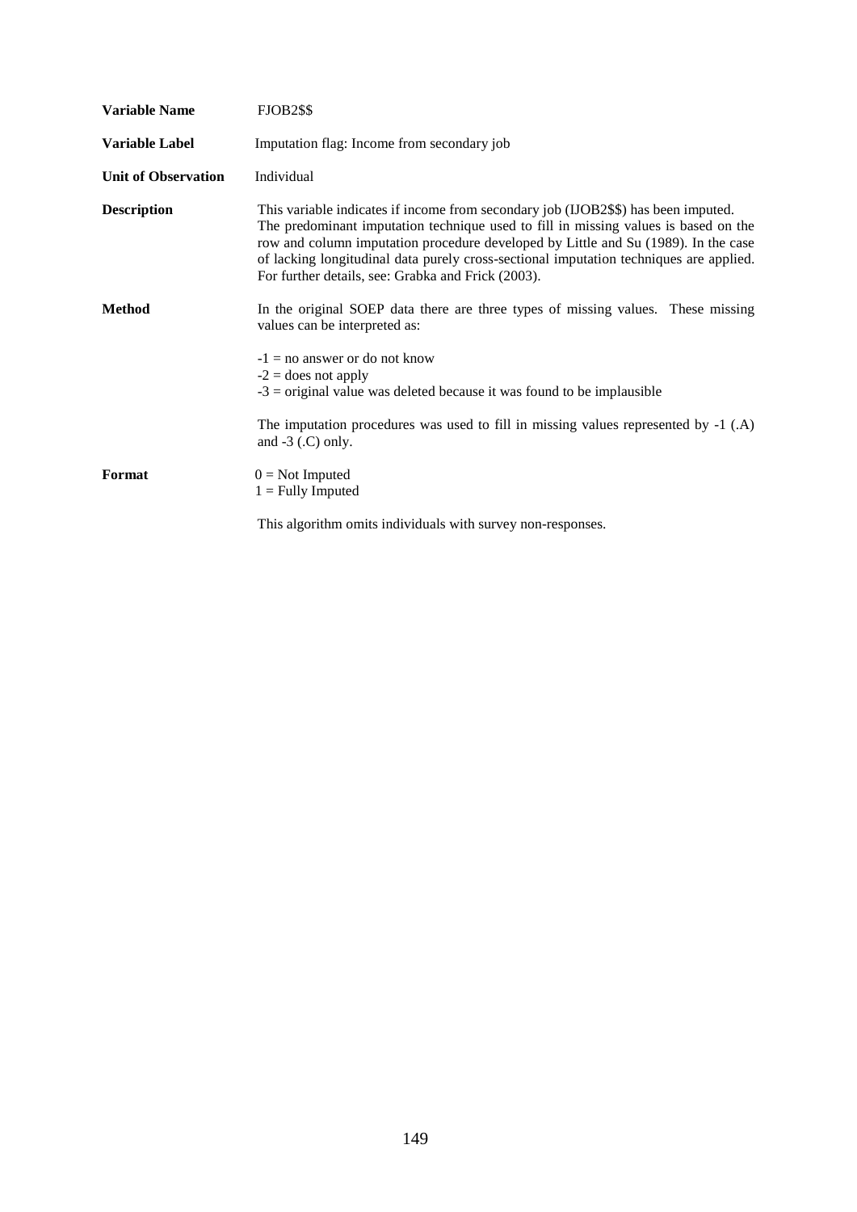**Variable Name** FJOB2$$

**Variable Label** Imputation flag: Income from secondary job

**Unit of Observation** Individual

**Description** This variable indicates if income from secondary job (IJOB2$$) has been imputed. The predominant imputation technique used to fill in missing values is based on the row and column imputation procedure developed by Little and Su (1989). In the case of lacking longitudinal data purely cross-sectional imputation techniques are applied. For further details, see: Grabka and Frick (2003).

**Method** In the original SOEP data there are three types of missing values. These missing values can be interpreted as:

-1 = no answer or do not know
-2 = does not apply
-3 = original value was deleted because it was found to be implausible

The imputation procedures was used to fill in missing values represented by -1 (.A) and -3 (.C) only.

**Format** 0 = Not Imputed
1 = Fully Imputed

This algorithm omits individuals with survey non-responses.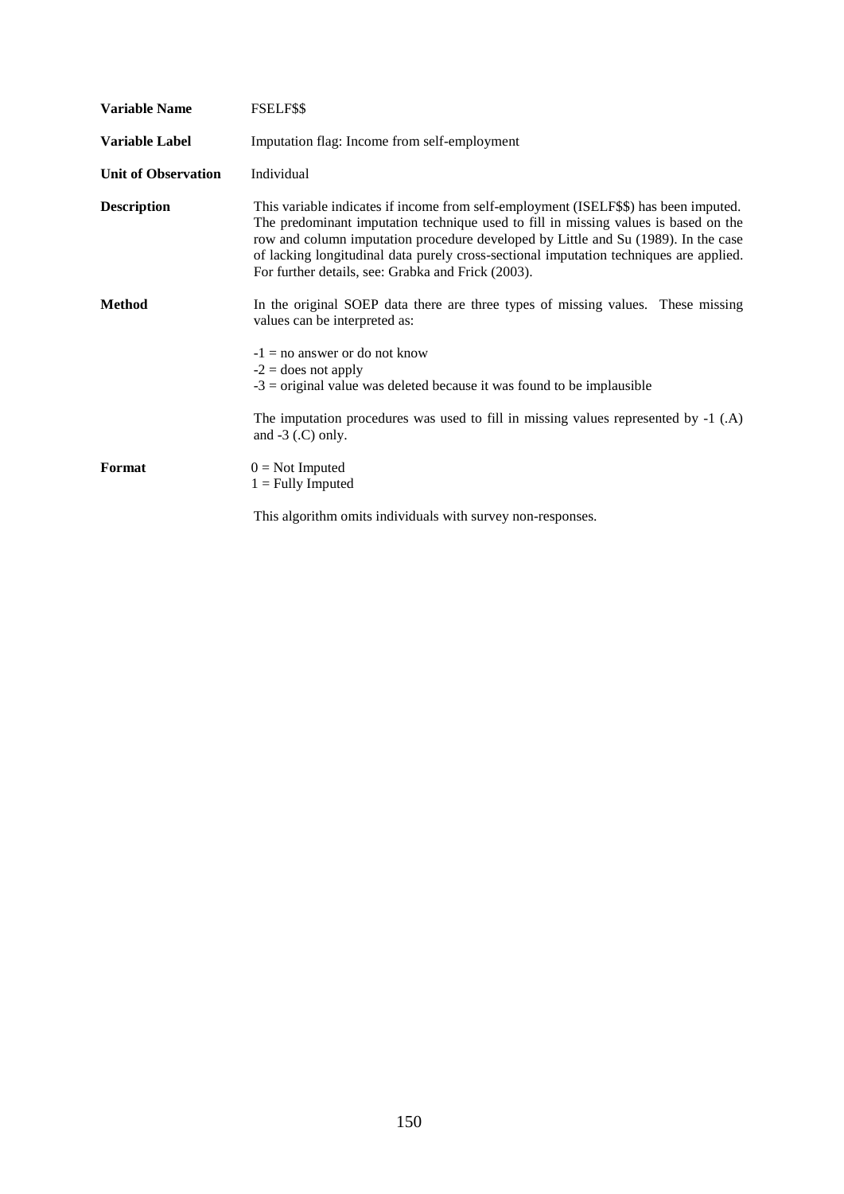**Variable Name** FSELF$$

**Variable Label** Imputation flag: Income from self-employment

**Unit of Observation** Individual

**Description** This variable indicates if income from self-employment (ISELF$$) has been imputed. The predominant imputation technique used to fill in missing values is based on the row and column imputation procedure developed by Little and Su (1989). In the case of lacking longitudinal data purely cross-sectional imputation techniques are applied. For further details, see: Grabka and Frick (2003).

**Method** In the original SOEP data there are three types of missing values. These missing values can be interpreted as:

-1 = no answer or do not know
-2 = does not apply
-3 = original value was deleted because it was found to be implausible

The imputation procedures was used to fill in missing values represented by -1 (.A) and -3 (.C) only.

**Format** 0 = Not Imputed
1 = Fully Imputed

This algorithm omits individuals with survey non-responses.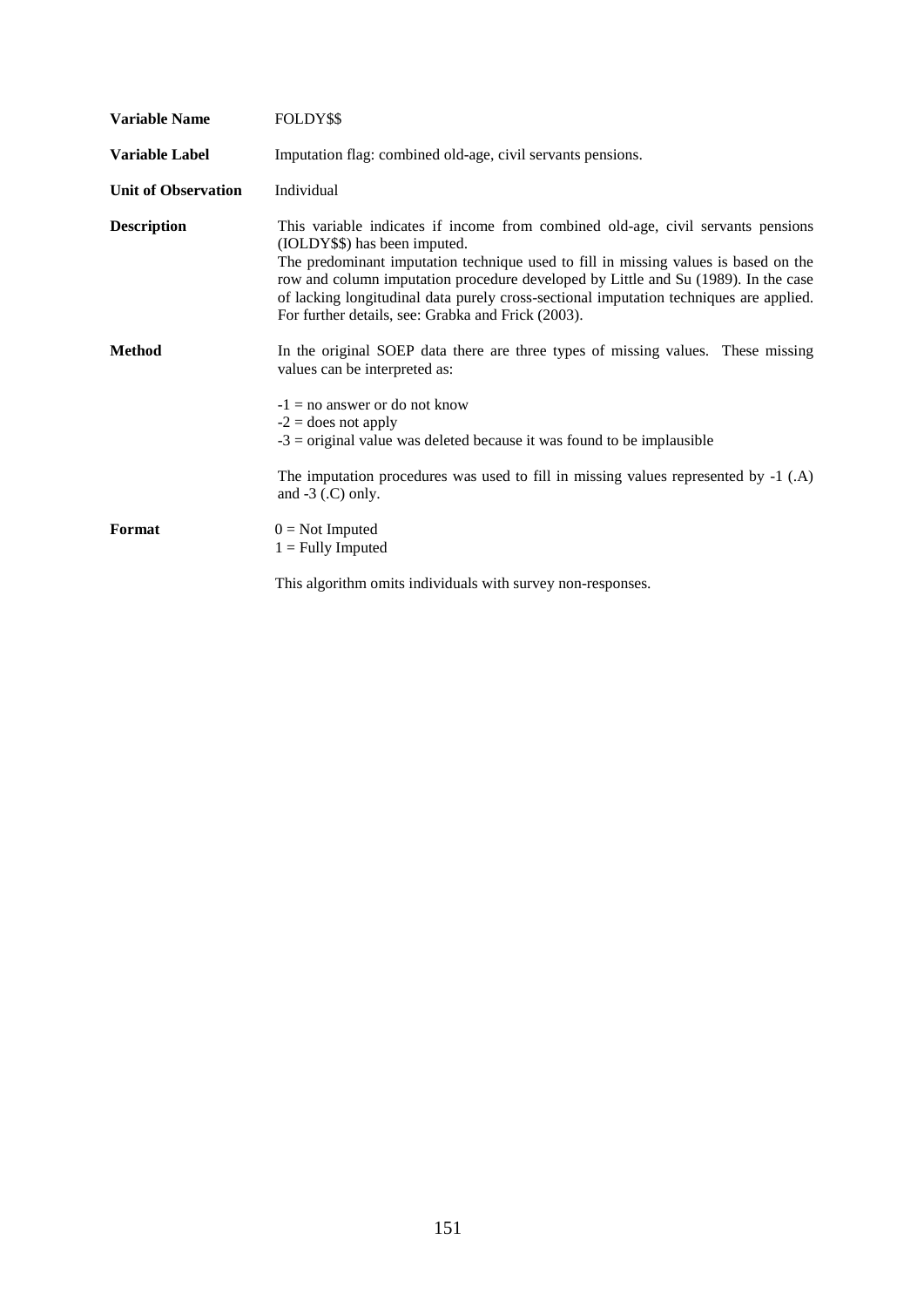| | |
|---|---|
| **Variable Name** | FOLDY$$ |
| **Variable Label** | Imputation flag: combined old-age, civil servants pensions. |
| **Unit of Observation** | Individual |
| **Description** | This variable indicates if income from combined old-age, civil servants pensions (IOLDY$$) has been imputed. The predominant imputation technique used to fill in missing values is based on the row and column imputation procedure developed by Little and Su (1989). In the case of lacking longitudinal data purely cross-sectional imputation techniques are applied. For further details, see: Grabka and Frick (2003). |
| **Method** | In the original SOEP data there are three types of missing values. These missing values can be interpreted as:<br><br>-1 = no answer or do not know<br>-2 = does not apply<br>-3 = original value was deleted because it was found to be implausible<br><br>The imputation procedures was used to fill in missing values represented by -1 (.A) and -3 (.C) only. |
| **Format** | 0 = Not Imputed<br>1 = Fully Imputed<br><br>This algorithm omits individuals with survey non-responses. |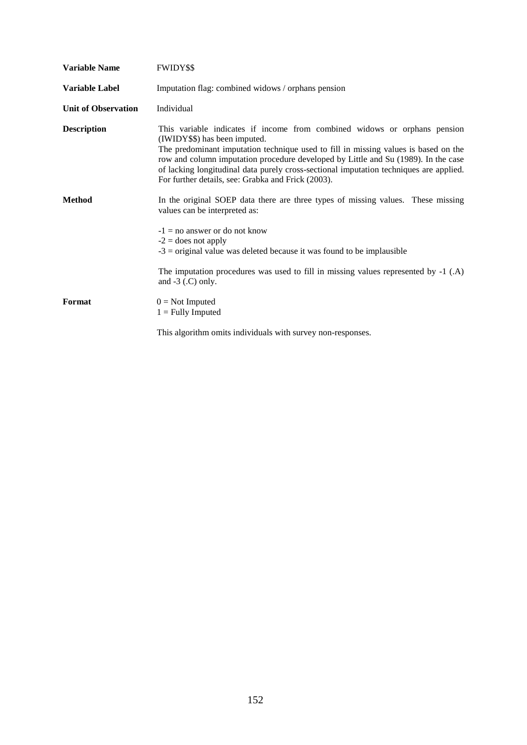**Variable Name** FWIDY$$

**Variable Label** Imputation flag: combined widows / orphans pension

**Unit of Observation** Individual

**Description** This variable indicates if income from combined widows or orphans pension (IWIDY$$) has been imputed.
The predominant imputation technique used to fill in missing values is based on the row and column imputation procedure developed by Little and Su (1989). In the case of lacking longitudinal data purely cross-sectional imputation techniques are applied. For further details, see: Grabka and Frick (2003).

**Method** In the original SOEP data there are three types of missing values. These missing values can be interpreted as:

-1 = no answer or do not know
-2 = does not apply
-3 = original value was deleted because it was found to be implausible

The imputation procedures was used to fill in missing values represented by -1 (.A) and -3 (.C) only.

**Format** 0 = Not Imputed
1 = Fully Imputed

This algorithm omits individuals with survey non-responses.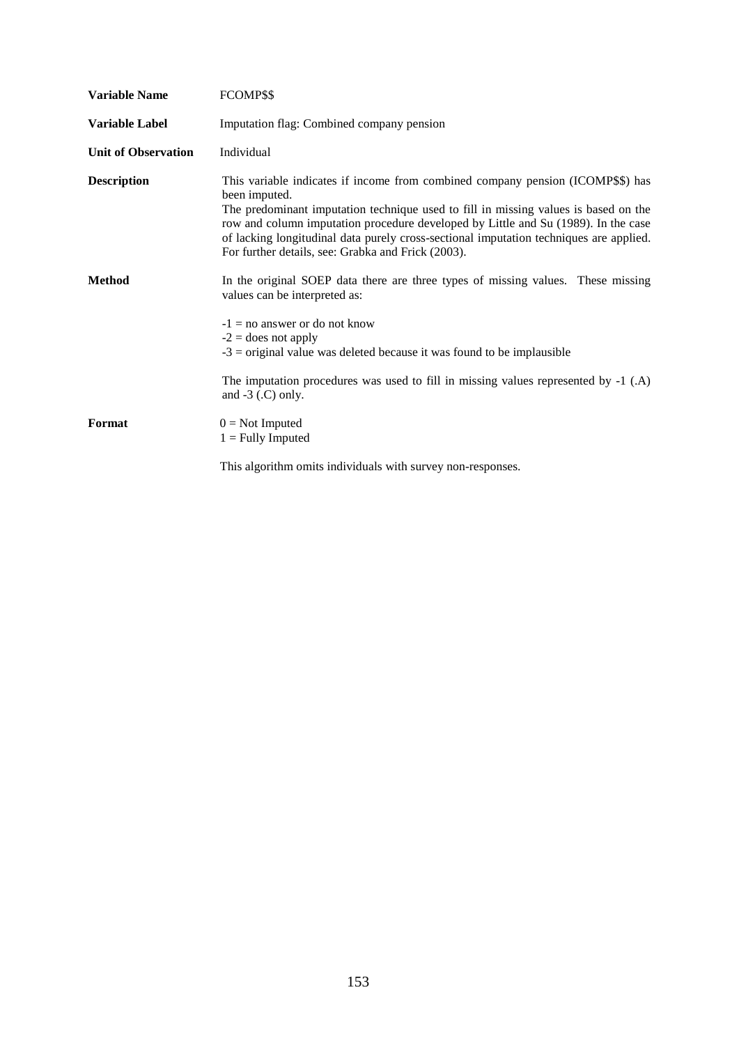| | |
|---|---|
| **Variable Name** | FCOMP$$ |
| **Variable Label** | Imputation flag: Combined company pension |
| **Unit of Observation** | Individual |
| **Description** | This variable indicates if income from combined company pension (ICOMP$$) has been imputed.<br>The predominant imputation technique used to fill in missing values is based on the row and column imputation procedure developed by Little and Su (1989). In the case of lacking longitudinal data purely cross-sectional imputation techniques are applied. For further details, see: Grabka and Frick (2003). |
| **Method** | In the original SOEP data there are three types of missing values. These missing values can be interpreted as:<br><br>-1 = no answer or do not know<br>-2 = does not apply<br>-3 = original value was deleted because it was found to be implausible<br><br>The imputation procedures was used to fill in missing values represented by -1 (.A) and -3 (.C) only. |
| **Format** | 0 = Not Imputed<br>1 = Fully Imputed<br><br>This algorithm omits individuals with survey non-responses. |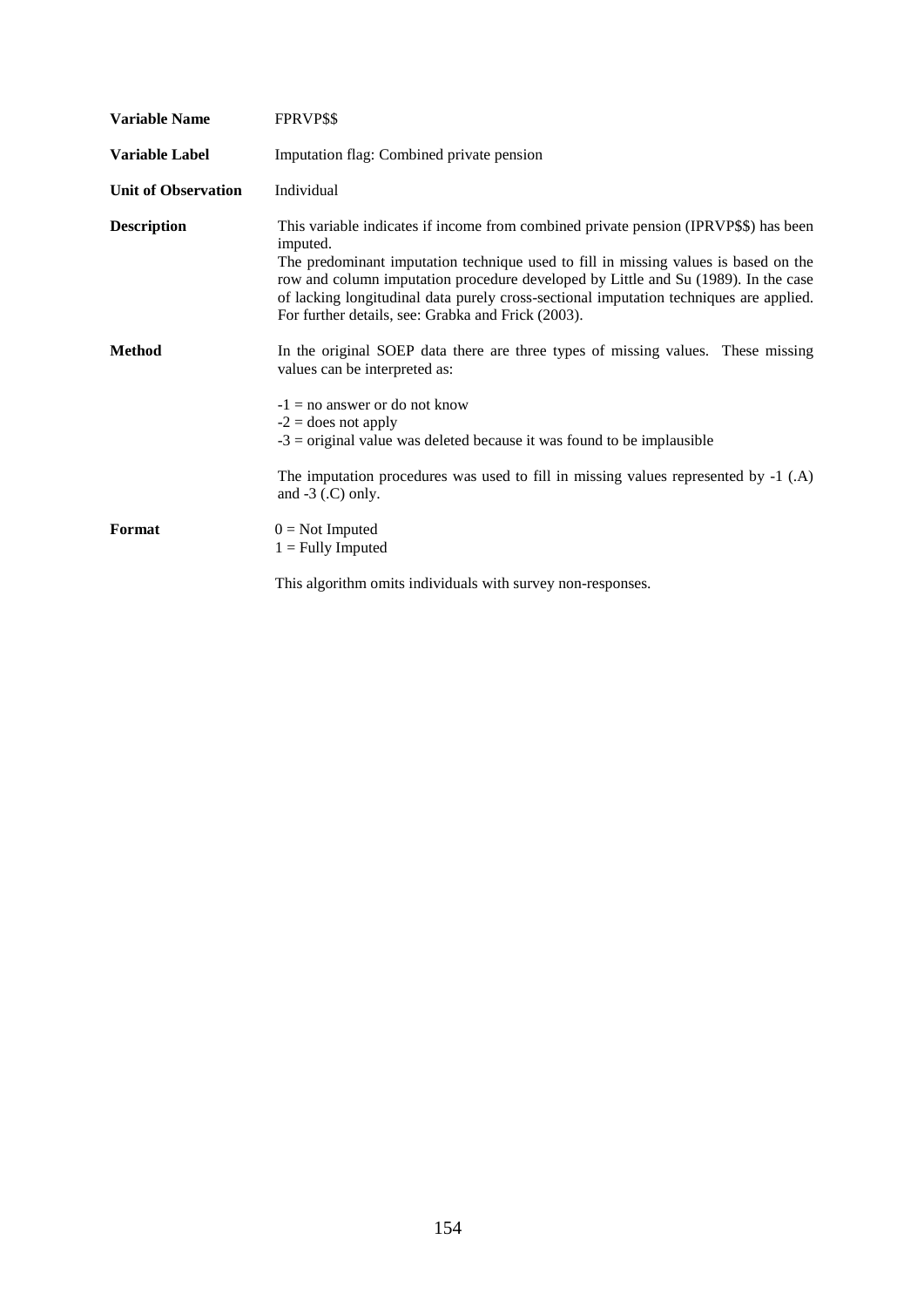**Variable Name** FPRVP$$

**Variable Label** Imputation flag: Combined private pension

**Unit of Observation** Individual

**Description** This variable indicates if income from combined private pension (IPRVP$$) has been imputed.
The predominant imputation technique used to fill in missing values is based on the row and column imputation procedure developed by Little and Su (1989). In the case of lacking longitudinal data purely cross-sectional imputation techniques are applied. For further details, see: Grabka and Frick (2003).

**Method** In the original SOEP data there are three types of missing values. These missing values can be interpreted as:

-1 = no answer or do not know
-2 = does not apply
-3 = original value was deleted because it was found to be implausible

The imputation procedures was used to fill in missing values represented by -1 (.A) and -3 (.C) only.

**Format** 0 = Not Imputed
1 = Fully Imputed

This algorithm omits individuals with survey non-responses.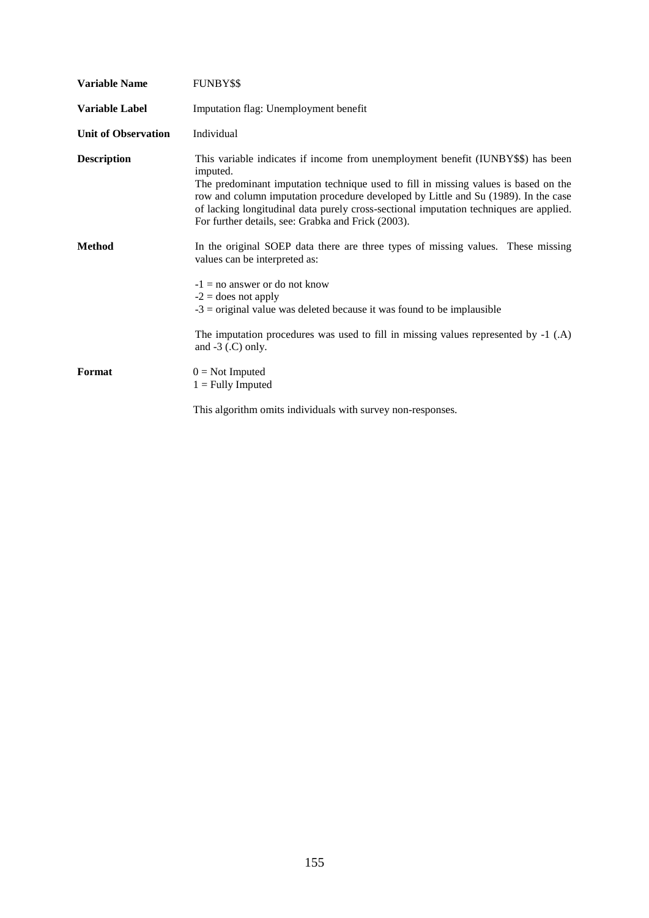**Variable Name** FUNBY$$

**Variable Label** Imputation flag: Unemployment benefit

**Unit of Observation** Individual

**Description** This variable indicates if income from unemployment benefit (IUNBY$$) has been imputed.
The predominant imputation technique used to fill in missing values is based on the row and column imputation procedure developed by Little and Su (1989). In the case of lacking longitudinal data purely cross-sectional imputation techniques are applied. For further details, see: Grabka and Frick (2003).

**Method** In the original SOEP data there are three types of missing values. These missing values can be interpreted as:

-1 = no answer or do not know
-2 = does not apply
-3 = original value was deleted because it was found to be implausible

The imputation procedures was used to fill in missing values represented by -1 (.A) and -3 (.C) only.

**Format** 0 = Not Imputed
1 = Fully Imputed

This algorithm omits individuals with survey non-responses.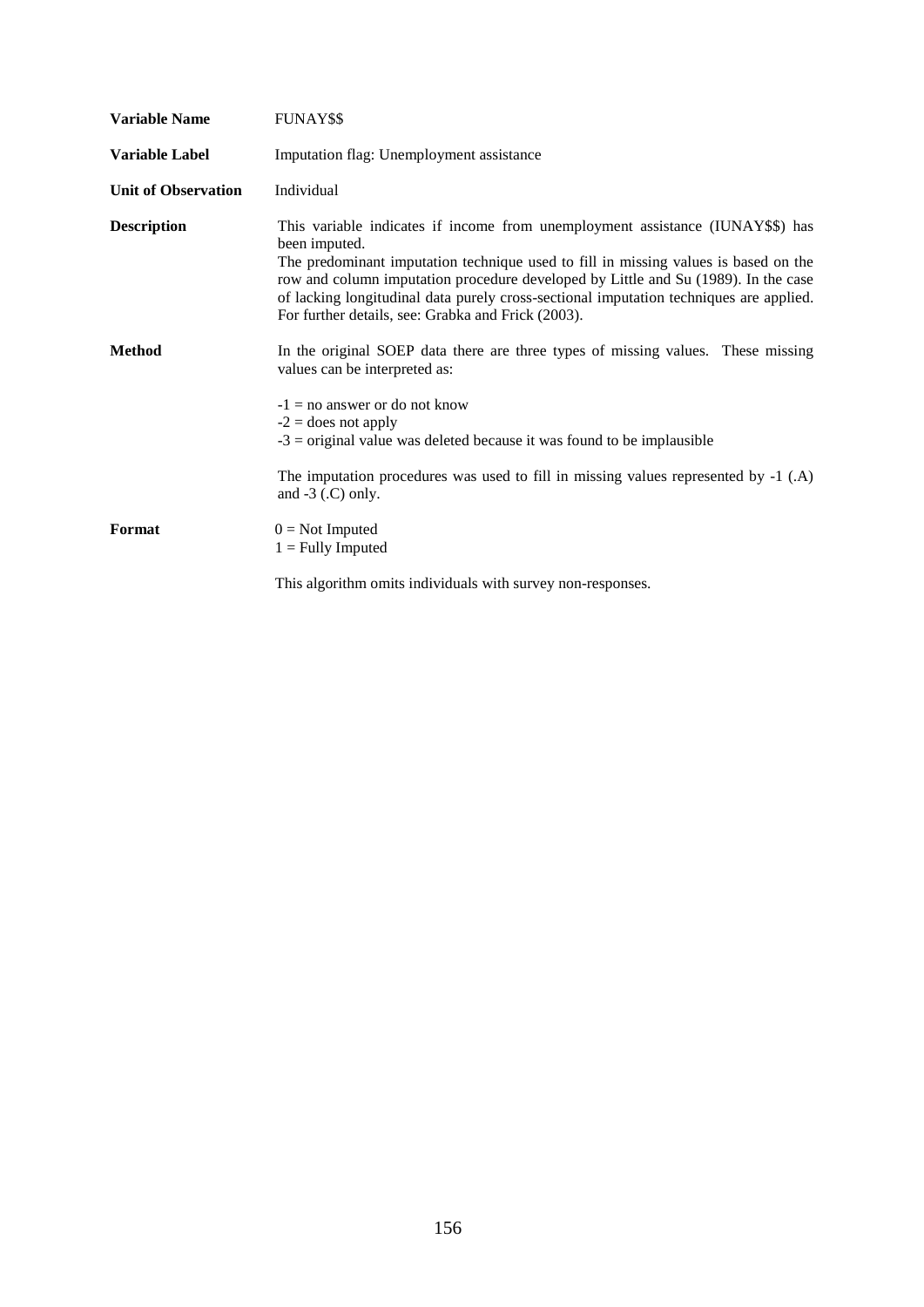**Variable Name** FUNAY$$

**Variable Label** Imputation flag: Unemployment assistance

**Unit of Observation** Individual

**Description** This variable indicates if income from unemployment assistance (IUNAY$$) has been imputed.
The predominant imputation technique used to fill in missing values is based on the row and column imputation procedure developed by Little and Su (1989). In the case of lacking longitudinal data purely cross-sectional imputation techniques are applied. For further details, see: Grabka and Frick (2003).

**Method** In the original SOEP data there are three types of missing values. These missing values can be interpreted as:

-1 = no answer or do not know
-2 = does not apply
-3 = original value was deleted because it was found to be implausible

The imputation procedures was used to fill in missing values represented by -1 (.A) and -3 (.C) only.

**Format** 0 = Not Imputed
1 = Fully Imputed

This algorithm omits individuals with survey non-responses.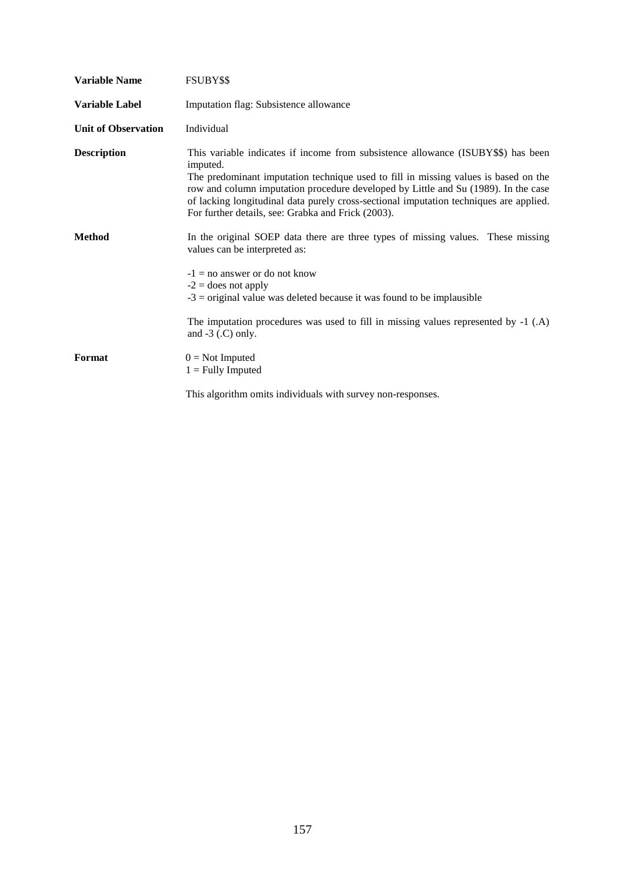| | |
|---|---|
| **Variable Name** | FSUBY$$ |
| **Variable Label** | Imputation flag: Subsistence allowance |
| **Unit of Observation** | Individual |
| **Description** | This variable indicates if income from subsistence allowance (ISUBY$$) has been imputed. The predominant imputation technique used to fill in missing values is based on the row and column imputation procedure developed by Little and Su (1989). In the case of lacking longitudinal data purely cross-sectional imputation techniques are applied. For further details, see: Grabka and Frick (2003). |
| **Method** | In the original SOEP data there are three types of missing values. These missing values can be interpreted as:<br><br>-1 = no answer or do not know<br>-2 = does not apply<br>-3 = original value was deleted because it was found to be implausible<br><br>The imputation procedures was used to fill in missing values represented by -1 (.A) and -3 (.C) only. |
| **Format** | 0 = Not Imputed<br>1 = Fully Imputed<br><br>This algorithm omits individuals with survey non-responses. |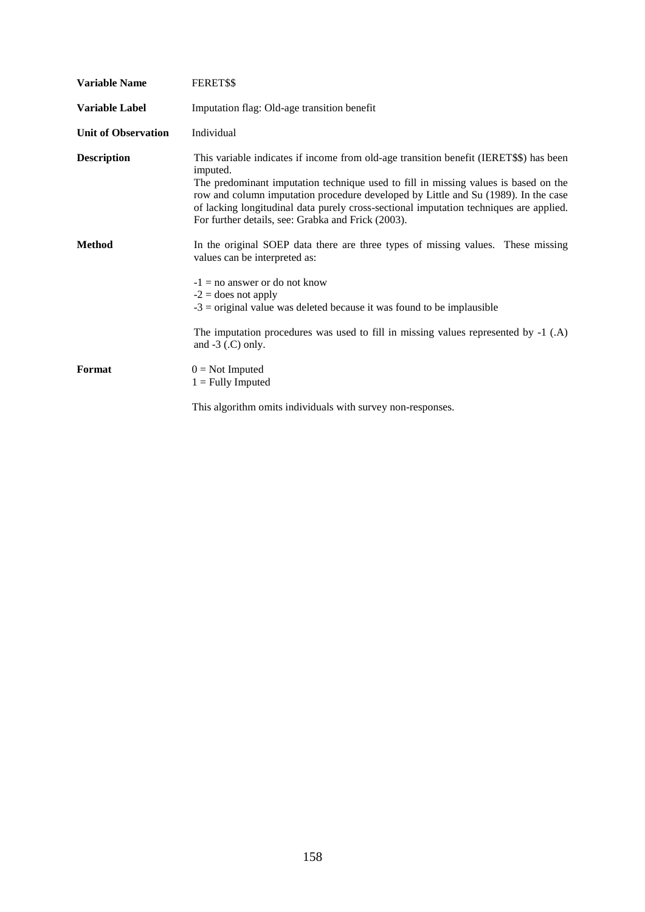| | |
|---|---|
| **Variable Name** | FERET$$ |
| **Variable Label** | Imputation flag: Old-age transition benefit |
| **Unit of Observation** | Individual |
| **Description** | This variable indicates if income from old-age transition benefit (IERET$$) has been imputed.<br>The predominant imputation technique used to fill in missing values is based on the row and column imputation procedure developed by Little and Su (1989). In the case of lacking longitudinal data purely cross-sectional imputation techniques are applied. For further details, see: Grabka and Frick (2003). |
| **Method** | In the original SOEP data there are three types of missing values. These missing values can be interpreted as:<br><br>-1 = no answer or do not know<br>-2 = does not apply<br>-3 = original value was deleted because it was found to be implausible<br><br>The imputation procedures was used to fill in missing values represented by -1 (.A) and -3 (.C) only. |
| **Format** | 0 = Not Imputed<br>1 = Fully Imputed<br><br>This algorithm omits individuals with survey non-responses. |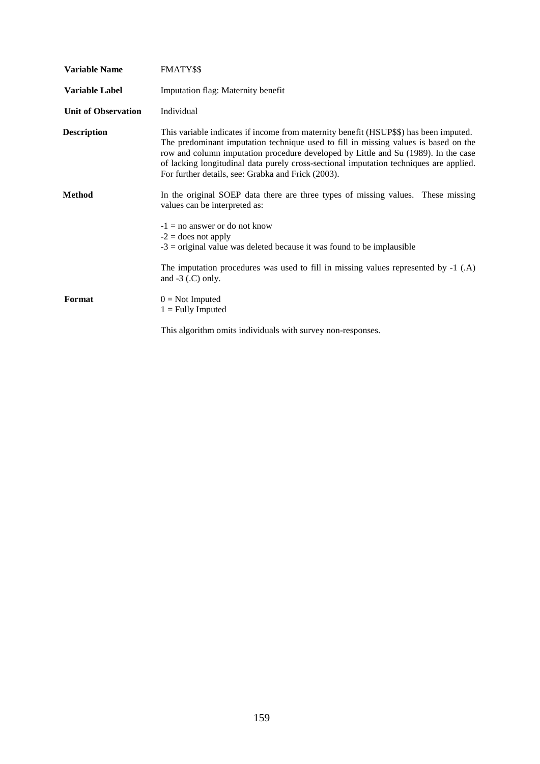| | |
|---|---|
| **Variable Name** | FMATY$$ |
| **Variable Label** | Imputation flag: Maternity benefit |
| **Unit of Observation** | Individual |
| **Description** | This variable indicates if income from maternity benefit (HSUP$$) has been imputed. The predominant imputation technique used to fill in missing values is based on the row and column imputation procedure developed by Little and Su (1989). In the case of lacking longitudinal data purely cross-sectional imputation techniques are applied. For further details, see: Grabka and Frick (2003). |
| **Method** | In the original SOEP data there are three types of missing values. These missing values can be interpreted as:<br><br>-1 = no answer or do not know<br>-2 = does not apply<br>-3 = original value was deleted because it was found to be implausible<br><br>The imputation procedures was used to fill in missing values represented by -1 (.A) and -3 (.C) only. |
| **Format** | 0 = Not Imputed<br>1 = Fully Imputed<br><br>This algorithm omits individuals with survey non-responses. |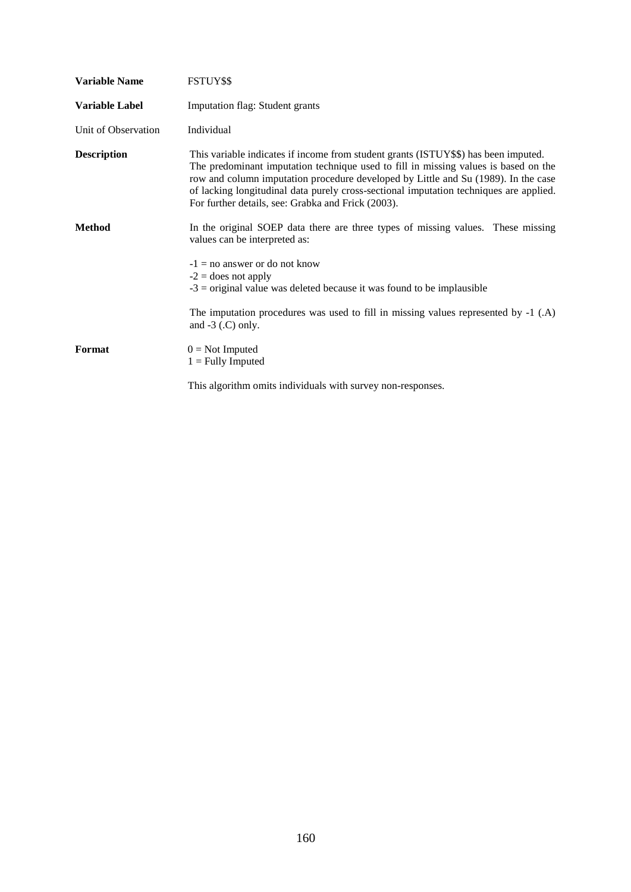**Variable Name** FSTUY$$

**Variable Label** Imputation flag: Student grants

Unit of Observation Individual

**Description** This variable indicates if income from student grants (ISTUY$$) has been imputed. The predominant imputation technique used to fill in missing values is based on the row and column imputation procedure developed by Little and Su (1989). In the case of lacking longitudinal data purely cross-sectional imputation techniques are applied. For further details, see: Grabka and Frick (2003).

**Method** In the original SOEP data there are three types of missing values. These missing values can be interpreted as:

-1 = no answer or do not know
-2 = does not apply
-3 = original value was deleted because it was found to be implausible

The imputation procedures was used to fill in missing values represented by -1 (.A) and -3 (.C) only.

**Format** 0 = Not Imputed
1 = Fully Imputed

This algorithm omits individuals with survey non-responses.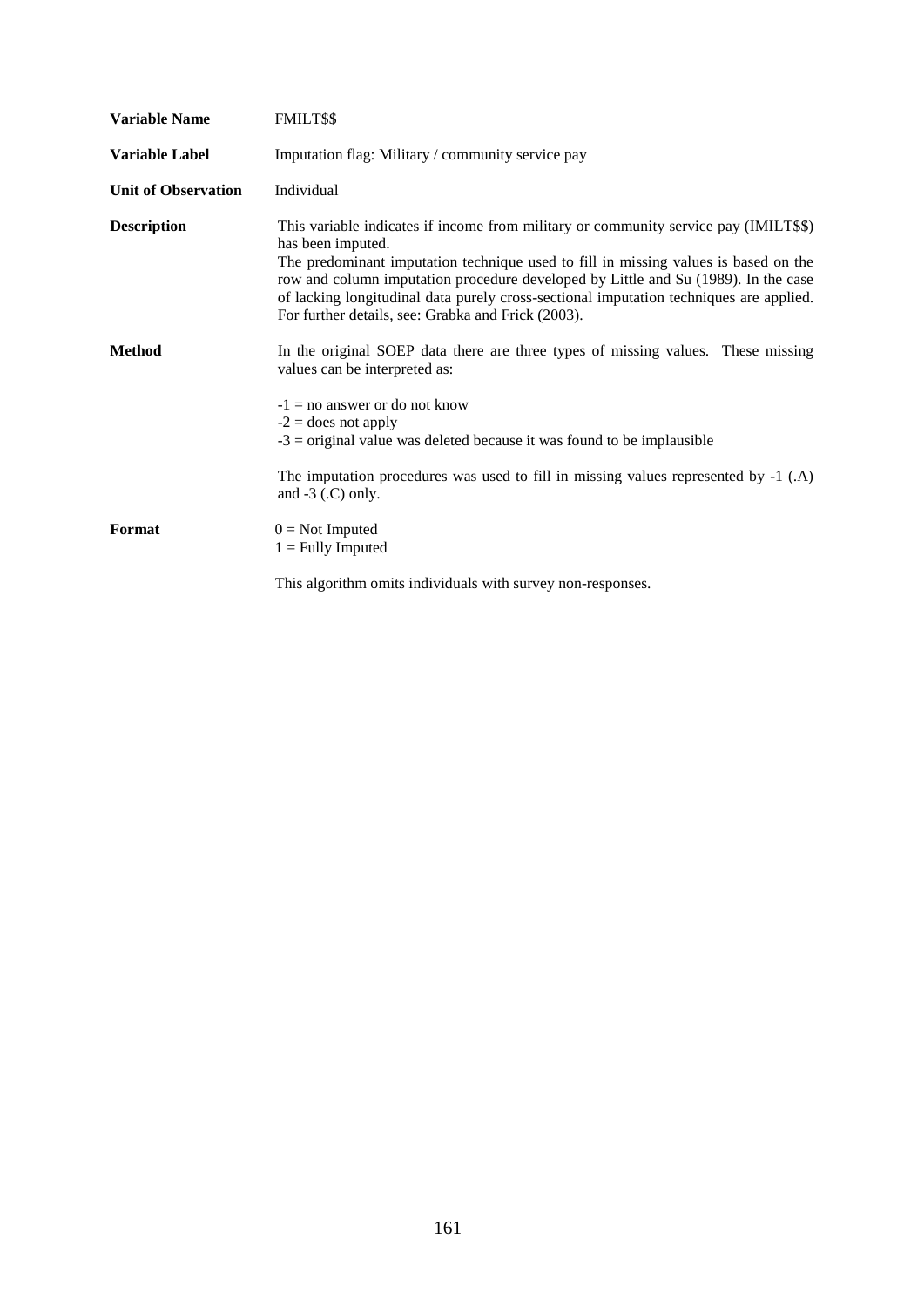**Variable Name** FMILT$$

**Variable Label** Imputation flag: Military / community service pay

**Unit of Observation** Individual

**Description** This variable indicates if income from military or community service pay (IMILT$$) has been imputed.
The predominant imputation technique used to fill in missing values is based on the row and column imputation procedure developed by Little and Su (1989). In the case of lacking longitudinal data purely cross-sectional imputation techniques are applied. For further details, see: Grabka and Frick (2003).

**Method** In the original SOEP data there are three types of missing values. These missing values can be interpreted as:

-1 = no answer or do not know
-2 = does not apply
-3 = original value was deleted because it was found to be implausible

The imputation procedures was used to fill in missing values represented by -1 (.A) and -3 (.C) only.

**Format** 0 = Not Imputed
1 = Fully Imputed

This algorithm omits individuals with survey non-responses.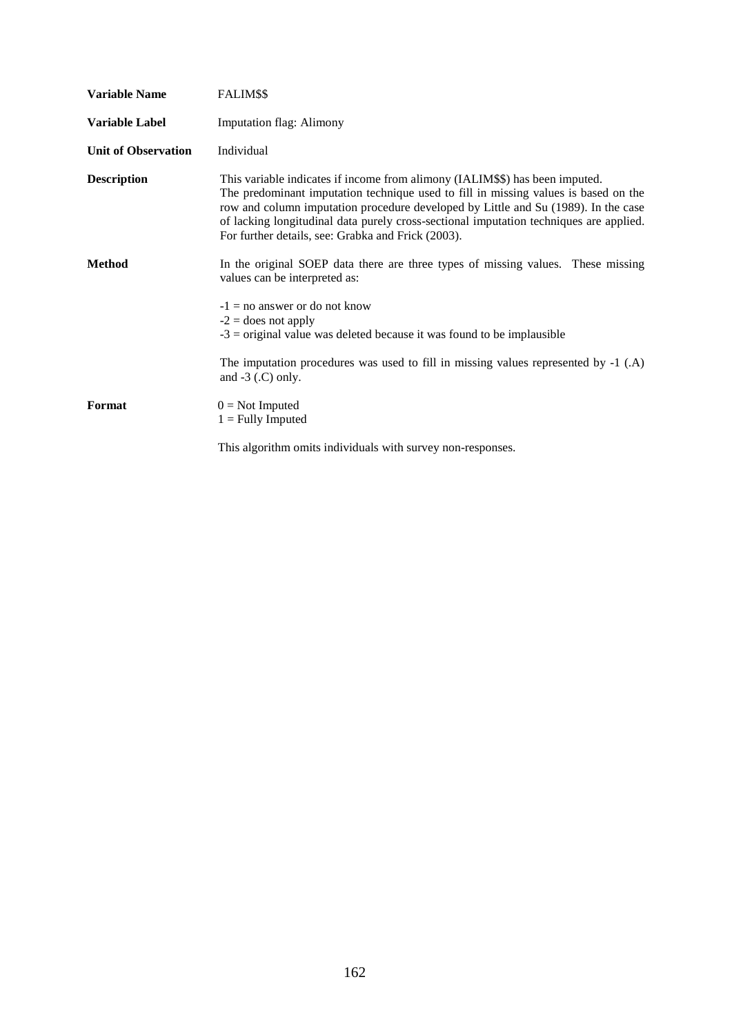**Variable Name** FALIM$$

**Variable Label** Imputation flag: Alimony

**Unit of Observation** Individual

**Description** This variable indicates if income from alimony (IALIM$$) has been imputed. The predominant imputation technique used to fill in missing values is based on the row and column imputation procedure developed by Little and Su (1989). In the case of lacking longitudinal data purely cross-sectional imputation techniques are applied. For further details, see: Grabka and Frick (2003).

**Method** In the original SOEP data there are three types of missing values. These missing values can be interpreted as:

-1 = no answer or do not know
-2 = does not apply
-3 = original value was deleted because it was found to be implausible

The imputation procedures was used to fill in missing values represented by -1 (.A) and -3 (.C) only.

**Format** 0 = Not Imputed
1 = Fully Imputed

This algorithm omits individuals with survey non-responses.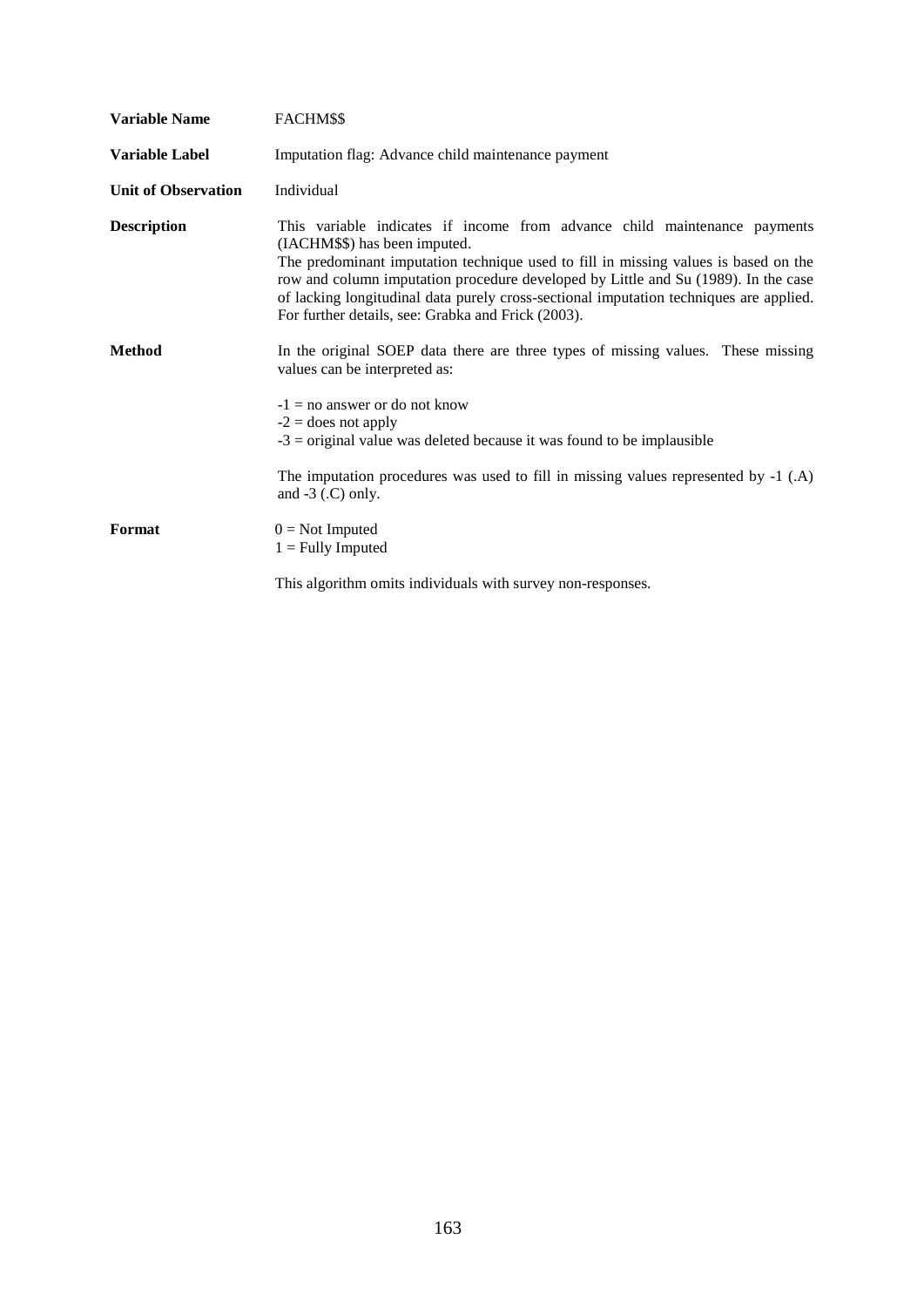| | |
|---|---|
| **Variable Name** | FACHM$$ |
| **Variable Label** | Imputation flag: Advance child maintenance payment |
| **Unit of Observation** | Individual |
| **Description** | This variable indicates if income from advance child maintenance payments (IACHM$$) has been imputed. The predominant imputation technique used to fill in missing values is based on the row and column imputation procedure developed by Little and Su (1989). In the case of lacking longitudinal data purely cross-sectional imputation techniques are applied. For further details, see: Grabka and Frick (2003). |
| **Method** | In the original SOEP data there are three types of missing values. These missing values can be interpreted as:<br><br>-1 = no answer or do not know<br>-2 = does not apply<br>-3 = original value was deleted because it was found to be implausible<br><br>The imputation procedures was used to fill in missing values represented by -1 (.A) and -3 (.C) only. |
| **Format** | 0 = Not Imputed<br>1 = Fully Imputed<br><br>This algorithm omits individuals with survey non-responses. |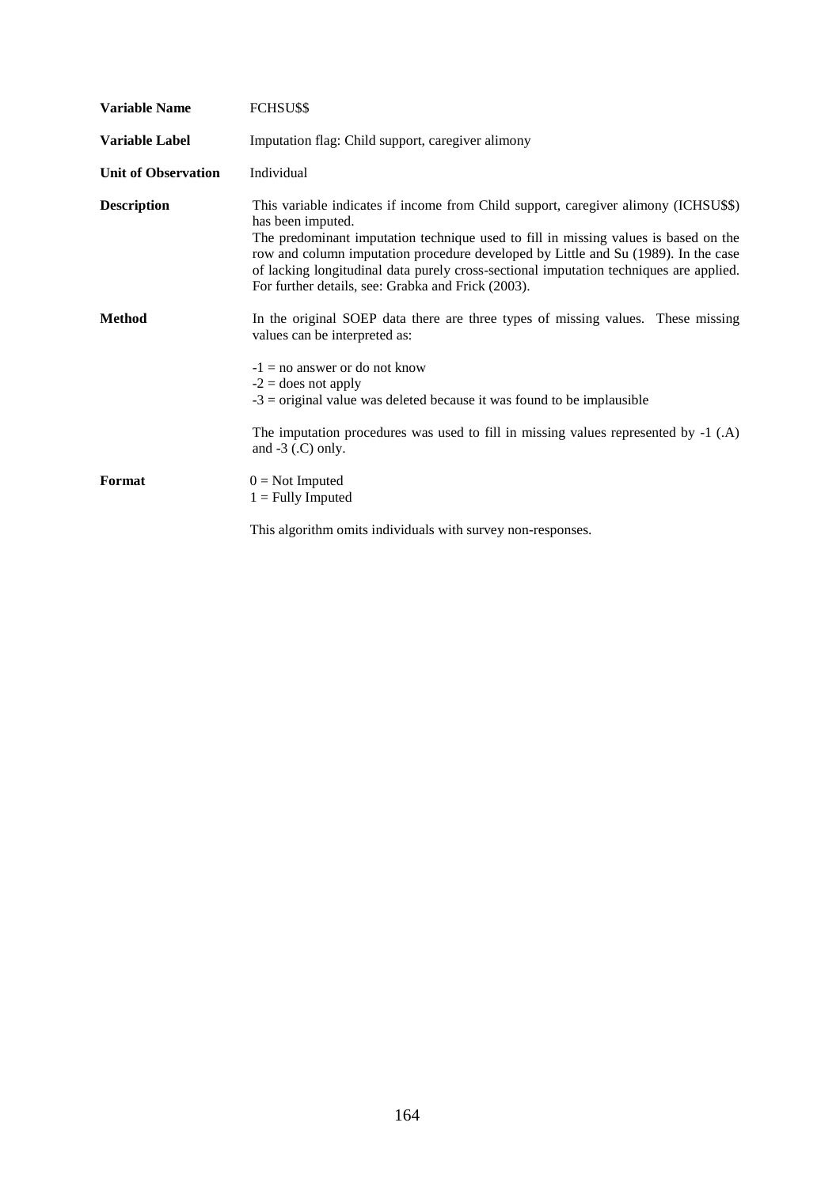| | |
|---|---|
| **Variable Name** | FCHSU$$ |
| **Variable Label** | Imputation flag: Child support, caregiver alimony |
| **Unit of Observation** | Individual |
| **Description** | This variable indicates if income from Child support, caregiver alimony (ICHSU$$) has been imputed.<br>The predominant imputation technique used to fill in missing values is based on the row and column imputation procedure developed by Little and Su (1989). In the case of lacking longitudinal data purely cross-sectional imputation techniques are applied. For further details, see: Grabka and Frick (2003). |
| **Method** | In the original SOEP data there are three types of missing values. These missing values can be interpreted as:<br><br>-1 = no answer or do not know<br>-2 = does not apply<br>-3 = original value was deleted because it was found to be implausible<br><br>The imputation procedures was used to fill in missing values represented by -1 (.A) and -3 (.C) only. |
| **Format** | 0 = Not Imputed<br>1 = Fully Imputed<br><br>This algorithm omits individuals with survey non-responses. |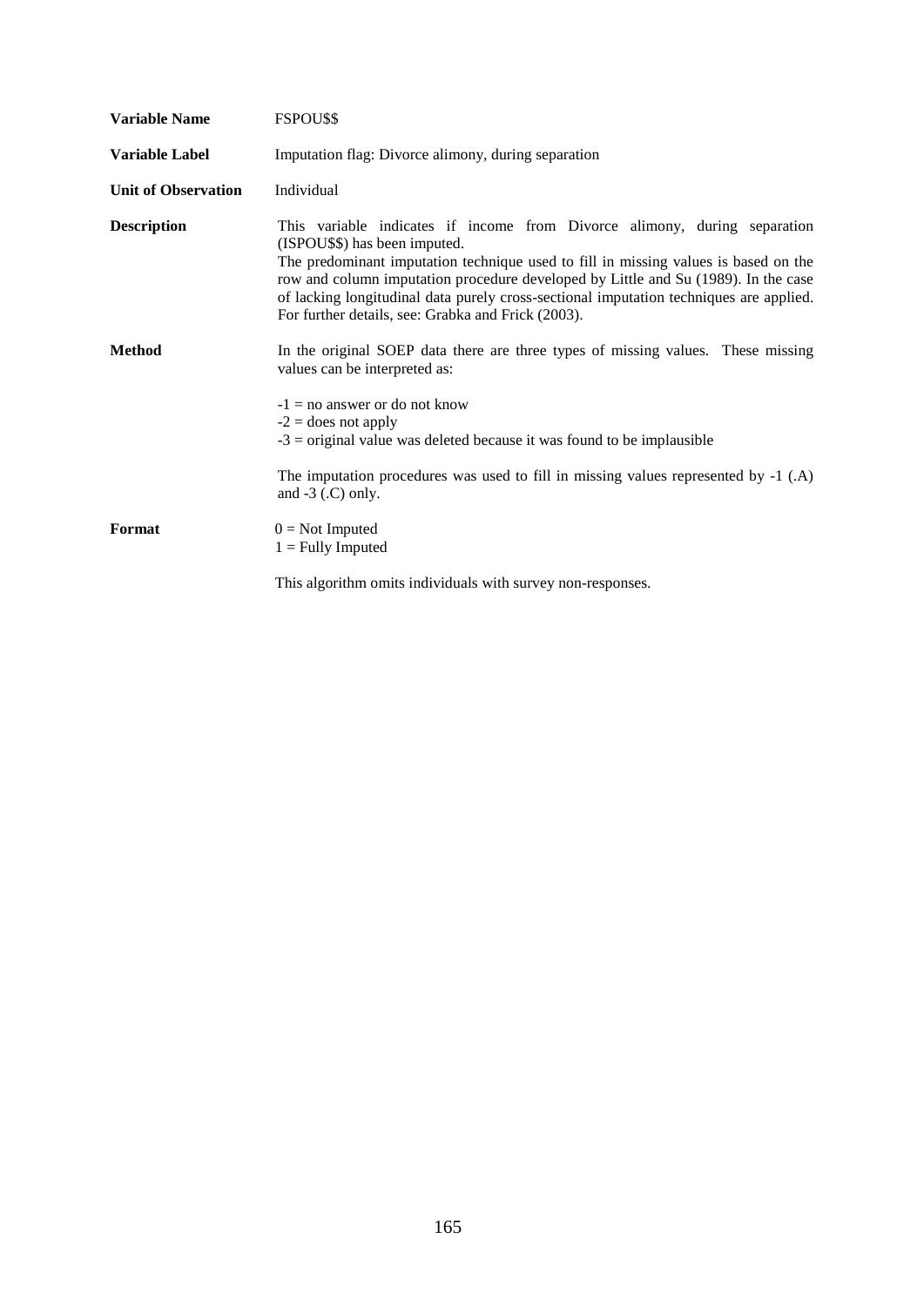| | |
|---|---|
| **Variable Name** | FSPOU$$ |
| **Variable Label** | Imputation flag: Divorce alimony, during separation |
| **Unit of Observation** | Individual |
| **Description** | This variable indicates if income from Divorce alimony, during separation (ISPOU$$) has been imputed. The predominant imputation technique used to fill in missing values is based on the row and column imputation procedure developed by Little and Su (1989). In the case of lacking longitudinal data purely cross-sectional imputation techniques are applied. For further details, see: Grabka and Frick (2003). |
| **Method** | In the original SOEP data there are three types of missing values. These missing values can be interpreted as: <br><br> -1 = no answer or do not know <br> -2 = does not apply <br> -3 = original value was deleted because it was found to be implausible <br><br> The imputation procedures was used to fill in missing values represented by -1 (.A) and -3 (.C) only. |
| **Format** | 0 = Not Imputed <br> 1 = Fully Imputed <br><br> This algorithm omits individuals with survey non-responses. |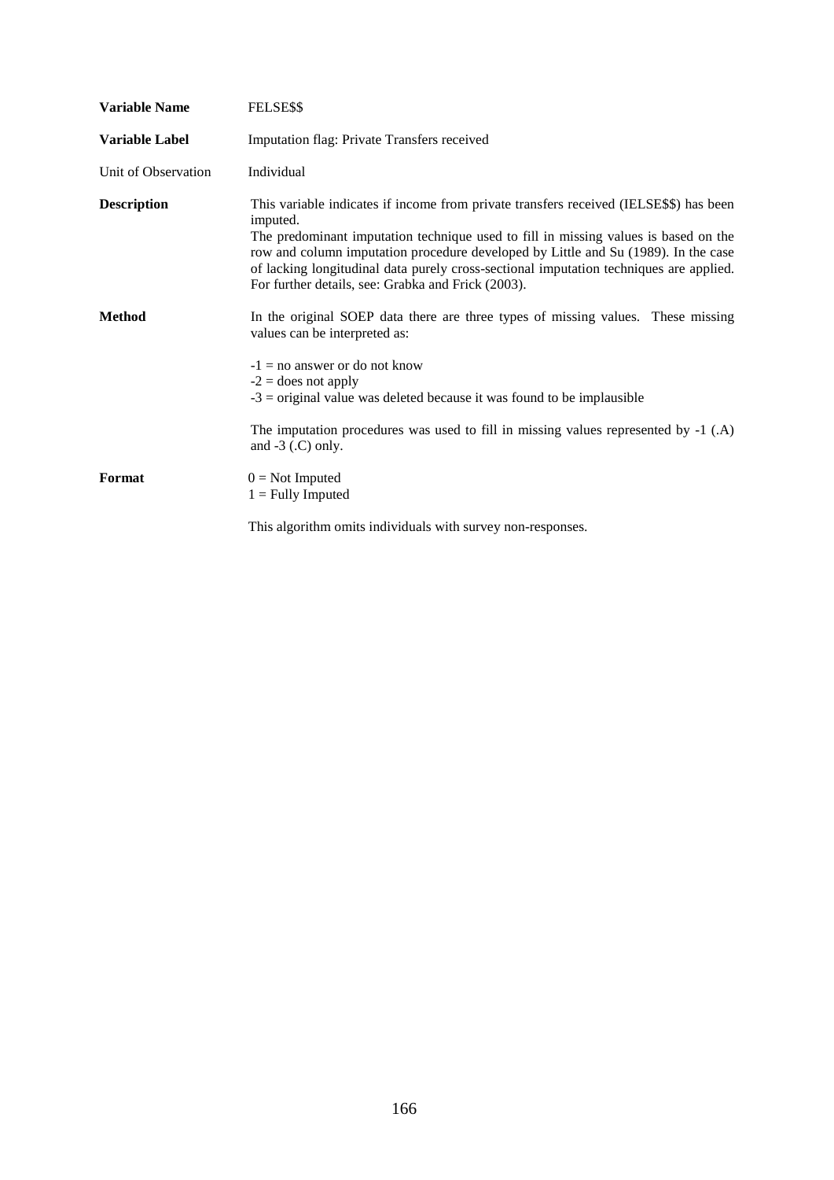| | |
|---|---|
| **Variable Name** | FELSE$$ |
| **Variable Label** | Imputation flag: Private Transfers received |
| Unit of Observation | Individual |
| **Description** | This variable indicates if income from private transfers received (IELSE$$) has been imputed.<br>The predominant imputation technique used to fill in missing values is based on the row and column imputation procedure developed by Little and Su (1989). In the case of lacking longitudinal data purely cross-sectional imputation techniques are applied. For further details, see: Grabka and Frick (2003). |
| **Method** | In the original SOEP data there are three types of missing values. These missing values can be interpreted as:<br><br>-1 = no answer or do not know<br>-2 = does not apply<br>-3 = original value was deleted because it was found to be implausible<br><br>The imputation procedures was used to fill in missing values represented by -1 (.A) and -3 (.C) only. |
| **Format** | 0 = Not Imputed<br>1 = Fully Imputed<br><br>This algorithm omits individuals with survey non-responses. |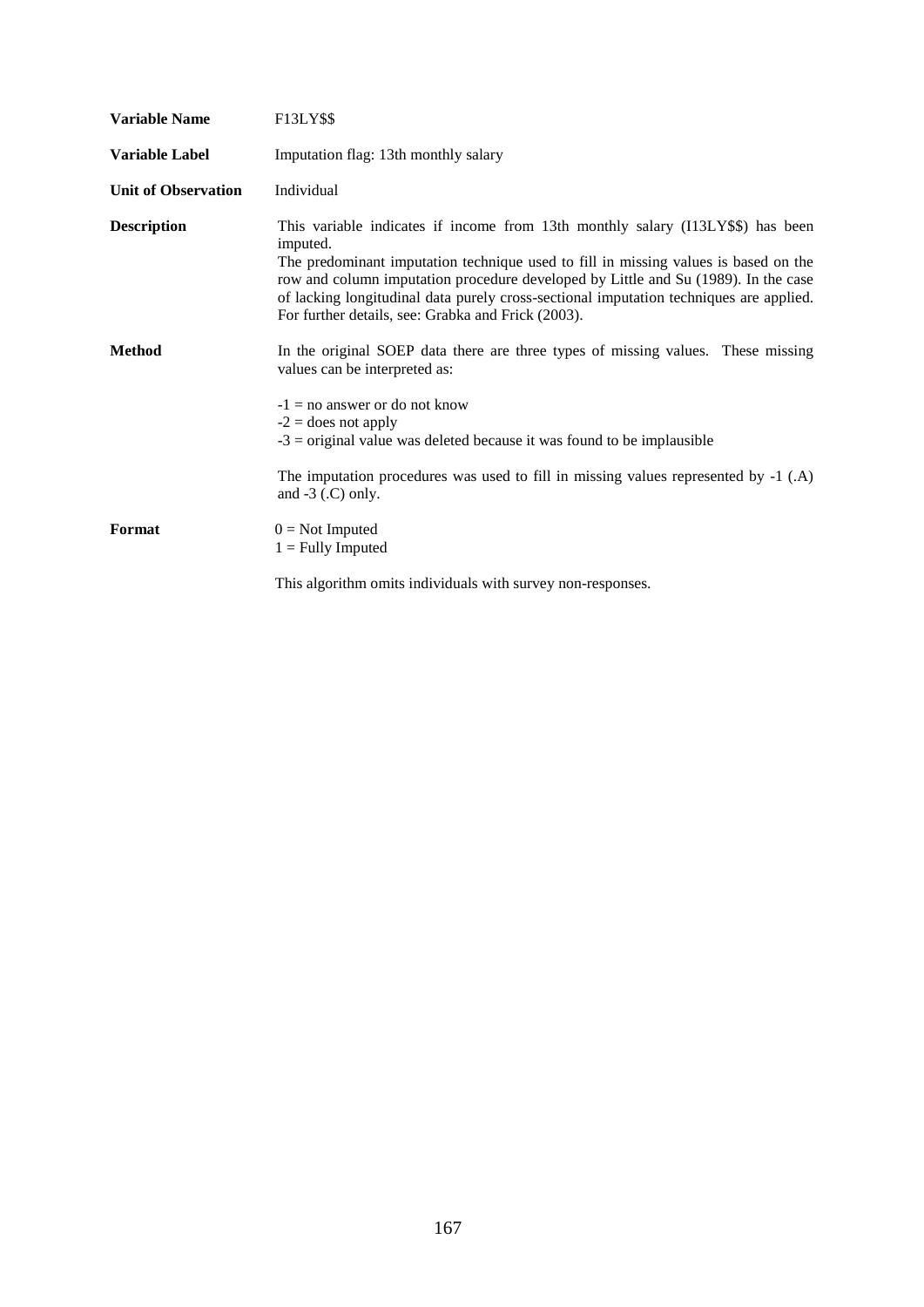**Variable Name** F13LY$$

**Variable Label** Imputation flag: 13th monthly salary

**Unit of Observation** Individual

**Description** This variable indicates if income from 13th monthly salary (I13LY$$) has been imputed.
The predominant imputation technique used to fill in missing values is based on the row and column imputation procedure developed by Little and Su (1989). In the case of lacking longitudinal data purely cross-sectional imputation techniques are applied. For further details, see: Grabka and Frick (2003).

**Method** In the original SOEP data there are three types of missing values. These missing values can be interpreted as:

-1 = no answer or do not know
-2 = does not apply
-3 = original value was deleted because it was found to be implausible

The imputation procedures was used to fill in missing values represented by -1 (.A) and -3 (.C) only.

**Format** 0 = Not Imputed
1 = Fully Imputed

This algorithm omits individuals with survey non-responses.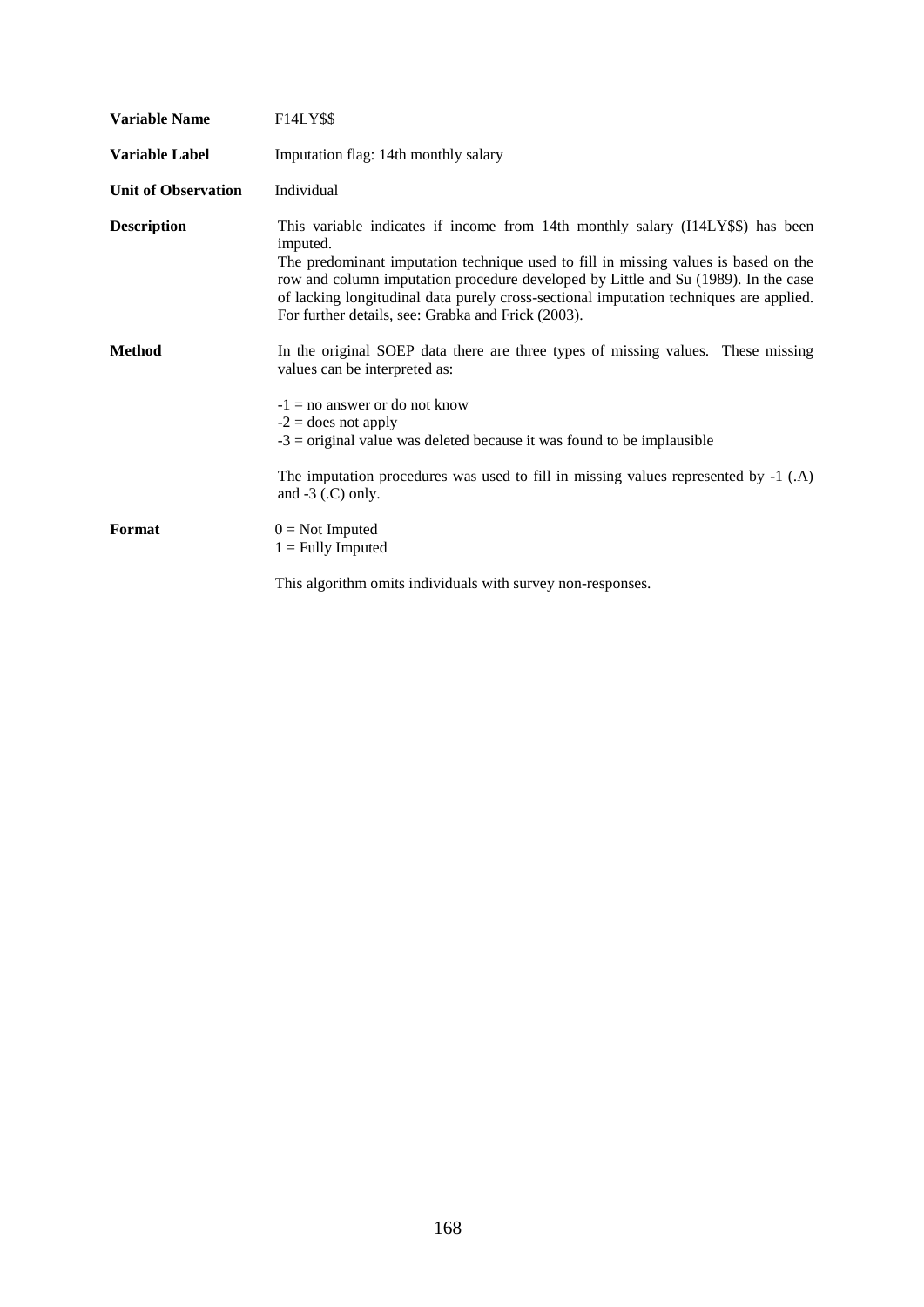**Variable Name** F14LY$$

**Variable Label** Imputation flag: 14th monthly salary

**Unit of Observation** Individual

**Description** This variable indicates if income from 14th monthly salary (I14LY$$) has been imputed.
The predominant imputation technique used to fill in missing values is based on the row and column imputation procedure developed by Little and Su (1989). In the case of lacking longitudinal data purely cross-sectional imputation techniques are applied. For further details, see: Grabka and Frick (2003).

**Method** In the original SOEP data there are three types of missing values. These missing values can be interpreted as:

-1 = no answer or do not know
-2 = does not apply
-3 = original value was deleted because it was found to be implausible

The imputation procedures was used to fill in missing values represented by -1 (.A) and -3 (.C) only.

**Format** 0 = Not Imputed
1 = Fully Imputed

This algorithm omits individuals with survey non-responses.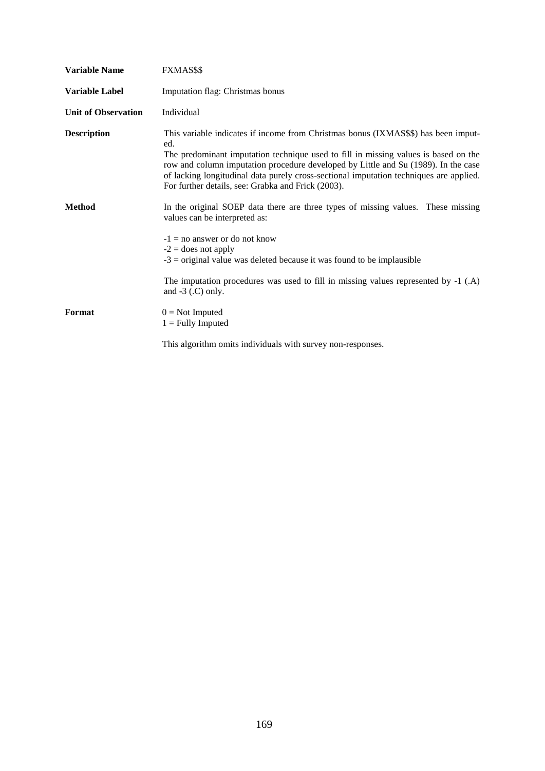**Variable Name** FXMAS$$

**Variable Label** Imputation flag: Christmas bonus

**Unit of Observation** Individual

**Description** This variable indicates if income from Christmas bonus (IXMAS$$) has been imputed.
The predominant imputation technique used to fill in missing values is based on the row and column imputation procedure developed by Little and Su (1989). In the case of lacking longitudinal data purely cross-sectional imputation techniques are applied. For further details, see: Grabka and Frick (2003).

**Method** In the original SOEP data there are three types of missing values. These missing values can be interpreted as:

-1 = no answer or do not know
-2 = does not apply
-3 = original value was deleted because it was found to be implausible

The imputation procedures was used to fill in missing values represented by -1 (.A) and -3 (.C) only.

**Format** 0 = Not Imputed
1 = Fully Imputed

This algorithm omits individuals with survey non-responses.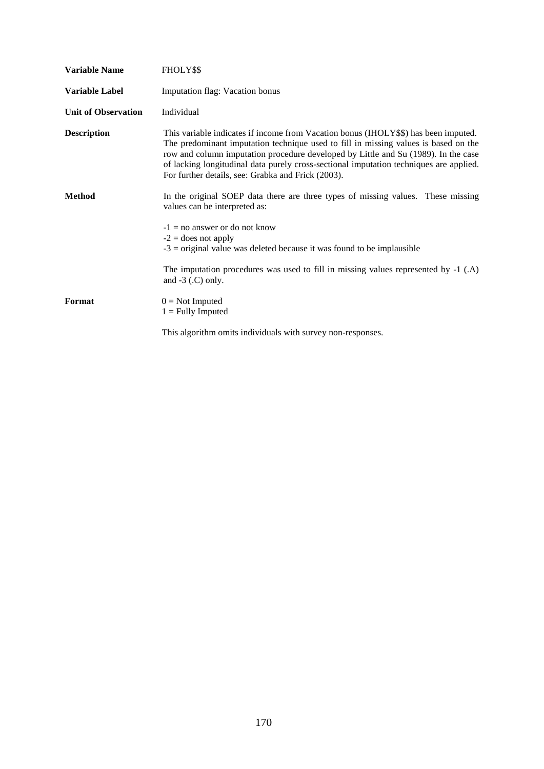**Variable Name** FHOLY$$

**Variable Label** Imputation flag: Vacation bonus

**Unit of Observation** Individual

**Description** This variable indicates if income from Vacation bonus (IHOLY$$) has been imputed. The predominant imputation technique used to fill in missing values is based on the row and column imputation procedure developed by Little and Su (1989). In the case of lacking longitudinal data purely cross-sectional imputation techniques are applied. For further details, see: Grabka and Frick (2003).

**Method** In the original SOEP data there are three types of missing values. These missing values can be interpreted as:

-1 = no answer or do not know
-2 = does not apply
-3 = original value was deleted because it was found to be implausible

The imputation procedures was used to fill in missing values represented by -1 (.A) and -3 (.C) only.

**Format** 0 = Not Imputed
1 = Fully Imputed

This algorithm omits individuals with survey non-responses.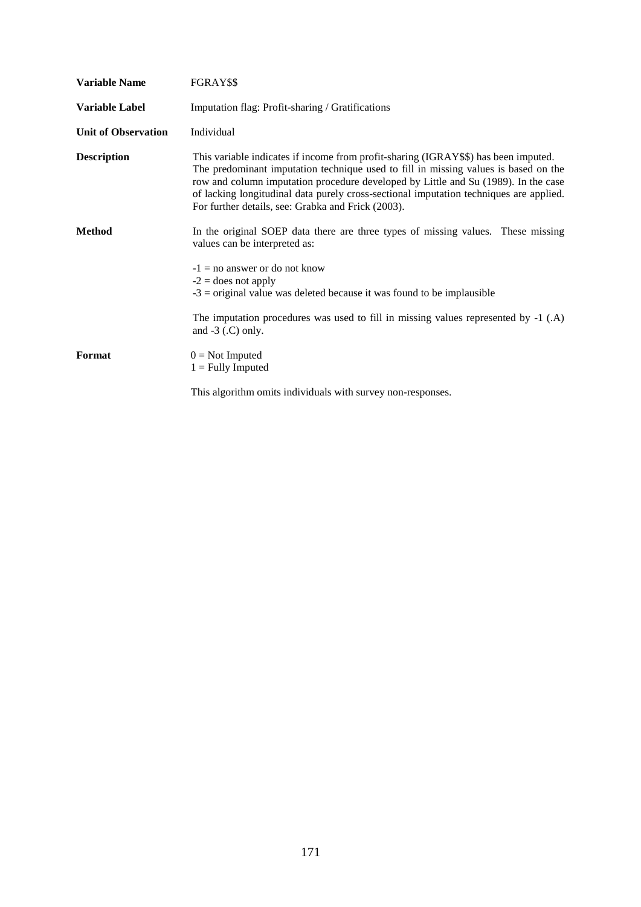| | |
|---|---|
| **Variable Name** | FGRAY$$ |
| **Variable Label** | Imputation flag: Profit-sharing / Gratifications |
| **Unit of Observation** | Individual |
| **Description** | This variable indicates if income from profit-sharing (IGRAY$$) has been imputed. The predominant imputation technique used to fill in missing values is based on the row and column imputation procedure developed by Little and Su (1989). In the case of lacking longitudinal data purely cross-sectional imputation techniques are applied. For further details, see: Grabka and Frick (2003). |
| **Method** | In the original SOEP data there are three types of missing values. These missing values can be interpreted as:<br><br>-1 = no answer or do not know<br>-2 = does not apply<br>-3 = original value was deleted because it was found to be implausible<br><br>The imputation procedures was used to fill in missing values represented by -1 (.A) and -3 (.C) only. |
| **Format** | 0 = Not Imputed<br>1 = Fully Imputed<br><br>This algorithm omits individuals with survey non-responses. |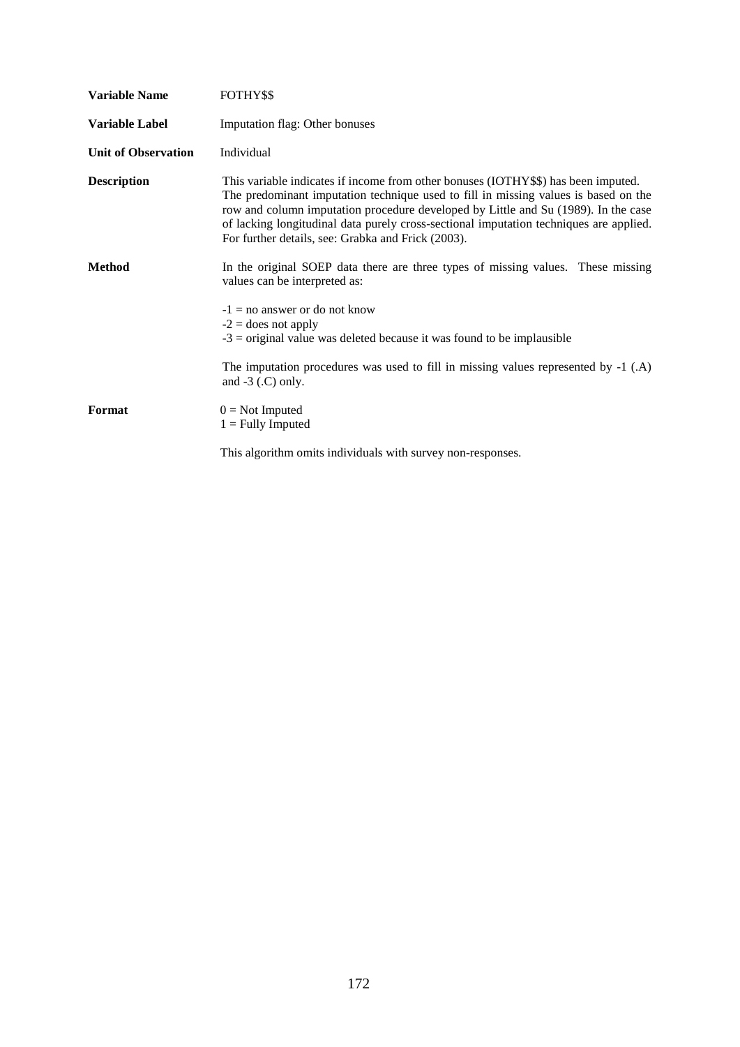**Variable Name** FOTHY$$

**Variable Label** Imputation flag: Other bonuses

**Unit of Observation** Individual

**Description** This variable indicates if income from other bonuses (IOTHY$$) has been imputed. The predominant imputation technique used to fill in missing values is based on the row and column imputation procedure developed by Little and Su (1989). In the case of lacking longitudinal data purely cross-sectional imputation techniques are applied. For further details, see: Grabka and Frick (2003).

**Method** In the original SOEP data there are three types of missing values. These missing values can be interpreted as:

-1 = no answer or do not know
-2 = does not apply
-3 = original value was deleted because it was found to be implausible

The imputation procedures was used to fill in missing values represented by -1 (.A) and -3 (.C) only.

**Format** 0 = Not Imputed
1 = Fully Imputed

This algorithm omits individuals with survey non-responses.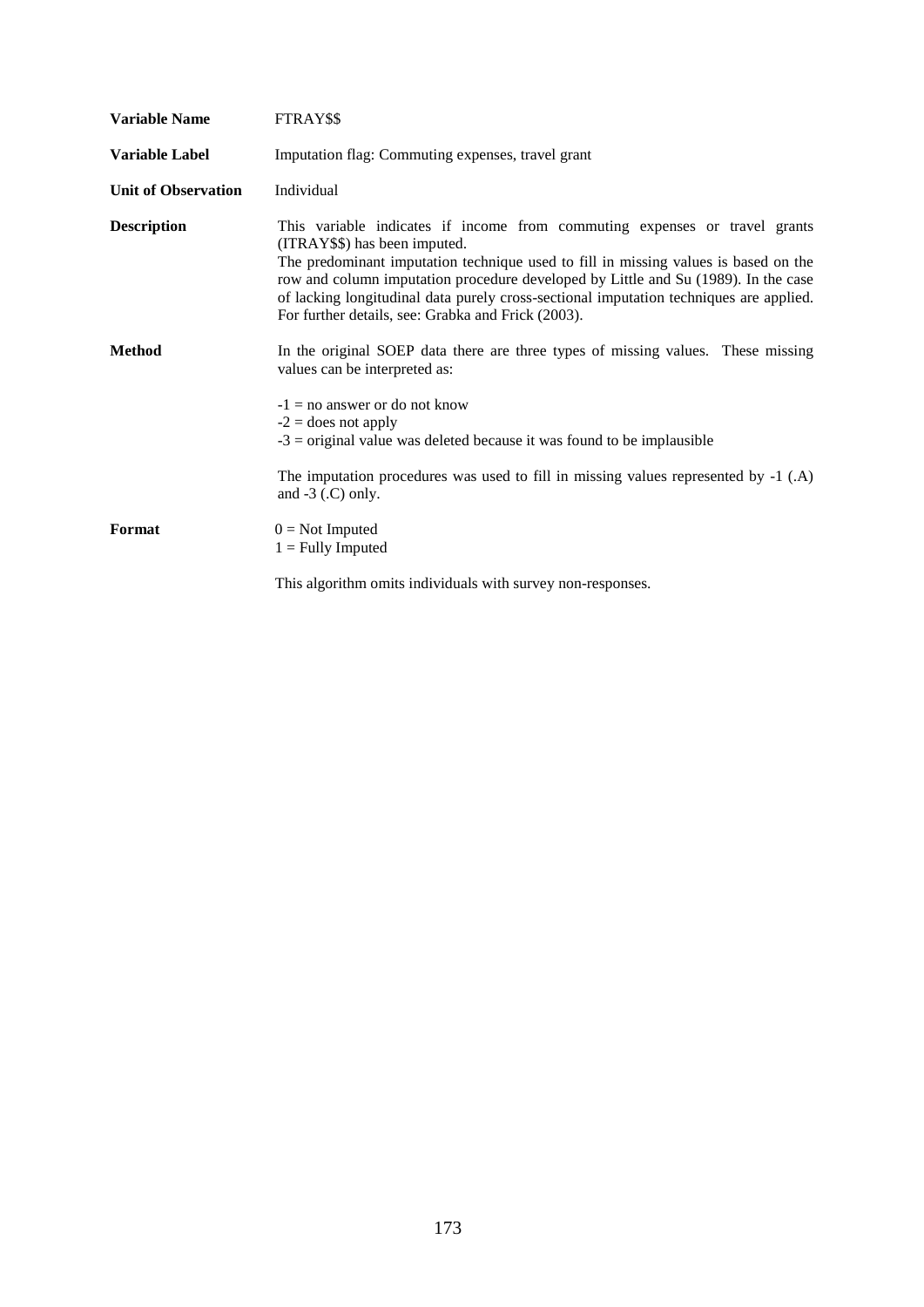**Variable Name** FTRAY$$

**Variable Label** Imputation flag: Commuting expenses, travel grant

**Unit of Observation** Individual

**Description** This variable indicates if income from commuting expenses or travel grants (ITRAY$$) has been imputed.
The predominant imputation technique used to fill in missing values is based on the row and column imputation procedure developed by Little and Su (1989). In the case of lacking longitudinal data purely cross-sectional imputation techniques are applied. For further details, see: Grabka and Frick (2003).

**Method** In the original SOEP data there are three types of missing values. These missing values can be interpreted as:

-1 = no answer or do not know
-2 = does not apply
-3 = original value was deleted because it was found to be implausible

The imputation procedures was used to fill in missing values represented by -1 (.A) and -3 (.C) only.

**Format** 0 = Not Imputed
1 = Fully Imputed

This algorithm omits individuals with survey non-responses.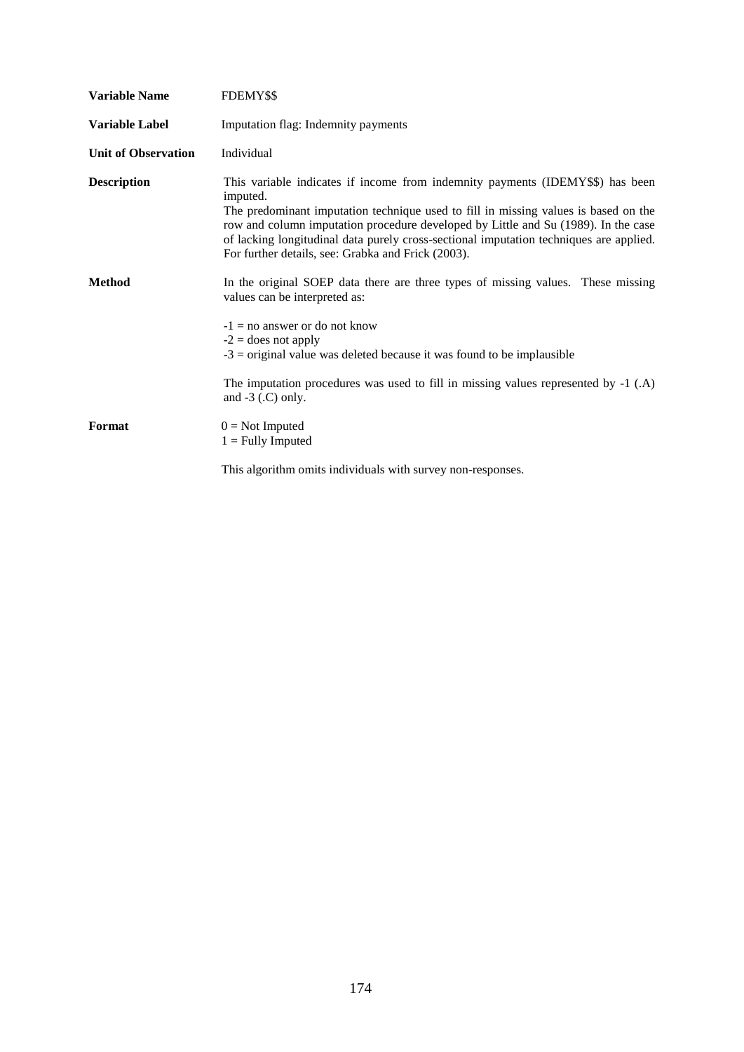**Variable Name** FDEMY$$

**Variable Label** Imputation flag: Indemnity payments

**Unit of Observation** Individual

**Description** This variable indicates if income from indemnity payments (IDEMY$$) has been imputed.
The predominant imputation technique used to fill in missing values is based on the row and column imputation procedure developed by Little and Su (1989). In the case of lacking longitudinal data purely cross-sectional imputation techniques are applied. For further details, see: Grabka and Frick (2003).

**Method** In the original SOEP data there are three types of missing values. These missing values can be interpreted as:

-1 = no answer or do not know
-2 = does not apply
-3 = original value was deleted because it was found to be implausible

The imputation procedures was used to fill in missing values represented by -1 (.A) and -3 (.C) only.

**Format** 0 = Not Imputed
1 = Fully Imputed

This algorithm omits individuals with survey non-responses.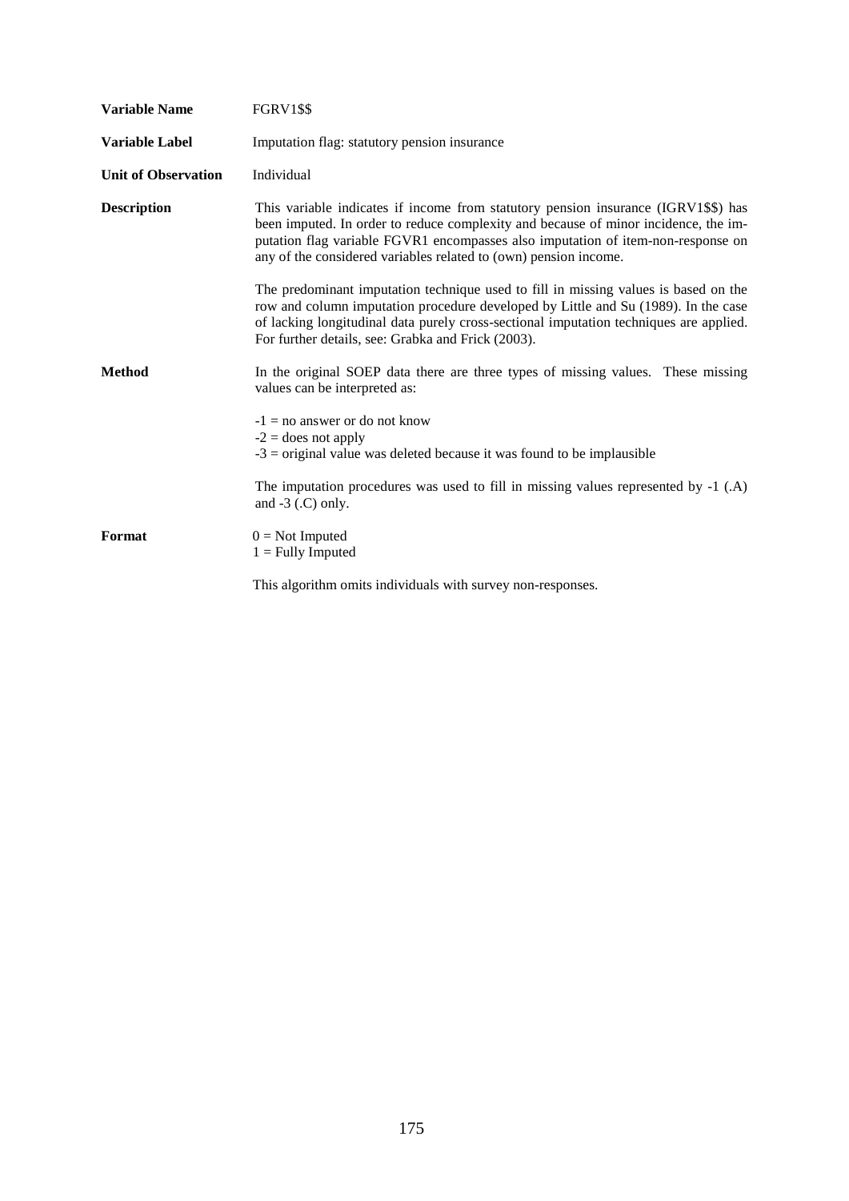**Variable Name** FGRV1$$

**Variable Label** Imputation flag: statutory pension insurance

**Unit of Observation** Individual

**Description** This variable indicates if income from statutory pension insurance (IGRV1$$) has been imputed. In order to reduce complexity and because of minor incidence, the imputation flag variable FGVR1 encompasses also imputation of item-non-response on any of the considered variables related to (own) pension income.

The predominant imputation technique used to fill in missing values is based on the row and column imputation procedure developed by Little and Su (1989). In the case of lacking longitudinal data purely cross-sectional imputation techniques are applied. For further details, see: Grabka and Frick (2003).

**Method** In the original SOEP data there are three types of missing values. These missing values can be interpreted as:

-1 = no answer or do not know
-2 = does not apply
-3 = original value was deleted because it was found to be implausible

The imputation procedures was used to fill in missing values represented by -1 (.A) and -3 (.C) only.

**Format** 0 = Not Imputed
1 = Fully Imputed

This algorithm omits individuals with survey non-responses.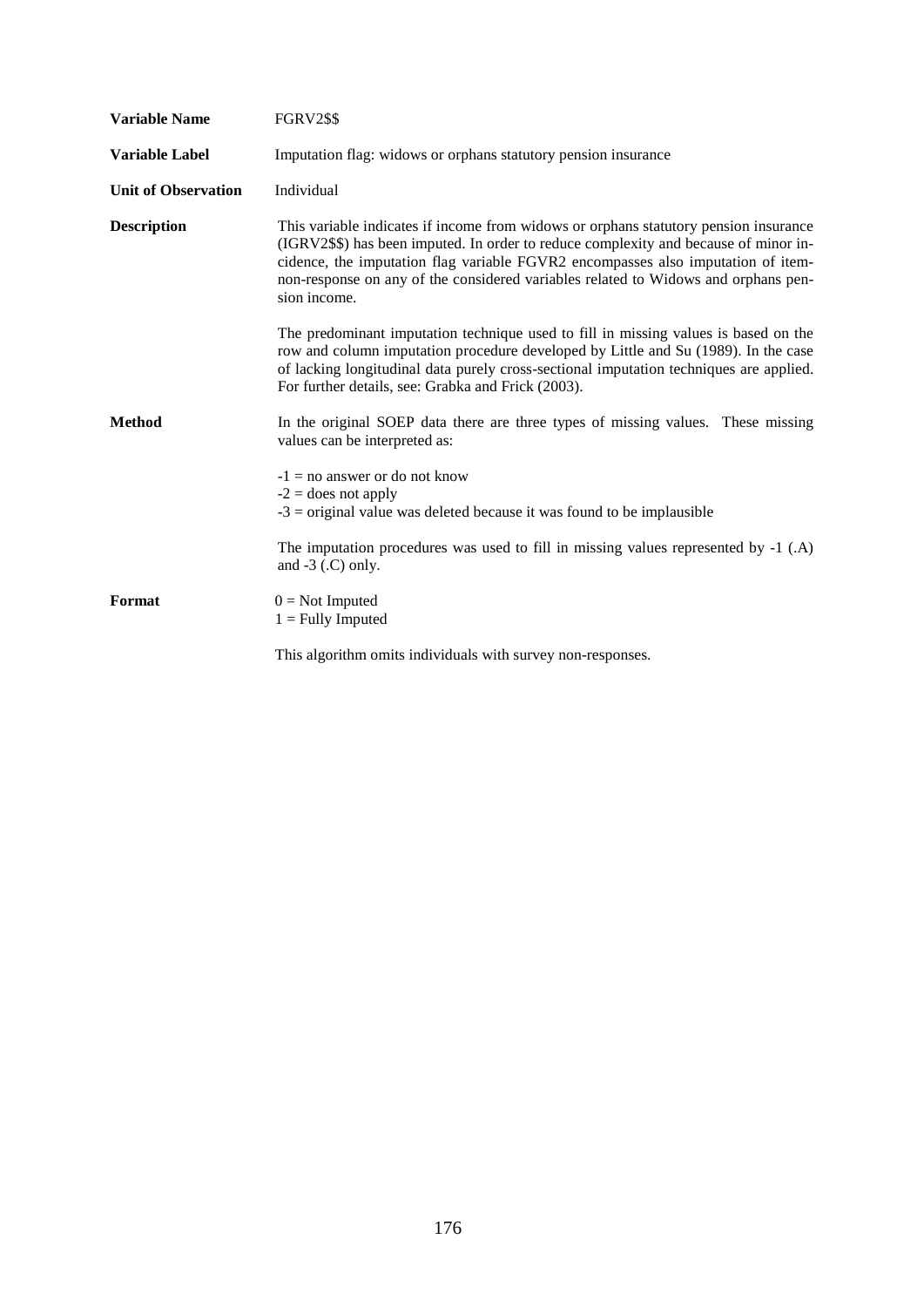| | |
|---|---|
| **Variable Name** | FGRV2$$ |
| **Variable Label** | Imputation flag: widows or orphans statutory pension insurance |
| **Unit of Observation** | Individual |
| **Description** | This variable indicates if income from widows or orphans statutory pension insurance (IGRV2$$) has been imputed. In order to reduce complexity and because of minor incidence, the imputation flag variable FGVR2 encompasses also imputation of item-non-response on any of the considered variables related to Widows and orphans pension income.<br><br>The predominant imputation technique used to fill in missing values is based on the row and column imputation procedure developed by Little and Su (1989). In the case of lacking longitudinal data purely cross-sectional imputation techniques are applied. For further details, see: Grabka and Frick (2003). |
| **Method** | In the original SOEP data there are three types of missing values. These missing values can be interpreted as:<br><br>-1 = no answer or do not know<br>-2 = does not apply<br>-3 = original value was deleted because it was found to be implausible<br><br>The imputation procedures was used to fill in missing values represented by -1 (.A) and -3 (.C) only. |
| **Format** | 0 = Not Imputed<br>1 = Fully Imputed<br><br>This algorithm omits individuals with survey non-responses. |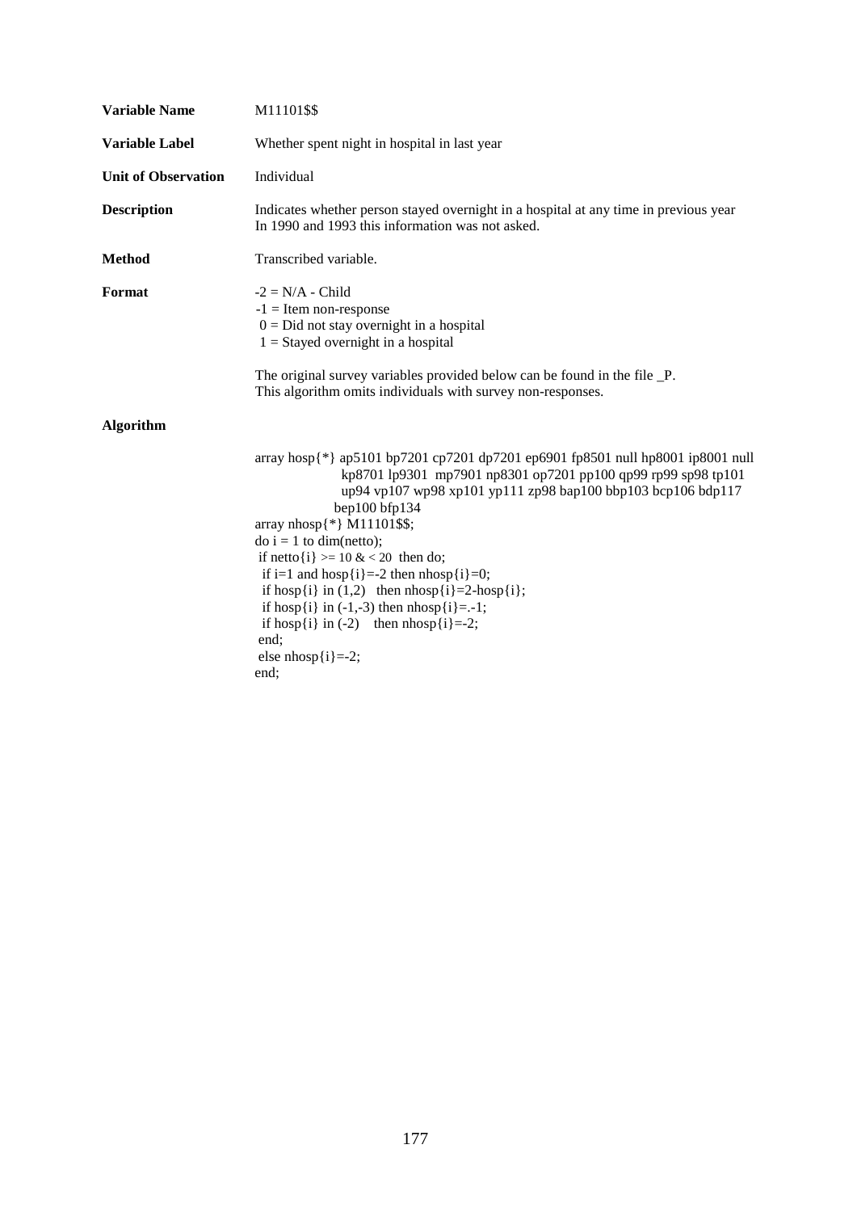**Variable Name** M11101$$

**Variable Label** Whether spent night in hospital in last year

**Unit of Observation** Individual

**Description** Indicates whether person stayed overnight in a hospital at any time in previous year
In 1990 and 1993 this information was not asked.

**Method** Transcribed variable.

**Format**
-2 = N/A - Child
-1 = Item non-response
0 = Did not stay overnight in a hospital
1 = Stayed overnight in a hospital

The original survey variables provided below can be found in the file _P.
This algorithm omits individuals with survey non-responses.

**Algorithm**

```
array hosp{*} ap5101 bp7201 cp7201 dp7201 ep6901 fp8501 null hp8001 ip8001 null
              kp8701 lp9301  mp7901 np8301 op7201 pp100 qp99 rp99 sp98 tp101
              up94 vp107 wp98 xp101 yp111 zp98 bap100 bbp103 bcp106 bdp117
              bep100 bfp134
array nhosp{*} M11101$$;
do i = 1 to dim(netto);
 if netto{i} >= 10 & < 20  then do;
  if i=1 and hosp{i}=-2 then nhosp{i}=0;
  if hosp{i} in (1,2)   then nhosp{i}=2-hosp{i};
  if hosp{i} in (-1,-3) then nhosp{i}=.-1;
  if hosp{i} in (-2)    then nhosp{i}=-2;
 end;
 else nhosp{i}=-2;
end;
```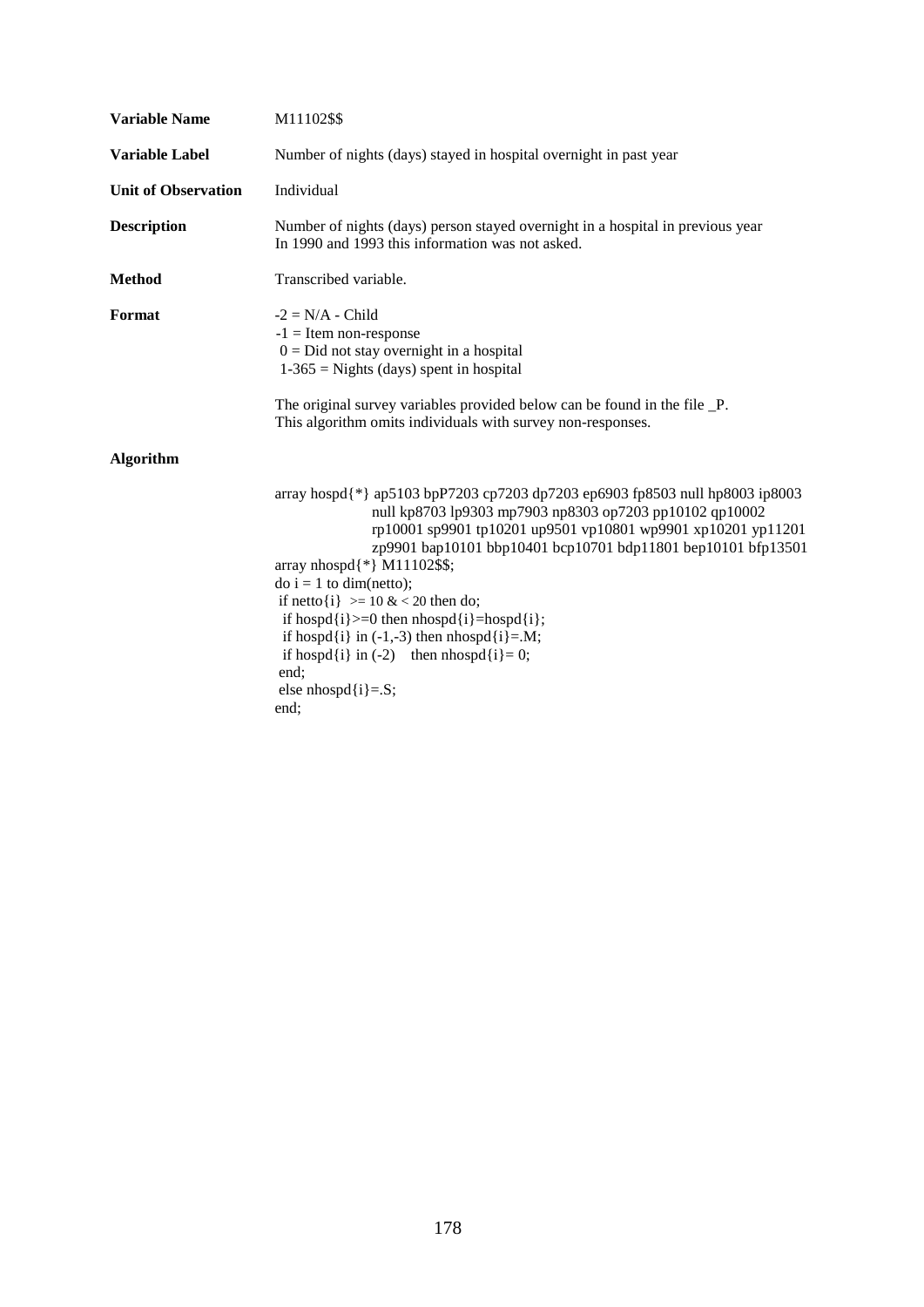**Variable Name** M11102$$

**Variable Label** Number of nights (days) stayed in hospital overnight in past year

**Unit of Observation** Individual

**Description** Number of nights (days) person stayed overnight in a hospital in previous year
In 1990 and 1993 this information was not asked.

**Method** Transcribed variable.

**Format**
-2 = N/A - Child
-1 = Item non-response
0 = Did not stay overnight in a hospital
1-365 = Nights (days) spent in hospital

The original survey variables provided below can be found in the file _P.
This algorithm omits individuals with survey non-responses.

**Algorithm**

```
array hospd{*} ap5103 bpP7203 cp7203 dp7203 ep6903 fp8503 null hp8003 ip8003
               null kp8703 lp9303 mp7903 np8303 op7203 pp10102 qp10002
               rp10001 sp9901 tp10201 up9501 vp10801 wp9901 xp10201 yp11201
               zp9901 bap10101 bbp10401 bcp10701 bdp11801 bep10101 bfp13501
array nhospd{*} M11102$$;
do i = 1 to dim(netto);
 if netto{i}  >= 10 & < 20 then do;
  if hospd{i}>=0 then nhospd{i}=hospd{i};
  if hospd{i} in (-1,-3) then nhospd{i}=.M;
  if hospd{i} in (-2)    then nhospd{i}= 0;
 end;
 else nhospd{i}=.S;
end;
```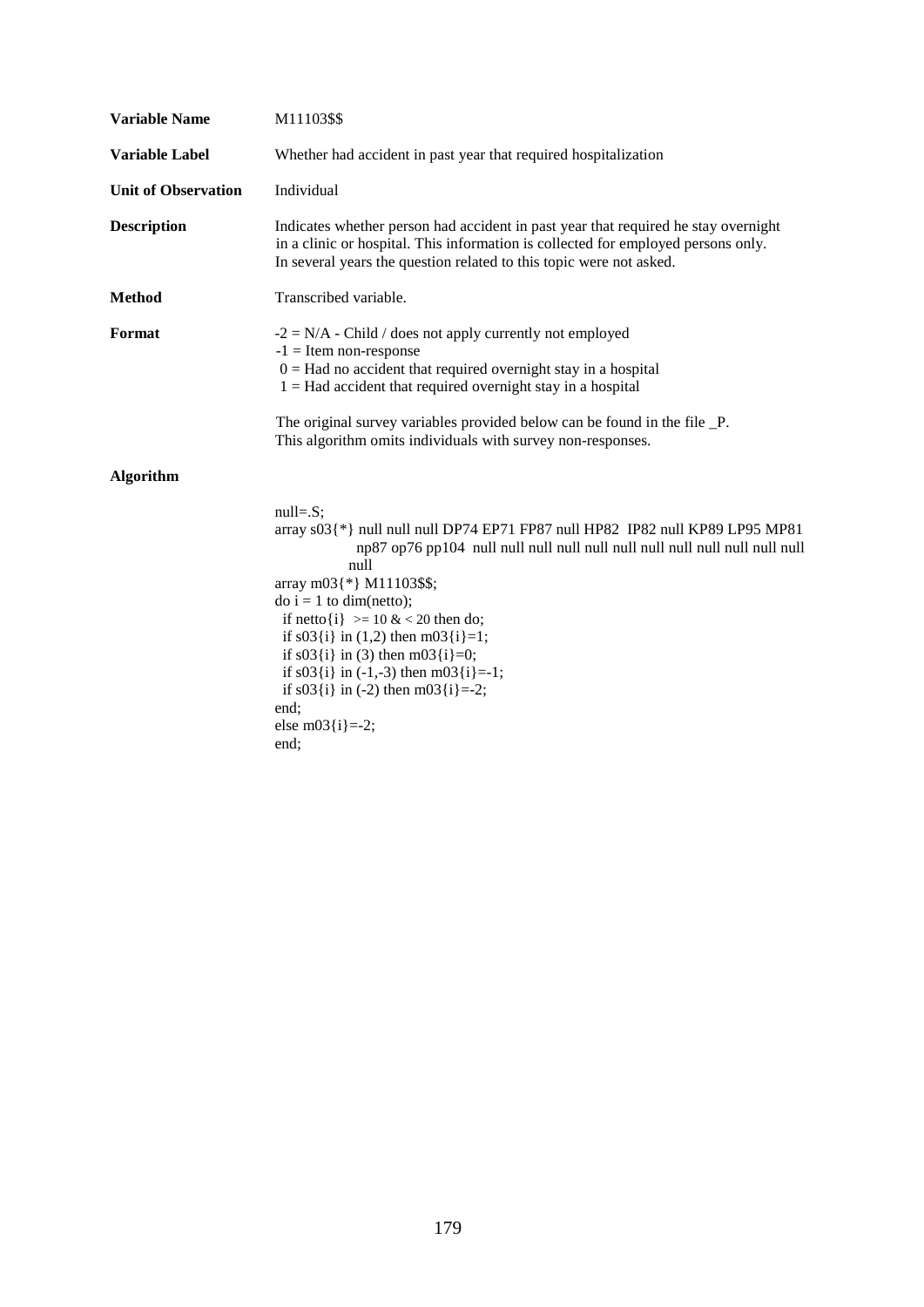**Variable Name** M11103$$

**Variable Label** Whether had accident in past year that required hospitalization

**Unit of Observation** Individual

**Description** Indicates whether person had accident in past year that required he stay overnight in a clinic or hospital. This information is collected for employed persons only. In several years the question related to this topic were not asked.

**Method** Transcribed variable.

**Format**
-2 = N/A - Child / does not apply currently not employed
-1 = Item non-response
0 = Had no accident that required overnight stay in a hospital
1 = Had accident that required overnight stay in a hospital

The original survey variables provided below can be found in the file _P.
This algorithm omits individuals with survey non-responses.

**Algorithm**

```
null=.S;
array s03{*} null null null DP74 EP71 FP87 null HP82  IP82 null KP89 LP95 MP81
              np87 op76 pp104  null null null null null null null null null null null
             null
array m03{*} M11103$$;
do i = 1 to dim(netto);
  if netto{i}  >= 10 & < 20 then do;
  if s03{i} in (1,2) then m03{i}=1;
  if s03{i} in (3) then m03{i}=0;
  if s03{i} in (-1,-3) then m03{i}=-1;
  if s03{i} in (-2) then m03{i}=-2;
end;
else m03{i}=-2;
end;
```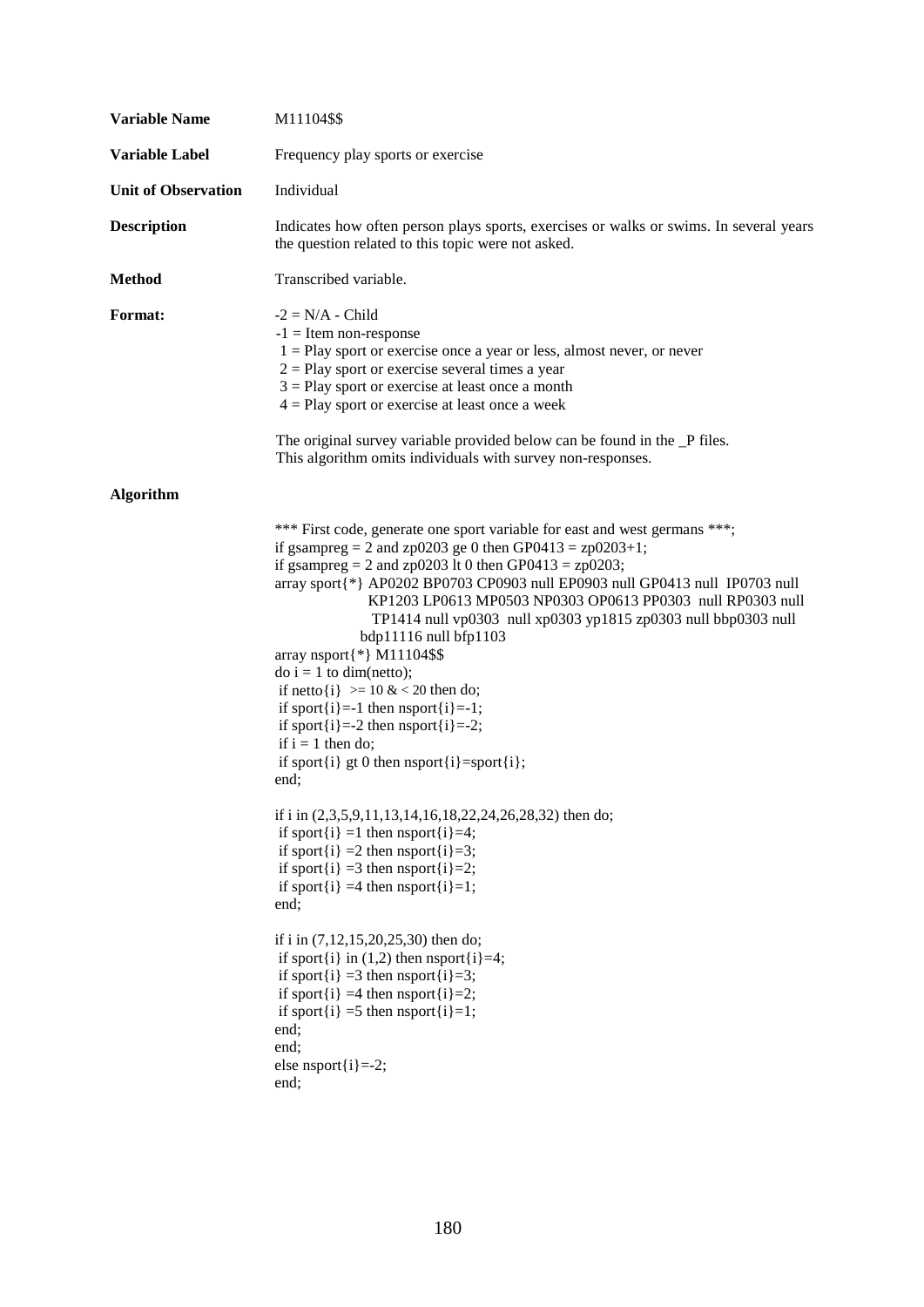**Variable Name** M11104$$

**Variable Label** Frequency play sports or exercise

**Unit of Observation** Individual

**Description** Indicates how often person plays sports, exercises or walks or swims. In several years the question related to this topic were not asked.

**Method** Transcribed variable.

**Format:**

-2 = N/A - Child
-1 = Item non-response
1 = Play sport or exercise once a year or less, almost never, or never
2 = Play sport or exercise several times a year
3 = Play sport or exercise at least once a month
4 = Play sport or exercise at least once a week

The original survey variable provided below can be found in the _P files.
This algorithm omits individuals with survey non-responses.

**Algorithm**

```
*** First code, generate one sport variable for east and west germans ***;
if gsampreg = 2 and zp0203 ge 0 then GP0413 = zp0203+1;
if gsampreg = 2 and zp0203 lt 0 then GP0413 = zp0203;
array sport{*} AP0202 BP0703 CP0903 null EP0903 null GP0413 null  IP0703 null
                KP1203 LP0613 MP0503 NP0303 OP0613 PP0303  null RP0303 null
                 TP1414 null vp0303  null xp0303 yp1815 zp0303 null bbp0303 null
               bdp11116 null bfp1103
array nsport{*} M11104$$
do i = 1 to dim(netto);
 if netto{i}  >= 10 & < 20 then do;
 if sport{i}=-1 then nsport{i}=-1;
 if sport{i}=-2 then nsport{i}=-2;
 if i = 1 then do;
 if sport{i} gt 0 then nsport{i}=sport{i};
end;

if i in (2,3,5,9,11,13,14,16,18,22,24,26,28,32) then do;
 if sport{i} =1 then nsport{i}=4;
 if sport{i} =2 then nsport{i}=3;
 if sport{i} =3 then nsport{i}=2;
 if sport{i} =4 then nsport{i}=1;
end;

if i in (7,12,15,20,25,30) then do;
 if sport{i} in (1,2) then nsport{i}=4;
 if sport{i} =3 then nsport{i}=3;
 if sport{i} =4 then nsport{i}=2;
 if sport{i} =5 then nsport{i}=1;
end;
end;
else nsport{i}=-2;
end;
```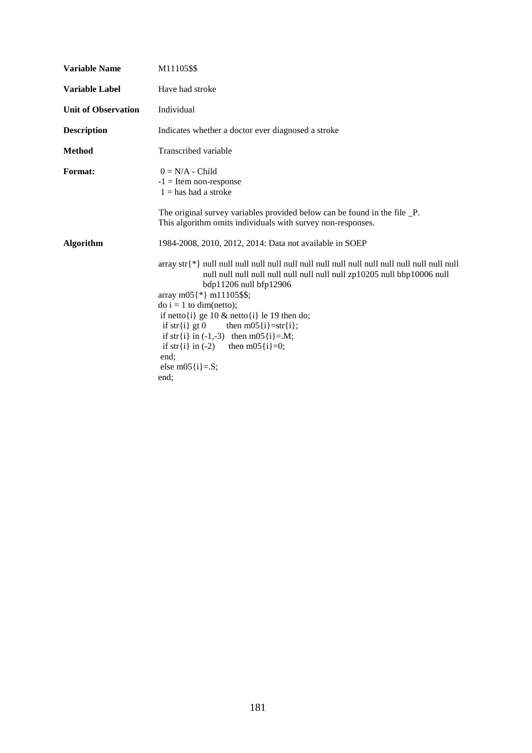| | |
|---|---|
| **Variable Name** | M11105$$ |
| **Variable Label** | Have had stroke |
| **Unit of Observation** | Individual |
| **Description** | Indicates whether a doctor ever diagnosed a stroke |
| **Method** | Transcribed variable |
| **Format:** | 0 = N/A - Child<br>-1 = Item non-response<br>1 = has had a stroke<br><br>The original survey variables provided below can be found in the file _P.<br>This algorithm omits individuals with survey non-responses. |
| **Algorithm** | 1984-2008, 2010, 2012, 2014: Data not available in SOEP |

```
array str{*} null null null null null null null null null null null null null null null
             null null null null null null null null null zp10205 null bbp10006 null
             bdp11206 null bfp12906
array m05{*} m11105$$;
do i = 1 to dim(netto);
 if netto{i} ge 10 & netto{i} le 19 then do;
  if str{i} gt 0        then m05{i}=str{i};
  if str{i} in (-1,-3)   then m05{i}=.M;
  if str{i} in (-2)      then m05{i}=0;
 end;
 else m05{i}=.S;
end;
```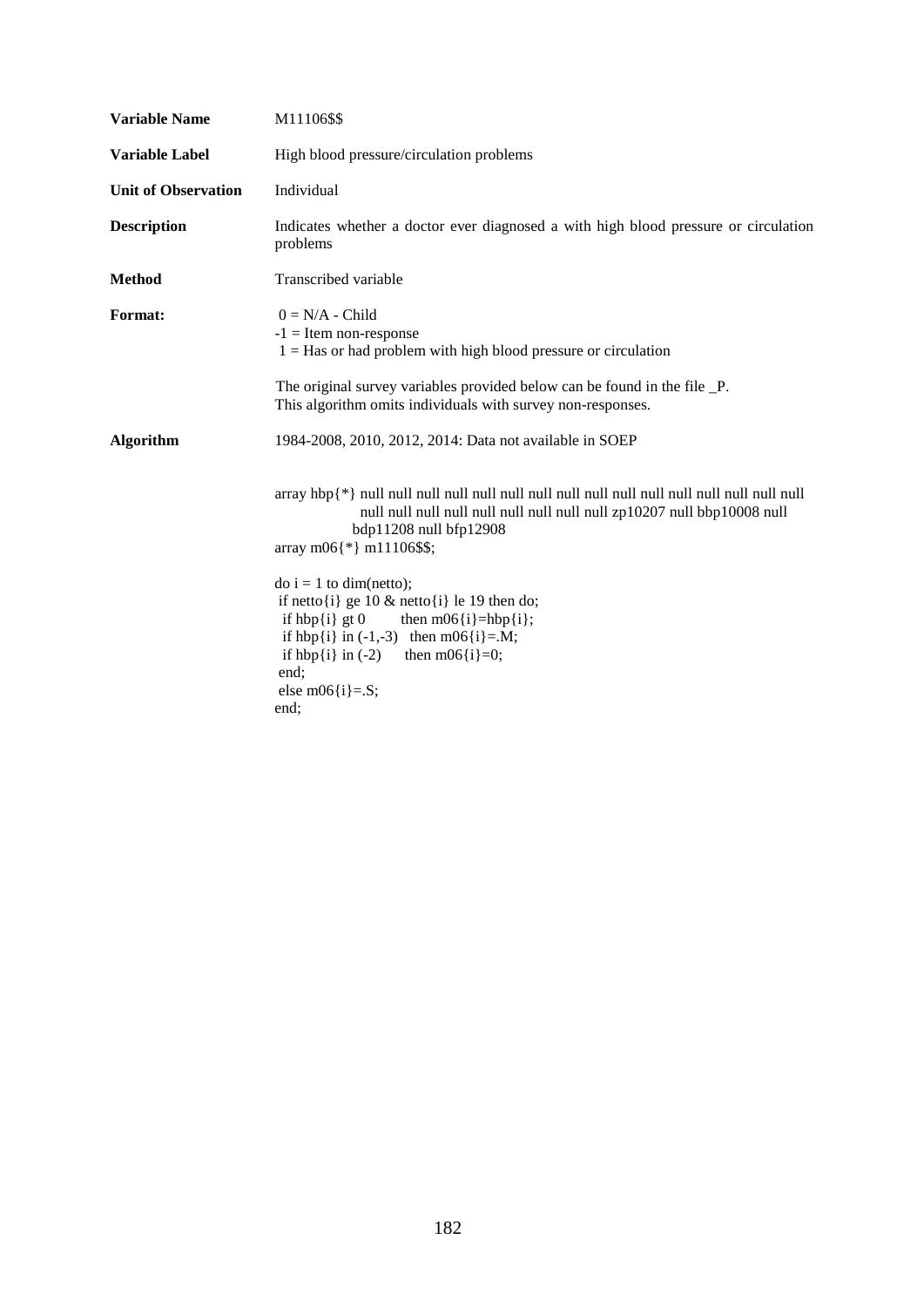| | |
|---|---|
| **Variable Name** | M11106$$ |
| **Variable Label** | High blood pressure/circulation problems |
| **Unit of Observation** | Individual |
| **Description** | Indicates whether a doctor ever diagnosed a with high blood pressure or circulation problems |
| **Method** | Transcribed variable |
| **Format:** | 0 = N/A - Child<br>-1 = Item non-response<br>1 = Has or had problem with high blood pressure or circulation<br><br>The original survey variables provided below can be found in the file _P.<br>This algorithm omits individuals with survey non-responses. |
| **Algorithm** | 1984-2008, 2010, 2012, 2014: Data not available in SOEP |

```
array hbp{*} null null null null null null null null null null null null null null null
             null null null null null null null null zp10207 null bbp10008 null
             bdp11208 null bfp12908
array m06{*} m11106$$;

do i = 1 to dim(netto);
 if netto{i} ge 10 & netto{i} le 19 then do;
  if hbp{i} gt 0        then m06{i}=hbp{i};
  if hbp{i} in (-1,-3)  then m06{i}=.M;
  if hbp{i} in (-2)     then m06{i}=0;
 end;
 else m06{i}=.S;
end;
```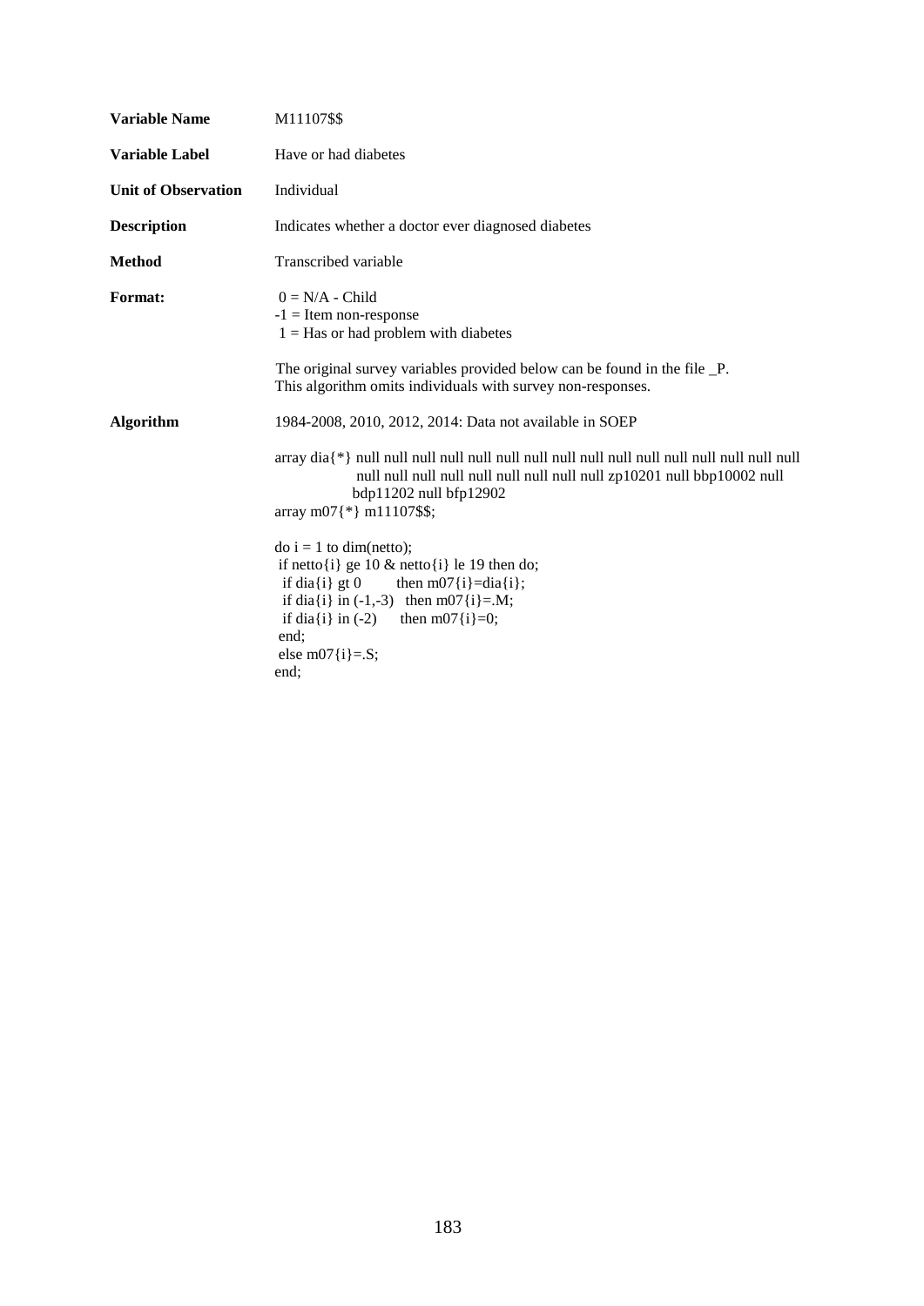**Variable Name** M11107$$

**Variable Label** Have or had diabetes

**Unit of Observation** Individual

**Description** Indicates whether a doctor ever diagnosed diabetes

**Method** Transcribed variable

**Format:**

0 = N/A - Child
-1 = Item non-response
1 = Has or had problem with diabetes

The original survey variables provided below can be found in the file _P.
This algorithm omits individuals with survey non-responses.

**Algorithm** 1984-2008, 2010, 2012, 2014: Data not available in SOEP

```
array dia{*} null null null null null null null null null null null null null null null
             null null null null null null null null null zp10201 null bbp10002 null
             bdp11202 null bfp12902
array m07{*} m11107$$;

do i = 1 to dim(netto);
 if netto{i} ge 10 & netto{i} le 19 then do;
  if dia{i} gt 0       then m07{i}=dia{i};
  if dia{i} in (-1,-3)  then m07{i}=.M;
  if dia{i} in (-2)     then m07{i}=0;
 end;
 else m07{i}=.S;
end;
```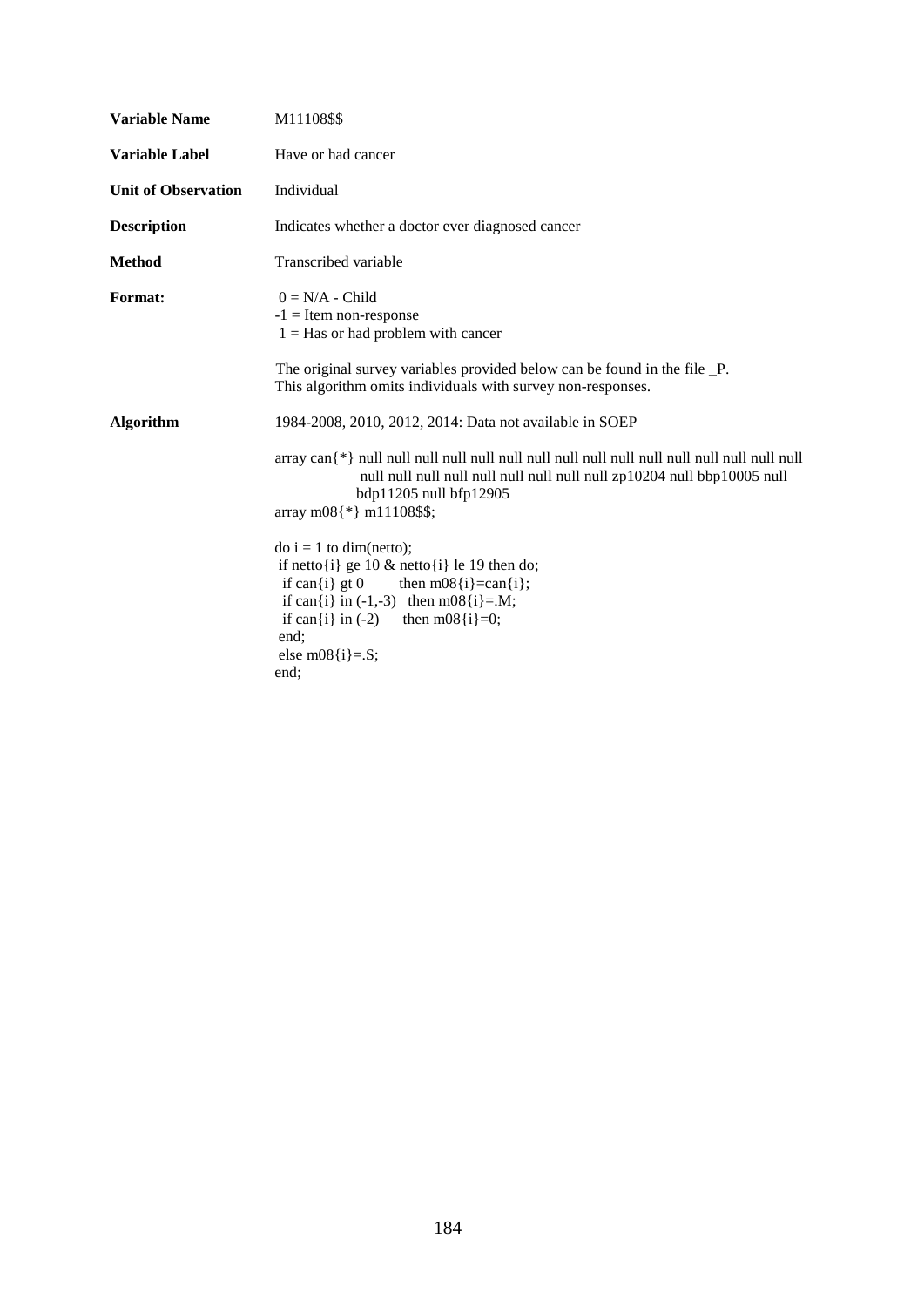**Variable Name** M11108$$

**Variable Label** Have or had cancer

**Unit of Observation** Individual

**Description** Indicates whether a doctor ever diagnosed cancer

**Method** Transcribed variable

**Format:**

0 = N/A - Child
-1 = Item non-response
1 = Has or had problem with cancer

The original survey variables provided below can be found in the file _P.
This algorithm omits individuals with survey non-responses.

**Algorithm** 1984-2008, 2010, 2012, 2014: Data not available in SOEP

```
array can{*} null null null null null null null null null null null null null null null
             null null null null null null null null null zp10204 null bbp10005 null
             bdp11205 null bfp12905
array m08{*} m11108$$;

do i = 1 to dim(netto);
 if netto{i} ge 10 & netto{i} le 19 then do;
  if can{i} gt 0        then m08{i}=can{i};
  if can{i} in (-1,-3)   then m08{i}=.M;
  if can{i} in (-2)      then m08{i}=0;
 end;
 else m08{i}=.S;
end;
```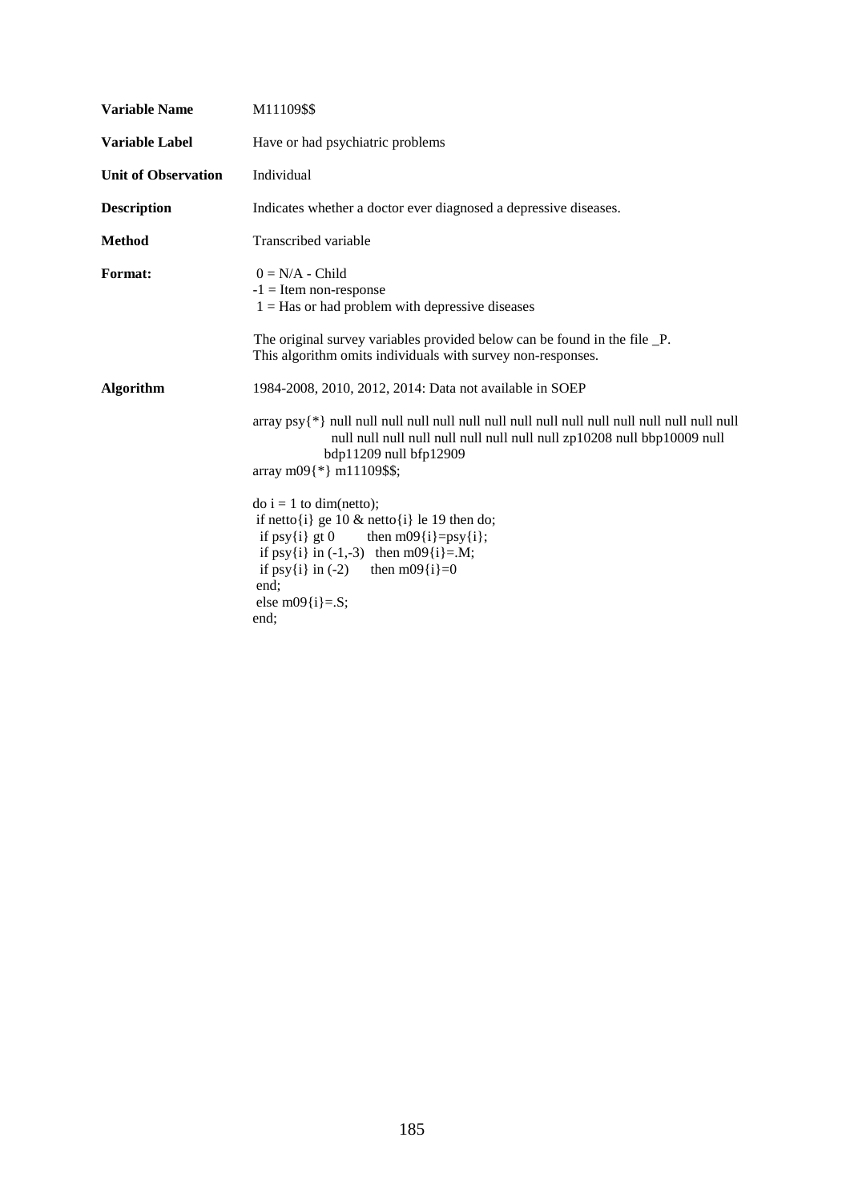**Variable Name** M11109$$

**Variable Label** Have or had psychiatric problems

**Unit of Observation** Individual

**Description** Indicates whether a doctor ever diagnosed a depressive diseases.

**Method** Transcribed variable

**Format:**

 0 = N/A - Child
-1 = Item non-response
 1 = Has or had problem with depressive diseases

The original survey variables provided below can be found in the file _P.
This algorithm omits individuals with survey non-responses.

**Algorithm**

1984-2008, 2010, 2012, 2014: Data not available in SOEP

```
array psy{*} null null null null null null null null null null null null null null null
                null null null null null null null null zp10208 null bbp10009 null
                bdp11209 null bfp12909
array m09{*} m11109$$;

do i = 1 to dim(netto);
 if netto{i} ge 10 & netto{i} le 19 then do;
  if psy{i} gt 0        then m09{i}=psy{i};
  if psy{i} in (-1,-3)  then m09{i}=.M;
  if psy{i} in (-2)     then m09{i}=0
 end;
 else m09{i}=.S;
end;
```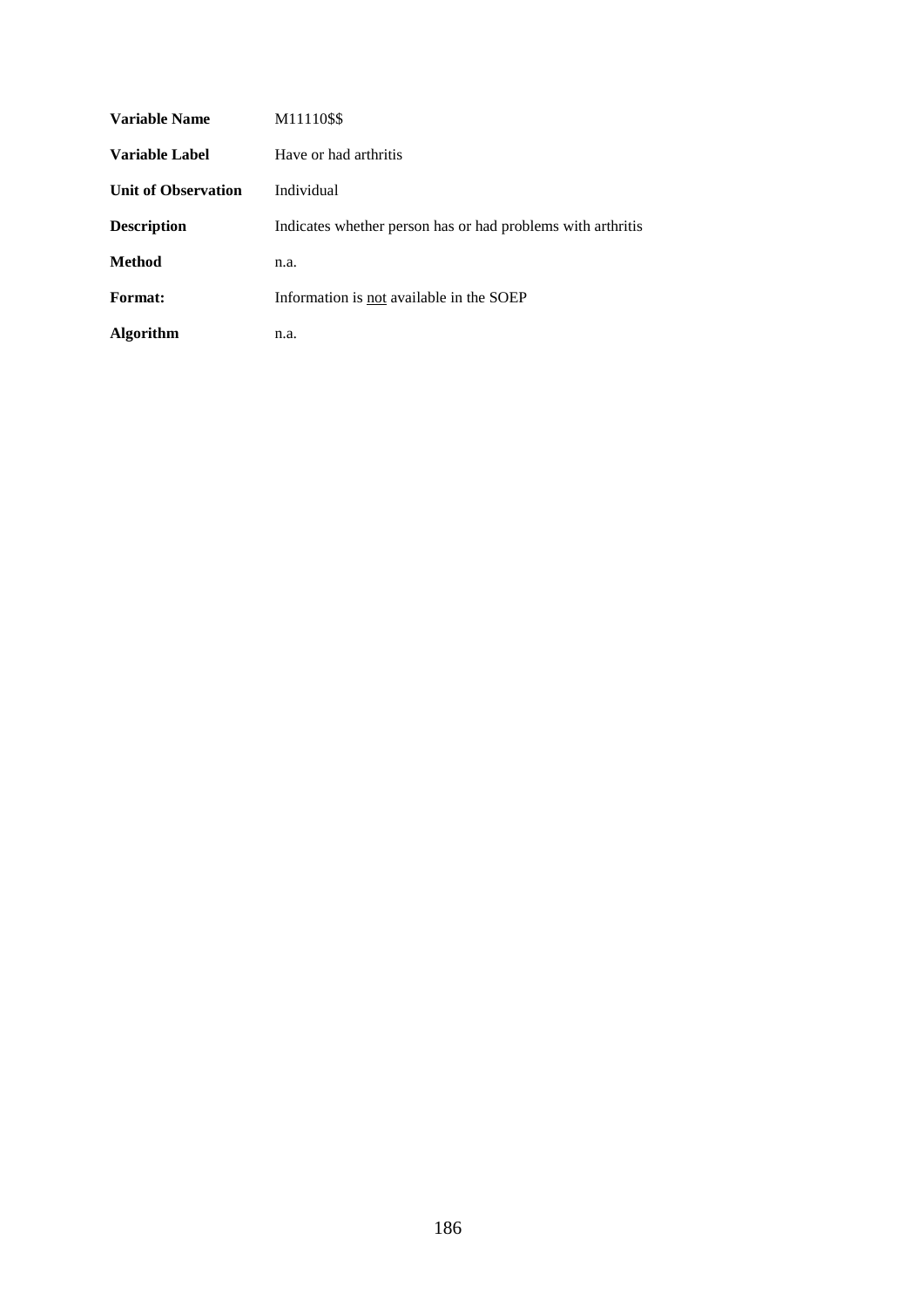| | |
|---|---|
| **Variable Name** | M11110$$ |
| **Variable Label** | Have or had arthritis |
| **Unit of Observation** | Individual |
| **Description** | Indicates whether person has or had problems with arthritis |
| **Method** | n.a. |
| **Format:** | Information is <u>not</u> available in the SOEP |
| **Algorithm** | n.a. |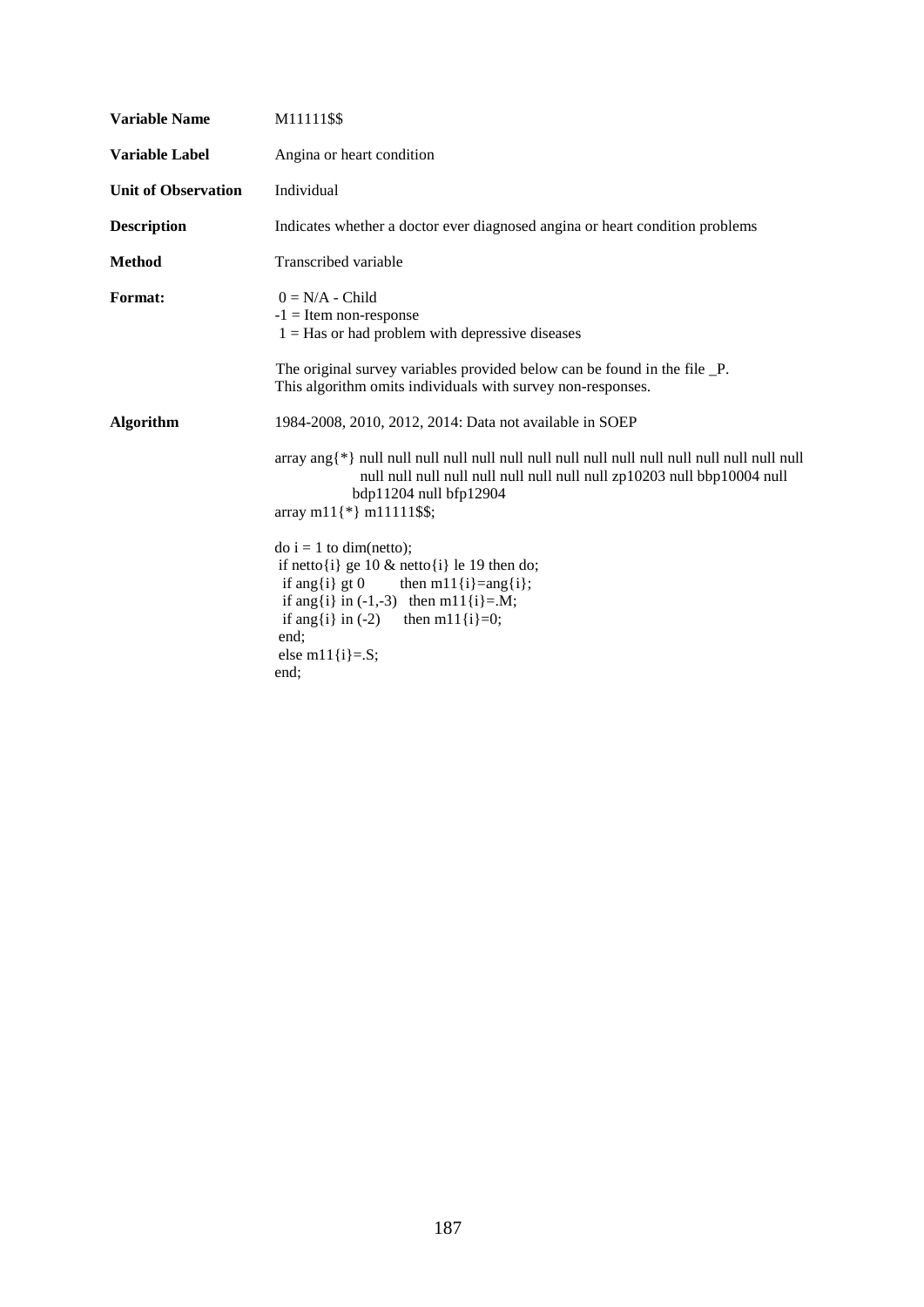**Variable Name** M11111$$

**Variable Label** Angina or heart condition

**Unit of Observation** Individual

**Description** Indicates whether a doctor ever diagnosed angina or heart condition problems

**Method** Transcribed variable

**Format:**

0 = N/A - Child
-1 = Item non-response
1 = Has or had problem with depressive diseases

The original survey variables provided below can be found in the file _P.
This algorithm omits individuals with survey non-responses.

**Algorithm**

1984-2008, 2010, 2012, 2014: Data not available in SOEP

```
array ang{*} null null null null null null null null null null null null null null null
             null null null null null null null null null zp10203 null bbp10004 null
             bdp11204 null bfp12904
array m11{*} m11111$$;

do i = 1 to dim(netto);
 if netto{i} ge 10 & netto{i} le 19 then do;
  if ang{i} gt 0       then m11{i}=ang{i};
  if ang{i} in (-1,-3)  then m11{i}=.M;
  if ang{i} in (-2)     then m11{i}=0;
 end;
 else m11{i}=.S;
end;
```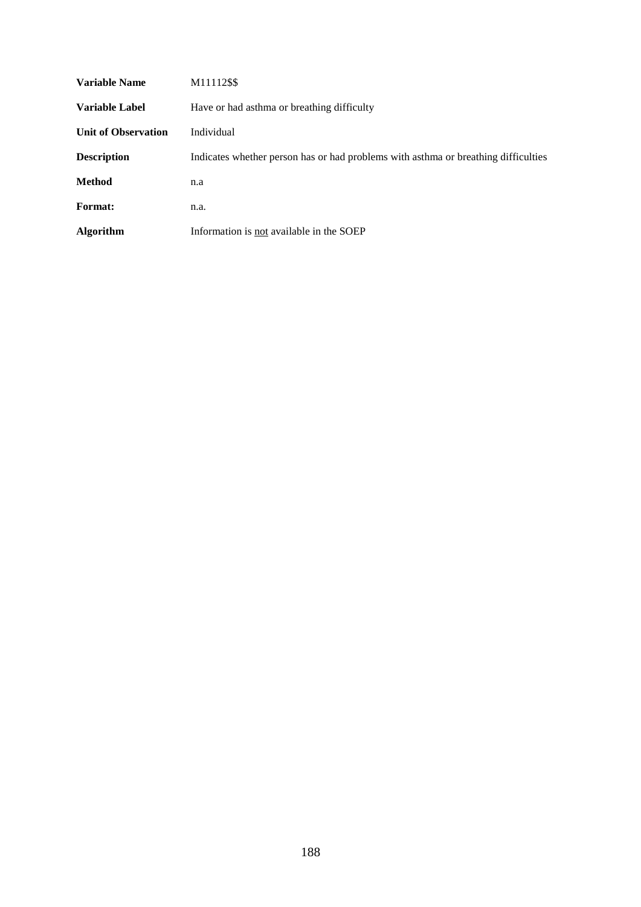| | |
|---|---|
| **Variable Name** | M11112$$ |
| **Variable Label** | Have or had asthma or breathing difficulty |
| **Unit of Observation** | Individual |
| **Description** | Indicates whether person has or had problems with asthma or breathing difficulties |
| **Method** | n.a |
| **Format:** | n.a. |
| **Algorithm** | Information is <u>not</u> available in the SOEP |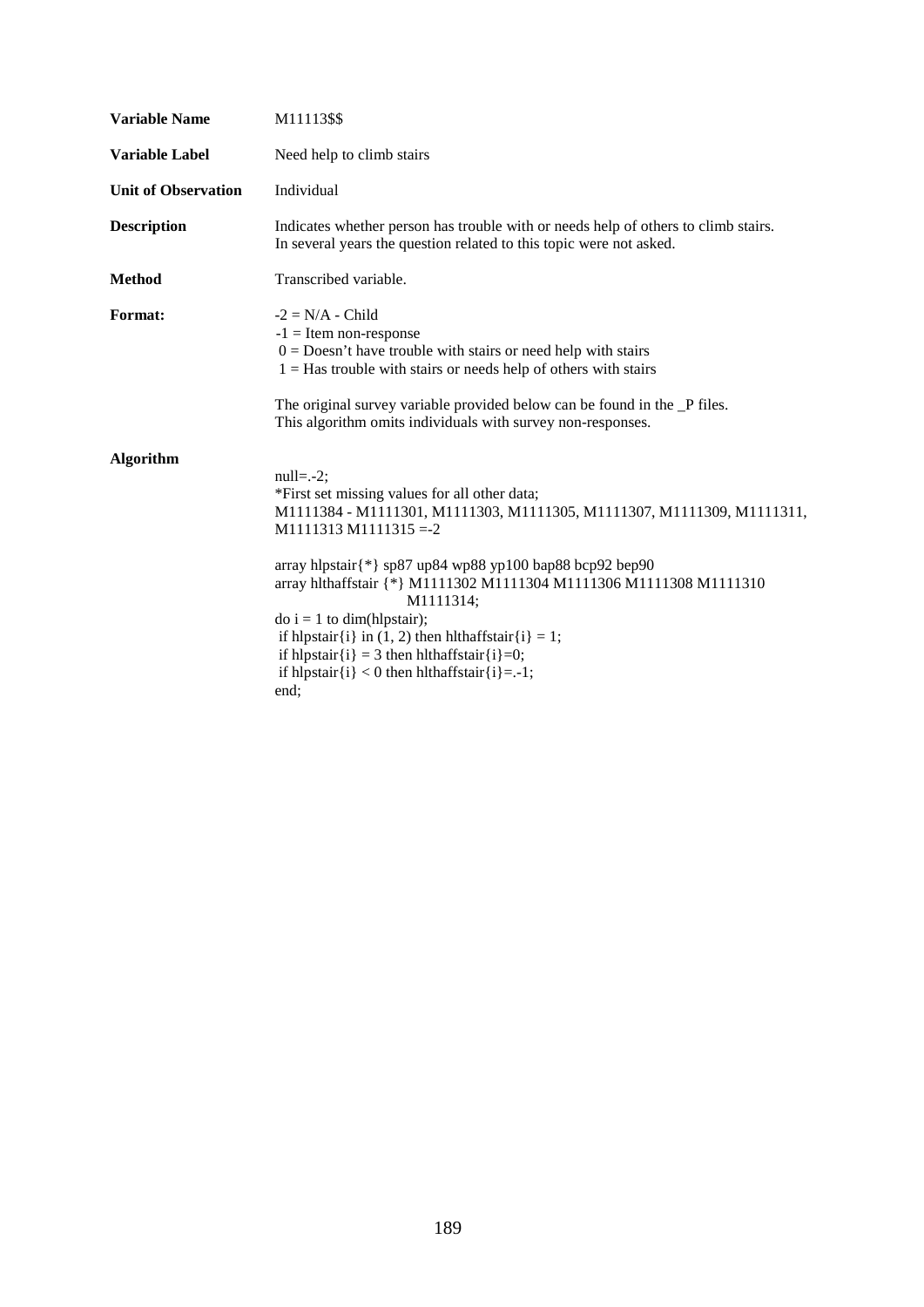**Variable Name** M11113$$

**Variable Label** Need help to climb stairs

**Unit of Observation** Individual

**Description** Indicates whether person has trouble with or needs help of others to climb stairs. In several years the question related to this topic were not asked.

**Method** Transcribed variable.

**Format:**

-2 = N/A - Child
-1 = Item non-response
0 = Doesn't have trouble with stairs or need help with stairs
1 = Has trouble with stairs or needs help of others with stairs

The original survey variable provided below can be found in the _P files.
This algorithm omits individuals with survey non-responses.

**Algorithm**

```
null=.-2;
*First set missing values for all other data;
M1111384 - M1111301, M1111303, M1111305, M1111307, M1111309, M1111311,
M1111313 M1111315 =-2

array hlpstair{*} sp87 up84 wp88 yp100 bap88 bcp92 bep90
array hlthaffstair {*} M1111302 M1111304 M1111306 M1111308 M1111310
                    M1111314;
do i = 1 to dim(hlpstair);
 if hlpstair{i} in (1, 2) then hlthaffstair{i} = 1;
 if hlpstair{i} = 3 then hlthaffstair{i}=0;
 if hlpstair{i} < 0 then hlthaffstair{i}=.-1;
end;
```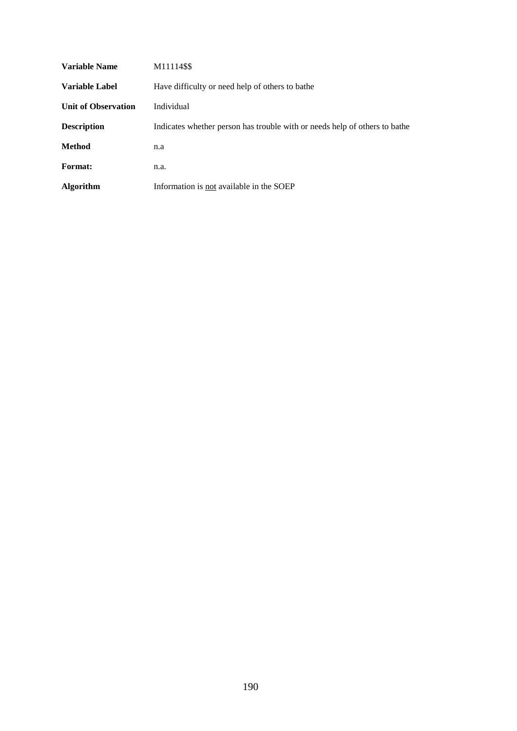| | |
|---|---|
| **Variable Name** | M11114$$ |
| **Variable Label** | Have difficulty or need help of others to bathe |
| **Unit of Observation** | Individual |
| **Description** | Indicates whether person has trouble with or needs help of others to bathe |
| **Method** | n.a |
| **Format:** | n.a. |
| **Algorithm** | Information is <u>not</u> available in the SOEP |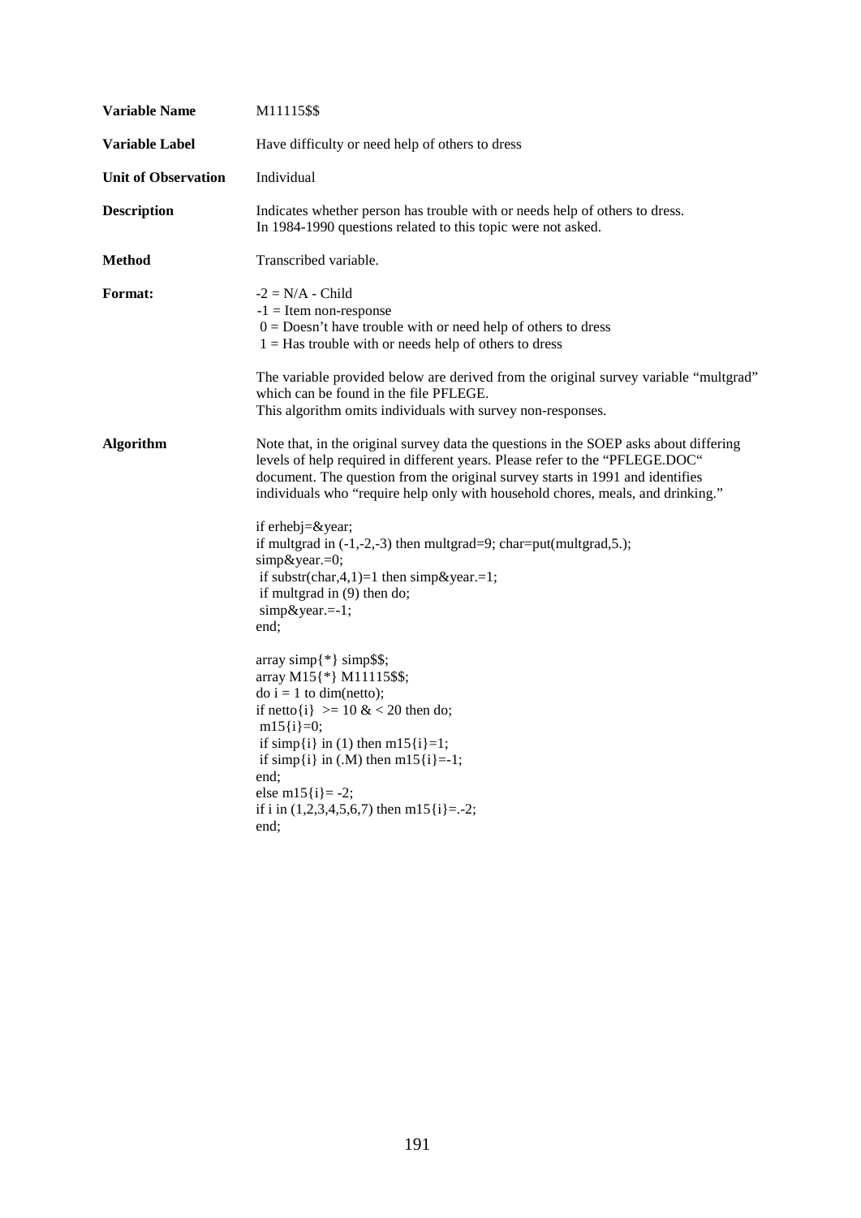**Variable Name** M11115$$

**Variable Label** Have difficulty or need help of others to dress

**Unit of Observation** Individual

**Description** Indicates whether person has trouble with or needs help of others to dress. In 1984-1990 questions related to this topic were not asked.

**Method** Transcribed variable.

**Format:**

-2 = N/A - Child
-1 = Item non-response
 0 = Doesn't have trouble with or need help of others to dress
 1 = Has trouble with or needs help of others to dress

The variable provided below are derived from the original survey variable "multgrad" which can be found in the file PFLEGE.
This algorithm omits individuals with survey non-responses.

**Algorithm**

Note that, in the original survey data the questions in the SOEP asks about differing levels of help required in different years. Please refer to the "PFLEGE.DOC" document. The question from the original survey starts in 1991 and identifies individuals who "require help only with household chores, meals, and drinking."

```
if erhebj=&year;
if multgrad in (-1,-2,-3) then multgrad=9; char=put(multgrad,5.);
simp&year.=0;
 if substr(char,4,1)=1 then simp&year.=1;
 if multgrad in (9) then do;
 simp&year.=-1;
end;

array simp{*} simp$$;
array M15{*} M11115$$;
do i = 1 to dim(netto);
if netto{i}  >= 10 & < 20 then do;
 m15{i}=0;
 if simp{i} in (1) then m15{i}=1;
 if simp{i} in (.M) then m15{i}=-1;
end;
else m15{i}= -2;
if i in (1,2,3,4,5,6,7) then m15{i}=.-2;
end;
```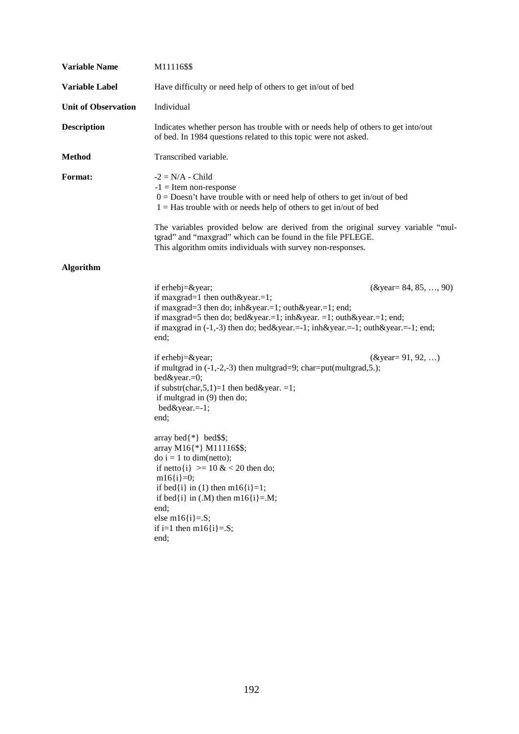**Variable Name** M11116$$

**Variable Label** Have difficulty or need help of others to get in/out of bed

**Unit of Observation** Individual

**Description** Indicates whether person has trouble with or needs help of others to get into/out of bed. In 1984 questions related to this topic were not asked.

**Method** Transcribed variable.

**Format:**

-2 = N/A - Child
-1 = Item non-response
0 = Doesn't have trouble with or need help of others to get in/out of bed
1 = Has trouble with or needs help of others to get in/out of bed

The variables provided below are derived from the original survey variable "multgrad" and "maxgrad" which can be found in the file PFLEGE. This algorithm omits individuals with survey non-responses.

**Algorithm**

```
if erhebj=&year;                                                        (&year= 84, 85, …, 90)
if maxgrad=1 then outh&year.=1;
if maxgrad=3 then do; inh&year.=1; outh&year.=1; end;
if maxgrad=5 then do; bed&year.=1; inh&year. =1; outh&year.=1; end;
if maxgrad in (-1,-3) then do; bed&year.=-1; inh&year.=-1; outh&year.=-1; end;
end;

if erhebj=&year;                                                        (&year= 91, 92, …)
if multgrad in (-1,-2,-3) then multgrad=9; char=put(multgrad,5.);
bed&year.=0;
if substr(char,5,1)=1 then bed&year. =1;
 if multgrad in (9) then do;
  bed&year.=-1;
end;

array bed{*}  bed$$;
array M16{*} M11116$$;
do i = 1 to dim(netto);
 if netto{i}  >= 10 & < 20 then do;
 m16{i}=0;
 if bed{i} in (1) then m16{i}=1;
 if bed{i} in (.M) then m16{i}=.M;
end;
else m16{i}=.S;
if i=1 then m16{i}=.S;
end;
```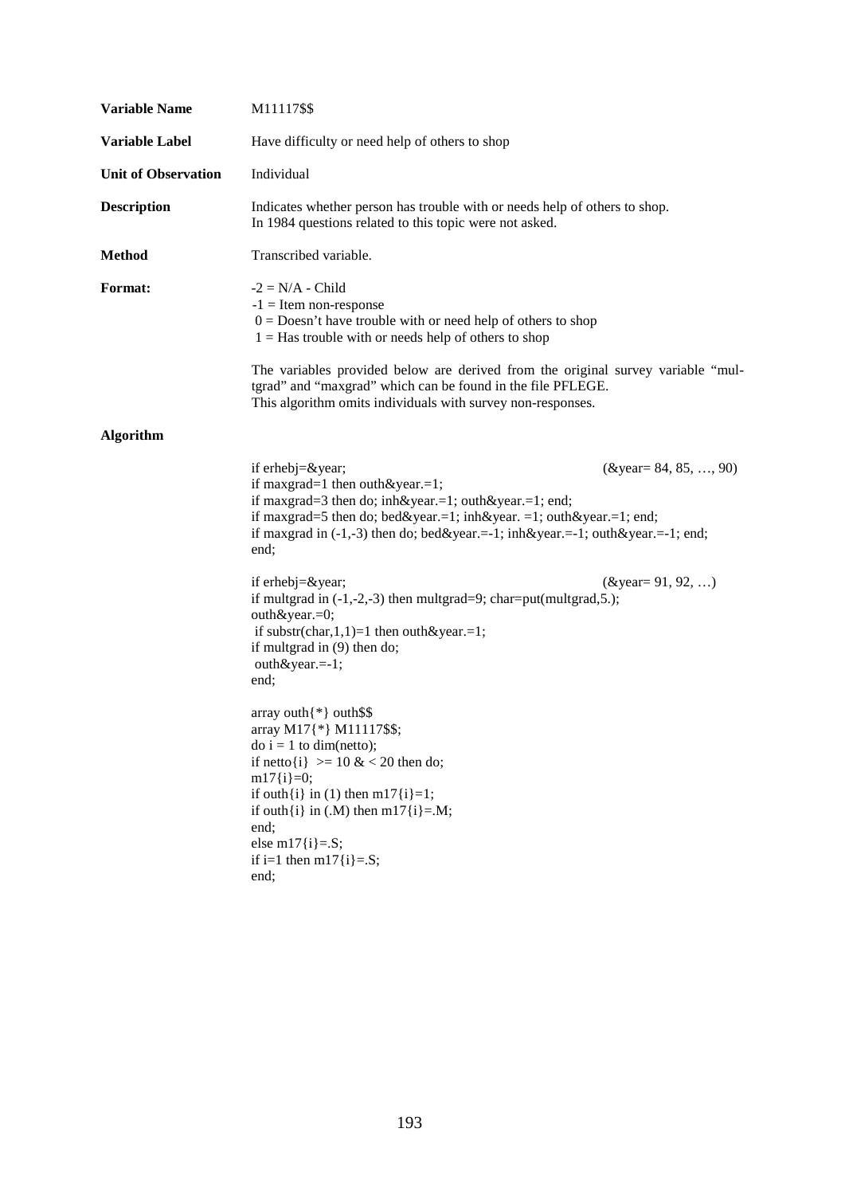**Variable Name** M11117$$

**Variable Label** Have difficulty or need help of others to shop

**Unit of Observation** Individual

**Description** Indicates whether person has trouble with or needs help of others to shop.
In 1984 questions related to this topic were not asked.

**Method** Transcribed variable.

**Format:**

-2 = N/A - Child
-1 = Item non-response
0 = Doesn't have trouble with or need help of others to shop
1 = Has trouble with or needs help of others to shop

The variables provided below are derived from the original survey variable "multgrad" and "maxgrad" which can be found in the file PFLEGE.
This algorithm omits individuals with survey non-responses.

**Algorithm**

```
if erhebj=&year;                                                    (&year= 84, 85, …, 90)
if maxgrad=1 then outh&year.=1;
if maxgrad=3 then do; inh&year.=1; outh&year.=1; end;
if maxgrad=5 then do; bed&year.=1; inh&year. =1; outh&year.=1; end;
if maxgrad in (-1,-3) then do; bed&year.=-1; inh&year.=-1; outh&year.=-1; end;
end;

if erhebj=&year;                                                    (&year= 91, 92, …)
if multgrad in (-1,-2,-3) then multgrad=9; char=put(multgrad,5.);
outh&year.=0;
 if substr(char,1,1)=1 then outh&year.=1;
if multgrad in (9) then do;
 outh&year.=-1;
end;

array outh{*} outh$$
array M17{*} M11117$$;
do i = 1 to dim(netto);
if netto{i}  >= 10 & < 20 then do;
m17{i}=0;
if outh{i} in (1) then m17{i}=1;
if outh{i} in (.M) then m17{i}=.M;
end;
else m17{i}=.S;
if i=1 then m17{i}=.S;
end;
```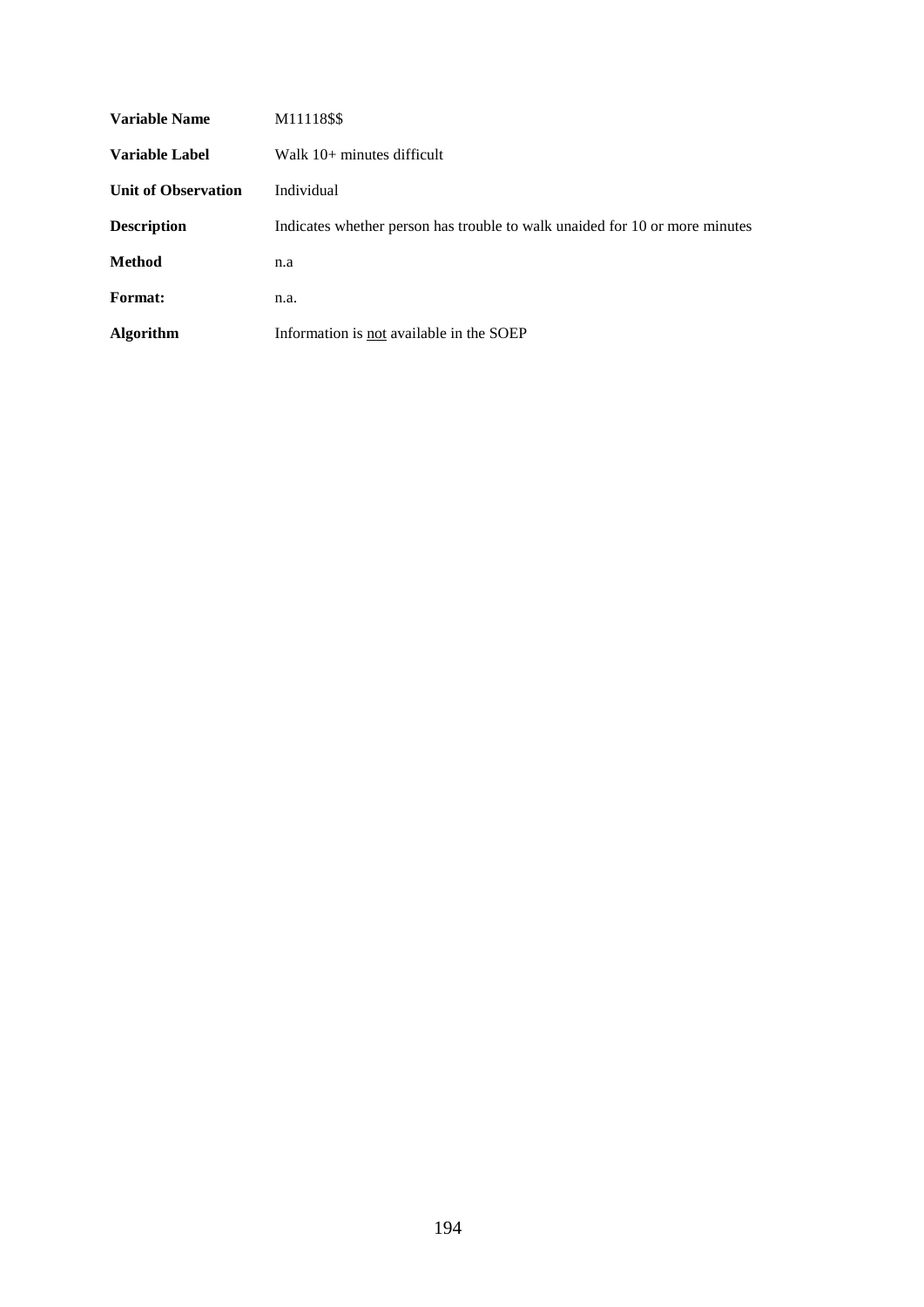| | |
|---|---|
| **Variable Name** | M11118$$ |
| **Variable Label** | Walk 10+ minutes difficult |
| **Unit of Observation** | Individual |
| **Description** | Indicates whether person has trouble to walk unaided for 10 or more minutes |
| **Method** | n.a |
| **Format:** | n.a. |
| **Algorithm** | Information is <u>not</u> available in the SOEP |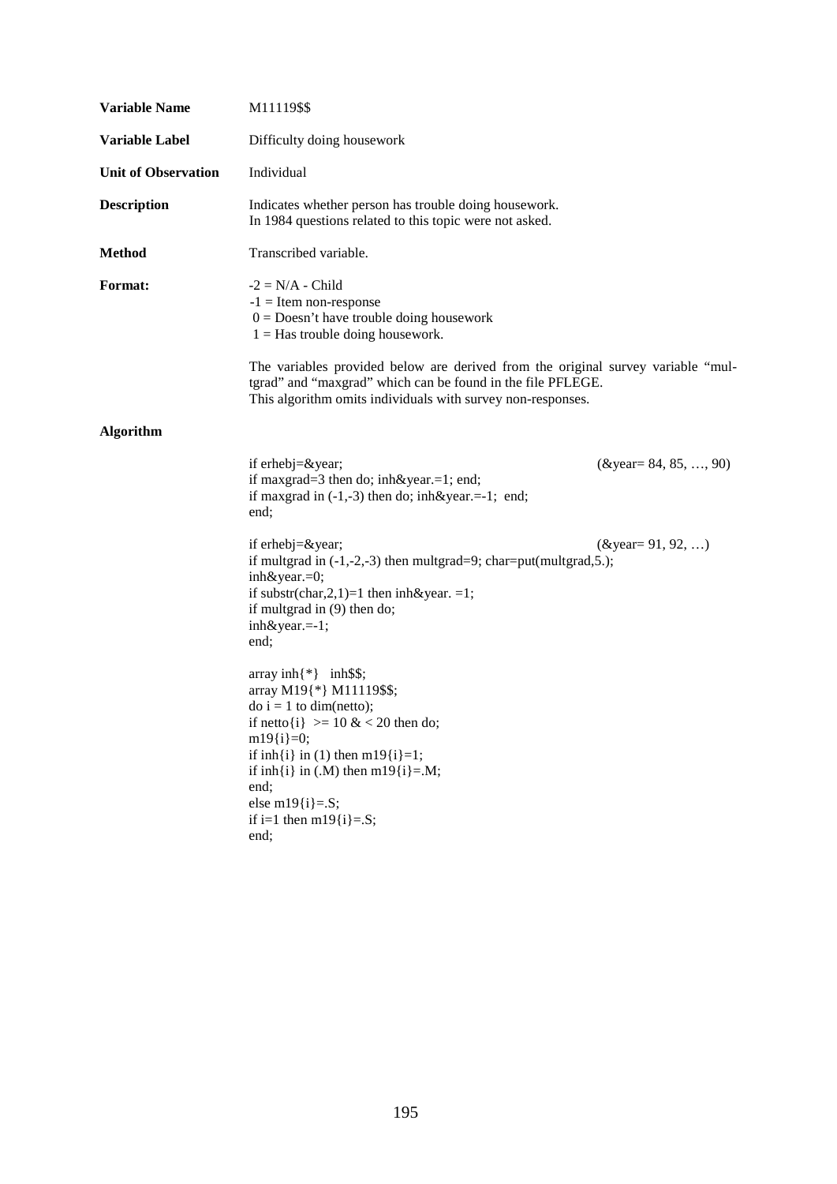**Variable Name** M11119$$

**Variable Label** Difficulty doing housework

**Unit of Observation** Individual

**Description** Indicates whether person has trouble doing housework.
In 1984 questions related to this topic were not asked.

**Method** Transcribed variable.

**Format:**

-2 = N/A - Child
-1 = Item non-response
0 = Doesn't have trouble doing housework
1 = Has trouble doing housework.

The variables provided below are derived from the original survey variable "multgrad" and "maxgrad" which can be found in the file PFLEGE.
This algorithm omits individuals with survey non-responses.

**Algorithm**

```
if erhebj=&year;                                        (&year= 84, 85, …, 90)
if maxgrad=3 then do; inh&year.=1; end;
if maxgrad in (-1,-3) then do; inh&year.=-1;  end;
end;

if erhebj=&year;                                        (&year= 91, 92, …)
if multgrad in (-1,-2,-3) then multgrad=9; char=put(multgrad,5.);
inh&year.=0;
if substr(char,2,1)=1 then inh&year. =1;
if multgrad in (9) then do;
inh&year.=-1;
end;

array inh{*}   inh$$;
array M19{*} M11119$$;
do i = 1 to dim(netto);
if netto{i}  >= 10 & < 20 then do;
m19{i}=0;
if inh{i} in (1) then m19{i}=1;
if inh{i} in (.M) then m19{i}=.M;
end;
else m19{i}=.S;
if i=1 then m19{i}=.S;
end;
```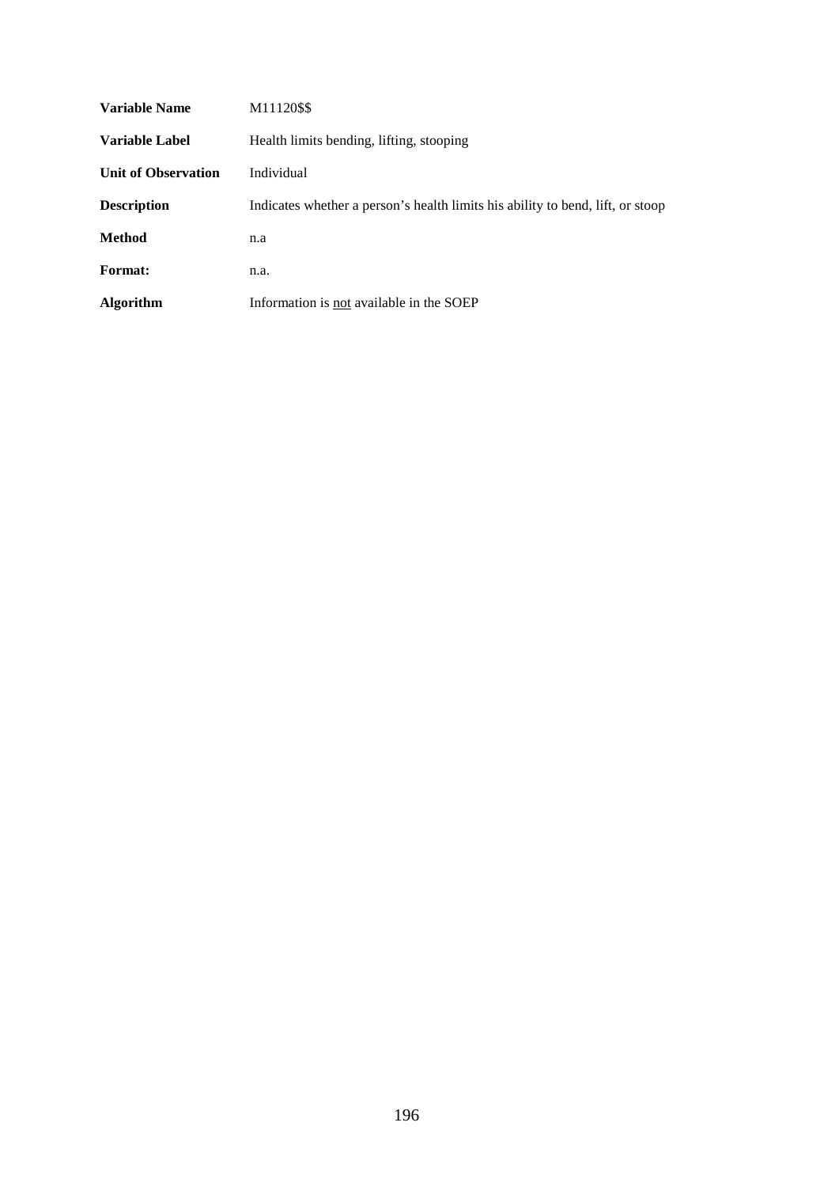| | |
|---|---|
| **Variable Name** | M11120$$ |
| **Variable Label** | Health limits bending, lifting, stooping |
| **Unit of Observation** | Individual |
| **Description** | Indicates whether a person's health limits his ability to bend, lift, or stoop |
| **Method** | n.a |
| **Format:** | n.a. |
| **Algorithm** | Information is <u>not</u> available in the SOEP |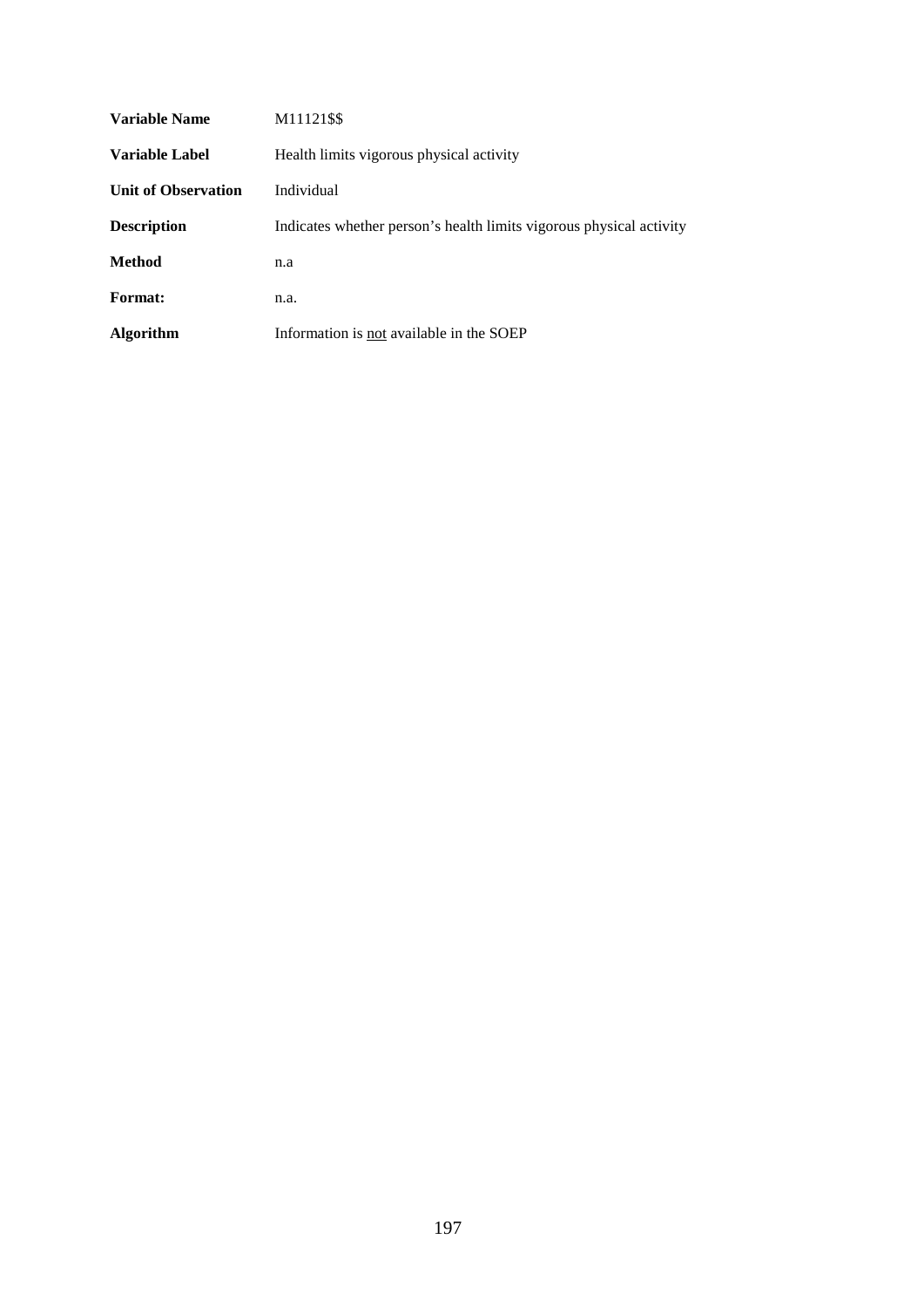| | |
|---|---|
| **Variable Name** | M11121$$ |
| **Variable Label** | Health limits vigorous physical activity |
| **Unit of Observation** | Individual |
| **Description** | Indicates whether person's health limits vigorous physical activity |
| **Method** | n.a |
| **Format:** | n.a. |
| **Algorithm** | Information is <u>not</u> available in the SOEP |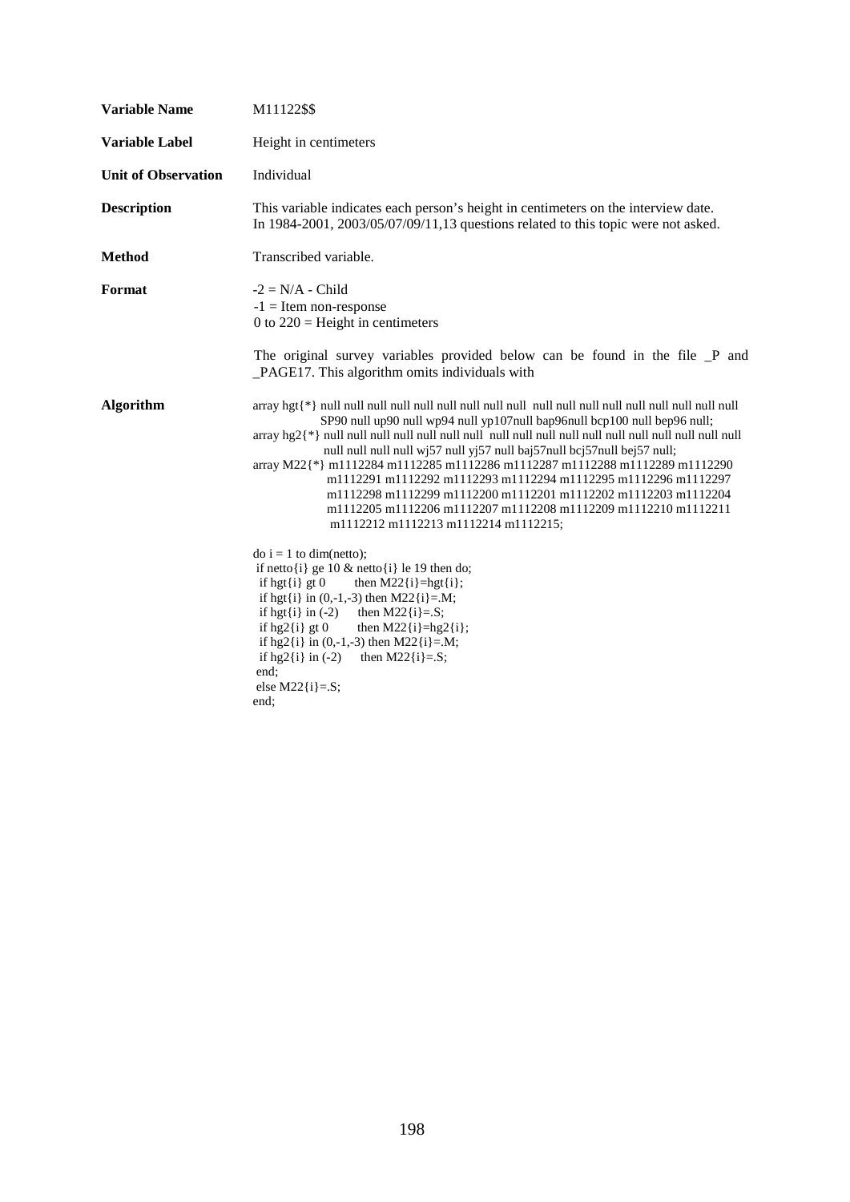**Variable Name** M11122$$

**Variable Label** Height in centimeters

**Unit of Observation** Individual

**Description** This variable indicates each person's height in centimeters on the interview date. In 1984-2001, 2003/05/07/09/11,13 questions related to this topic were not asked.

**Method** Transcribed variable.

**Format**

-2 = N/A - Child
-1 = Item non-response
0 to 220 = Height in centimeters

The original survey variables provided below can be found in the file _P and _PAGE17. This algorithm omits individuals with

**Algorithm**

```
array hgt{*} null null null null null null null null null  null null null null null null null null
              SP90 null up90 null wp94 null yp107null bap96null bcp100 null bep96 null;
array hg2{*} null null null null null null null null  null null null null null null null null null
              null null null null wj57 null yj57 null baj57null bcj57null bej57 null;
array M22{*} m1112284 m1112285 m1112286 m1112287 m1112288 m1112289 m1112290
              m1112291 m1112292 m1112293 m1112294 m1112295 m1112296 m1112297
              m1112298 m1112299 m1112200 m1112201 m1112202 m1112203 m1112204
              m1112205 m1112206 m1112207 m1112208 m1112209 m1112210 m1112211
              m1112212 m1112213 m1112214 m1112215;

do i = 1 to dim(netto);
 if netto{i} ge 10 & netto{i} le 19 then do;
  if hgt{i} gt 0        then M22{i}=hgt{i};
  if hgt{i} in (0,-1,-3) then M22{i}=.M;
  if hgt{i} in (-2)     then M22{i}=.S;
  if hg2{i} gt 0        then M22{i}=hg2{i};
  if hg2{i} in (0,-1,-3) then M22{i}=.M;
  if hg2{i} in (-2)     then M22{i}=.S;
 end;
 else M22{i}=.S;
end;
```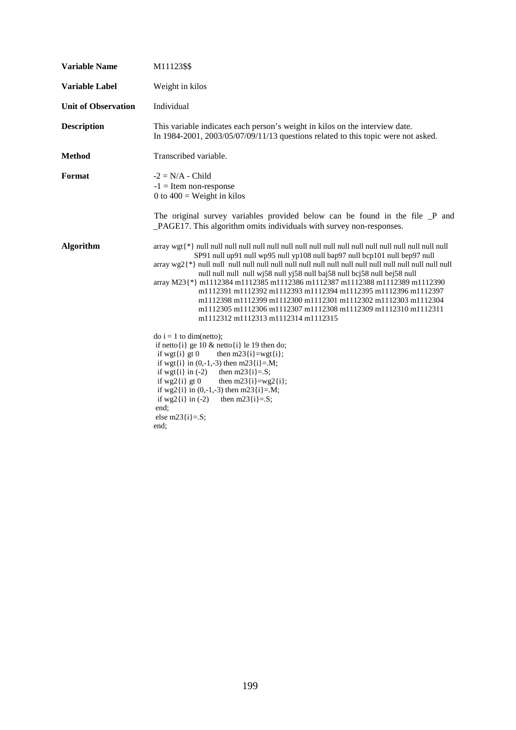**Variable Name** M11123$$

**Variable Label** Weight in kilos

**Unit of Observation** Individual

**Description** This variable indicates each person's weight in kilos on the interview date. In 1984-2001, 2003/05/07/09/11/13 questions related to this topic were not asked.

**Method** Transcribed variable.

**Format**

-2 = N/A - Child
-1 = Item non-response
0 to 400 = Weight in kilos

The original survey variables provided below can be found in the file _P and _PAGE17. This algorithm omits individuals with survey non-responses.

**Algorithm**

```
array wgt{*} null null null null null null null null null null null null null null null null null
             SP91 null up91 null wp95 null yp108 null bap97 null bcp101 null bep97 null
array wg2{*} null null  null null null null null null null null null null null null null null null
             null null null  null wj58 null yj58 null baj58 null bcj58 null bej58 null
array M23{*} m1112384 m1112385 m1112386 m1112387 m1112388 m1112389 m1112390
             m1112391 m1112392 m1112393 m1112394 m1112395 m1112396 m1112397
             m1112398 m1112399 m1112300 m1112301 m1112302 m1112303 m1112304
             m1112305 m1112306 m1112307 m1112308 m1112309 m1112310 m1112311
             m1112312 m1112313 m1112314 m1112315

do i = 1 to dim(netto);
 if netto{i} ge 10 & netto{i} le 19 then do;
  if wgt{i} gt 0        then m23{i}=wgt{i};
  if wgt{i} in (0,-1,-3) then m23{i}=.M;
  if wgt{i} in (-2)     then m23{i}=.S;
  if wg2{i} gt 0        then m23{i}=wg2{i};
  if wg2{i} in (0,-1,-3) then m23{i}=.M;
  if wg2{i} in (-2)     then m23{i}=.S;
 end;
 else m23{i}=.S;
end;
```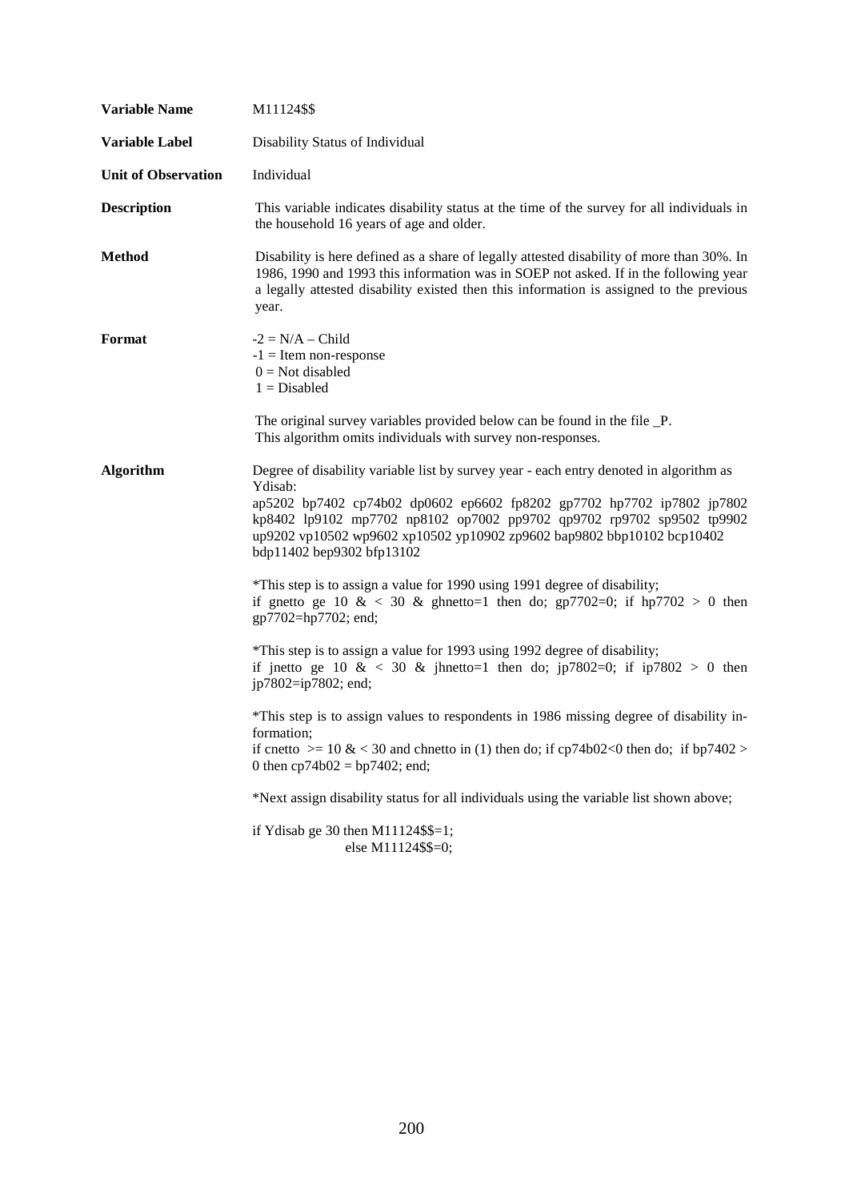| | |
|---|---|
| **Variable Name** | M11124$$ |
| **Variable Label** | Disability Status of Individual |
| **Unit of Observation** | Individual |
| **Description** | This variable indicates disability status at the time of the survey for all individuals in the household 16 years of age and older. |
| **Method** | Disability is here defined as a share of legally attested disability of more than 30%. In 1986, 1990 and 1993 this information was in SOEP not asked. If in the following year a legally attested disability existed then this information is assigned to the previous year. |
| **Format** | -2 = N/A – Child<br>-1 = Item non-response<br>0 = Not disabled<br>1 = Disabled<br><br>The original survey variables provided below can be found in the file _P.<br>This algorithm omits individuals with survey non-responses. |

**Algorithm**

Degree of disability variable list by survey year - each entry denoted in algorithm as Ydisab:
ap5202 bp7402 cp74b02 dp0602 ep6602 fp8202 gp7702 hp7702 ip7802 jp7802 kp8402 lp9102 mp7702 np8102 op7002 pp9702 qp9702 rp9702 sp9502 tp9902 up9202 vp10502 wp9602 xp10502 yp10902 zp9602 bap9802 bbp10102 bcp10402 bdp11402 bep9302 bfp13102

```
*This step is to assign a value for 1990 using 1991 degree of disability;
if gnetto ge 10 & < 30 & ghnetto=1 then do; gp7702=0; if hp7702 > 0 then gp7702=hp7702; end;

*This step is to assign a value for 1993 using 1992 degree of disability;
if jnetto ge 10 & < 30 & jhnetto=1 then do; jp7802=0; if ip7802 > 0 then jp7802=ip7802; end;

*This step is to assign values to respondents in 1986 missing degree of disability information;
if cnetto >= 10 & < 30 and chnetto in (1) then do; if cp74b02<0 then do; if bp7402 > 0 then cp74b02 = bp7402; end;

*Next assign disability status for all individuals using the variable list shown above;

if Ydisab ge 30 then M11124$$=1;
        else M11124$$=0;
```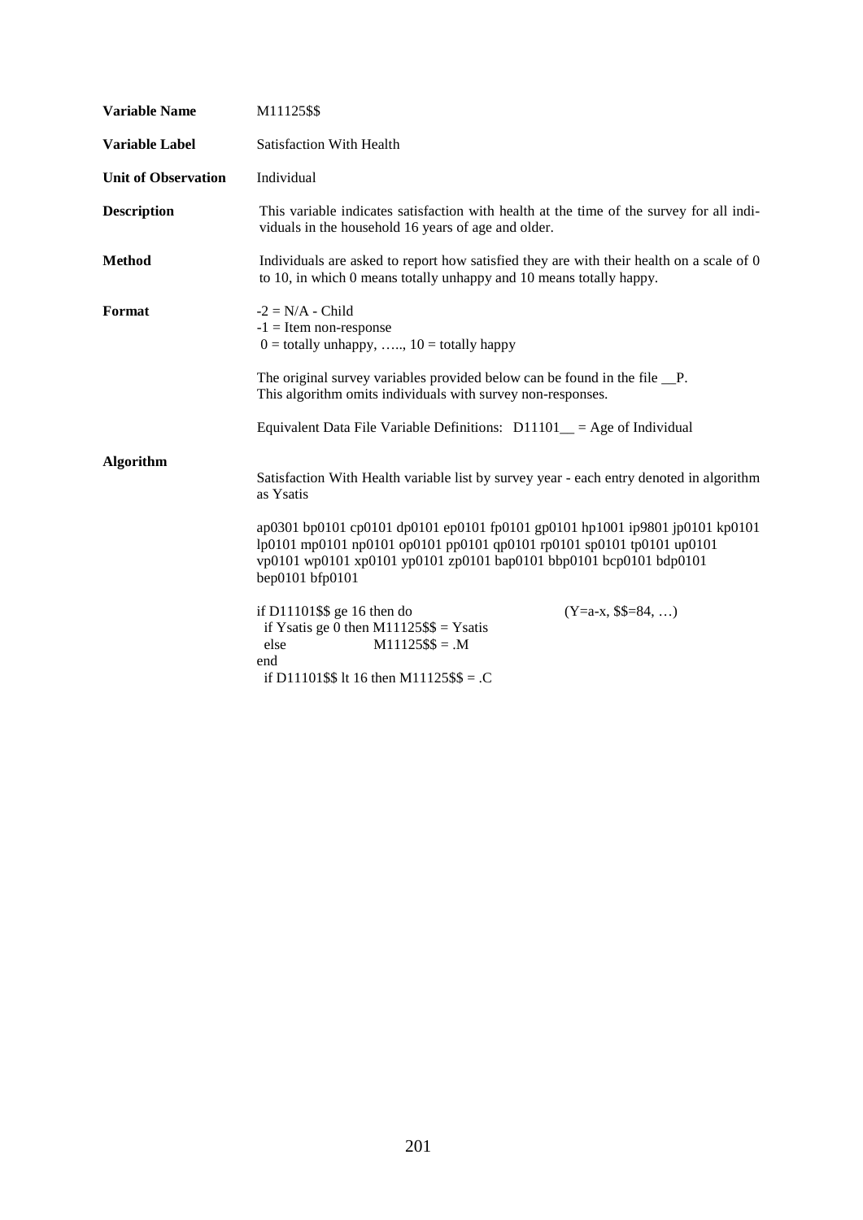**Variable Name** M11125$$

**Variable Label** Satisfaction With Health

**Unit of Observation** Individual

**Description** This variable indicates satisfaction with health at the time of the survey for all individuals in the household 16 years of age and older.

**Method** Individuals are asked to report how satisfied they are with their health on a scale of 0 to 10, in which 0 means totally unhappy and 10 means totally happy.

**Format**

-2 = N/A - Child
-1 = Item non-response
0 = totally unhappy, ….., 10 = totally happy

The original survey variables provided below can be found in the file __P.
This algorithm omits individuals with survey non-responses.

Equivalent Data File Variable Definitions: D11101__ = Age of Individual

**Algorithm**

Satisfaction With Health variable list by survey year - each entry denoted in algorithm as Ysatis

ap0301 bp0101 cp0101 dp0101 ep0101 fp0101 gp0101 hp1001 ip9801 jp0101 kp0101 lp0101 mp0101 np0101 op0101 pp0101 qp0101 rp0101 sp0101 tp0101 up0101 vp0101 wp0101 xp0101 yp0101 zp0101 bap0101 bbp0101 bcp0101 bdp0101 bep0101 bfp0101

```
if D11101$$ ge 16 then do                          (Y=a-x, $$=84, …)
  if Ysatis ge 0 then M11125$$ = Ysatis
  else           M11125$$ = .M
end
  if D11101$$ lt 16 then M11125$$ = .C
```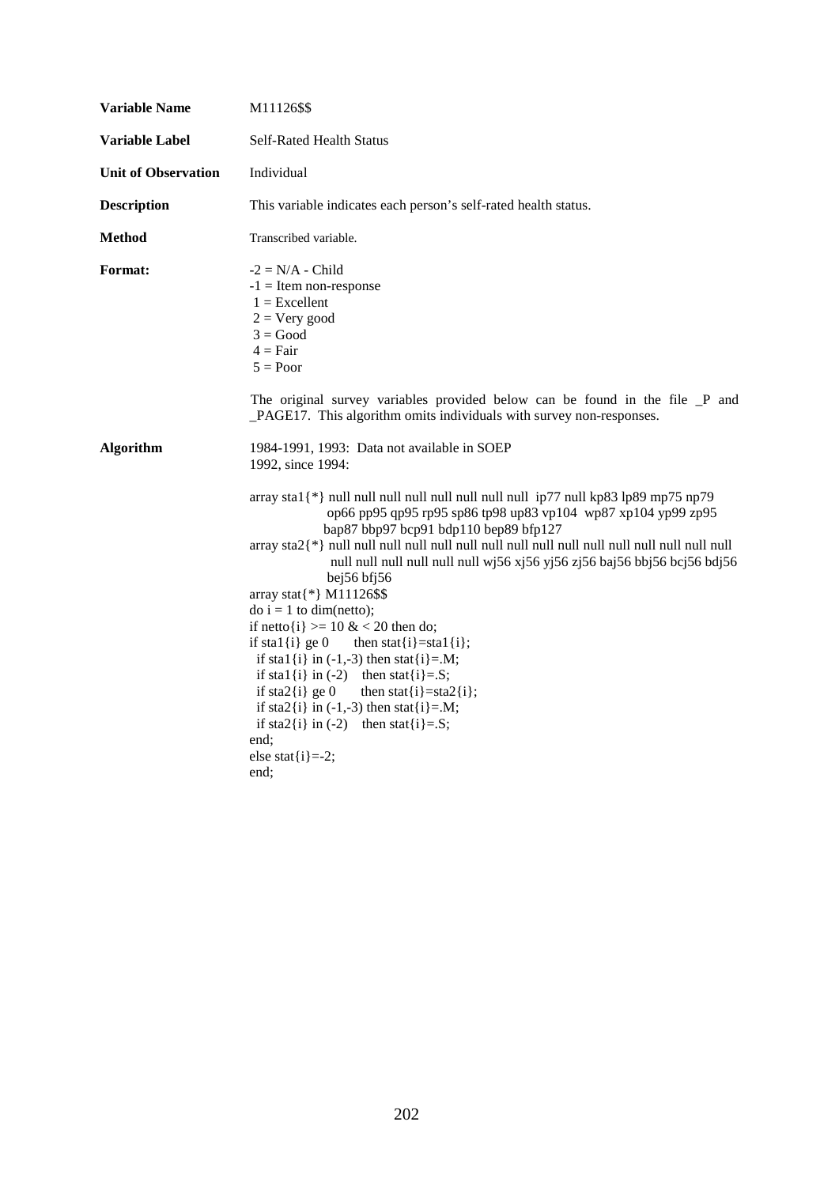**Variable Name** M11126$$

**Variable Label** Self-Rated Health Status

**Unit of Observation** Individual

**Description** This variable indicates each person's self-rated health status.

**Method** Transcribed variable.

**Format:**

-2 = N/A - Child
-1 = Item non-response
1 = Excellent
2 = Very good
3 = Good
4 = Fair
5 = Poor

The original survey variables provided below can be found in the file _P and _PAGE17. This algorithm omits individuals with survey non-responses.

**Algorithm**

1984-1991, 1993: Data not available in SOEP
1992, since 1994:

```
array sta1{*} null null null null null null null null  ip77 null kp83 lp89 mp75 np79
              op66 pp95 qp95 rp95 sp86 tp98 up83 vp104  wp87 xp104 yp99 zp95
              bap87 bbp97 bcp91 bdp110 bep89 bfp127
array sta2{*} null null null null null null null null null null null null null null null
              null null null null null null wj56 xj56 yj56 zj56 baj56 bbj56 bcj56 bdj56
              bej56 bfj56
array stat{*} M11126$$
do i = 1 to dim(netto);
if netto{i} >= 10 & < 20 then do;
if sta1{i} ge 0      then stat{i}=sta1{i};
  if sta1{i} in (-1,-3) then stat{i}=.M;
  if sta1{i} in (-2)   then stat{i}=.S;
  if sta2{i} ge 0      then stat{i}=sta2{i};
  if sta2{i} in (-1,-3) then stat{i}=.M;
  if sta2{i} in (-2)   then stat{i}=.S;
end;
else stat{i}=-2;
end;
```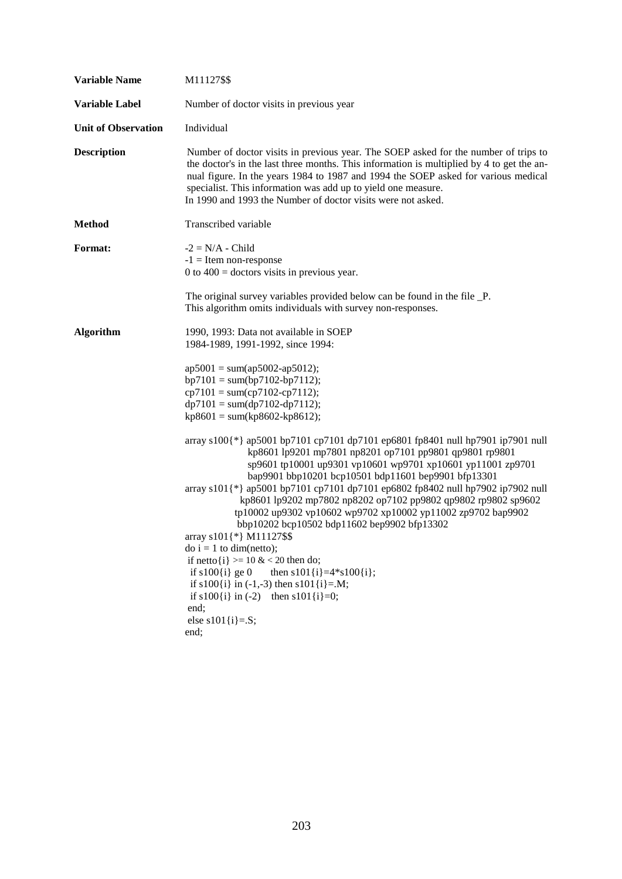**Variable Name** M11127$$

**Variable Label** Number of doctor visits in previous year

**Unit of Observation** Individual

**Description** Number of doctor visits in previous year. The SOEP asked for the number of trips to the doctor's in the last three months. This information is multiplied by 4 to get the annual figure. In the years 1984 to 1987 and 1994 the SOEP asked for various medical specialist. This information was add up to yield one measure.
In 1990 and 1993 the Number of doctor visits were not asked.

**Method** Transcribed variable

**Format:**
-2 = N/A - Child
-1 = Item non-response
0 to 400 = doctors visits in previous year.

The original survey variables provided below can be found in the file _P.
This algorithm omits individuals with survey non-responses.

**Algorithm**
1990, 1993: Data not available in SOEP
1984-1989, 1991-1992, since 1994:

```
ap5001 = sum(ap5002-ap5012);
bp7101 = sum(bp7102-bp7112);
cp7101 = sum(cp7102-cp7112);
dp7101 = sum(dp7102-dp7112);
kp8601 = sum(kp8602-kp8612);

array s100{*} ap5001 bp7101 cp7101 dp7101 ep6801 fp8401 null hp7901 ip7901 null
                kp8601 lp9201 mp7801 np8201 op7101 pp9801 qp9801 rp9801
                sp9601 tp10001 up9301 vp10601 wp9701 xp10601 yp11001 zp9701
                bap9901 bbp10201 bcp10501 bdp11601 bep9901 bfp13301
array s101{*} ap5001 bp7101 cp7101 dp7101 ep6802 fp8402 null hp7902 ip7902 null
                kp8601 lp9202 mp7802 np8202 op7102 pp9802 qp9802 rp9802 sp9602
                tp10002 up9302 vp10602 wp9702 xp10002 yp11002 zp9702 bap9902
                bbp10202 bcp10502 bdp11602 bep9902 bfp13302
array s101{*} M11127$$
do i = 1 to dim(netto);
 if netto{i} >= 10 & < 20 then do;
  if s100{i} ge 0     then s101{i}=4*s100{i};
  if s100{i} in (-1,-3) then s101{i}=.M;
  if s100{i} in (-2)   then s101{i}=0;
 end;
 else s101{i}=.S;
end;
```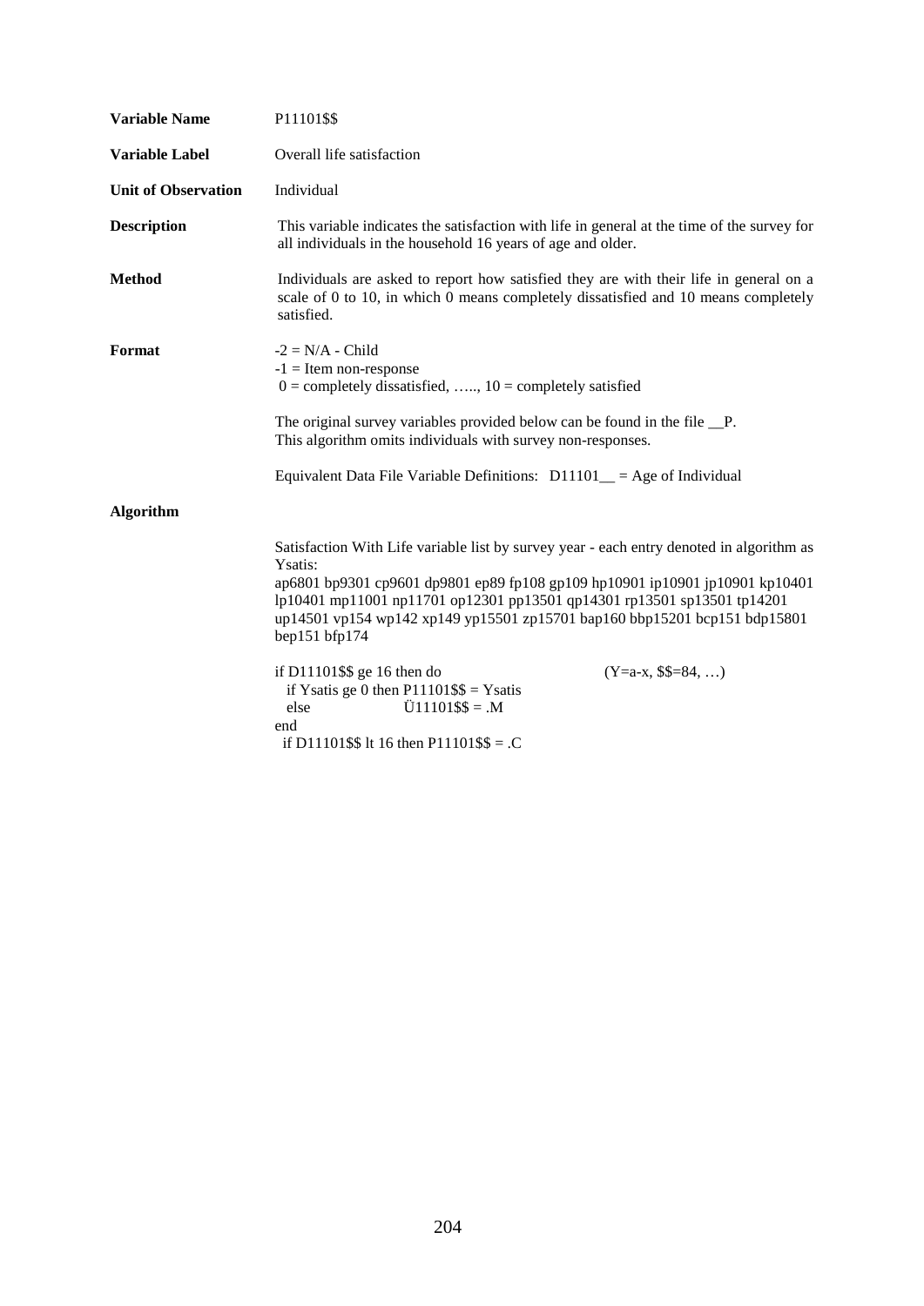**Variable Name** P11101$$

**Variable Label** Overall life satisfaction

**Unit of Observation** Individual

**Description** This variable indicates the satisfaction with life in general at the time of the survey for all individuals in the household 16 years of age and older.

**Method** Individuals are asked to report how satisfied they are with their life in general on a scale of 0 to 10, in which 0 means completely dissatisfied and 10 means completely satisfied.

**Format**

-2 = N/A - Child
-1 = Item non-response
0 = completely dissatisfied, ….., 10 = completely satisfied

The original survey variables provided below can be found in the file __P.
This algorithm omits individuals with survey non-responses.

Equivalent Data File Variable Definitions: D11101__ = Age of Individual

**Algorithm**

Satisfaction With Life variable list by survey year - each entry denoted in algorithm as Ysatis:
ap6801 bp9301 cp9601 dp9801 ep89 fp108 gp109 hp10901 ip10901 jp10901 kp10401 lp10401 mp11001 np11701 op12301 pp13501 qp14301 rp13501 sp13501 tp14201 up14501 vp154 wp142 xp149 yp15501 zp15701 bap160 bbp15201 bcp151 bdp15801 bep151 bfp174

```
if D11101$$ ge 16 then do                          (Y=a-x, $$=84, …)
  if Ysatis ge 0 then P11101$$ = Ysatis
  else              Ü11101$$ = .M
end
  if D11101$$ lt 16 then P11101$$ = .C
```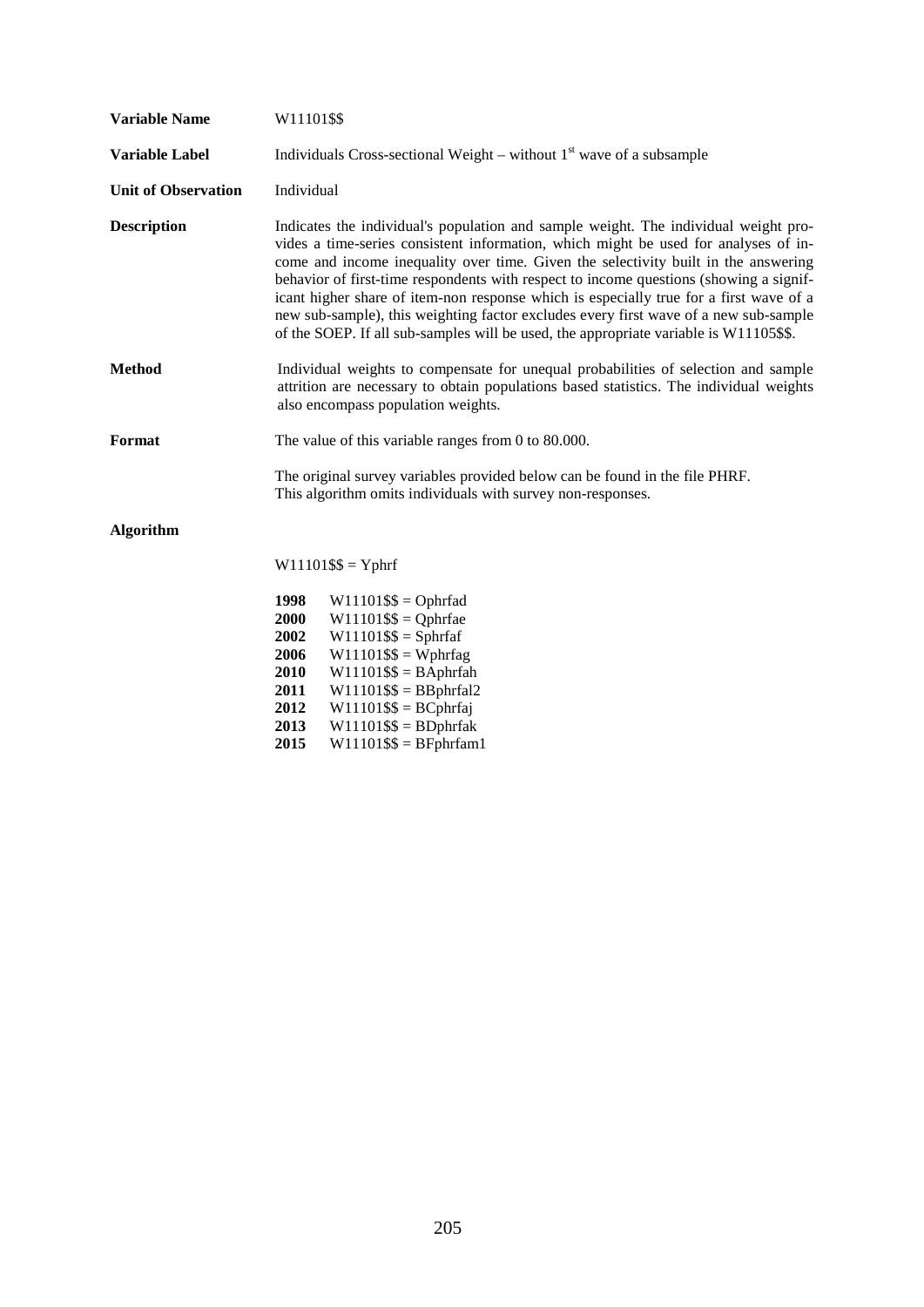**Variable Name** W11101$$

**Variable Label** Individuals Cross-sectional Weight – without 1st wave of a subsample

**Unit of Observation** Individual

**Description** Indicates the individual's population and sample weight. The individual weight provides a time-series consistent information, which might be used for analyses of income and income inequality over time. Given the selectivity built in the answering behavior of first-time respondents with respect to income questions (showing a significant higher share of item-non response which is especially true for a first wave of a new sub-sample), this weighting factor excludes every first wave of a new sub-sample of the SOEP. If all sub-samples will be used, the appropriate variable is W11105$$.

**Method** Individual weights to compensate for unequal probabilities of selection and sample attrition are necessary to obtain populations based statistics. The individual weights also encompass population weights.

**Format** The value of this variable ranges from 0 to 80.000.

The original survey variables provided below can be found in the file PHRF.
This algorithm omits individuals with survey non-responses.

**Algorithm**

W11101$$ = Yphrf

**1998** W11101$$ = Ophrfad
**2000** W11101$$ = Qphrfae
**2002** W11101$$ = Sphrfaf
**2006** W11101$$ = Wphrfag
**2010** W11101$$ = BAphrfah
**2011** W11101$$ = BBphrfal2
**2012** W11101$$ = BCphrfaj
**2013** W11101$$ = BDphrfak
**2015** W11101$$ = BFphrfam1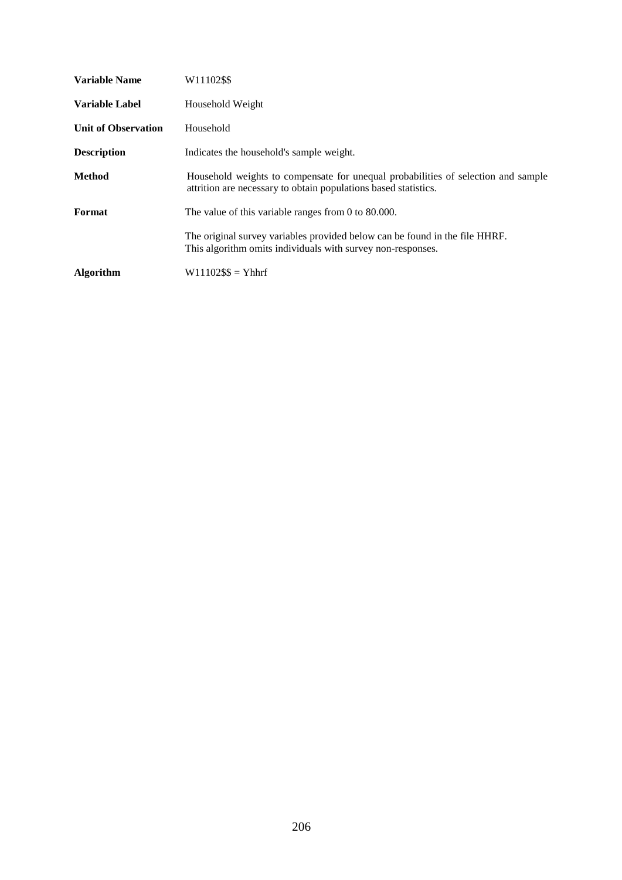| | |
|---|---|
| **Variable Name** | W11102$$ |
| **Variable Label** | Household Weight |
| **Unit of Observation** | Household |
| **Description** | Indicates the household's sample weight. |
| **Method** | Household weights to compensate for unequal probabilities of selection and sample attrition are necessary to obtain populations based statistics. |
| **Format** | The value of this variable ranges from 0 to 80.000. |
| | The original survey variables provided below can be found in the file HHRF. This algorithm omits individuals with survey non-responses. |
| **Algorithm** | W11102$$ = Yhhrf |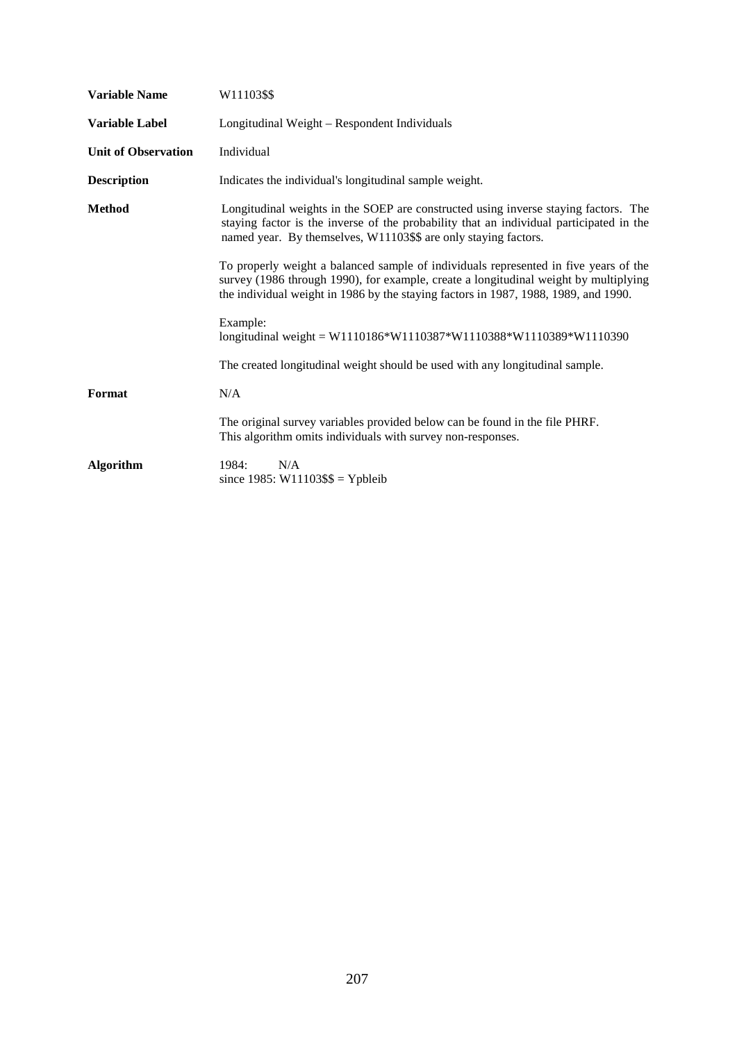| | |
|---|---|
| **Variable Name** | W11103$$ |
| **Variable Label** | Longitudinal Weight – Respondent Individuals |
| **Unit of Observation** | Individual |
| **Description** | Indicates the individual's longitudinal sample weight. |
| **Method** | Longitudinal weights in the SOEP are constructed using inverse staying factors. The staying factor is the inverse of the probability that an individual participated in the named year. By themselves, W11103$$ are only staying factors.<br><br>To properly weight a balanced sample of individuals represented in five years of the survey (1986 through 1990), for example, create a longitudinal weight by multiplying the individual weight in 1986 by the staying factors in 1987, 1988, 1989, and 1990.<br><br>Example:<br>longitudinal weight = W1110186*W1110387*W1110388*W1110389*W1110390<br><br>The created longitudinal weight should be used with any longitudinal sample. |
| **Format** | N/A<br><br>The original survey variables provided below can be found in the file PHRF.<br>This algorithm omits individuals with survey non-responses. |
| **Algorithm** | 1984: N/A<br>since 1985: W11103$$ = Ypbleib |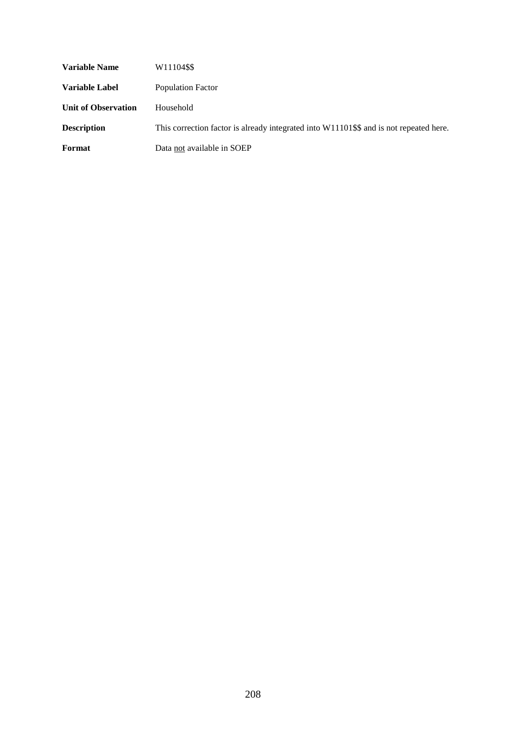| | |
|---|---|
| **Variable Name** | W11104$$ |
| **Variable Label** | Population Factor |
| **Unit of Observation** | Household |
| **Description** | This correction factor is already integrated into W11101$$ and is not repeated here. |
| **Format** | Data <u>not</u> available in SOEP |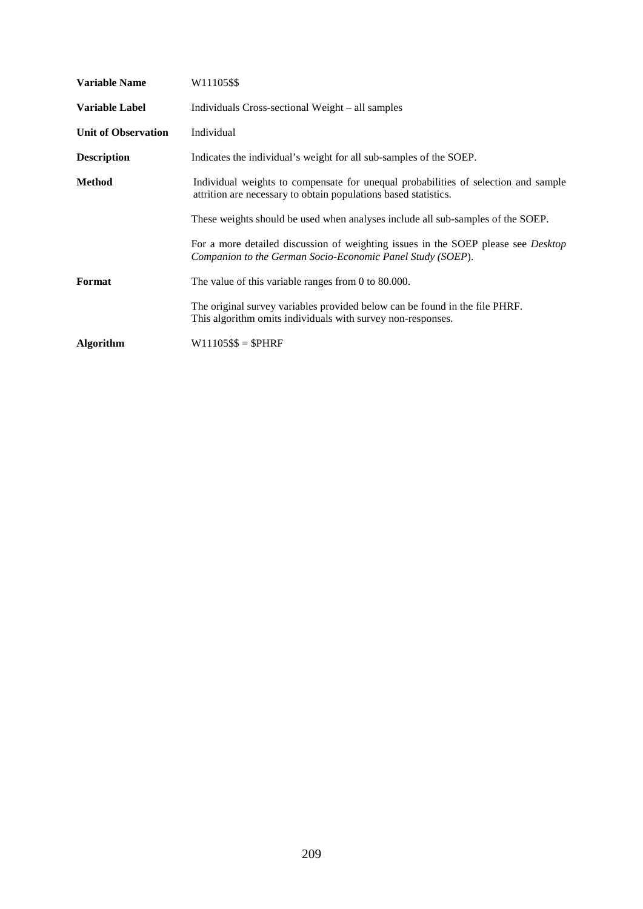| | |
|---|---|
| **Variable Name** | W11105$$ |
| **Variable Label** | Individuals Cross-sectional Weight – all samples |
| **Unit of Observation** | Individual |
| **Description** | Indicates the individual's weight for all sub-samples of the SOEP. |
| **Method** | Individual weights to compensate for unequal probabilities of selection and sample attrition are necessary to obtain populations based statistics. |
| | These weights should be used when analyses include all sub-samples of the SOEP. |
| | For a more detailed discussion of weighting issues in the SOEP please see *Desktop Companion to the German Socio-Economic Panel Study (SOEP)*. |
| **Format** | The value of this variable ranges from 0 to 80.000. |
| | The original survey variables provided below can be found in the file PHRF. This algorithm omits individuals with survey non-responses. |
| **Algorithm** | W11105$$ = $PHRF |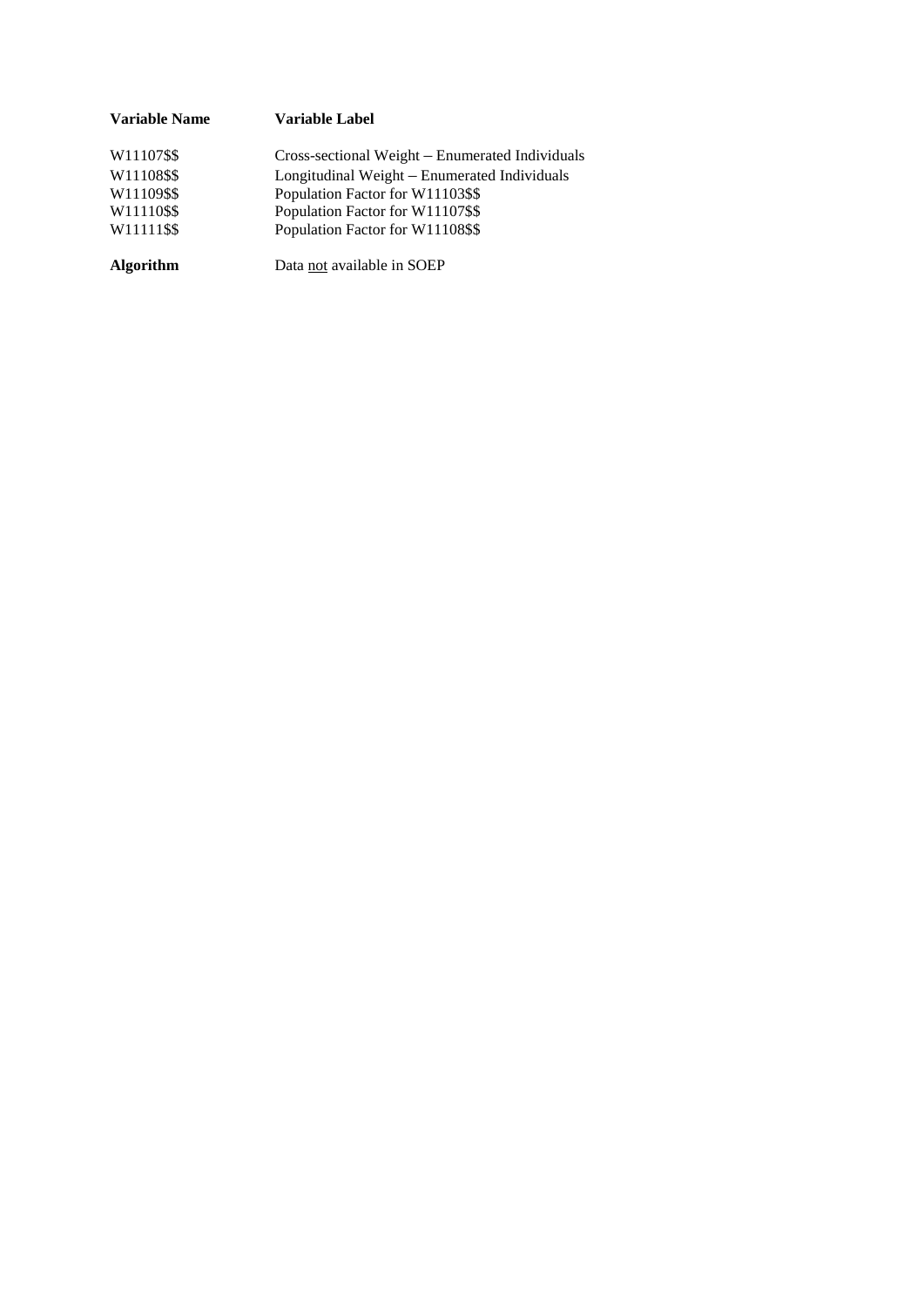| **Variable Name** | **Variable Label** |
|---|---|
| W11107$$ | Cross-sectional Weight – Enumerated Individuals |
| W11108$$ | Longitudinal Weight – Enumerated Individuals |
| W11109$$ | Population Factor for W11103$$ |
| W11110$$ | Population Factor for W11107$$ |
| W11111$$ | Population Factor for W11108$$ |

**Algorithm** Data not available in SOEP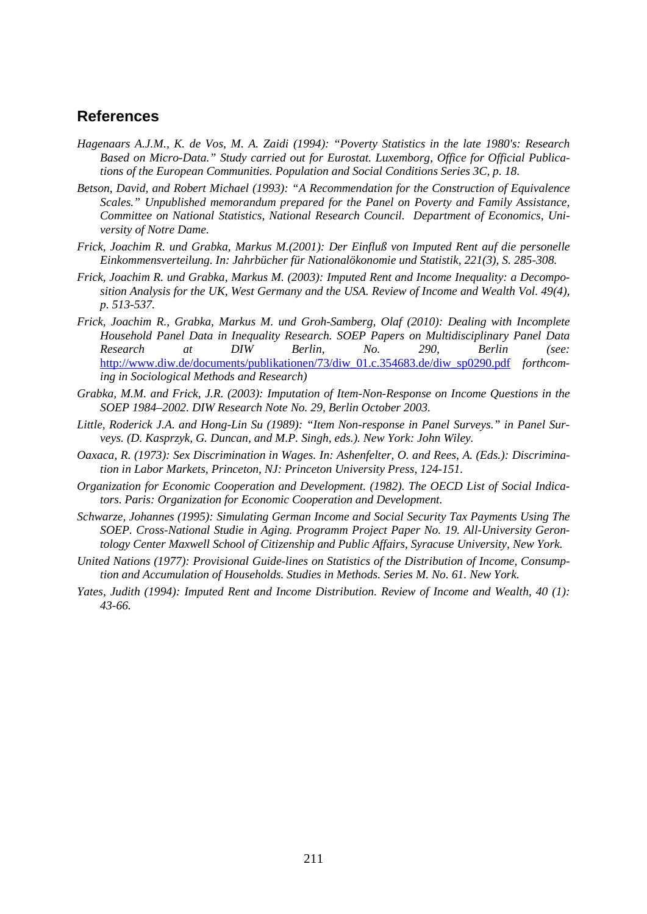## References

*Hagenaars A.J.M., K. de Vos, M. A. Zaidi (1994): "Poverty Statistics in the late 1980's: Research Based on Micro-Data." Study carried out for Eurostat. Luxemborg, Office for Official Publications of the European Communities. Population and Social Conditions Series 3C, p. 18.*

*Betson, David, and Robert Michael (1993): "A Recommendation for the Construction of Equivalence Scales." Unpublished memorandum prepared for the Panel on Poverty and Family Assistance, Committee on National Statistics, National Research Council. Department of Economics, University of Notre Dame.*

*Frick, Joachim R. und Grabka, Markus M.(2001): Der Einfluß von Imputed Rent auf die personelle Einkommensverteilung. In: Jahrbücher für Nationalökonomie und Statistik, 221(3), S. 285-308.*

*Frick, Joachim R. und Grabka, Markus M. (2003): Imputed Rent and Income Inequality: a Decomposition Analysis for the UK, West Germany and the USA. Review of Income and Wealth Vol. 49(4), p. 513-537.*

*Frick, Joachim R., Grabka, Markus M. und Groh-Samberg, Olaf (2010): Dealing with Incomplete Household Panel Data in Inequality Research. SOEP Papers on Multidisciplinary Panel Data Research at DIW Berlin, No. 290, Berlin (see: http://www.diw.de/documents/publikationen/73/diw_01.c.354683.de/diw_sp0290.pdf forthcoming in Sociological Methods and Research)*

*Grabka, M.M. and Frick, J.R. (2003): Imputation of Item-Non-Response on Income Questions in the SOEP 1984–2002. DIW Research Note No. 29, Berlin October 2003.*

*Little, Roderick J.A. and Hong-Lin Su (1989): "Item Non-response in Panel Surveys." in Panel Surveys. (D. Kasprzyk, G. Duncan, and M.P. Singh, eds.). New York: John Wiley.*

*Oaxaca, R. (1973): Sex Discrimination in Wages. In: Ashenfelter, O. and Rees, A. (Eds.): Discrimination in Labor Markets, Princeton, NJ: Princeton University Press, 124-151.*

*Organization for Economic Cooperation and Development. (1982). The OECD List of Social Indicators. Paris: Organization for Economic Cooperation and Development.*

*Schwarze, Johannes (1995): Simulating German Income and Social Security Tax Payments Using The SOEP. Cross-National Studie in Aging. Programm Project Paper No. 19. All-University Gerontology Center Maxwell School of Citizenship and Public Affairs, Syracuse University, New York.*

*United Nations (1977): Provisional Guide-lines on Statistics of the Distribution of Income, Consumption and Accumulation of Households. Studies in Methods. Series M. No. 61. New York.*

*Yates, Judith (1994): Imputed Rent and Income Distribution. Review of Income and Wealth, 40 (1): 43-66.*